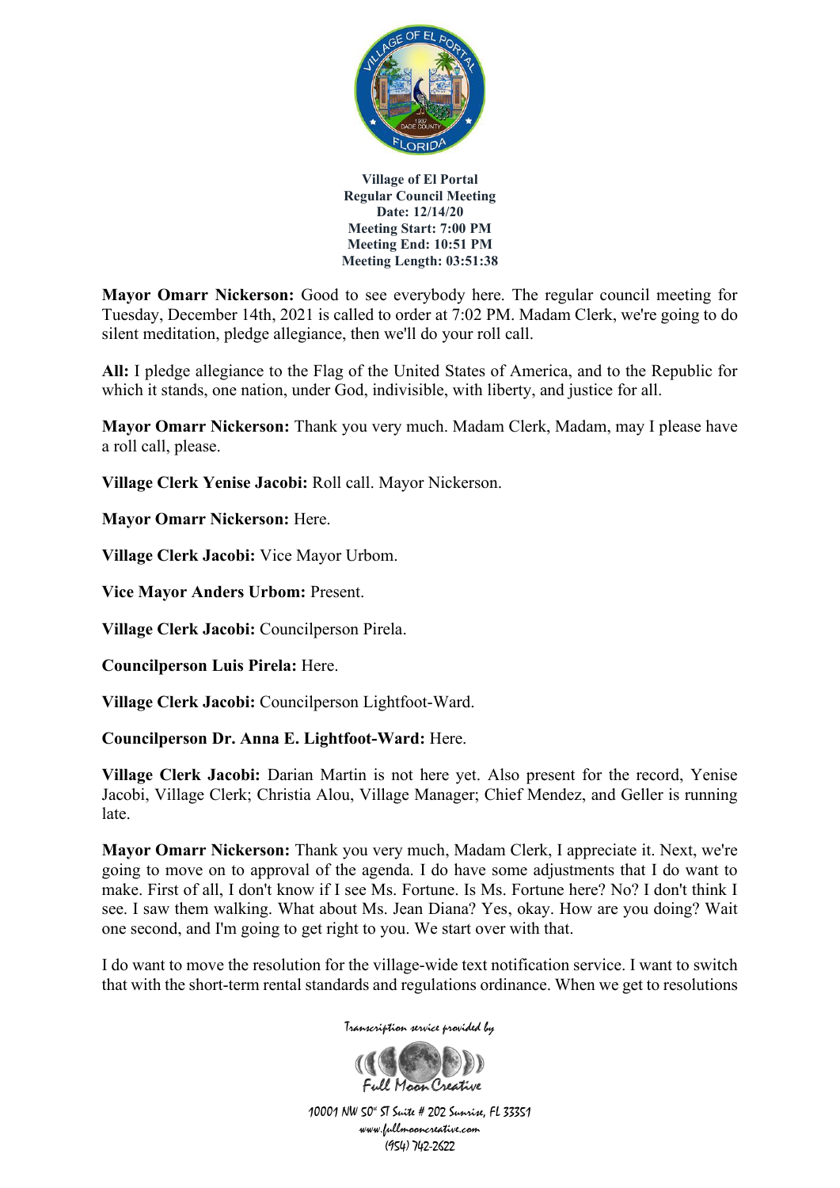**Village of El Portal**
**Regular Council Meeting**
**Date: 12/14/20**
**Meeting Start: 7:00 PM**
**Meeting End: 10:51 PM**
**Meeting Length: 03:51:38**

**Mayor Omarr Nickerson:** Good to see everybody here. The regular council meeting for Tuesday, December 14th, 2021 is called to order at 7:02 PM. Madam Clerk, we're going to do silent meditation, pledge allegiance, then we'll do your roll call.

**All:** I pledge allegiance to the Flag of the United States of America, and to the Republic for which it stands, one nation, under God, indivisible, with liberty, and justice for all.

**Mayor Omarr Nickerson:** Thank you very much. Madam Clerk, Madam, may I please have a roll call, please.

**Village Clerk Yenise Jacobi:** Roll call. Mayor Nickerson.

**Mayor Omarr Nickerson:** Here.

**Village Clerk Jacobi:** Vice Mayor Urbom.

**Vice Mayor Anders Urbom:** Present.

**Village Clerk Jacobi:** Councilperson Pirela.

**Councilperson Luis Pirela:** Here.

**Village Clerk Jacobi:** Councilperson Lightfoot-Ward.

**Councilperson Dr. Anna E. Lightfoot-Ward:** Here.

**Village Clerk Jacobi:** Darian Martin is not here yet. Also present for the record, Yenise Jacobi, Village Clerk; Christia Alou, Village Manager; Chief Mendez, and Geller is running late.

**Mayor Omarr Nickerson:** Thank you very much, Madam Clerk, I appreciate it. Next, we're going to move on to approval of the agenda. I do have some adjustments that I do want to make. First of all, I don't know if I see Ms. Fortune. Is Ms. Fortune here? No? I don't think I see. I saw them walking. What about Ms. Jean Diana? Yes, okay. How are you doing? Wait one second, and I'm going to get right to you. We start over with that.

I do want to move the resolution for the village-wide text notification service. I want to switch that with the short-term rental standards and regulations ordinance. When we get to resolutions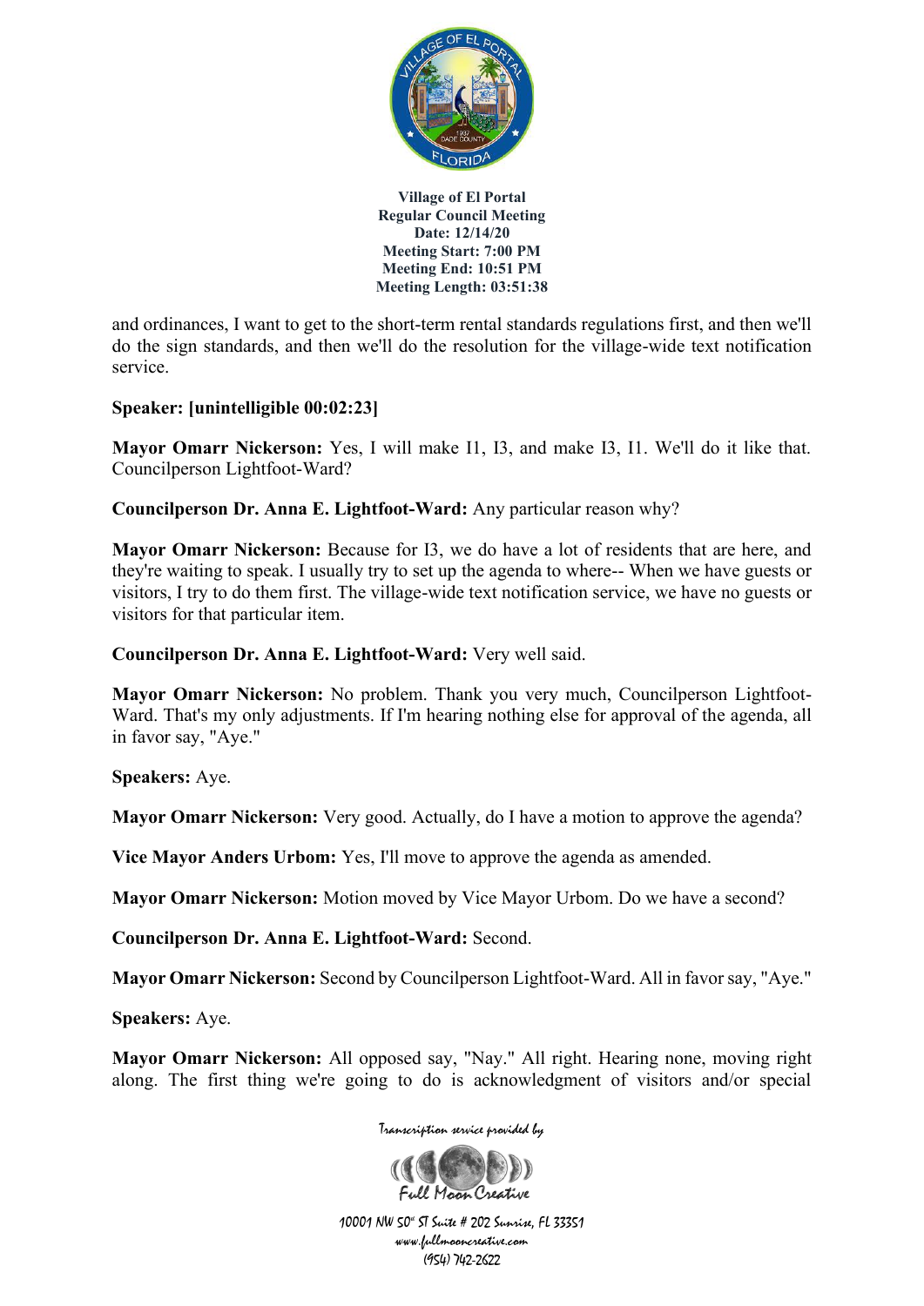and ordinances, I want to get to the short-term rental standards regulations first, and then we'll do the sign standards, and then we'll do the resolution for the village-wide text notification service.

**Speaker: [unintelligible 00:02:23]**

**Mayor Omarr Nickerson:** Yes, I will make I1, I3, and make I3, I1. We'll do it like that. Councilperson Lightfoot-Ward?

**Councilperson Dr. Anna E. Lightfoot-Ward:** Any particular reason why?

**Mayor Omarr Nickerson:** Because for I3, we do have a lot of residents that are here, and they're waiting to speak. I usually try to set up the agenda to where-- When we have guests or visitors, I try to do them first. The village-wide text notification service, we have no guests or visitors for that particular item.

**Councilperson Dr. Anna E. Lightfoot-Ward:** Very well said.

**Mayor Omarr Nickerson:** No problem. Thank you very much, Councilperson Lightfoot-Ward. That's my only adjustments. If I'm hearing nothing else for approval of the agenda, all in favor say, "Aye."

**Speakers:** Aye.

**Mayor Omarr Nickerson:** Very good. Actually, do I have a motion to approve the agenda?

**Vice Mayor Anders Urbom:** Yes, I'll move to approve the agenda as amended.

**Mayor Omarr Nickerson:** Motion moved by Vice Mayor Urbom. Do we have a second?

**Councilperson Dr. Anna E. Lightfoot-Ward:** Second.

**Mayor Omarr Nickerson:** Second by Councilperson Lightfoot-Ward. All in favor say, "Aye."

**Speakers:** Aye.

**Mayor Omarr Nickerson:** All opposed say, "Nay." All right. Hearing none, moving right along. The first thing we're going to do is acknowledgment of visitors and/or special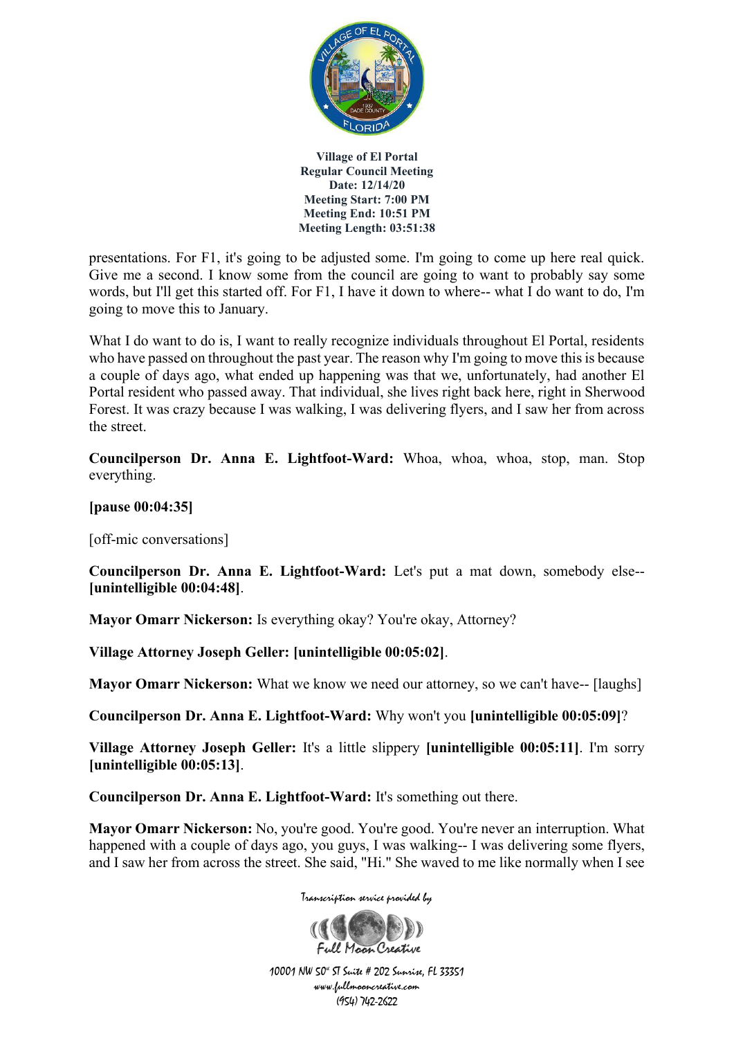presentations. For F1, it's going to be adjusted some. I'm going to come up here real quick. Give me a second. I know some from the council are going to want to probably say some words, but I'll get this started off. For F1, I have it down to where-- what I do want to do, I'm going to move this to January.

What I do want to do is, I want to really recognize individuals throughout El Portal, residents who have passed on throughout the past year. The reason why I'm going to move this is because a couple of days ago, what ended up happening was that we, unfortunately, had another El Portal resident who passed away. That individual, she lives right back here, right in Sherwood Forest. It was crazy because I was walking, I was delivering flyers, and I saw her from across the street.

**Councilperson Dr. Anna E. Lightfoot-Ward:** Whoa, whoa, whoa, stop, man. Stop everything.

**[pause 00:04:35]**

[off-mic conversations]

**Councilperson Dr. Anna E. Lightfoot-Ward:** Let's put a mat down, somebody else-- **[unintelligible 00:04:48]**.

**Mayor Omarr Nickerson:** Is everything okay? You're okay, Attorney?

**Village Attorney Joseph Geller: [unintelligible 00:05:02]**.

**Mayor Omarr Nickerson:** What we know we need our attorney, so we can't have-- [laughs]

**Councilperson Dr. Anna E. Lightfoot-Ward:** Why won't you **[unintelligible 00:05:09]**?

**Village Attorney Joseph Geller:** It's a little slippery **[unintelligible 00:05:11]**. I'm sorry **[unintelligible 00:05:13]**.

**Councilperson Dr. Anna E. Lightfoot-Ward:** It's something out there.

**Mayor Omarr Nickerson:** No, you're good. You're good. You're never an interruption. What happened with a couple of days ago, you guys, I was walking-- I was delivering some flyers, and I saw her from across the street. She said, "Hi." She waved to me like normally when I see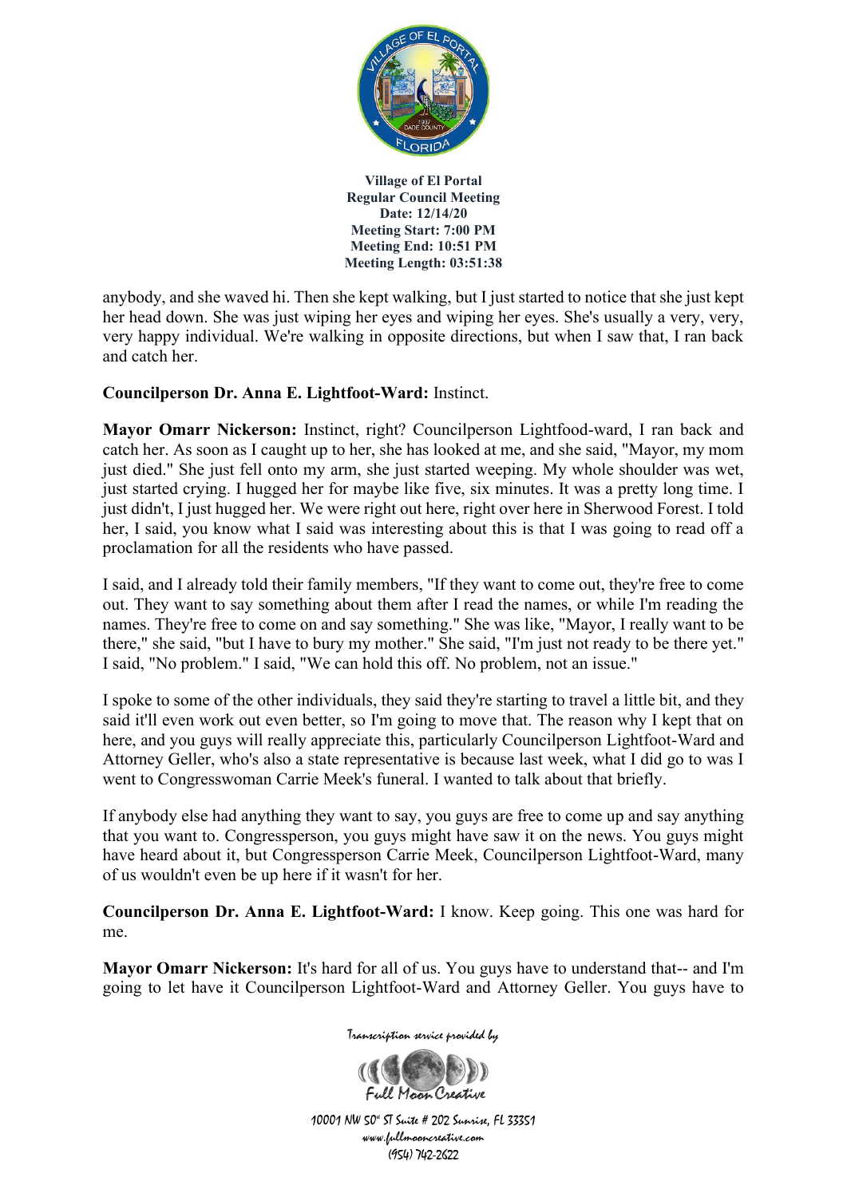anybody, and she waved hi. Then she kept walking, but I just started to notice that she just kept her head down. She was just wiping her eyes and wiping her eyes. She's usually a very, very, very happy individual. We're walking in opposite directions, but when I saw that, I ran back and catch her.

**Councilperson Dr. Anna E. Lightfoot-Ward:** Instinct.

**Mayor Omarr Nickerson:** Instinct, right? Councilperson Lightfood-ward, I ran back and catch her. As soon as I caught up to her, she has looked at me, and she said, "Mayor, my mom just died." She just fell onto my arm, she just started weeping. My whole shoulder was wet, just started crying. I hugged her for maybe like five, six minutes. It was a pretty long time. I just didn't, I just hugged her. We were right out here, right over here in Sherwood Forest. I told her, I said, you know what I said was interesting about this is that I was going to read off a proclamation for all the residents who have passed.

I said, and I already told their family members, "If they want to come out, they're free to come out. They want to say something about them after I read the names, or while I'm reading the names. They're free to come on and say something." She was like, "Mayor, I really want to be there," she said, "but I have to bury my mother." She said, "I'm just not ready to be there yet." I said, "No problem." I said, "We can hold this off. No problem, not an issue."

I spoke to some of the other individuals, they said they're starting to travel a little bit, and they said it'll even work out even better, so I'm going to move that. The reason why I kept that on here, and you guys will really appreciate this, particularly Councilperson Lightfoot-Ward and Attorney Geller, who's also a state representative is because last week, what I did go to was I went to Congresswoman Carrie Meek's funeral. I wanted to talk about that briefly.

If anybody else had anything they want to say, you guys are free to come up and say anything that you want to. Congressperson, you guys might have saw it on the news. You guys might have heard about it, but Congressperson Carrie Meek, Councilperson Lightfoot-Ward, many of us wouldn't even be up here if it wasn't for her.

**Councilperson Dr. Anna E. Lightfoot-Ward:** I know. Keep going. This one was hard for me.

**Mayor Omarr Nickerson:** It's hard for all of us. You guys have to understand that-- and I'm going to let have it Councilperson Lightfoot-Ward and Attorney Geller. You guys have to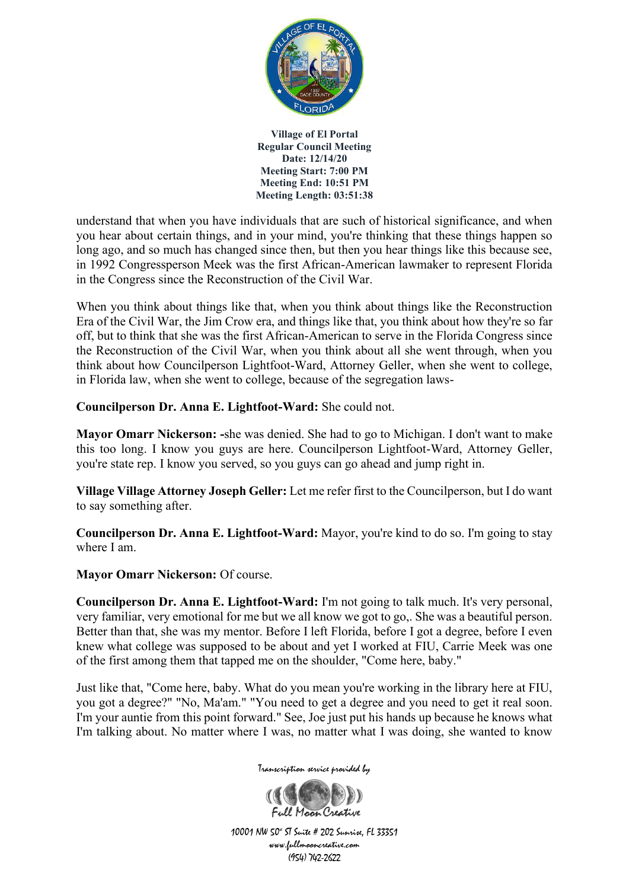understand that when you have individuals that are such of historical significance, and when you hear about certain things, and in your mind, you're thinking that these things happen so long ago, and so much has changed since then, but then you hear things like this because see, in 1992 Congressperson Meek was the first African-American lawmaker to represent Florida in the Congress since the Reconstruction of the Civil War.

When you think about things like that, when you think about things like the Reconstruction Era of the Civil War, the Jim Crow era, and things like that, you think about how they're so far off, but to think that she was the first African-American to serve in the Florida Congress since the Reconstruction of the Civil War, when you think about all she went through, when you think about how Councilperson Lightfoot-Ward, Attorney Geller, when she went to college, in Florida law, when she went to college, because of the segregation laws-

**Councilperson Dr. Anna E. Lightfoot-Ward:** She could not.

**Mayor Omarr Nickerson:** -she was denied. She had to go to Michigan. I don't want to make this too long. I know you guys are here. Councilperson Lightfoot-Ward, Attorney Geller, you're state rep. I know you served, so you guys can go ahead and jump right in.

**Village Village Attorney Joseph Geller:** Let me refer first to the Councilperson, but I do want to say something after.

**Councilperson Dr. Anna E. Lightfoot-Ward:** Mayor, you're kind to do so. I'm going to stay where I am.

**Mayor Omarr Nickerson:** Of course.

**Councilperson Dr. Anna E. Lightfoot-Ward:** I'm not going to talk much. It's very personal, very familiar, very emotional for me but we all know we got to go,. She was a beautiful person. Better than that, she was my mentor. Before I left Florida, before I got a degree, before I even knew what college was supposed to be about and yet I worked at FIU, Carrie Meek was one of the first among them that tapped me on the shoulder, "Come here, baby."

Just like that, "Come here, baby. What do you mean you're working in the library here at FIU, you got a degree?" "No, Ma'am." "You need to get a degree and you need to get it real soon. I'm your auntie from this point forward." See, Joe just put his hands up because he knows what I'm talking about. No matter where I was, no matter what I was doing, she wanted to know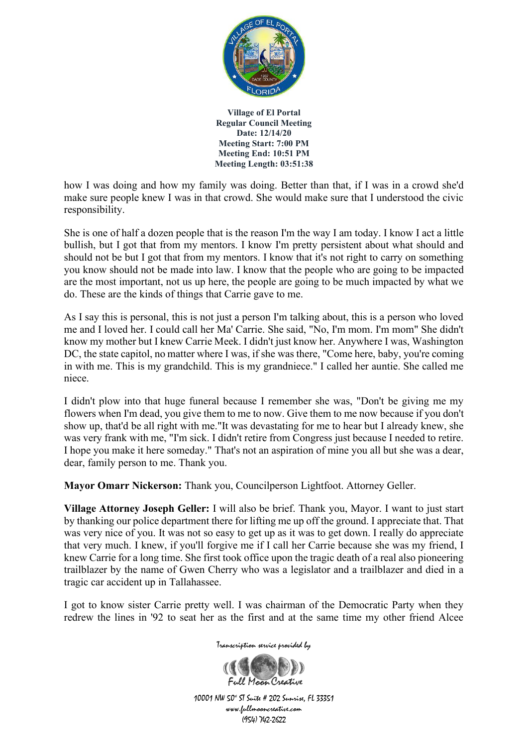how I was doing and how my family was doing. Better than that, if I was in a crowd she'd make sure people knew I was in that crowd. She would make sure that I understood the civic responsibility.

She is one of half a dozen people that is the reason I'm the way I am today. I know I act a little bullish, but I got that from my mentors. I know I'm pretty persistent about what should and should not be but I got that from my mentors. I know that it's not right to carry on something you know should not be made into law. I know that the people who are going to be impacted are the most important, not us up here, the people are going to be much impacted by what we do. These are the kinds of things that Carrie gave to me.

As I say this is personal, this is not just a person I'm talking about, this is a person who loved me and I loved her. I could call her Ma' Carrie. She said, "No, I'm mom. I'm mom" She didn't know my mother but I knew Carrie Meek. I didn't just know her. Anywhere I was, Washington DC, the state capitol, no matter where I was, if she was there, "Come here, baby, you're coming in with me. This is my grandchild. This is my grandniece." I called her auntie. She called me niece.

I didn't plow into that huge funeral because I remember she was, "Don't be giving me my flowers when I'm dead, you give them to me to now. Give them to me now because if you don't show up, that'd be all right with me."It was devastating for me to hear but I already knew, she was very frank with me, "I'm sick. I didn't retire from Congress just because I needed to retire. I hope you make it here someday." That's not an aspiration of mine you all but she was a dear, dear, family person to me. Thank you.

**Mayor Omarr Nickerson:** Thank you, Councilperson Lightfoot. Attorney Geller.

**Village Attorney Joseph Geller:** I will also be brief. Thank you, Mayor. I want to just start by thanking our police department there for lifting me up off the ground. I appreciate that. That was very nice of you. It was not so easy to get up as it was to get down. I really do appreciate that very much. I knew, if you'll forgive me if I call her Carrie because she was my friend, I knew Carrie for a long time. She first took office upon the tragic death of a real also pioneering trailblazer by the name of Gwen Cherry who was a legislator and a trailblazer and died in a tragic car accident up in Tallahassee.

I got to know sister Carrie pretty well. I was chairman of the Democratic Party when they redrew the lines in '92 to seat her as the first and at the same time my other friend Alcee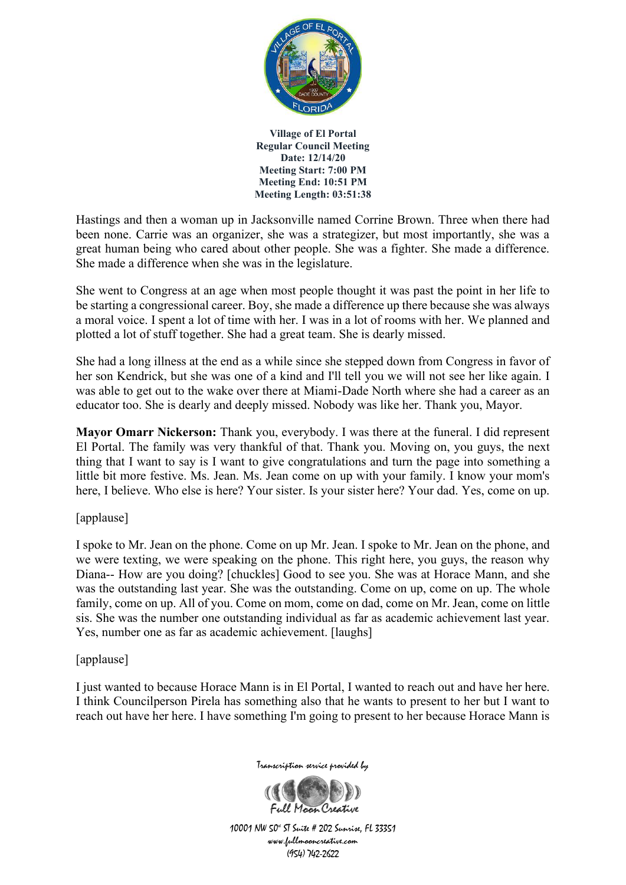Hastings and then a woman up in Jacksonville named Corrine Brown. Three when there had been none. Carrie was an organizer, she was a strategizer, but most importantly, she was a great human being who cared about other people. She was a fighter. She made a difference. She made a difference when she was in the legislature.

She went to Congress at an age when most people thought it was past the point in her life to be starting a congressional career. Boy, she made a difference up there because she was always a moral voice. I spent a lot of time with her. I was in a lot of rooms with her. We planned and plotted a lot of stuff together. She had a great team. She is dearly missed.

She had a long illness at the end as a while since she stepped down from Congress in favor of her son Kendrick, but she was one of a kind and I'll tell you we will not see her like again. I was able to get out to the wake over there at Miami-Dade North where she had a career as an educator too. She is dearly and deeply missed. Nobody was like her. Thank you, Mayor.

**Mayor Omarr Nickerson:** Thank you, everybody. I was there at the funeral. I did represent El Portal. The family was very thankful of that. Thank you. Moving on, you guys, the next thing that I want to say is I want to give congratulations and turn the page into something a little bit more festive. Ms. Jean. Ms. Jean come on up with your family. I know your mom's here, I believe. Who else is here? Your sister. Is your sister here? Your dad. Yes, come on up.

[applause]

I spoke to Mr. Jean on the phone. Come on up Mr. Jean. I spoke to Mr. Jean on the phone, and we were texting, we were speaking on the phone. This right here, you guys, the reason why Diana-- How are you doing? [chuckles] Good to see you. She was at Horace Mann, and she was the outstanding last year. She was the outstanding. Come on up, come on up. The whole family, come on up. All of you. Come on mom, come on dad, come on Mr. Jean, come on little sis. She was the number one outstanding individual as far as academic achievement last year. Yes, number one as far as academic achievement. [laughs]

[applause]

I just wanted to because Horace Mann is in El Portal, I wanted to reach out and have her here. I think Councilperson Pirela has something also that he wants to present to her but I want to reach out have her here. I have something I'm going to present to her because Horace Mann is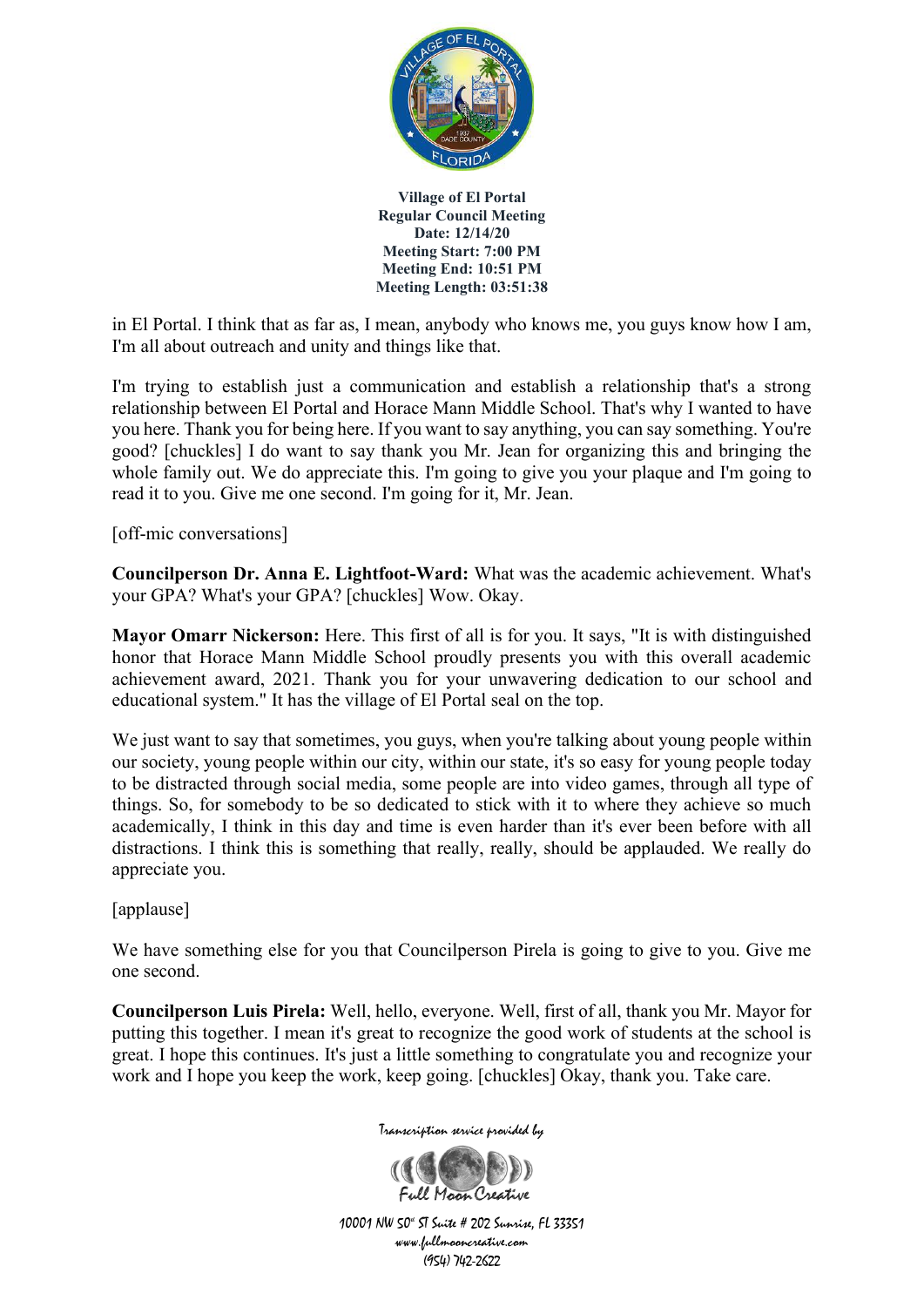in El Portal. I think that as far as, I mean, anybody who knows me, you guys know how I am, I'm all about outreach and unity and things like that.

I'm trying to establish just a communication and establish a relationship that's a strong relationship between El Portal and Horace Mann Middle School. That's why I wanted to have you here. Thank you for being here. If you want to say anything, you can say something. You're good? [chuckles] I do want to say thank you Mr. Jean for organizing this and bringing the whole family out. We do appreciate this. I'm going to give you your plaque and I'm going to read it to you. Give me one second. I'm going for it, Mr. Jean.

[off-mic conversations]

**Councilperson Dr. Anna E. Lightfoot-Ward:** What was the academic achievement. What's your GPA? What's your GPA? [chuckles] Wow. Okay.

**Mayor Omarr Nickerson:** Here. This first of all is for you. It says, "It is with distinguished honor that Horace Mann Middle School proudly presents you with this overall academic achievement award, 2021. Thank you for your unwavering dedication to our school and educational system." It has the village of El Portal seal on the top.

We just want to say that sometimes, you guys, when you're talking about young people within our society, young people within our city, within our state, it's so easy for young people today to be distracted through social media, some people are into video games, through all type of things. So, for somebody to be so dedicated to stick with it to where they achieve so much academically, I think in this day and time is even harder than it's ever been before with all distractions. I think this is something that really, really, should be applauded. We really do appreciate you.

[applause]

We have something else for you that Councilperson Pirela is going to give to you. Give me one second.

**Councilperson Luis Pirela:** Well, hello, everyone. Well, first of all, thank you Mr. Mayor for putting this together. I mean it's great to recognize the good work of students at the school is great. I hope this continues. It's just a little something to congratulate you and recognize your work and I hope you keep the work, keep going. [chuckles] Okay, thank you. Take care.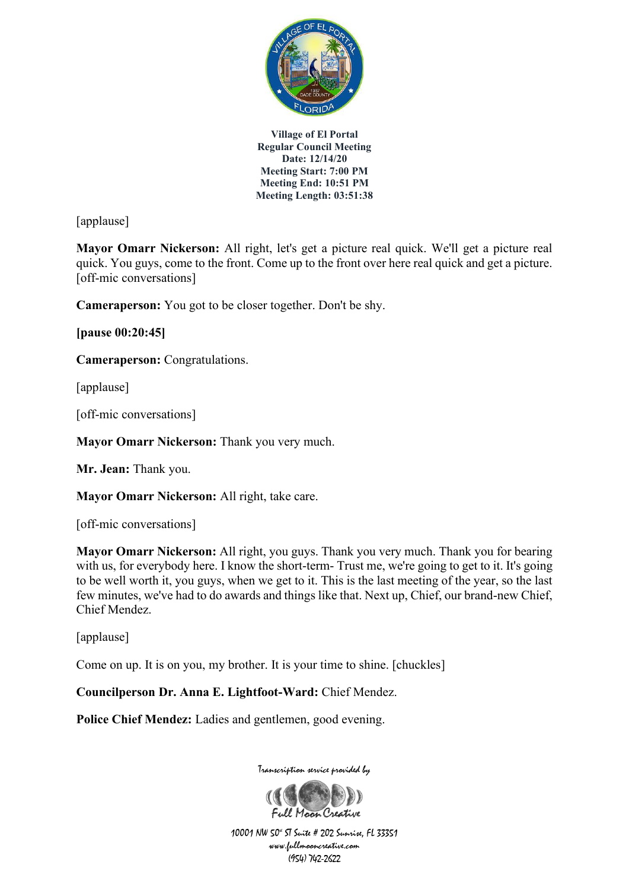**Village of El Portal**
**Regular Council Meeting**
**Date: 12/14/20**
**Meeting Start: 7:00 PM**
**Meeting End: 10:51 PM**
**Meeting Length: 03:51:38**

[applause]

**Mayor Omarr Nickerson:** All right, let's get a picture real quick. We'll get a picture real quick. You guys, come to the front. Come up to the front over here real quick and get a picture. [off-mic conversations]

**Cameraperson:** You got to be closer together. Don't be shy.

**[pause 00:20:45]**

**Cameraperson:** Congratulations.

[applause]

[off-mic conversations]

**Mayor Omarr Nickerson:** Thank you very much.

**Mr. Jean:** Thank you.

**Mayor Omarr Nickerson:** All right, take care.

[off-mic conversations]

**Mayor Omarr Nickerson:** All right, you guys. Thank you very much. Thank you for bearing with us, for everybody here. I know the short-term- Trust me, we're going to get to it. It's going to be well worth it, you guys, when we get to it. This is the last meeting of the year, so the last few minutes, we've had to do awards and things like that. Next up, Chief, our brand-new Chief, Chief Mendez.

[applause]

Come on up. It is on you, my brother. It is your time to shine. [chuckles]

**Councilperson Dr. Anna E. Lightfoot-Ward:** Chief Mendez.

**Police Chief Mendez:** Ladies and gentlemen, good evening.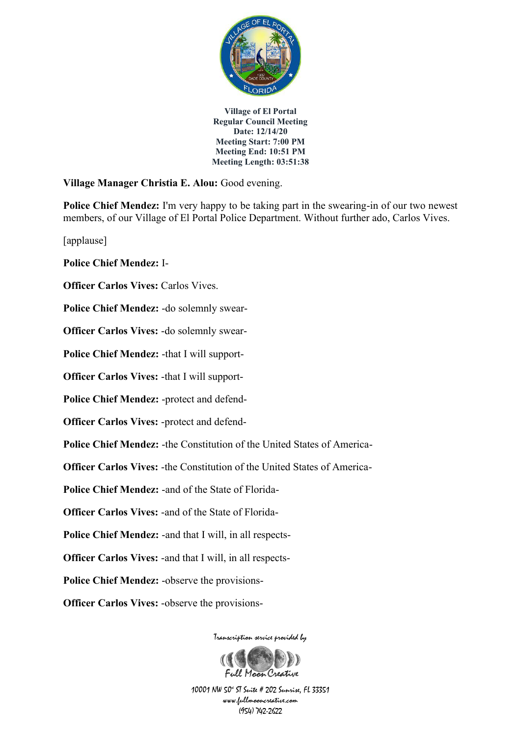**Village of El Portal**
**Regular Council Meeting**
**Date: 12/14/20**
**Meeting Start: 7:00 PM**
**Meeting End: 10:51 PM**
**Meeting Length: 03:51:38**

**Village Manager Christia E. Alou:** Good evening.

**Police Chief Mendez:** I'm very happy to be taking part in the swearing-in of our two newest members, of our Village of El Portal Police Department. Without further ado, Carlos Vives.

[applause]

**Police Chief Mendez:** I-

**Officer Carlos Vives:** Carlos Vives.

**Police Chief Mendez:** -do solemnly swear-

**Officer Carlos Vives:** -do solemnly swear-

**Police Chief Mendez:** -that I will support-

**Officer Carlos Vives:** -that I will support-

**Police Chief Mendez:** -protect and defend-

**Officer Carlos Vives:** -protect and defend-

**Police Chief Mendez:** -the Constitution of the United States of America-

**Officer Carlos Vives:** -the Constitution of the United States of America-

**Police Chief Mendez:** -and of the State of Florida-

**Officer Carlos Vives:** -and of the State of Florida-

**Police Chief Mendez:** -and that I will, in all respects-

**Officer Carlos Vives:** -and that I will, in all respects-

**Police Chief Mendez:** -observe the provisions-

**Officer Carlos Vives:** -observe the provisions-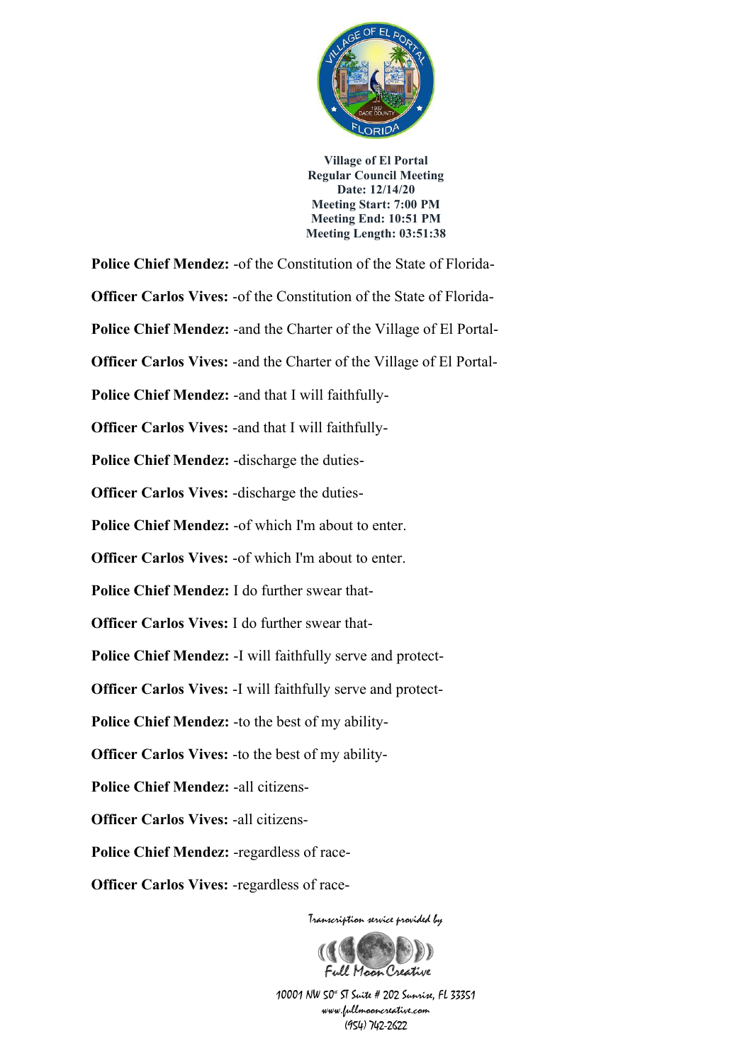**Police Chief Mendez:** -of the Constitution of the State of Florida-

**Officer Carlos Vives:** -of the Constitution of the State of Florida-

**Police Chief Mendez:** -and the Charter of the Village of El Portal-

**Officer Carlos Vives:** -and the Charter of the Village of El Portal-

**Police Chief Mendez:** -and that I will faithfully-

**Officer Carlos Vives:** -and that I will faithfully-

**Police Chief Mendez:** -discharge the duties-

**Officer Carlos Vives:** -discharge the duties-

**Police Chief Mendez:** -of which I'm about to enter.

**Officer Carlos Vives:** -of which I'm about to enter.

**Police Chief Mendez:** I do further swear that-

**Officer Carlos Vives:** I do further swear that-

**Police Chief Mendez:** -I will faithfully serve and protect-

**Officer Carlos Vives:** -I will faithfully serve and protect-

**Police Chief Mendez:** -to the best of my ability-

**Officer Carlos Vives:** -to the best of my ability-

**Police Chief Mendez:** -all citizens-

**Officer Carlos Vives:** -all citizens-

**Police Chief Mendez:** -regardless of race-

**Officer Carlos Vives:** -regardless of race-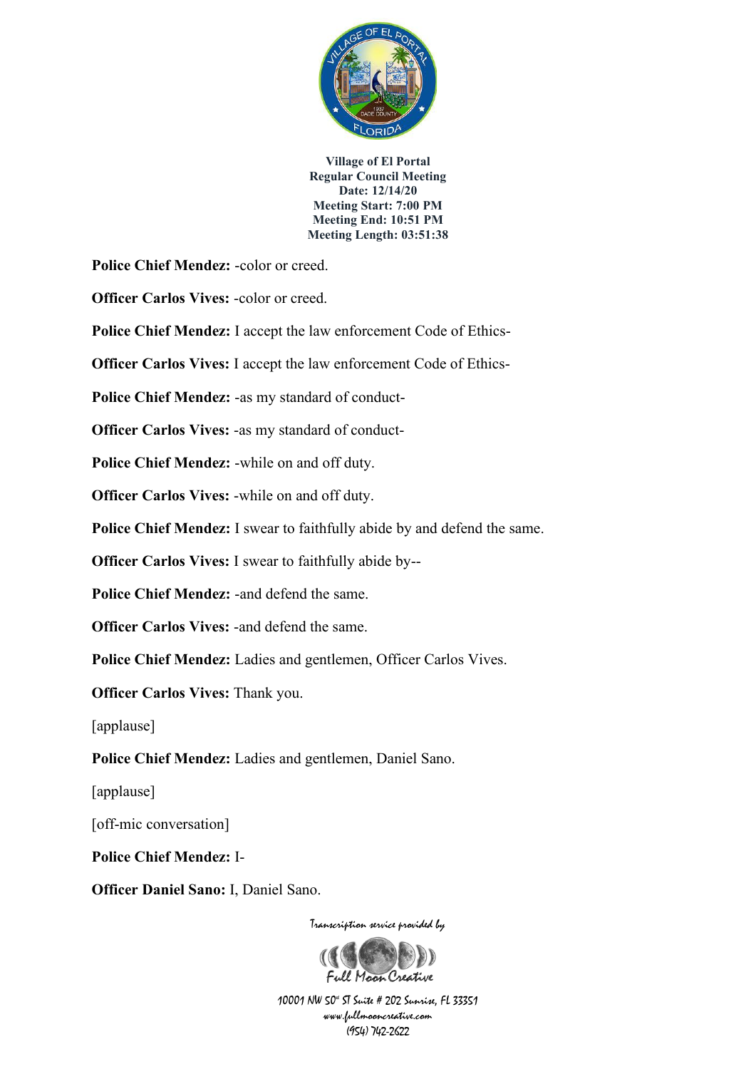**Village of El Portal**
**Regular Council Meeting**
**Date: 12/14/20**
**Meeting Start: 7:00 PM**
**Meeting End: 10:51 PM**
**Meeting Length: 03:51:38**

**Police Chief Mendez:** -color or creed.

**Officer Carlos Vives:** -color or creed.

**Police Chief Mendez:** I accept the law enforcement Code of Ethics-

**Officer Carlos Vives:** I accept the law enforcement Code of Ethics-

**Police Chief Mendez:** -as my standard of conduct-

**Officer Carlos Vives:** -as my standard of conduct-

**Police Chief Mendez:** -while on and off duty.

**Officer Carlos Vives:** -while on and off duty.

**Police Chief Mendez:** I swear to faithfully abide by and defend the same.

**Officer Carlos Vives:** I swear to faithfully abide by--

**Police Chief Mendez:** -and defend the same.

**Officer Carlos Vives:** -and defend the same.

**Police Chief Mendez:** Ladies and gentlemen, Officer Carlos Vives.

**Officer Carlos Vives:** Thank you.

[applause]

**Police Chief Mendez:** Ladies and gentlemen, Daniel Sano.

[applause]

[off-mic conversation]

**Police Chief Mendez:** I-

**Officer Daniel Sano:** I, Daniel Sano.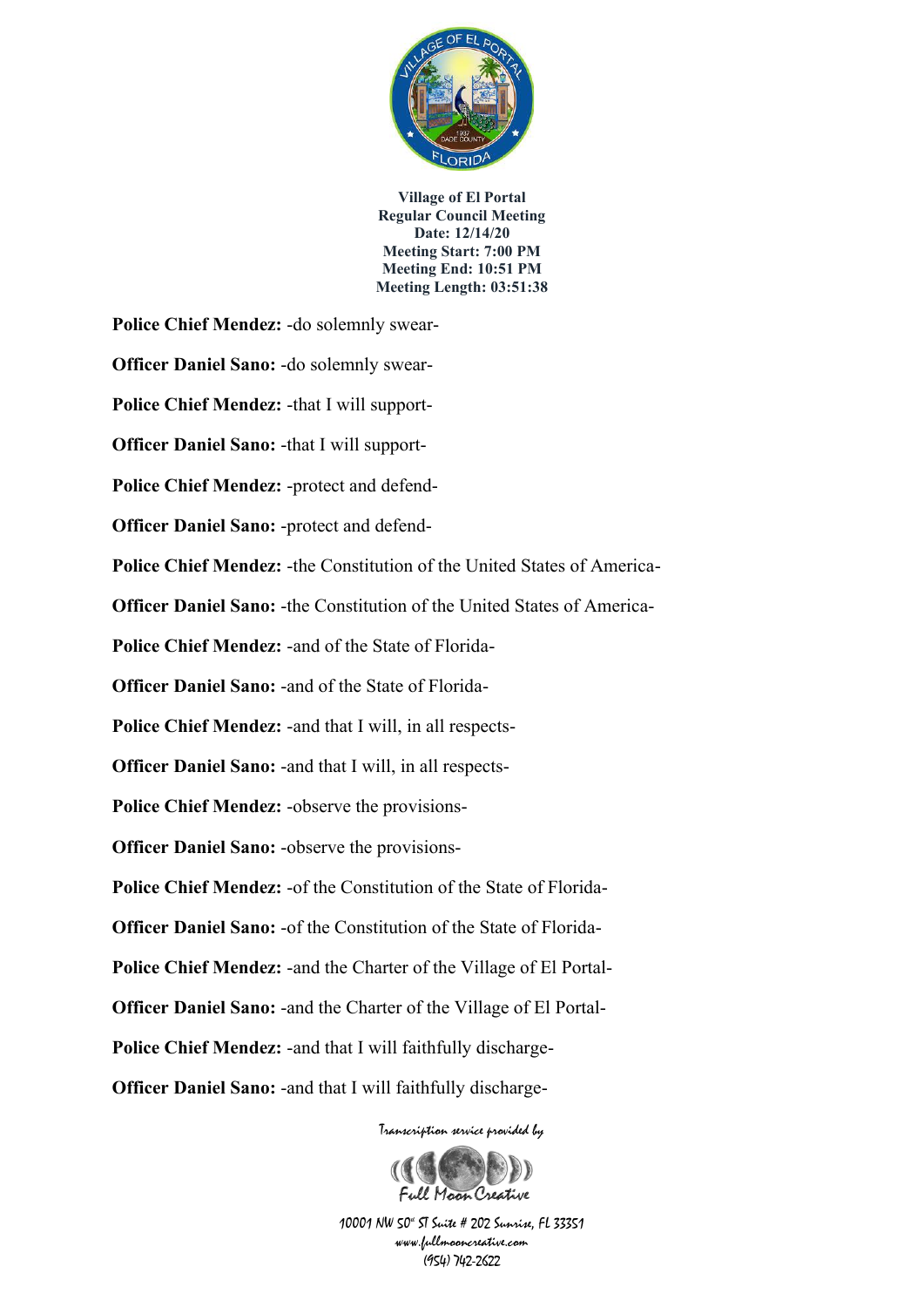**Village of El Portal**
**Regular Council Meeting**
**Date: 12/14/20**
**Meeting Start: 7:00 PM**
**Meeting End: 10:51 PM**
**Meeting Length: 03:51:38**

**Police Chief Mendez:** -do solemnly swear-

**Officer Daniel Sano:** -do solemnly swear-

**Police Chief Mendez:** -that I will support-

**Officer Daniel Sano:** -that I will support-

**Police Chief Mendez:** -protect and defend-

**Officer Daniel Sano:** -protect and defend-

**Police Chief Mendez:** -the Constitution of the United States of America-

**Officer Daniel Sano:** -the Constitution of the United States of America-

**Police Chief Mendez:** -and of the State of Florida-

**Officer Daniel Sano:** -and of the State of Florida-

**Police Chief Mendez:** -and that I will, in all respects-

**Officer Daniel Sano:** -and that I will, in all respects-

**Police Chief Mendez:** -observe the provisions-

**Officer Daniel Sano:** -observe the provisions-

**Police Chief Mendez:** -of the Constitution of the State of Florida-

**Officer Daniel Sano:** -of the Constitution of the State of Florida-

**Police Chief Mendez:** -and the Charter of the Village of El Portal-

**Officer Daniel Sano:** -and the Charter of the Village of El Portal-

**Police Chief Mendez:** -and that I will faithfully discharge-

**Officer Daniel Sano:** -and that I will faithfully discharge-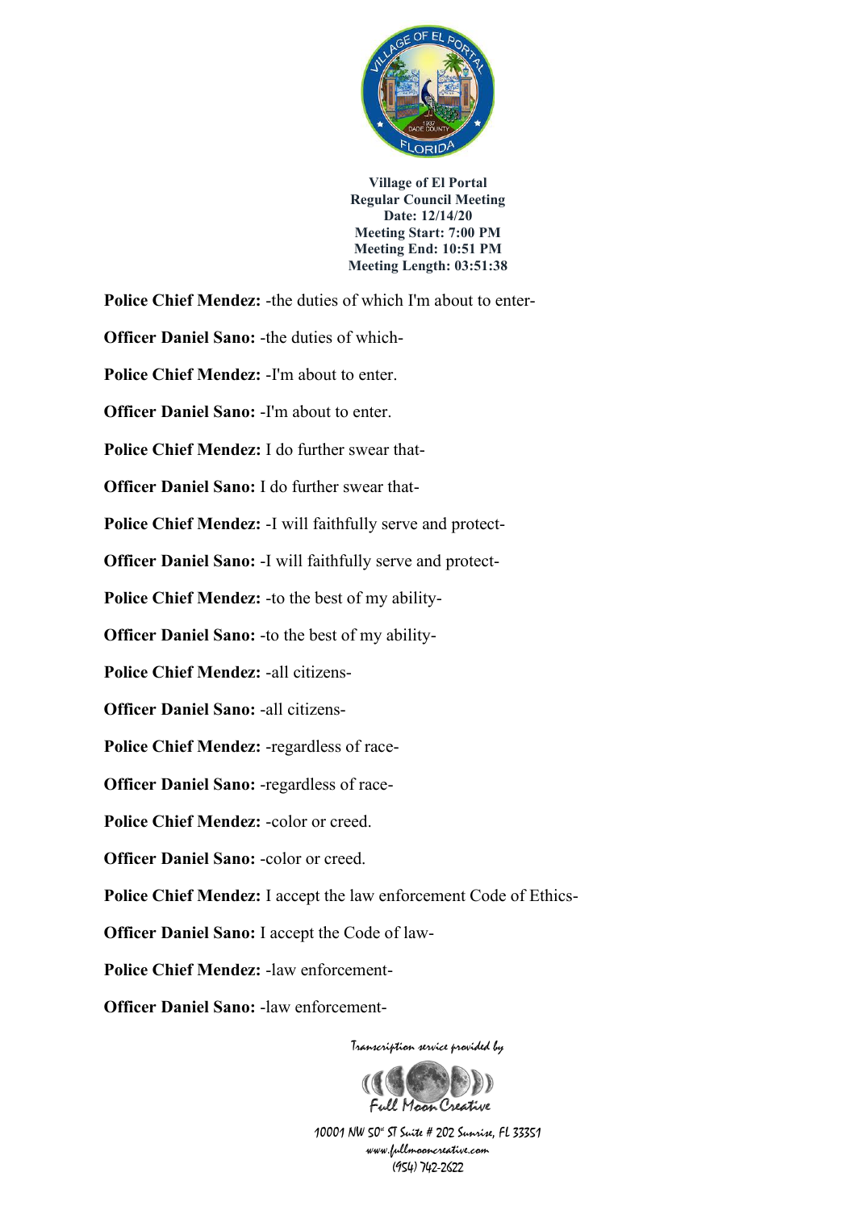**Police Chief Mendez:** -the duties of which I'm about to enter-

**Officer Daniel Sano:** -the duties of which-

**Police Chief Mendez:** -I'm about to enter.

**Officer Daniel Sano:** -I'm about to enter.

**Police Chief Mendez:** I do further swear that-

**Officer Daniel Sano:** I do further swear that-

**Police Chief Mendez:** -I will faithfully serve and protect-

**Officer Daniel Sano:** -I will faithfully serve and protect-

**Police Chief Mendez:** -to the best of my ability-

**Officer Daniel Sano:** -to the best of my ability-

**Police Chief Mendez:** -all citizens-

**Officer Daniel Sano:** -all citizens-

**Police Chief Mendez:** -regardless of race-

**Officer Daniel Sano:** -regardless of race-

**Police Chief Mendez:** -color or creed.

**Officer Daniel Sano:** -color or creed.

**Police Chief Mendez:** I accept the law enforcement Code of Ethics-

**Officer Daniel Sano:** I accept the Code of law-

**Police Chief Mendez:** -law enforcement-

**Officer Daniel Sano:** -law enforcement-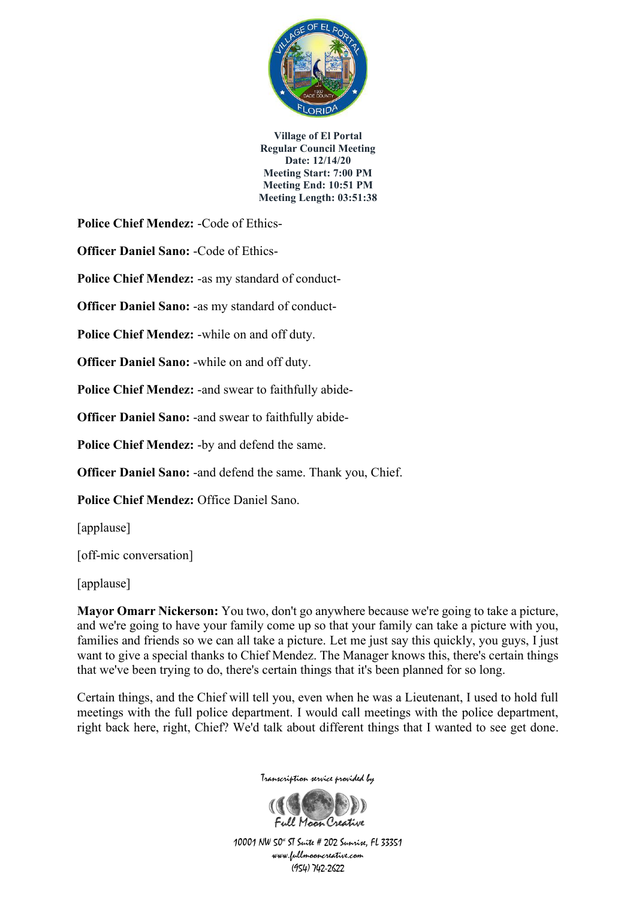**Village of El Portal**
**Regular Council Meeting**
**Date: 12/14/20**
**Meeting Start: 7:00 PM**
**Meeting End: 10:51 PM**
**Meeting Length: 03:51:38**

**Police Chief Mendez:** -Code of Ethics-

**Officer Daniel Sano:** -Code of Ethics-

**Police Chief Mendez:** -as my standard of conduct-

**Officer Daniel Sano:** -as my standard of conduct-

**Police Chief Mendez:** -while on and off duty.

**Officer Daniel Sano:** -while on and off duty.

**Police Chief Mendez:** -and swear to faithfully abide-

**Officer Daniel Sano:** -and swear to faithfully abide-

**Police Chief Mendez:** -by and defend the same.

**Officer Daniel Sano:** -and defend the same. Thank you, Chief.

**Police Chief Mendez:** Office Daniel Sano.

[applause]

[off-mic conversation]

[applause]

**Mayor Omarr Nickerson:** You two, don't go anywhere because we're going to take a picture, and we're going to have your family come up so that your family can take a picture with you, families and friends so we can all take a picture. Let me just say this quickly, you guys, I just want to give a special thanks to Chief Mendez. The Manager knows this, there's certain things that we've been trying to do, there's certain things that it's been planned for so long.

Certain things, and the Chief will tell you, even when he was a Lieutenant, I used to hold full meetings with the full police department. I would call meetings with the police department, right back here, right, Chief? We'd talk about different things that I wanted to see get done.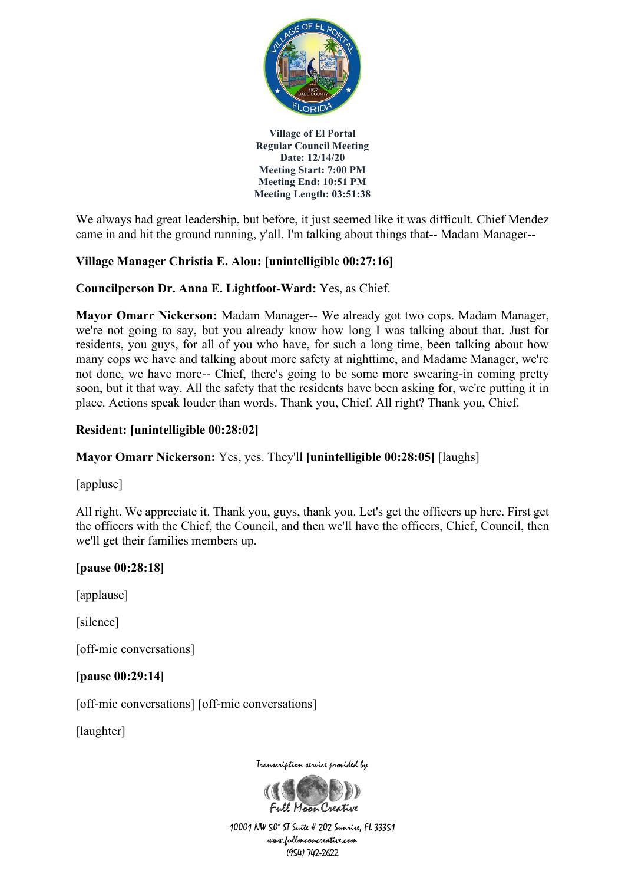We always had great leadership, but before, it just seemed like it was difficult. Chief Mendez came in and hit the ground running, y'all. I'm talking about things that-- Madam Manager--

**Village Manager Christia E. Alou: [unintelligible 00:27:16]**

**Councilperson Dr. Anna E. Lightfoot-Ward:** Yes, as Chief.

**Mayor Omarr Nickerson:** Madam Manager-- We already got two cops. Madam Manager, we're not going to say, but you already know how long I was talking about that. Just for residents, you guys, for all of you who have, for such a long time, been talking about how many cops we have and talking about more safety at nighttime, and Madame Manager, we're not done, we have more-- Chief, there's going to be some more swearing-in coming pretty soon, but it that way. All the safety that the residents have been asking for, we're putting it in place. Actions speak louder than words. Thank you, Chief. All right? Thank you, Chief.

**Resident: [unintelligible 00:28:02]**

**Mayor Omarr Nickerson:** Yes, yes. They'll **[unintelligible 00:28:05]** [laughs]

[appluse]

All right. We appreciate it. Thank you, guys, thank you. Let's get the officers up here. First get the officers with the Chief, the Council, and then we'll have the officers, Chief, Council, then we'll get their families members up.

**[pause 00:28:18]**

[applause]

[silence]

[off-mic conversations]

**[pause 00:29:14]**

[off-mic conversations] [off-mic conversations]

[laughter]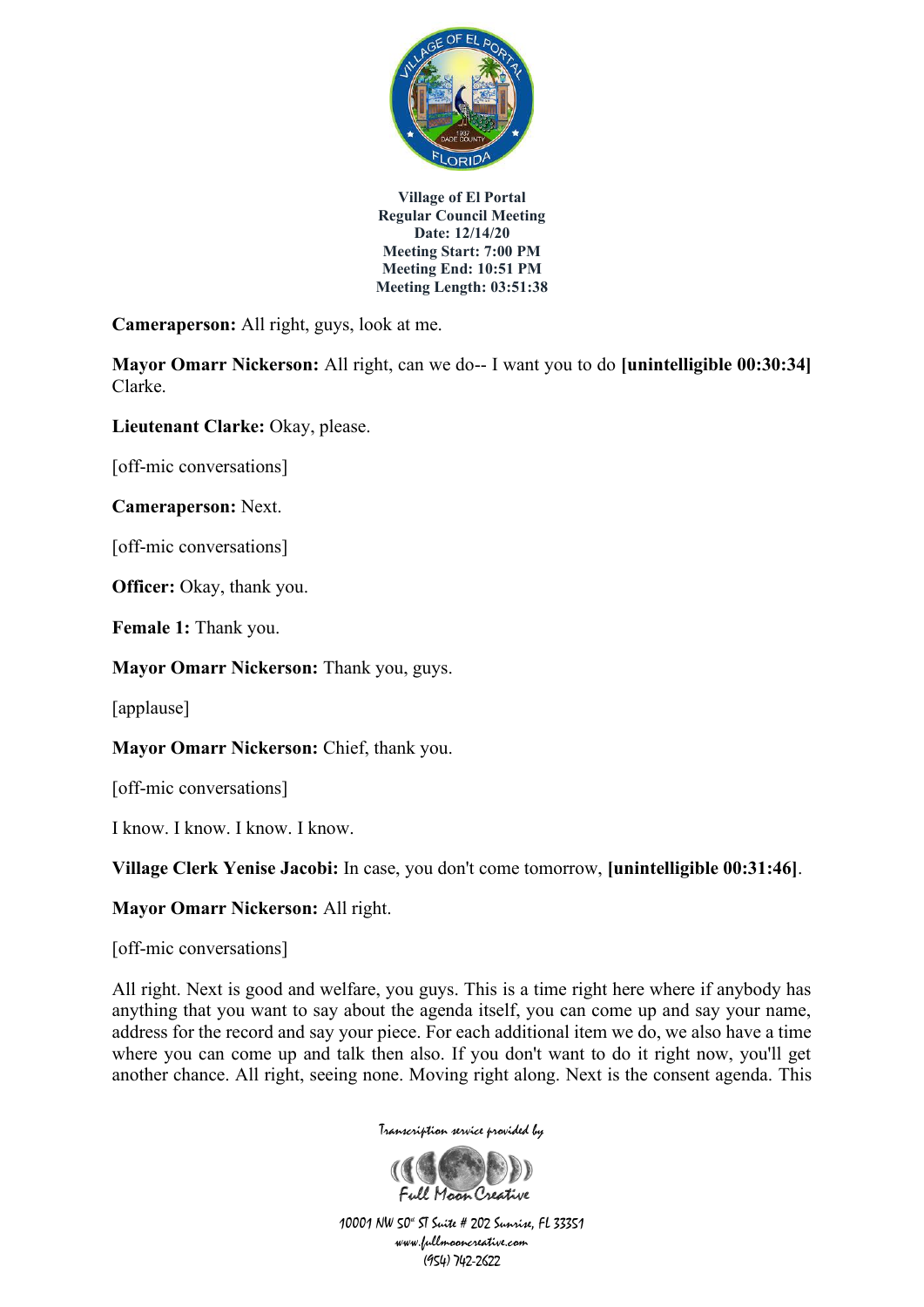**Cameraperson:** All right, guys, look at me.

**Mayor Omarr Nickerson:** All right, can we do-- I want you to do **[unintelligible 00:30:34]** Clarke.

**Lieutenant Clarke:** Okay, please.

[off-mic conversations]

**Cameraperson:** Next.

[off-mic conversations]

**Officer:** Okay, thank you.

**Female 1:** Thank you.

**Mayor Omarr Nickerson:** Thank you, guys.

[applause]

**Mayor Omarr Nickerson:** Chief, thank you.

[off-mic conversations]

I know. I know. I know. I know.

**Village Clerk Yenise Jacobi:** In case, you don't come tomorrow, **[unintelligible 00:31:46]**.

**Mayor Omarr Nickerson:** All right.

[off-mic conversations]

All right. Next is good and welfare, you guys. This is a time right here where if anybody has anything that you want to say about the agenda itself, you can come up and say your name, address for the record and say your piece. For each additional item we do, we also have a time where you can come up and talk then also. If you don't want to do it right now, you'll get another chance. All right, seeing none. Moving right along. Next is the consent agenda. This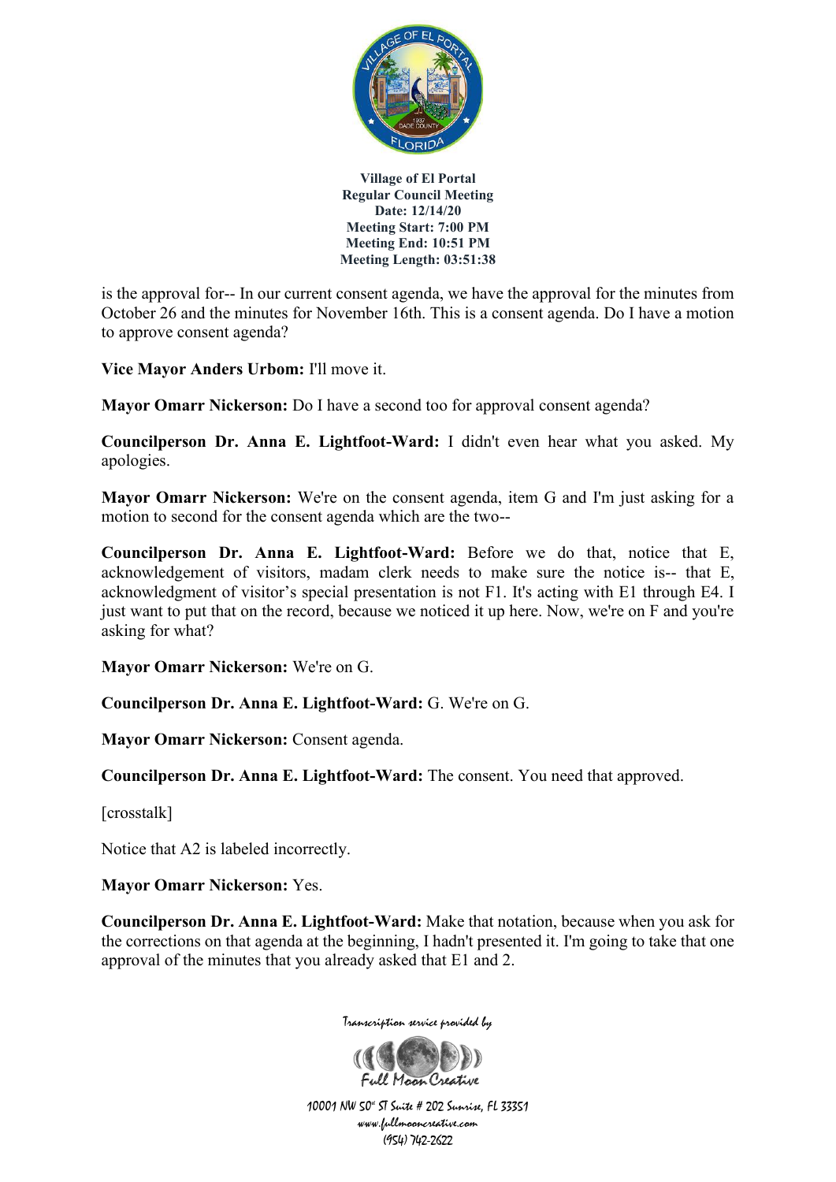is the approval for-- In our current consent agenda, we have the approval for the minutes from October 26 and the minutes for November 16th. This is a consent agenda. Do I have a motion to approve consent agenda?

**Vice Mayor Anders Urbom:** I'll move it.

**Mayor Omarr Nickerson:** Do I have a second too for approval consent agenda?

**Councilperson Dr. Anna E. Lightfoot-Ward:** I didn't even hear what you asked. My apologies.

**Mayor Omarr Nickerson:** We're on the consent agenda, item G and I'm just asking for a motion to second for the consent agenda which are the two--

**Councilperson Dr. Anna E. Lightfoot-Ward:** Before we do that, notice that E, acknowledgement of visitors, madam clerk needs to make sure the notice is-- that E, acknowledgment of visitor's special presentation is not F1. It's acting with E1 through E4. I just want to put that on the record, because we noticed it up here. Now, we're on F and you're asking for what?

**Mayor Omarr Nickerson:** We're on G.

**Councilperson Dr. Anna E. Lightfoot-Ward:** G. We're on G.

**Mayor Omarr Nickerson:** Consent agenda.

**Councilperson Dr. Anna E. Lightfoot-Ward:** The consent. You need that approved.

[crosstalk]

Notice that A2 is labeled incorrectly.

**Mayor Omarr Nickerson:** Yes.

**Councilperson Dr. Anna E. Lightfoot-Ward:** Make that notation, because when you ask for the corrections on that agenda at the beginning, I hadn't presented it. I'm going to take that one approval of the minutes that you already asked that E1 and 2.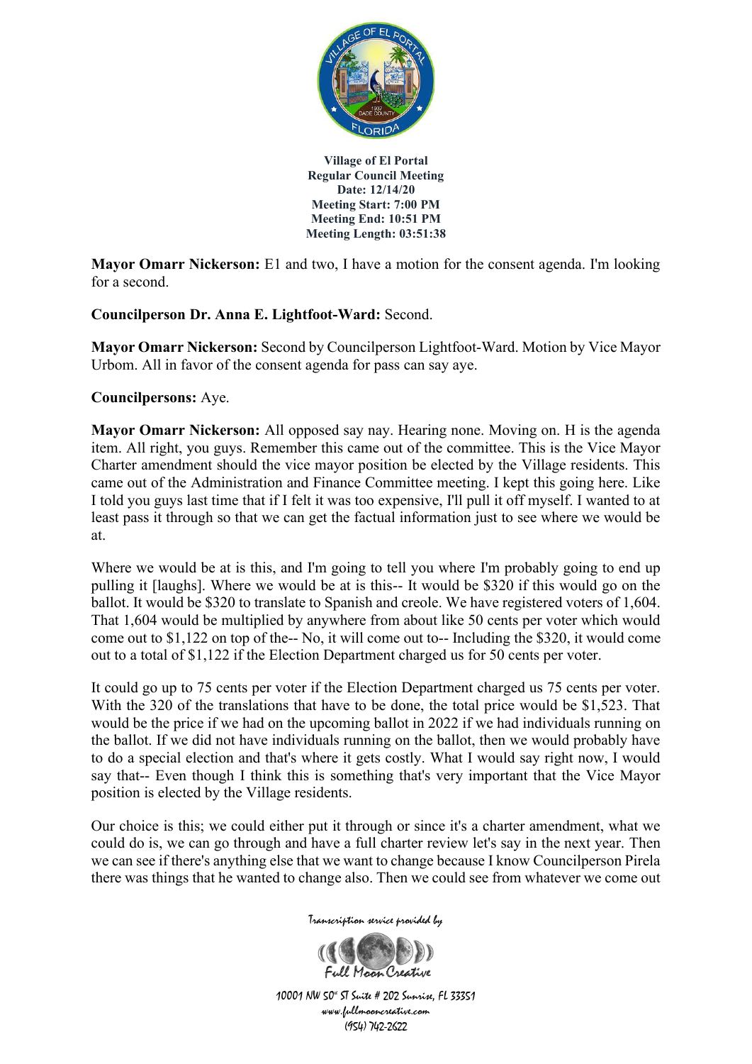**Village of El Portal**
**Regular Council Meeting**
**Date: 12/14/20**
**Meeting Start: 7:00 PM**
**Meeting End: 10:51 PM**
**Meeting Length: 03:51:38**

**Mayor Omarr Nickerson:** E1 and two, I have a motion for the consent agenda. I'm looking for a second.

**Councilperson Dr. Anna E. Lightfoot-Ward:** Second.

**Mayor Omarr Nickerson:** Second by Councilperson Lightfoot-Ward. Motion by Vice Mayor Urbom. All in favor of the consent agenda for pass can say aye.

**Councilpersons:** Aye.

**Mayor Omarr Nickerson:** All opposed say nay. Hearing none. Moving on. H is the agenda item. All right, you guys. Remember this came out of the committee. This is the Vice Mayor Charter amendment should the vice mayor position be elected by the Village residents. This came out of the Administration and Finance Committee meeting. I kept this going here. Like I told you guys last time that if I felt it was too expensive, I'll pull it off myself. I wanted to at least pass it through so that we can get the factual information just to see where we would be at.

Where we would be at is this, and I'm going to tell you where I'm probably going to end up pulling it [laughs]. Where we would be at is this-- It would be $320 if this would go on the ballot. It would be $320 to translate to Spanish and creole. We have registered voters of 1,604. That 1,604 would be multiplied by anywhere from about like 50 cents per voter which would come out to $1,122 on top of the-- No, it will come out to-- Including the $320, it would come out to a total of $1,122 if the Election Department charged us for 50 cents per voter.

It could go up to 75 cents per voter if the Election Department charged us 75 cents per voter. With the 320 of the translations that have to be done, the total price would be $1,523. That would be the price if we had on the upcoming ballot in 2022 if we had individuals running on the ballot. If we did not have individuals running on the ballot, then we would probably have to do a special election and that's where it gets costly. What I would say right now, I would say that-- Even though I think this is something that's very important that the Vice Mayor position is elected by the Village residents.

Our choice is this; we could either put it through or since it's a charter amendment, what we could do is, we can go through and have a full charter review let's say in the next year. Then we can see if there's anything else that we want to change because I know Councilperson Pirela there was things that he wanted to change also. Then we could see from whatever we come out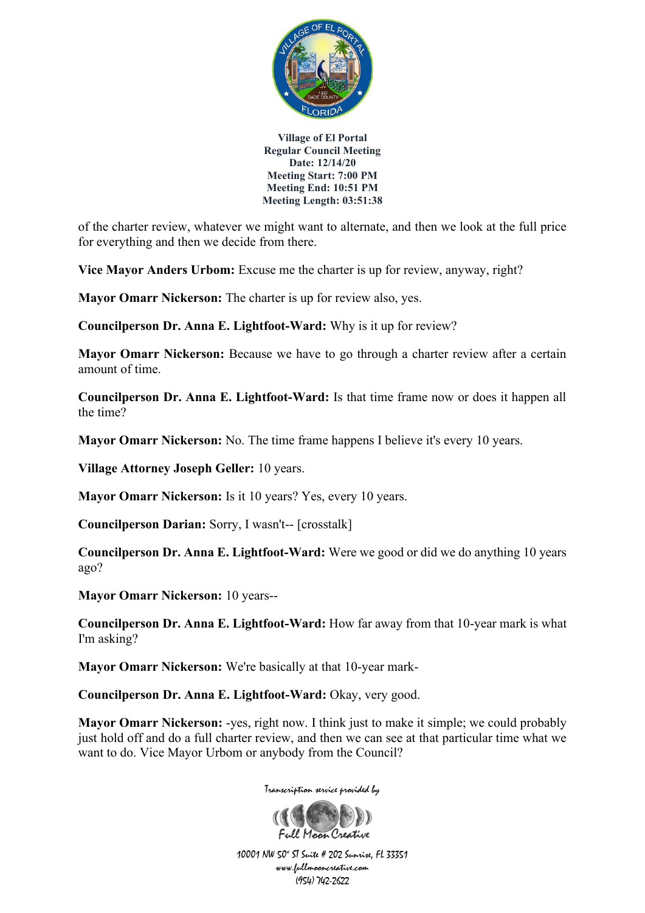of the charter review, whatever we might want to alternate, and then we look at the full price for everything and then we decide from there.

**Vice Mayor Anders Urbom:** Excuse me the charter is up for review, anyway, right?

**Mayor Omarr Nickerson:** The charter is up for review also, yes.

**Councilperson Dr. Anna E. Lightfoot-Ward:** Why is it up for review?

**Mayor Omarr Nickerson:** Because we have to go through a charter review after a certain amount of time.

**Councilperson Dr. Anna E. Lightfoot-Ward:** Is that time frame now or does it happen all the time?

**Mayor Omarr Nickerson:** No. The time frame happens I believe it's every 10 years.

**Village Attorney Joseph Geller:** 10 years.

**Mayor Omarr Nickerson:** Is it 10 years? Yes, every 10 years.

**Councilperson Darian:** Sorry, I wasn't-- [crosstalk]

**Councilperson Dr. Anna E. Lightfoot-Ward:** Were we good or did we do anything 10 years ago?

**Mayor Omarr Nickerson:** 10 years--

**Councilperson Dr. Anna E. Lightfoot-Ward:** How far away from that 10-year mark is what I'm asking?

**Mayor Omarr Nickerson:** We're basically at that 10-year mark-

**Councilperson Dr. Anna E. Lightfoot-Ward:** Okay, very good.

**Mayor Omarr Nickerson:** -yes, right now. I think just to make it simple; we could probably just hold off and do a full charter review, and then we can see at that particular time what we want to do. Vice Mayor Urbom or anybody from the Council?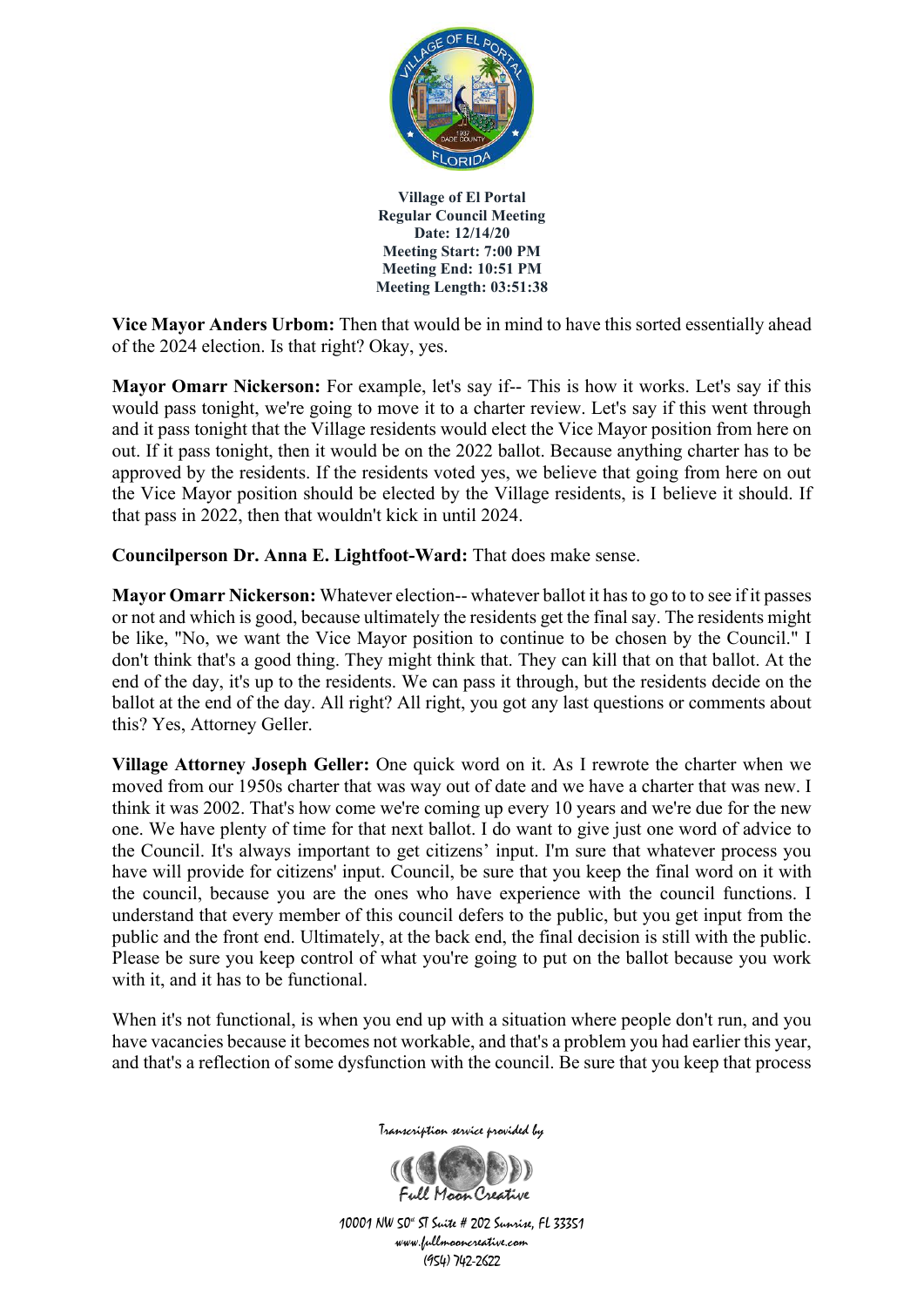**Village of El Portal**
**Regular Council Meeting**
**Date: 12/14/20**
**Meeting Start: 7:00 PM**
**Meeting End: 10:51 PM**
**Meeting Length: 03:51:38**

**Vice Mayor Anders Urbom:** Then that would be in mind to have this sorted essentially ahead of the 2024 election. Is that right? Okay, yes.

**Mayor Omarr Nickerson:** For example, let's say if-- This is how it works. Let's say if this would pass tonight, we're going to move it to a charter review. Let's say if this went through and it pass tonight that the Village residents would elect the Vice Mayor position from here on out. If it pass tonight, then it would be on the 2022 ballot. Because anything charter has to be approved by the residents. If the residents voted yes, we believe that going from here on out the Vice Mayor position should be elected by the Village residents, is I believe it should. If that pass in 2022, then that wouldn't kick in until 2024.

**Councilperson Dr. Anna E. Lightfoot-Ward:** That does make sense.

**Mayor Omarr Nickerson:** Whatever election-- whatever ballot it has to go to to see if it passes or not and which is good, because ultimately the residents get the final say. The residents might be like, "No, we want the Vice Mayor position to continue to be chosen by the Council." I don't think that's a good thing. They might think that. They can kill that on that ballot. At the end of the day, it's up to the residents. We can pass it through, but the residents decide on the ballot at the end of the day. All right? All right, you got any last questions or comments about this? Yes, Attorney Geller.

**Village Attorney Joseph Geller:** One quick word on it. As I rewrote the charter when we moved from our 1950s charter that was way out of date and we have a charter that was new. I think it was 2002. That's how come we're coming up every 10 years and we're due for the new one. We have plenty of time for that next ballot. I do want to give just one word of advice to the Council. It's always important to get citizens' input. I'm sure that whatever process you have will provide for citizens' input. Council, be sure that you keep the final word on it with the council, because you are the ones who have experience with the council functions. I understand that every member of this council defers to the public, but you get input from the public and the front end. Ultimately, at the back end, the final decision is still with the public. Please be sure you keep control of what you're going to put on the ballot because you work with it, and it has to be functional.

When it's not functional, is when you end up with a situation where people don't run, and you have vacancies because it becomes not workable, and that's a problem you had earlier this year, and that's a reflection of some dysfunction with the council. Be sure that you keep that process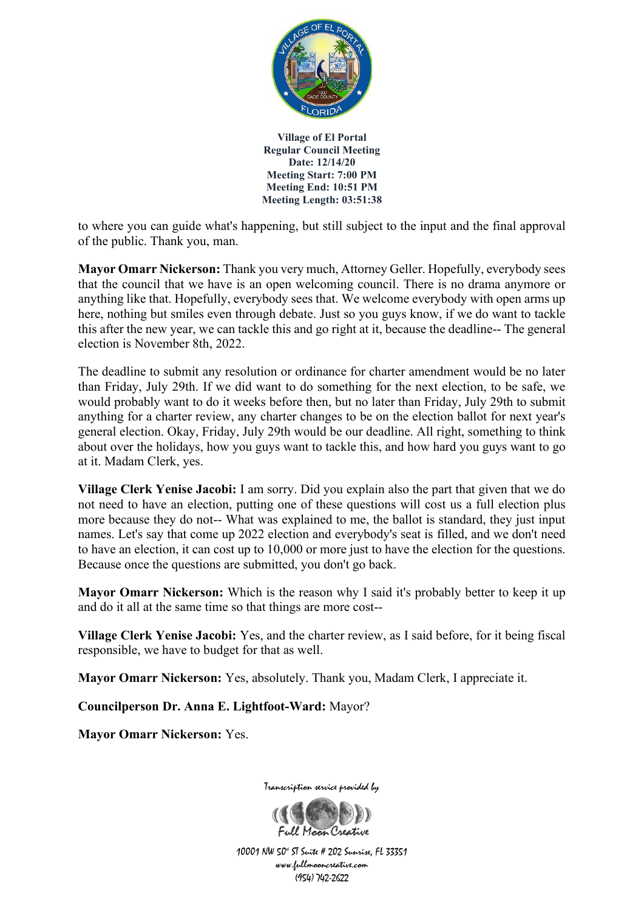to where you can guide what's happening, but still subject to the input and the final approval of the public. Thank you, man.

**Mayor Omarr Nickerson:** Thank you very much, Attorney Geller. Hopefully, everybody sees that the council that we have is an open welcoming council. There is no drama anymore or anything like that. Hopefully, everybody sees that. We welcome everybody with open arms up here, nothing but smiles even through debate. Just so you guys know, if we do want to tackle this after the new year, we can tackle this and go right at it, because the deadline-- The general election is November 8th, 2022.

The deadline to submit any resolution or ordinance for charter amendment would be no later than Friday, July 29th. If we did want to do something for the next election, to be safe, we would probably want to do it weeks before then, but no later than Friday, July 29th to submit anything for a charter review, any charter changes to be on the election ballot for next year's general election. Okay, Friday, July 29th would be our deadline. All right, something to think about over the holidays, how you guys want to tackle this, and how hard you guys want to go at it. Madam Clerk, yes.

**Village Clerk Yenise Jacobi:** I am sorry. Did you explain also the part that given that we do not need to have an election, putting one of these questions will cost us a full election plus more because they do not-- What was explained to me, the ballot is standard, they just input names. Let's say that come up 2022 election and everybody's seat is filled, and we don't need to have an election, it can cost up to 10,000 or more just to have the election for the questions. Because once the questions are submitted, you don't go back.

**Mayor Omarr Nickerson:** Which is the reason why I said it's probably better to keep it up and do it all at the same time so that things are more cost--

**Village Clerk Yenise Jacobi:** Yes, and the charter review, as I said before, for it being fiscal responsible, we have to budget for that as well.

**Mayor Omarr Nickerson:** Yes, absolutely. Thank you, Madam Clerk, I appreciate it.

**Councilperson Dr. Anna E. Lightfoot-Ward:** Mayor?

**Mayor Omarr Nickerson:** Yes.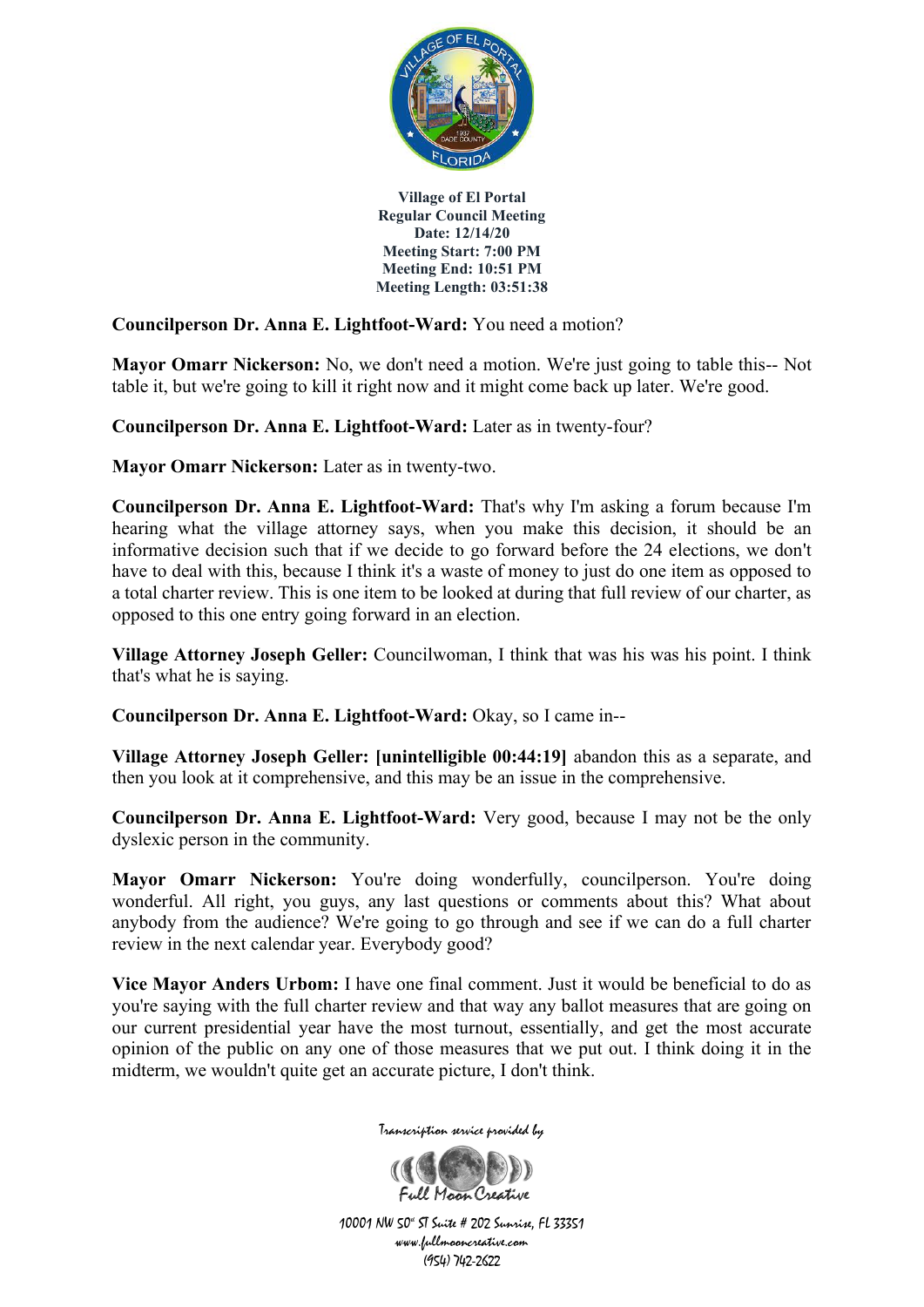**Village of El Portal**
**Regular Council Meeting**
**Date: 12/14/20**
**Meeting Start: 7:00 PM**
**Meeting End: 10:51 PM**
**Meeting Length: 03:51:38**

**Councilperson Dr. Anna E. Lightfoot-Ward:** You need a motion?

**Mayor Omarr Nickerson:** No, we don't need a motion. We're just going to table this-- Not table it, but we're going to kill it right now and it might come back up later. We're good.

**Councilperson Dr. Anna E. Lightfoot-Ward:** Later as in twenty-four?

**Mayor Omarr Nickerson:** Later as in twenty-two.

**Councilperson Dr. Anna E. Lightfoot-Ward:** That's why I'm asking a forum because I'm hearing what the village attorney says, when you make this decision, it should be an informative decision such that if we decide to go forward before the 24 elections, we don't have to deal with this, because I think it's a waste of money to just do one item as opposed to a total charter review. This is one item to be looked at during that full review of our charter, as opposed to this one entry going forward in an election.

**Village Attorney Joseph Geller:** Councilwoman, I think that was his was his point. I think that's what he is saying.

**Councilperson Dr. Anna E. Lightfoot-Ward:** Okay, so I came in--

**Village Attorney Joseph Geller: [unintelligible 00:44:19]** abandon this as a separate, and then you look at it comprehensive, and this may be an issue in the comprehensive.

**Councilperson Dr. Anna E. Lightfoot-Ward:** Very good, because I may not be the only dyslexic person in the community.

**Mayor Omarr Nickerson:** You're doing wonderfully, councilperson. You're doing wonderful. All right, you guys, any last questions or comments about this? What about anybody from the audience? We're going to go through and see if we can do a full charter review in the next calendar year. Everybody good?

**Vice Mayor Anders Urbom:** I have one final comment. Just it would be beneficial to do as you're saying with the full charter review and that way any ballot measures that are going on our current presidential year have the most turnout, essentially, and get the most accurate opinion of the public on any one of those measures that we put out. I think doing it in the midterm, we wouldn't quite get an accurate picture, I don't think.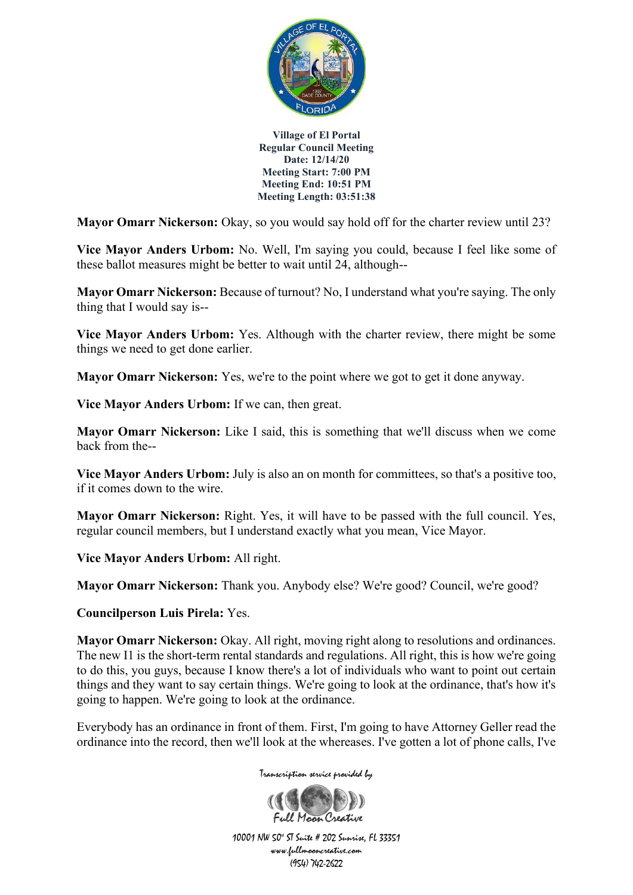**Village of El Portal**
**Regular Council Meeting**
**Date: 12/14/20**
**Meeting Start: 7:00 PM**
**Meeting End: 10:51 PM**
**Meeting Length: 03:51:38**

**Mayor Omarr Nickerson:** Okay, so you would say hold off for the charter review until 23?

**Vice Mayor Anders Urbom:** No. Well, I'm saying you could, because I feel like some of these ballot measures might be better to wait until 24, although--

**Mayor Omarr Nickerson:** Because of turnout? No, I understand what you're saying. The only thing that I would say is--

**Vice Mayor Anders Urbom:** Yes. Although with the charter review, there might be some things we need to get done earlier.

**Mayor Omarr Nickerson:** Yes, we're to the point where we got to get it done anyway.

**Vice Mayor Anders Urbom:** If we can, then great.

**Mayor Omarr Nickerson:** Like I said, this is something that we'll discuss when we come back from the--

**Vice Mayor Anders Urbom:** July is also an on month for committees, so that's a positive too, if it comes down to the wire.

**Mayor Omarr Nickerson:** Right. Yes, it will have to be passed with the full council. Yes, regular council members, but I understand exactly what you mean, Vice Mayor.

**Vice Mayor Anders Urbom:** All right.

**Mayor Omarr Nickerson:** Thank you. Anybody else? We're good? Council, we're good?

**Councilperson Luis Pirela:** Yes.

**Mayor Omarr Nickerson:** Okay. All right, moving right along to resolutions and ordinances. The new I1 is the short-term rental standards and regulations. All right, this is how we're going to do this, you guys, because I know there's a lot of individuals who want to point out certain things and they want to say certain things. We're going to look at the ordinance, that's how it's going to happen. We're going to look at the ordinance.

Everybody has an ordinance in front of them. First, I'm going to have Attorney Geller read the ordinance into the record, then we'll look at the whereases. I've gotten a lot of phone calls, I've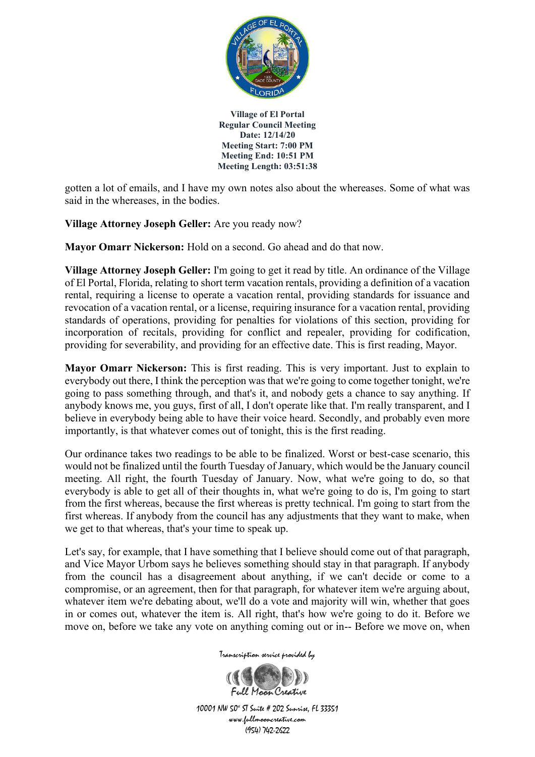gotten a lot of emails, and I have my own notes also about the whereases. Some of what was said in the whereases, in the bodies.

**Village Attorney Joseph Geller:** Are you ready now?

**Mayor Omarr Nickerson:** Hold on a second. Go ahead and do that now.

**Village Attorney Joseph Geller:** I'm going to get it read by title. An ordinance of the Village of El Portal, Florida, relating to short term vacation rentals, providing a definition of a vacation rental, requiring a license to operate a vacation rental, providing standards for issuance and revocation of a vacation rental, or a license, requiring insurance for a vacation rental, providing standards of operations, providing for penalties for violations of this section, providing for incorporation of recitals, providing for conflict and repealer, providing for codification, providing for severability, and providing for an effective date. This is first reading, Mayor.

**Mayor Omarr Nickerson:** This is first reading. This is very important. Just to explain to everybody out there, I think the perception was that we're going to come together tonight, we're going to pass something through, and that's it, and nobody gets a chance to say anything. If anybody knows me, you guys, first of all, I don't operate like that. I'm really transparent, and I believe in everybody being able to have their voice heard. Secondly, and probably even more importantly, is that whatever comes out of tonight, this is the first reading.

Our ordinance takes two readings to be able to be finalized. Worst or best-case scenario, this would not be finalized until the fourth Tuesday of January, which would be the January council meeting. All right, the fourth Tuesday of January. Now, what we're going to do, so that everybody is able to get all of their thoughts in, what we're going to do is, I'm going to start from the first whereas, because the first whereas is pretty technical. I'm going to start from the first whereas. If anybody from the council has any adjustments that they want to make, when we get to that whereas, that's your time to speak up.

Let's say, for example, that I have something that I believe should come out of that paragraph, and Vice Mayor Urbom says he believes something should stay in that paragraph. If anybody from the council has a disagreement about anything, if we can't decide or come to a compromise, or an agreement, then for that paragraph, for whatever item we're arguing about, whatever item we're debating about, we'll do a vote and majority will win, whether that goes in or comes out, whatever the item is. All right, that's how we're going to do it. Before we move on, before we take any vote on anything coming out or in-- Before we move on, when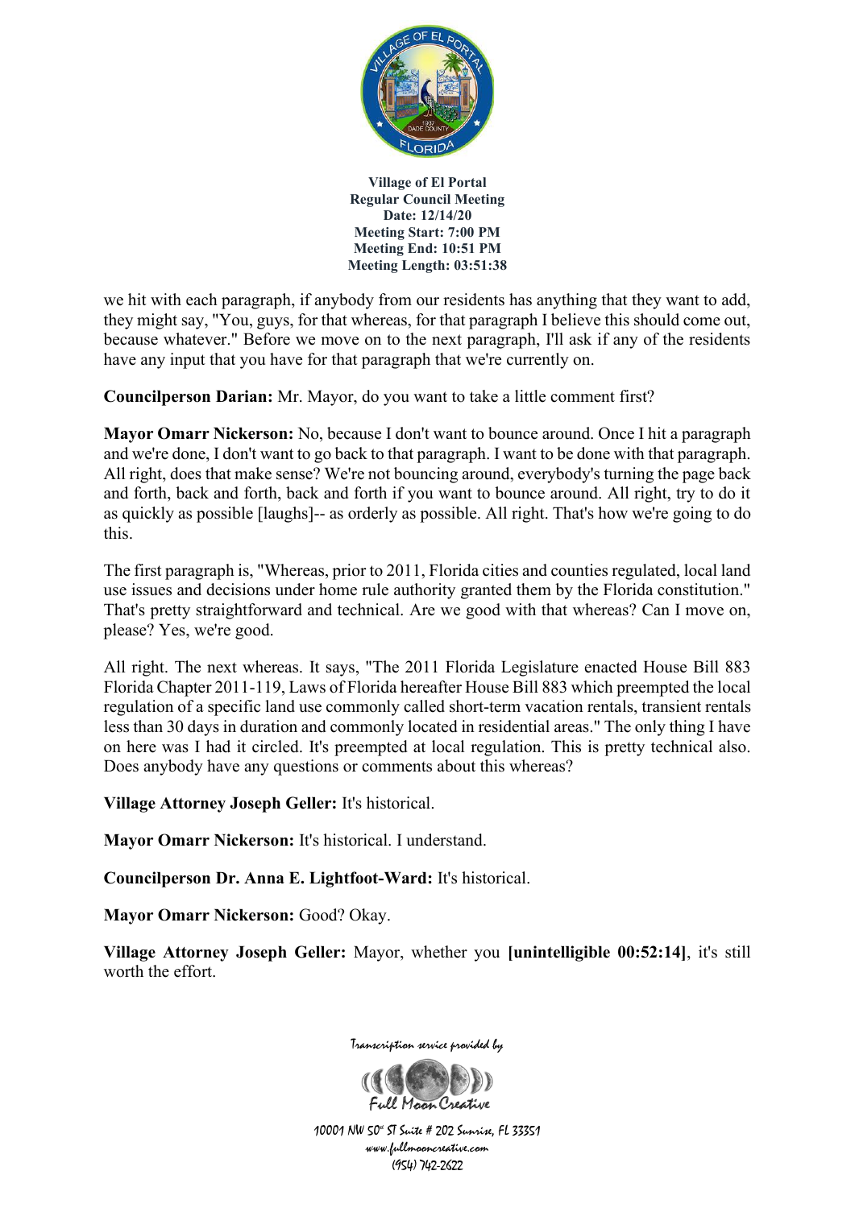we hit with each paragraph, if anybody from our residents has anything that they want to add, they might say, "You, guys, for that whereas, for that paragraph I believe this should come out, because whatever." Before we move on to the next paragraph, I'll ask if any of the residents have any input that you have for that paragraph that we're currently on.

**Councilperson Darian:** Mr. Mayor, do you want to take a little comment first?

**Mayor Omarr Nickerson:** No, because I don't want to bounce around. Once I hit a paragraph and we're done, I don't want to go back to that paragraph. I want to be done with that paragraph. All right, does that make sense? We're not bouncing around, everybody's turning the page back and forth, back and forth, back and forth if you want to bounce around. All right, try to do it as quickly as possible [laughs]-- as orderly as possible. All right. That's how we're going to do this.

The first paragraph is, "Whereas, prior to 2011, Florida cities and counties regulated, local land use issues and decisions under home rule authority granted them by the Florida constitution." That's pretty straightforward and technical. Are we good with that whereas? Can I move on, please? Yes, we're good.

All right. The next whereas. It says, "The 2011 Florida Legislature enacted House Bill 883 Florida Chapter 2011-119, Laws of Florida hereafter House Bill 883 which preempted the local regulation of a specific land use commonly called short-term vacation rentals, transient rentals less than 30 days in duration and commonly located in residential areas." The only thing I have on here was I had it circled. It's preempted at local regulation. This is pretty technical also. Does anybody have any questions or comments about this whereas?

**Village Attorney Joseph Geller:** It's historical.

**Mayor Omarr Nickerson:** It's historical. I understand.

**Councilperson Dr. Anna E. Lightfoot-Ward:** It's historical.

**Mayor Omarr Nickerson:** Good? Okay.

**Village Attorney Joseph Geller:** Mayor, whether you **[unintelligible 00:52:14]**, it's still worth the effort.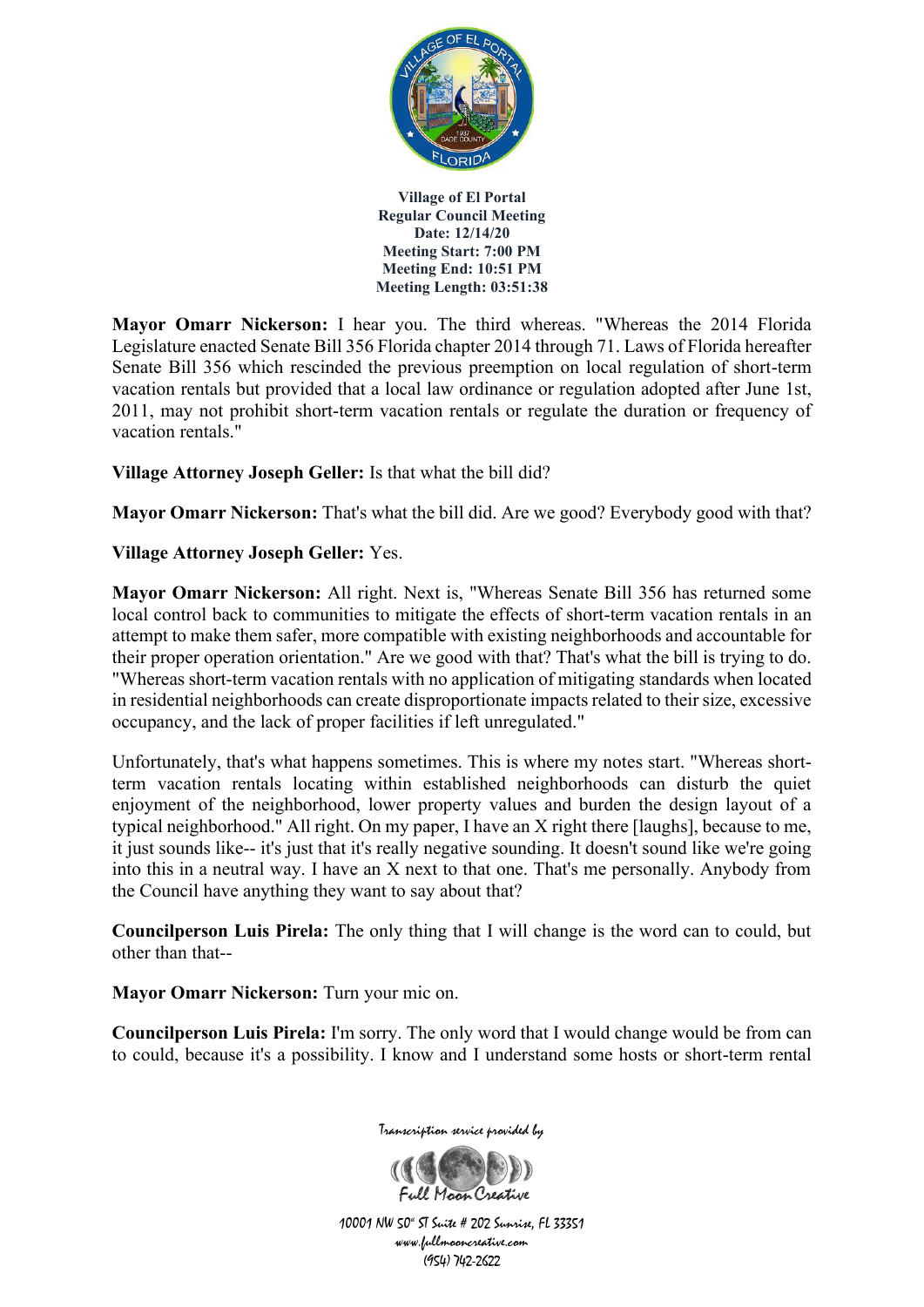**Village of El Portal**
**Regular Council Meeting**
**Date: 12/14/20**
**Meeting Start: 7:00 PM**
**Meeting End: 10:51 PM**
**Meeting Length: 03:51:38**

**Mayor Omarr Nickerson:** I hear you. The third whereas. "Whereas the 2014 Florida Legislature enacted Senate Bill 356 Florida chapter 2014 through 71. Laws of Florida hereafter Senate Bill 356 which rescinded the previous preemption on local regulation of short-term vacation rentals but provided that a local law ordinance or regulation adopted after June 1st, 2011, may not prohibit short-term vacation rentals or regulate the duration or frequency of vacation rentals."

**Village Attorney Joseph Geller:** Is that what the bill did?

**Mayor Omarr Nickerson:** That's what the bill did. Are we good? Everybody good with that?

**Village Attorney Joseph Geller:** Yes.

**Mayor Omarr Nickerson:** All right. Next is, "Whereas Senate Bill 356 has returned some local control back to communities to mitigate the effects of short-term vacation rentals in an attempt to make them safer, more compatible with existing neighborhoods and accountable for their proper operation orientation." Are we good with that? That's what the bill is trying to do. "Whereas short-term vacation rentals with no application of mitigating standards when located in residential neighborhoods can create disproportionate impacts related to their size, excessive occupancy, and the lack of proper facilities if left unregulated."

Unfortunately, that's what happens sometimes. This is where my notes start. "Whereas short-term vacation rentals locating within established neighborhoods can disturb the quiet enjoyment of the neighborhood, lower property values and burden the design layout of a typical neighborhood." All right. On my paper, I have an X right there [laughs], because to me, it just sounds like-- it's just that it's really negative sounding. It doesn't sound like we're going into this in a neutral way. I have an X next to that one. That's me personally. Anybody from the Council have anything they want to say about that?

**Councilperson Luis Pirela:** The only thing that I will change is the word can to could, but other than that--

**Mayor Omarr Nickerson:** Turn your mic on.

**Councilperson Luis Pirela:** I'm sorry. The only word that I would change would be from can to could, because it's a possibility. I know and I understand some hosts or short-term rental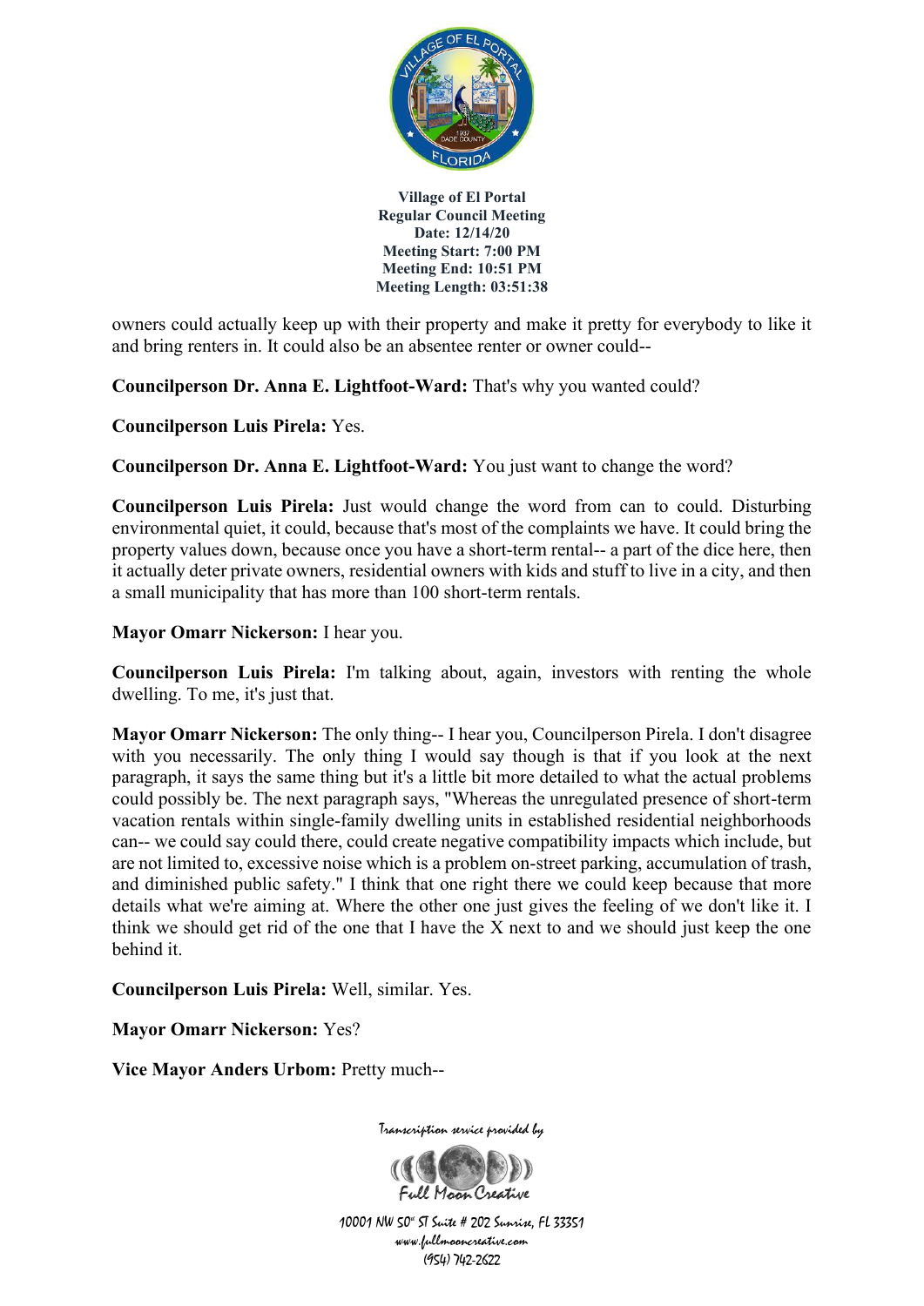owners could actually keep up with their property and make it pretty for everybody to like it and bring renters in. It could also be an absentee renter or owner could--

**Councilperson Dr. Anna E. Lightfoot-Ward:** That's why you wanted could?

**Councilperson Luis Pirela:** Yes.

**Councilperson Dr. Anna E. Lightfoot-Ward:** You just want to change the word?

**Councilperson Luis Pirela:** Just would change the word from can to could. Disturbing environmental quiet, it could, because that's most of the complaints we have. It could bring the property values down, because once you have a short-term rental-- a part of the dice here, then it actually deter private owners, residential owners with kids and stuff to live in a city, and then a small municipality that has more than 100 short-term rentals.

**Mayor Omarr Nickerson:** I hear you.

**Councilperson Luis Pirela:** I'm talking about, again, investors with renting the whole dwelling. To me, it's just that.

**Mayor Omarr Nickerson:** The only thing-- I hear you, Councilperson Pirela. I don't disagree with you necessarily. The only thing I would say though is that if you look at the next paragraph, it says the same thing but it's a little bit more detailed to what the actual problems could possibly be. The next paragraph says, "Whereas the unregulated presence of short-term vacation rentals within single-family dwelling units in established residential neighborhoods can-- we could say could there, could create negative compatibility impacts which include, but are not limited to, excessive noise which is a problem on-street parking, accumulation of trash, and diminished public safety." I think that one right there we could keep because that more details what we're aiming at. Where the other one just gives the feeling of we don't like it. I think we should get rid of the one that I have the X next to and we should just keep the one behind it.

**Councilperson Luis Pirela:** Well, similar. Yes.

**Mayor Omarr Nickerson:** Yes?

**Vice Mayor Anders Urbom:** Pretty much--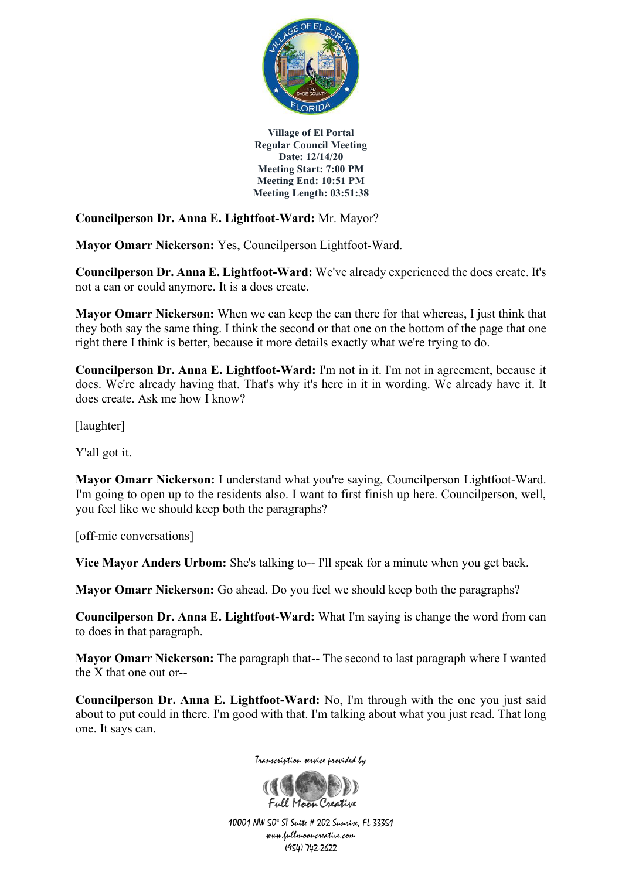**Village of El Portal**
**Regular Council Meeting**
**Date: 12/14/20**
**Meeting Start: 7:00 PM**
**Meeting End: 10:51 PM**
**Meeting Length: 03:51:38**

**Councilperson Dr. Anna E. Lightfoot-Ward:** Mr. Mayor?

**Mayor Omarr Nickerson:** Yes, Councilperson Lightfoot-Ward.

**Councilperson Dr. Anna E. Lightfoot-Ward:** We've already experienced the does create. It's not a can or could anymore. It is a does create.

**Mayor Omarr Nickerson:** When we can keep the can there for that whereas, I just think that they both say the same thing. I think the second or that one on the bottom of the page that one right there I think is better, because it more details exactly what we're trying to do.

**Councilperson Dr. Anna E. Lightfoot-Ward:** I'm not in it. I'm not in agreement, because it does. We're already having that. That's why it's here in it in wording. We already have it. It does create. Ask me how I know?

[laughter]

Y'all got it.

**Mayor Omarr Nickerson:** I understand what you're saying, Councilperson Lightfoot-Ward. I'm going to open up to the residents also. I want to first finish up here. Councilperson, well, you feel like we should keep both the paragraphs?

[off-mic conversations]

**Vice Mayor Anders Urbom:** She's talking to-- I'll speak for a minute when you get back.

**Mayor Omarr Nickerson:** Go ahead. Do you feel we should keep both the paragraphs?

**Councilperson Dr. Anna E. Lightfoot-Ward:** What I'm saying is change the word from can to does in that paragraph.

**Mayor Omarr Nickerson:** The paragraph that-- The second to last paragraph where I wanted the X that one out or--

**Councilperson Dr. Anna E. Lightfoot-Ward:** No, I'm through with the one you just said about to put could in there. I'm good with that. I'm talking about what you just read. That long one. It says can.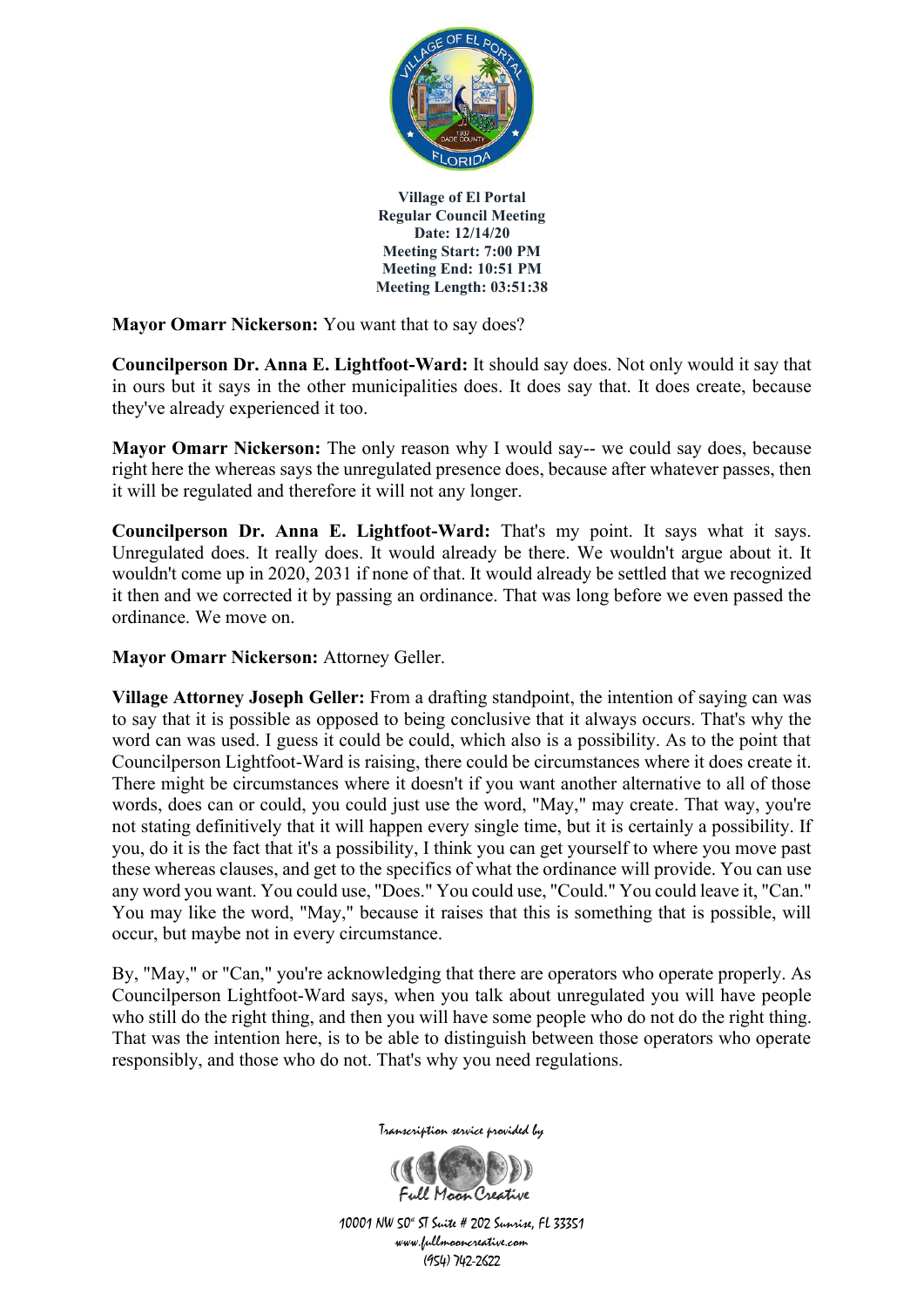**Village of El Portal**
**Regular Council Meeting**
**Date: 12/14/20**
**Meeting Start: 7:00 PM**
**Meeting End: 10:51 PM**
**Meeting Length: 03:51:38**

**Mayor Omarr Nickerson:** You want that to say does?

**Councilperson Dr. Anna E. Lightfoot-Ward:** It should say does. Not only would it say that in ours but it says in the other municipalities does. It does say that. It does create, because they've already experienced it too.

**Mayor Omarr Nickerson:** The only reason why I would say-- we could say does, because right here the whereas says the unregulated presence does, because after whatever passes, then it will be regulated and therefore it will not any longer.

**Councilperson Dr. Anna E. Lightfoot-Ward:** That's my point. It says what it says. Unregulated does. It really does. It would already be there. We wouldn't argue about it. It wouldn't come up in 2020, 2031 if none of that. It would already be settled that we recognized it then and we corrected it by passing an ordinance. That was long before we even passed the ordinance. We move on.

**Mayor Omarr Nickerson:** Attorney Geller.

**Village Attorney Joseph Geller:** From a drafting standpoint, the intention of saying can was to say that it is possible as opposed to being conclusive that it always occurs. That's why the word can was used. I guess it could be could, which also is a possibility. As to the point that Councilperson Lightfoot-Ward is raising, there could be circumstances where it does create it. There might be circumstances where it doesn't if you want another alternative to all of those words, does can or could, you could just use the word, "May," may create. That way, you're not stating definitively that it will happen every single time, but it is certainly a possibility. If you, do it is the fact that it's a possibility, I think you can get yourself to where you move past these whereas clauses, and get to the specifics of what the ordinance will provide. You can use any word you want. You could use, "Does." You could use, "Could." You could leave it, "Can." You may like the word, "May," because it raises that this is something that is possible, will occur, but maybe not in every circumstance.

By, "May," or "Can," you're acknowledging that there are operators who operate properly. As Councilperson Lightfoot-Ward says, when you talk about unregulated you will have people who still do the right thing, and then you will have some people who do not do the right thing. That was the intention here, is to be able to distinguish between those operators who operate responsibly, and those who do not. That's why you need regulations.

Transcription service provided by

Full Moon Creative

10001 NW 50th ST Suite # 202 Sunrise, FL 33351
www.fullmooncreative.com
(954) 742-2622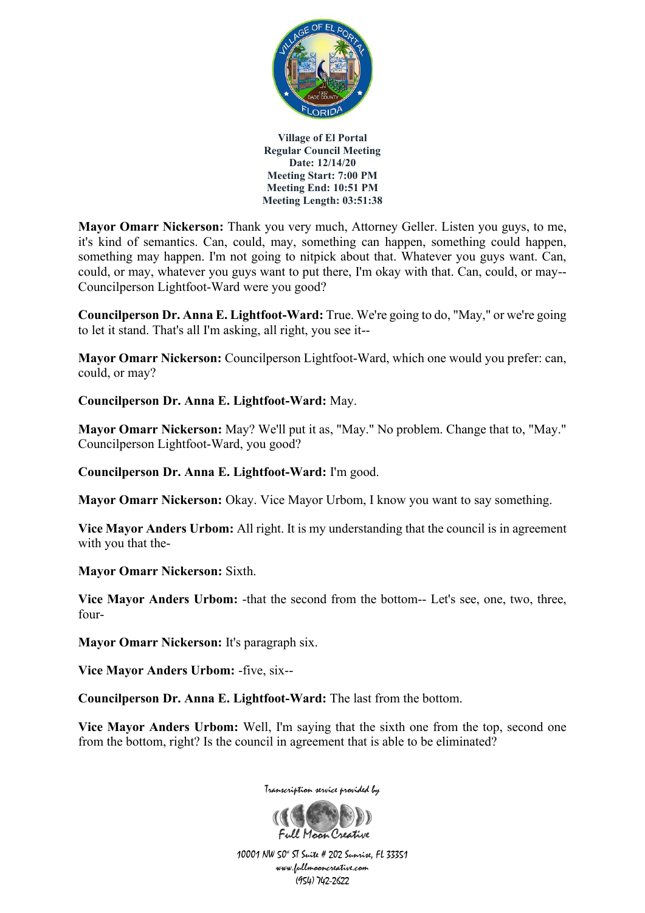**Mayor Omarr Nickerson:** Thank you very much, Attorney Geller. Listen you guys, to me, it's kind of semantics. Can, could, may, something can happen, something could happen, something may happen. I'm not going to nitpick about that. Whatever you guys want. Can, could, or may, whatever you guys want to put there, I'm okay with that. Can, could, or may-- Councilperson Lightfoot-Ward were you good?

**Councilperson Dr. Anna E. Lightfoot-Ward:** True. We're going to do, "May," or we're going to let it stand. That's all I'm asking, all right, you see it--

**Mayor Omarr Nickerson:** Councilperson Lightfoot-Ward, which one would you prefer: can, could, or may?

**Councilperson Dr. Anna E. Lightfoot-Ward:** May.

**Mayor Omarr Nickerson:** May? We'll put it as, "May." No problem. Change that to, "May." Councilperson Lightfoot-Ward, you good?

**Councilperson Dr. Anna E. Lightfoot-Ward:** I'm good.

**Mayor Omarr Nickerson:** Okay. Vice Mayor Urbom, I know you want to say something.

**Vice Mayor Anders Urbom:** All right. It is my understanding that the council is in agreement with you that the-

**Mayor Omarr Nickerson:** Sixth.

**Vice Mayor Anders Urbom:** -that the second from the bottom-- Let's see, one, two, three, four-

**Mayor Omarr Nickerson:** It's paragraph six.

**Vice Mayor Anders Urbom:** -five, six--

**Councilperson Dr. Anna E. Lightfoot-Ward:** The last from the bottom.

**Vice Mayor Anders Urbom:** Well, I'm saying that the sixth one from the top, second one from the bottom, right? Is the council in agreement that is able to be eliminated?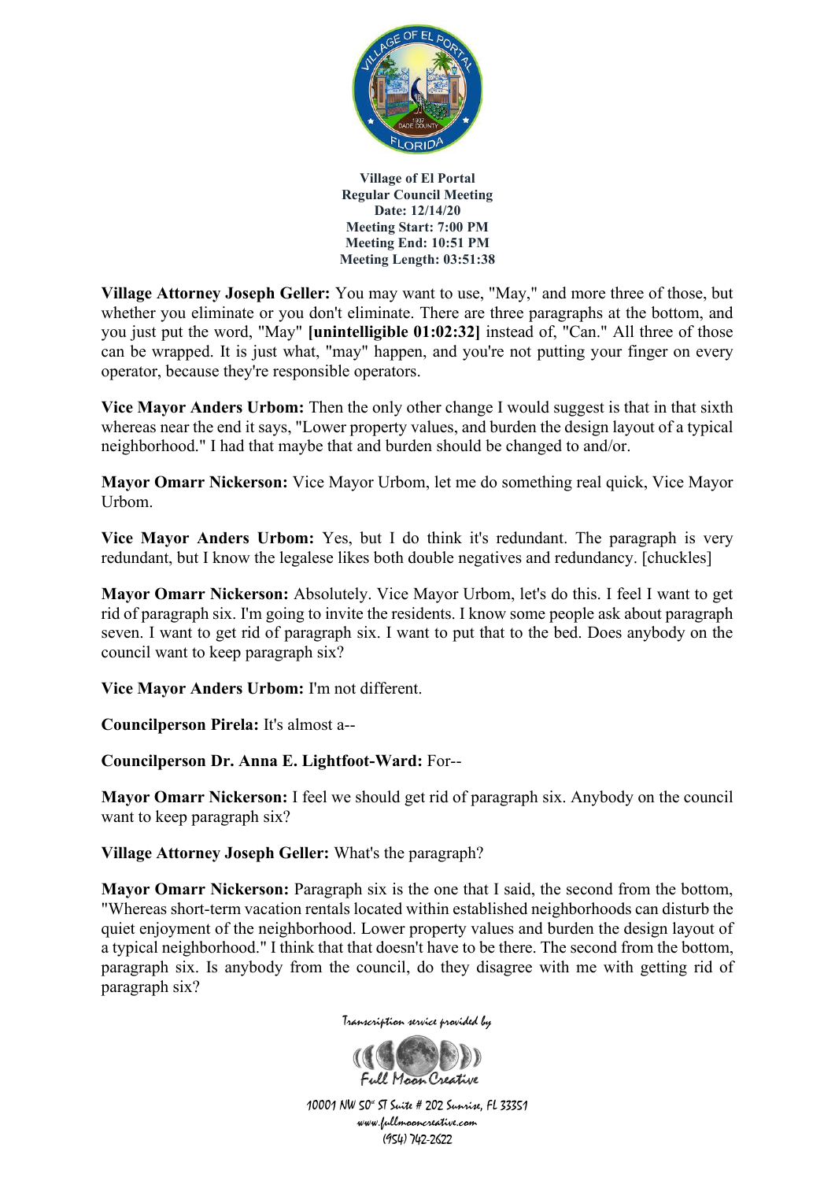**Village Attorney Joseph Geller:** You may want to use, "May," and more three of those, but whether you eliminate or you don't eliminate. There are three paragraphs at the bottom, and you just put the word, "May" **[unintelligible 01:02:32]** instead of, "Can." All three of those can be wrapped. It is just what, "may" happen, and you're not putting your finger on every operator, because they're responsible operators.

**Vice Mayor Anders Urbom:** Then the only other change I would suggest is that in that sixth whereas near the end it says, "Lower property values, and burden the design layout of a typical neighborhood." I had that maybe that and burden should be changed to and/or.

**Mayor Omarr Nickerson:** Vice Mayor Urbom, let me do something real quick, Vice Mayor Urbom.

**Vice Mayor Anders Urbom:** Yes, but I do think it's redundant. The paragraph is very redundant, but I know the legalese likes both double negatives and redundancy. [chuckles]

**Mayor Omarr Nickerson:** Absolutely. Vice Mayor Urbom, let's do this. I feel I want to get rid of paragraph six. I'm going to invite the residents. I know some people ask about paragraph seven. I want to get rid of paragraph six. I want to put that to the bed. Does anybody on the council want to keep paragraph six?

**Vice Mayor Anders Urbom:** I'm not different.

**Councilperson Pirela:** It's almost a--

**Councilperson Dr. Anna E. Lightfoot-Ward:** For--

**Mayor Omarr Nickerson:** I feel we should get rid of paragraph six. Anybody on the council want to keep paragraph six?

**Village Attorney Joseph Geller:** What's the paragraph?

**Mayor Omarr Nickerson:** Paragraph six is the one that I said, the second from the bottom, "Whereas short-term vacation rentals located within established neighborhoods can disturb the quiet enjoyment of the neighborhood. Lower property values and burden the design layout of a typical neighborhood." I think that that doesn't have to be there. The second from the bottom, paragraph six. Is anybody from the council, do they disagree with me with getting rid of paragraph six?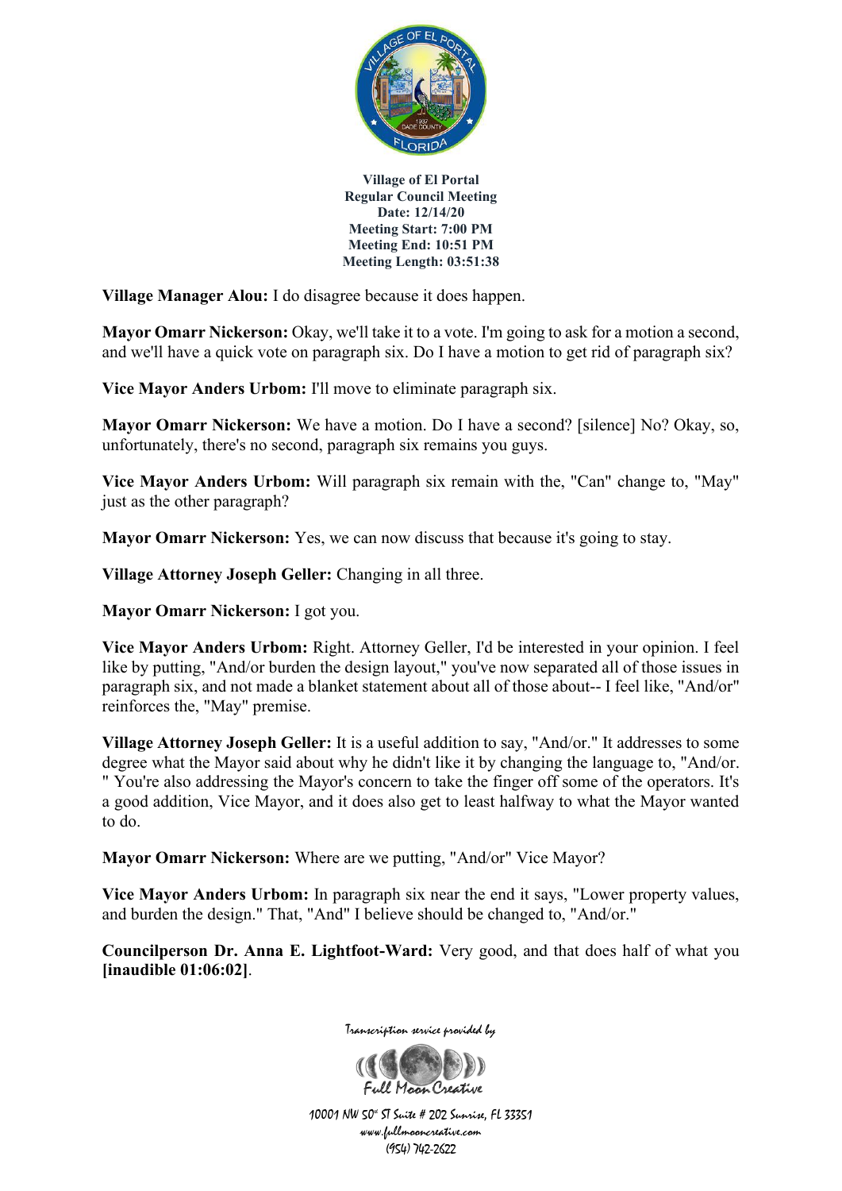**Village Manager Alou:** I do disagree because it does happen.

**Mayor Omarr Nickerson:** Okay, we'll take it to a vote. I'm going to ask for a motion a second, and we'll have a quick vote on paragraph six. Do I have a motion to get rid of paragraph six?

**Vice Mayor Anders Urbom:** I'll move to eliminate paragraph six.

**Mayor Omarr Nickerson:** We have a motion. Do I have a second? [silence] No? Okay, so, unfortunately, there's no second, paragraph six remains you guys.

**Vice Mayor Anders Urbom:** Will paragraph six remain with the, "Can" change to, "May" just as the other paragraph?

**Mayor Omarr Nickerson:** Yes, we can now discuss that because it's going to stay.

**Village Attorney Joseph Geller:** Changing in all three.

**Mayor Omarr Nickerson:** I got you.

**Vice Mayor Anders Urbom:** Right. Attorney Geller, I'd be interested in your opinion. I feel like by putting, "And/or burden the design layout," you've now separated all of those issues in paragraph six, and not made a blanket statement about all of those about-- I feel like, "And/or" reinforces the, "May" premise.

**Village Attorney Joseph Geller:** It is a useful addition to say, "And/or." It addresses to some degree what the Mayor said about why he didn't like it by changing the language to, "And/or." You're also addressing the Mayor's concern to take the finger off some of the operators. It's a good addition, Vice Mayor, and it does also get to least halfway to what the Mayor wanted to do.

**Mayor Omarr Nickerson:** Where are we putting, "And/or" Vice Mayor?

**Vice Mayor Anders Urbom:** In paragraph six near the end it says, "Lower property values, and burden the design." That, "And" I believe should be changed to, "And/or."

**Councilperson Dr. Anna E. Lightfoot-Ward:** Very good, and that does half of what you **[inaudible 01:06:02]**.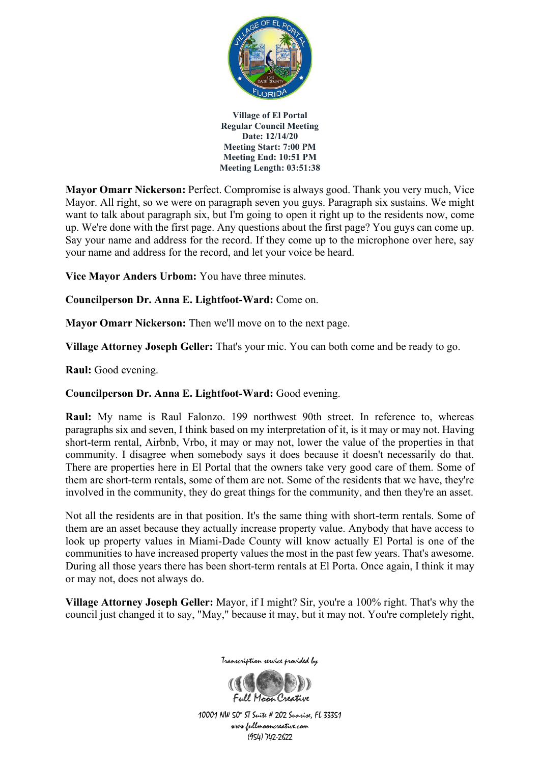Village of El Portal
Regular Council Meeting
Date: 12/14/20
Meeting Start: 7:00 PM
Meeting End: 10:51 PM
Meeting Length: 03:51:38

**Mayor Omarr Nickerson:** Perfect. Compromise is always good. Thank you very much, Vice Mayor. All right, so we were on paragraph seven you guys. Paragraph six sustains. We might want to talk about paragraph six, but I'm going to open it right up to the residents now, come up. We're done with the first page. Any questions about the first page? You guys can come up. Say your name and address for the record. If they come up to the microphone over here, say your name and address for the record, and let your voice be heard.

**Vice Mayor Anders Urbom:** You have three minutes.

**Councilperson Dr. Anna E. Lightfoot-Ward:** Come on.

**Mayor Omarr Nickerson:** Then we'll move on to the next page.

**Village Attorney Joseph Geller:** That's your mic. You can both come and be ready to go.

**Raul:** Good evening.

**Councilperson Dr. Anna E. Lightfoot-Ward:** Good evening.

**Raul:** My name is Raul Falonzo. 199 northwest 90th street. In reference to, whereas paragraphs six and seven, I think based on my interpretation of it, is it may or may not. Having short-term rental, Airbnb, Vrbo, it may or may not, lower the value of the properties in that community. I disagree when somebody says it does because it doesn't necessarily do that. There are properties here in El Portal that the owners take very good care of them. Some of them are short-term rentals, some of them are not. Some of the residents that we have, they're involved in the community, they do great things for the community, and then they're an asset.

Not all the residents are in that position. It's the same thing with short-term rentals. Some of them are an asset because they actually increase property value. Anybody that have access to look up property values in Miami-Dade County will know actually El Portal is one of the communities to have increased property values the most in the past few years. That's awesome. During all those years there has been short-term rentals at El Porta. Once again, I think it may or may not, does not always do.

**Village Attorney Joseph Geller:** Mayor, if I might? Sir, you're a 100% right. That's why the council just changed it to say, "May," because it may, but it may not. You're completely right,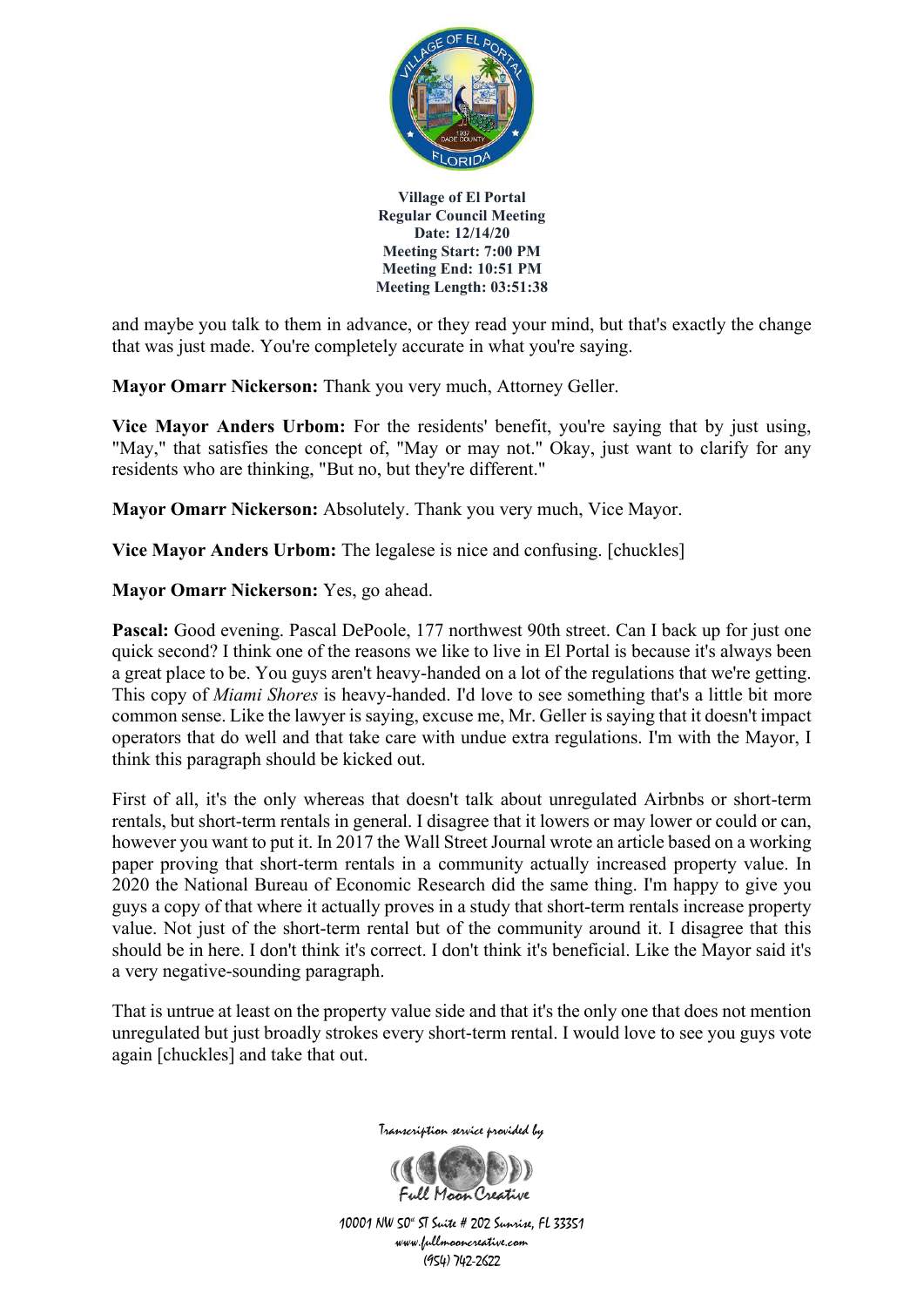and maybe you talk to them in advance, or they read your mind, but that's exactly the change that was just made. You're completely accurate in what you're saying.

**Mayor Omarr Nickerson:** Thank you very much, Attorney Geller.

**Vice Mayor Anders Urbom:** For the residents' benefit, you're saying that by just using, "May," that satisfies the concept of, "May or may not." Okay, just want to clarify for any residents who are thinking, "But no, but they're different."

**Mayor Omarr Nickerson:** Absolutely. Thank you very much, Vice Mayor.

**Vice Mayor Anders Urbom:** The legalese is nice and confusing. [chuckles]

**Mayor Omarr Nickerson:** Yes, go ahead.

**Pascal:** Good evening. Pascal DePoole, 177 northwest 90th street. Can I back up for just one quick second? I think one of the reasons we like to live in El Portal is because it's always been a great place to be. You guys aren't heavy-handed on a lot of the regulations that we're getting. This copy of *Miami Shores* is heavy-handed. I'd love to see something that's a little bit more common sense. Like the lawyer is saying, excuse me, Mr. Geller is saying that it doesn't impact operators that do well and that take care with undue extra regulations. I'm with the Mayor, I think this paragraph should be kicked out.

First of all, it's the only whereas that doesn't talk about unregulated Airbnbs or short-term rentals, but short-term rentals in general. I disagree that it lowers or may lower or could or can, however you want to put it. In 2017 the Wall Street Journal wrote an article based on a working paper proving that short-term rentals in a community actually increased property value. In 2020 the National Bureau of Economic Research did the same thing. I'm happy to give you guys a copy of that where it actually proves in a study that short-term rentals increase property value. Not just of the short-term rental but of the community around it. I disagree that this should be in here. I don't think it's correct. I don't think it's beneficial. Like the Mayor said it's a very negative-sounding paragraph.

That is untrue at least on the property value side and that it's the only one that does not mention unregulated but just broadly strokes every short-term rental. I would love to see you guys vote again [chuckles] and take that out.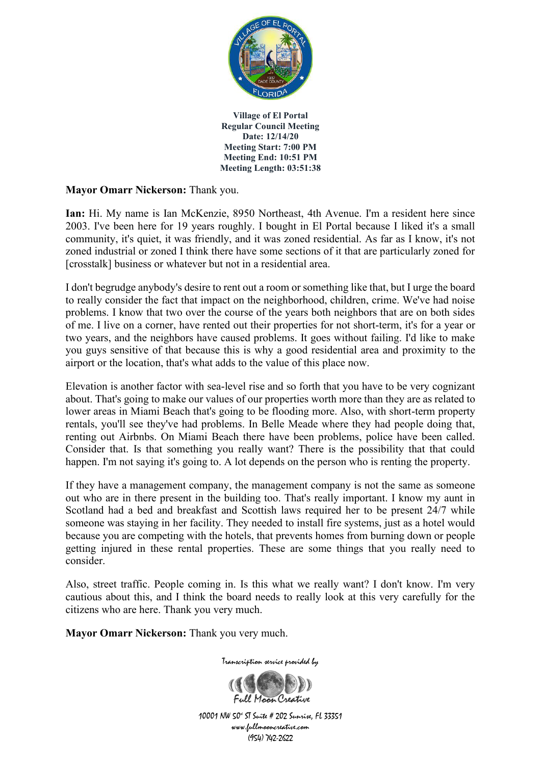**Village of El Portal**
**Regular Council Meeting**
**Date: 12/14/20**
**Meeting Start: 7:00 PM**
**Meeting End: 10:51 PM**
**Meeting Length: 03:51:38**

**Mayor Omarr Nickerson:** Thank you.

**Ian:** Hi. My name is Ian McKenzie, 8950 Northeast, 4th Avenue. I'm a resident here since 2003. I've been here for 19 years roughly. I bought in El Portal because I liked it's a small community, it's quiet, it was friendly, and it was zoned residential. As far as I know, it's not zoned industrial or zoned I think there have some sections of it that are particularly zoned for [crosstalk] business or whatever but not in a residential area.

I don't begrudge anybody's desire to rent out a room or something like that, but I urge the board to really consider the fact that impact on the neighborhood, children, crime. We've had noise problems. I know that two over the course of the years both neighbors that are on both sides of me. I live on a corner, have rented out their properties for not short-term, it's for a year or two years, and the neighbors have caused problems. It goes without failing. I'd like to make you guys sensitive of that because this is why a good residential area and proximity to the airport or the location, that's what adds to the value of this place now.

Elevation is another factor with sea-level rise and so forth that you have to be very cognizant about. That's going to make our values of our properties worth more than they are as related to lower areas in Miami Beach that's going to be flooding more. Also, with short-term property rentals, you'll see they've had problems. In Belle Meade where they had people doing that, renting out Airbnbs. On Miami Beach there have been problems, police have been called. Consider that. Is that something you really want? There is the possibility that that could happen. I'm not saying it's going to. A lot depends on the person who is renting the property.

If they have a management company, the management company is not the same as someone out who are in there present in the building too. That's really important. I know my aunt in Scotland had a bed and breakfast and Scottish laws required her to be present 24/7 while someone was staying in her facility. They needed to install fire systems, just as a hotel would because you are competing with the hotels, that prevents homes from burning down or people getting injured in these rental properties. These are some things that you really need to consider.

Also, street traffic. People coming in. Is this what we really want? I don't know. I'm very cautious about this, and I think the board needs to really look at this very carefully for the citizens who are here. Thank you very much.

**Mayor Omarr Nickerson:** Thank you very much.

Transcription service provided by

Full Moon Creative

10001 NW 50th ST Suite # 202 Sunrise, FL 33351
www.fullmooncreative.com
(954) 742-2622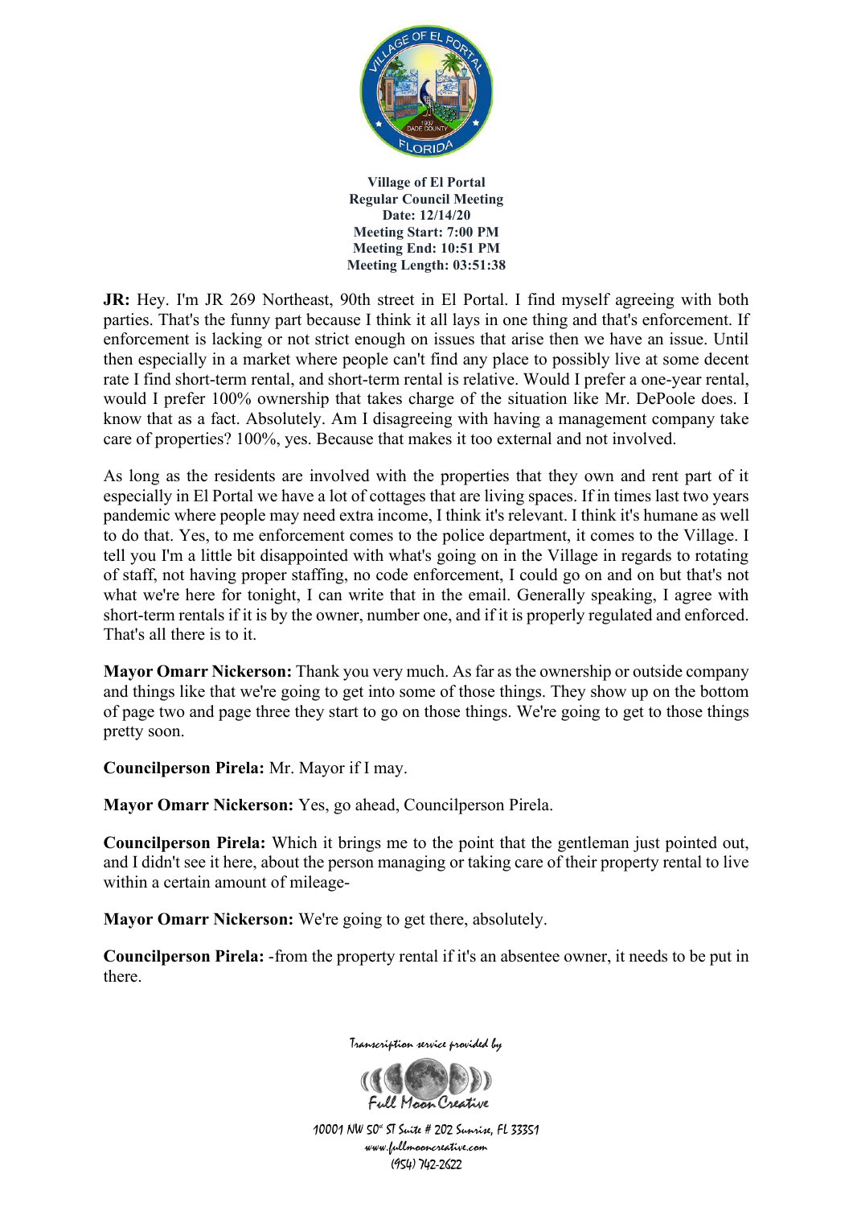**JR:** Hey. I'm JR 269 Northeast, 90th street in El Portal. I find myself agreeing with both parties. That's the funny part because I think it all lays in one thing and that's enforcement. If enforcement is lacking or not strict enough on issues that arise then we have an issue. Until then especially in a market where people can't find any place to possibly live at some decent rate I find short-term rental, and short-term rental is relative. Would I prefer a one-year rental, would I prefer 100% ownership that takes charge of the situation like Mr. DePoole does. I know that as a fact. Absolutely. Am I disagreeing with having a management company take care of properties? 100%, yes. Because that makes it too external and not involved.

As long as the residents are involved with the properties that they own and rent part of it especially in El Portal we have a lot of cottages that are living spaces. If in times last two years pandemic where people may need extra income, I think it's relevant. I think it's humane as well to do that. Yes, to me enforcement comes to the police department, it comes to the Village. I tell you I'm a little bit disappointed with what's going on in the Village in regards to rotating of staff, not having proper staffing, no code enforcement, I could go on and on but that's not what we're here for tonight, I can write that in the email. Generally speaking, I agree with short-term rentals if it is by the owner, number one, and if it is properly regulated and enforced. That's all there is to it.

**Mayor Omarr Nickerson:** Thank you very much. As far as the ownership or outside company and things like that we're going to get into some of those things. They show up on the bottom of page two and page three they start to go on those things. We're going to get to those things pretty soon.

**Councilperson Pirela:** Mr. Mayor if I may.

**Mayor Omarr Nickerson:** Yes, go ahead, Councilperson Pirela.

**Councilperson Pirela:** Which it brings me to the point that the gentleman just pointed out, and I didn't see it here, about the person managing or taking care of their property rental to live within a certain amount of mileage-

**Mayor Omarr Nickerson:** We're going to get there, absolutely.

**Councilperson Pirela:** -from the property rental if it's an absentee owner, it needs to be put in there.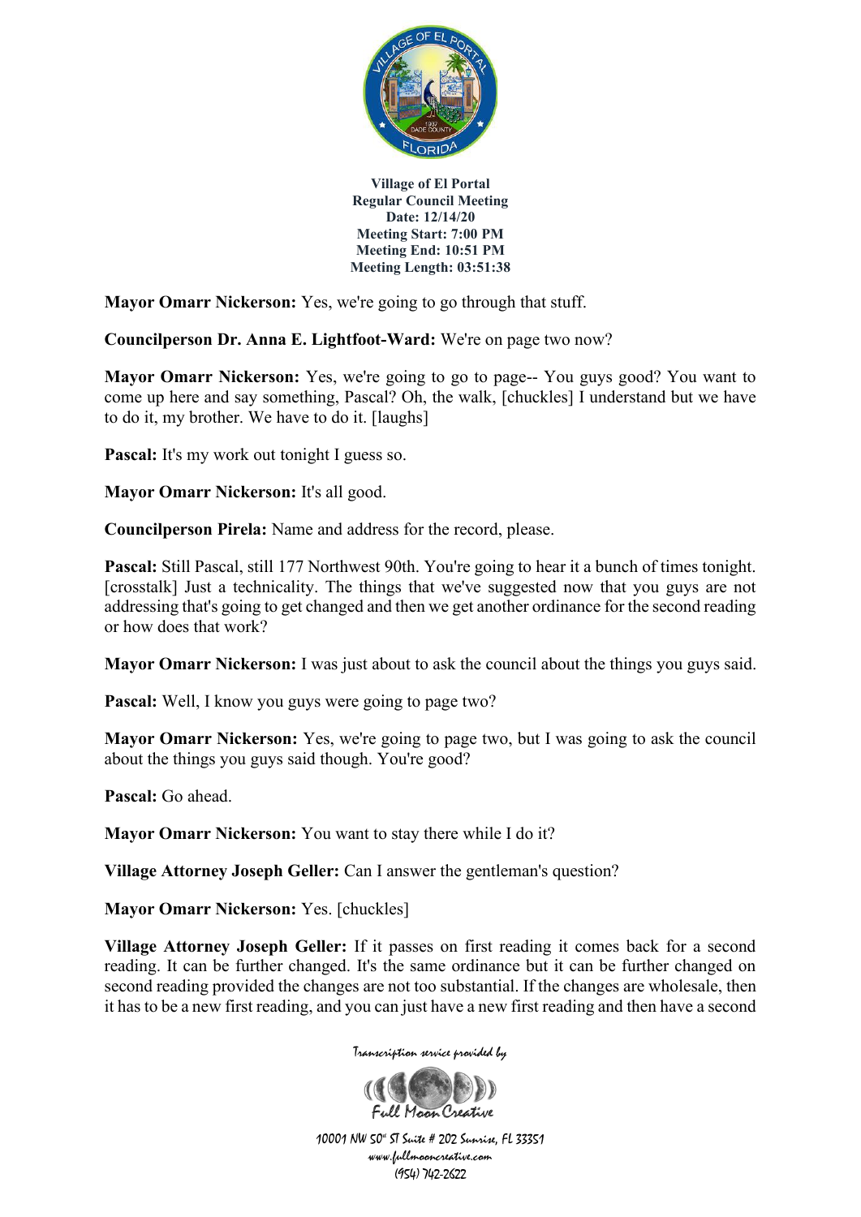**Mayor Omarr Nickerson:** Yes, we're going to go through that stuff.

**Councilperson Dr. Anna E. Lightfoot-Ward:** We're on page two now?

**Mayor Omarr Nickerson:** Yes, we're going to go to page-- You guys good? You want to come up here and say something, Pascal? Oh, the walk, [chuckles] I understand but we have to do it, my brother. We have to do it. [laughs]

**Pascal:** It's my work out tonight I guess so.

**Mayor Omarr Nickerson:** It's all good.

**Councilperson Pirela:** Name and address for the record, please.

**Pascal:** Still Pascal, still 177 Northwest 90th. You're going to hear it a bunch of times tonight. [crosstalk] Just a technicality. The things that we've suggested now that you guys are not addressing that's going to get changed and then we get another ordinance for the second reading or how does that work?

**Mayor Omarr Nickerson:** I was just about to ask the council about the things you guys said.

**Pascal:** Well, I know you guys were going to page two?

**Mayor Omarr Nickerson:** Yes, we're going to page two, but I was going to ask the council about the things you guys said though. You're good?

**Pascal:** Go ahead.

**Mayor Omarr Nickerson:** You want to stay there while I do it?

**Village Attorney Joseph Geller:** Can I answer the gentleman's question?

**Mayor Omarr Nickerson:** Yes. [chuckles]

**Village Attorney Joseph Geller:** If it passes on first reading it comes back for a second reading. It can be further changed. It's the same ordinance but it can be further changed on second reading provided the changes are not too substantial. If the changes are wholesale, then it has to be a new first reading, and you can just have a new first reading and then have a second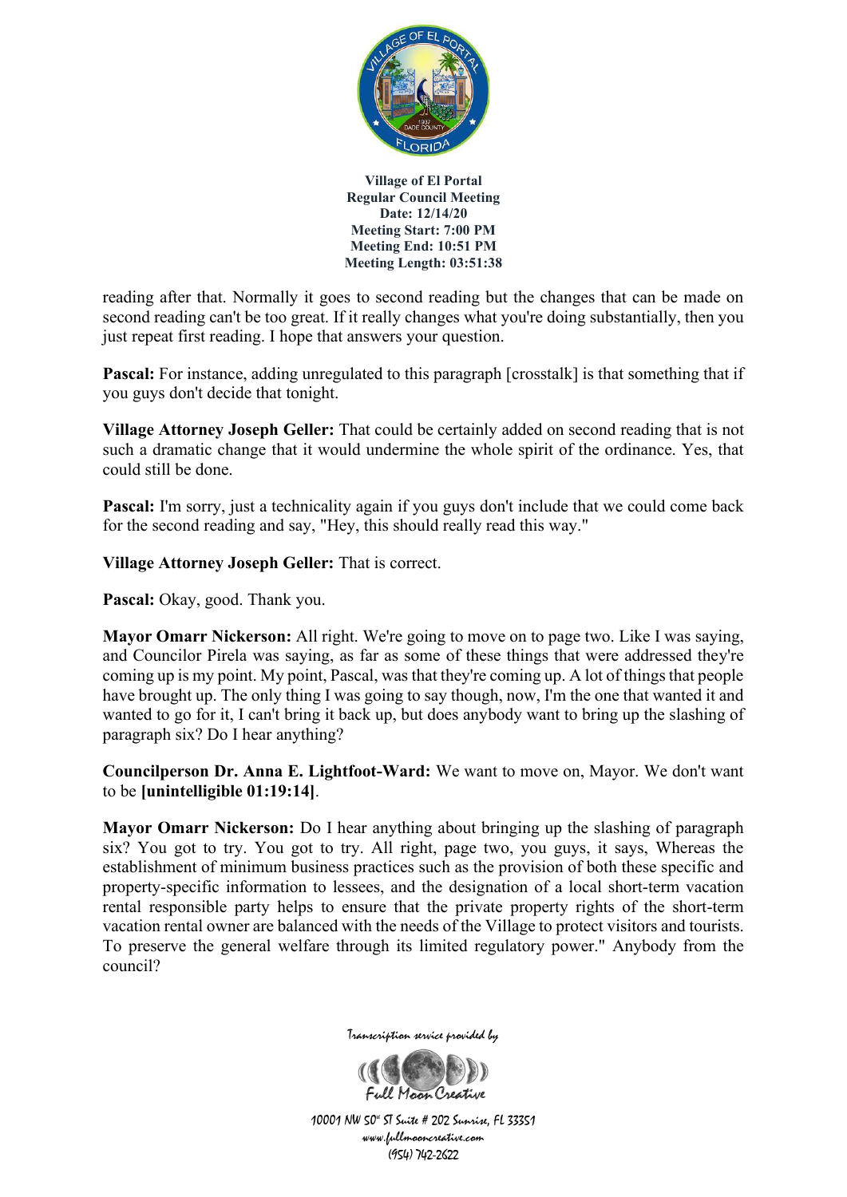reading after that. Normally it goes to second reading but the changes that can be made on second reading can't be too great. If it really changes what you're doing substantially, then you just repeat first reading. I hope that answers your question.

**Pascal:** For instance, adding unregulated to this paragraph [crosstalk] is that something that if you guys don't decide that tonight.

**Village Attorney Joseph Geller:** That could be certainly added on second reading that is not such a dramatic change that it would undermine the whole spirit of the ordinance. Yes, that could still be done.

**Pascal:** I'm sorry, just a technicality again if you guys don't include that we could come back for the second reading and say, "Hey, this should really read this way."

**Village Attorney Joseph Geller:** That is correct.

**Pascal:** Okay, good. Thank you.

**Mayor Omarr Nickerson:** All right. We're going to move on to page two. Like I was saying, and Councilor Pirela was saying, as far as some of these things that were addressed they're coming up is my point. My point, Pascal, was that they're coming up. A lot of things that people have brought up. The only thing I was going to say though, now, I'm the one that wanted it and wanted to go for it, I can't bring it back up, but does anybody want to bring up the slashing of paragraph six? Do I hear anything?

**Councilperson Dr. Anna E. Lightfoot-Ward:** We want to move on, Mayor. We don't want to be **[unintelligible 01:19:14]**.

**Mayor Omarr Nickerson:** Do I hear anything about bringing up the slashing of paragraph six? You got to try. You got to try. All right, page two, you guys, it says, Whereas the establishment of minimum business practices such as the provision of both these specific and property-specific information to lessees, and the designation of a local short-term vacation rental responsible party helps to ensure that the private property rights of the short-term vacation rental owner are balanced with the needs of the Village to protect visitors and tourists. To preserve the general welfare through its limited regulatory power." Anybody from the council?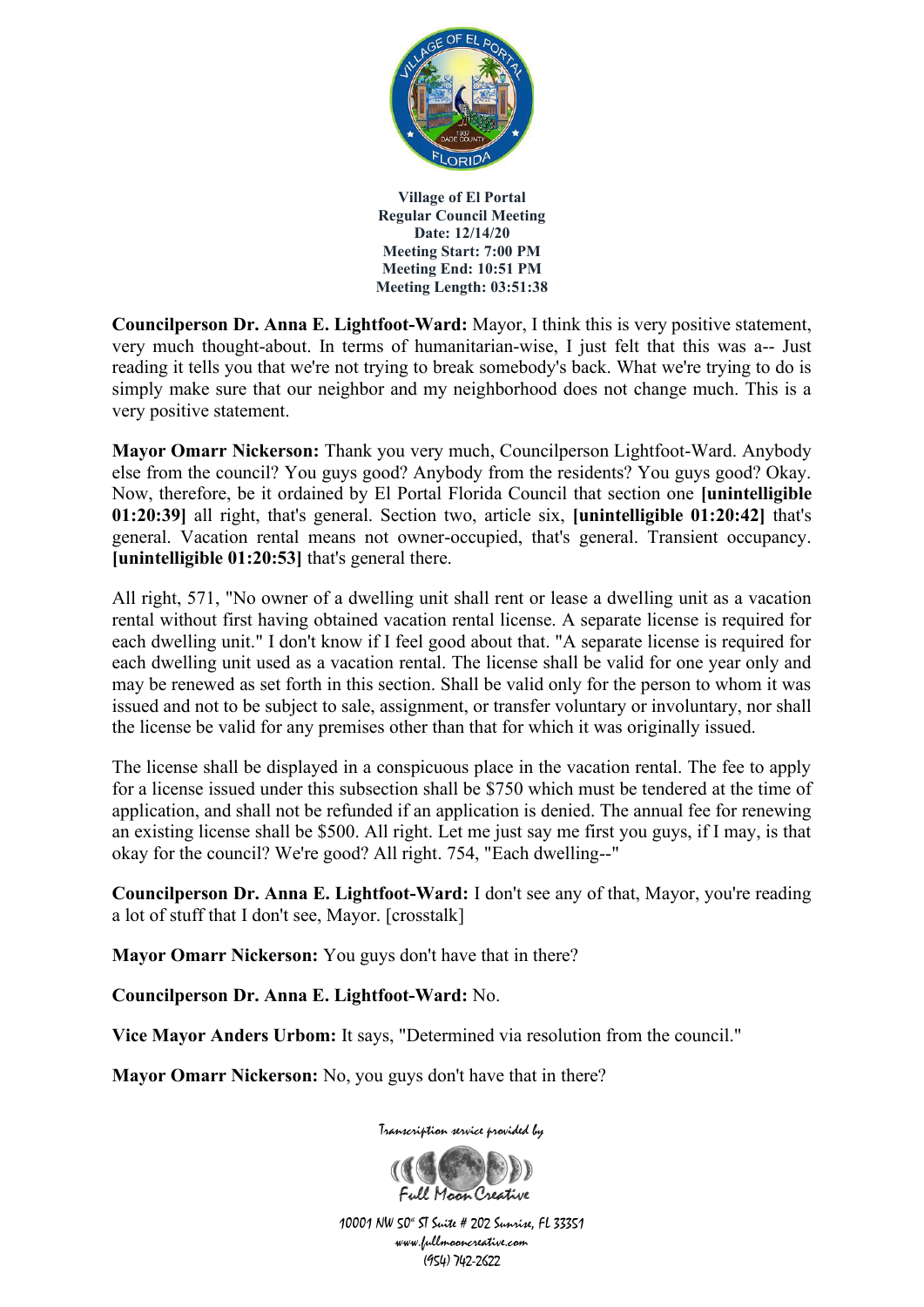**Village of El Portal**
**Regular Council Meeting**
**Date: 12/14/20**
**Meeting Start: 7:00 PM**
**Meeting End: 10:51 PM**
**Meeting Length: 03:51:38**

**Councilperson Dr. Anna E. Lightfoot-Ward:** Mayor, I think this is very positive statement, very much thought-about. In terms of humanitarian-wise, I just felt that this was a-- Just reading it tells you that we're not trying to break somebody's back. What we're trying to do is simply make sure that our neighbor and my neighborhood does not change much. This is a very positive statement.

**Mayor Omarr Nickerson:** Thank you very much, Councilperson Lightfoot-Ward. Anybody else from the council? You guys good? Anybody from the residents? You guys good? Okay. Now, therefore, be it ordained by El Portal Florida Council that section one **[unintelligible 01:20:39]** all right, that's general. Section two, article six, **[unintelligible 01:20:42]** that's general. Vacation rental means not owner-occupied, that's general. Transient occupancy. **[unintelligible 01:20:53]** that's general there.

All right, 571, "No owner of a dwelling unit shall rent or lease a dwelling unit as a vacation rental without first having obtained vacation rental license. A separate license is required for each dwelling unit." I don't know if I feel good about that. "A separate license is required for each dwelling unit used as a vacation rental. The license shall be valid for one year only and may be renewed as set forth in this section. Shall be valid only for the person to whom it was issued and not to be subject to sale, assignment, or transfer voluntary or involuntary, nor shall the license be valid for any premises other than that for which it was originally issued.

The license shall be displayed in a conspicuous place in the vacation rental. The fee to apply for a license issued under this subsection shall be $750 which must be tendered at the time of application, and shall not be refunded if an application is denied. The annual fee for renewing an existing license shall be $500. All right. Let me just say me first you guys, if I may, is that okay for the council? We're good? All right. 754, "Each dwelling--"

**Councilperson Dr. Anna E. Lightfoot-Ward:** I don't see any of that, Mayor, you're reading a lot of stuff that I don't see, Mayor. [crosstalk]

**Mayor Omarr Nickerson:** You guys don't have that in there?

**Councilperson Dr. Anna E. Lightfoot-Ward:** No.

**Vice Mayor Anders Urbom:** It says, "Determined via resolution from the council."

**Mayor Omarr Nickerson:** No, you guys don't have that in there?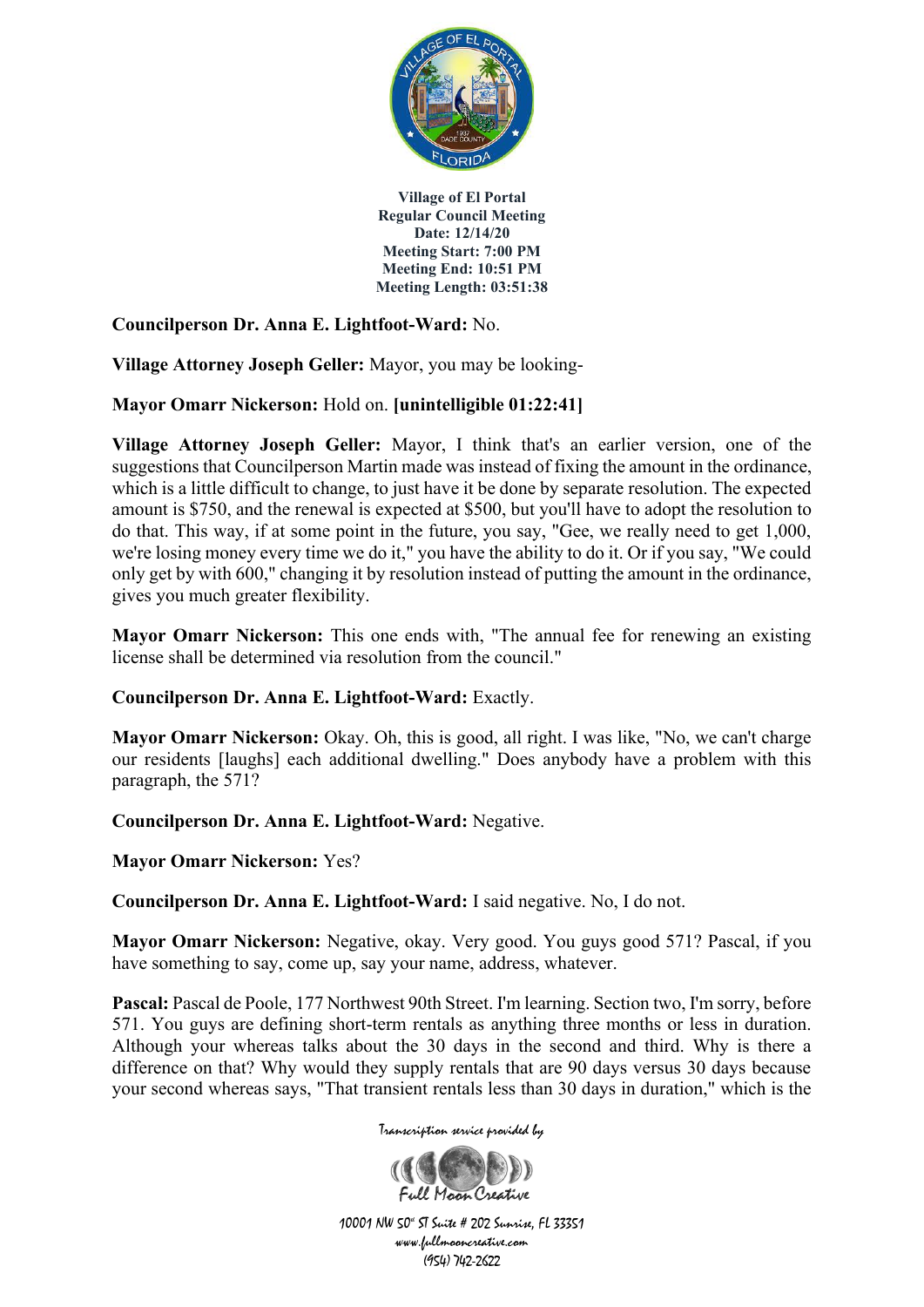**Councilperson Dr. Anna E. Lightfoot-Ward:** No.

**Village Attorney Joseph Geller:** Mayor, you may be looking-

**Mayor Omarr Nickerson:** Hold on. **[unintelligible 01:22:41]**

**Village Attorney Joseph Geller:** Mayor, I think that's an earlier version, one of the suggestions that Councilperson Martin made was instead of fixing the amount in the ordinance, which is a little difficult to change, to just have it be done by separate resolution. The expected amount is $750, and the renewal is expected at $500, but you'll have to adopt the resolution to do that. This way, if at some point in the future, you say, "Gee, we really need to get 1,000, we're losing money every time we do it," you have the ability to do it. Or if you say, "We could only get by with 600," changing it by resolution instead of putting the amount in the ordinance, gives you much greater flexibility.

**Mayor Omarr Nickerson:** This one ends with, "The annual fee for renewing an existing license shall be determined via resolution from the council."

**Councilperson Dr. Anna E. Lightfoot-Ward:** Exactly.

**Mayor Omarr Nickerson:** Okay. Oh, this is good, all right. I was like, "No, we can't charge our residents [laughs] each additional dwelling." Does anybody have a problem with this paragraph, the 571?

**Councilperson Dr. Anna E. Lightfoot-Ward:** Negative.

**Mayor Omarr Nickerson:** Yes?

**Councilperson Dr. Anna E. Lightfoot-Ward:** I said negative. No, I do not.

**Mayor Omarr Nickerson:** Negative, okay. Very good. You guys good 571? Pascal, if you have something to say, come up, say your name, address, whatever.

**Pascal:** Pascal de Poole, 177 Northwest 90th Street. I'm learning. Section two, I'm sorry, before 571. You guys are defining short-term rentals as anything three months or less in duration. Although your whereas talks about the 30 days in the second and third. Why is there a difference on that? Why would they supply rentals that are 90 days versus 30 days because your second whereas says, "That transient rentals less than 30 days in duration," which is the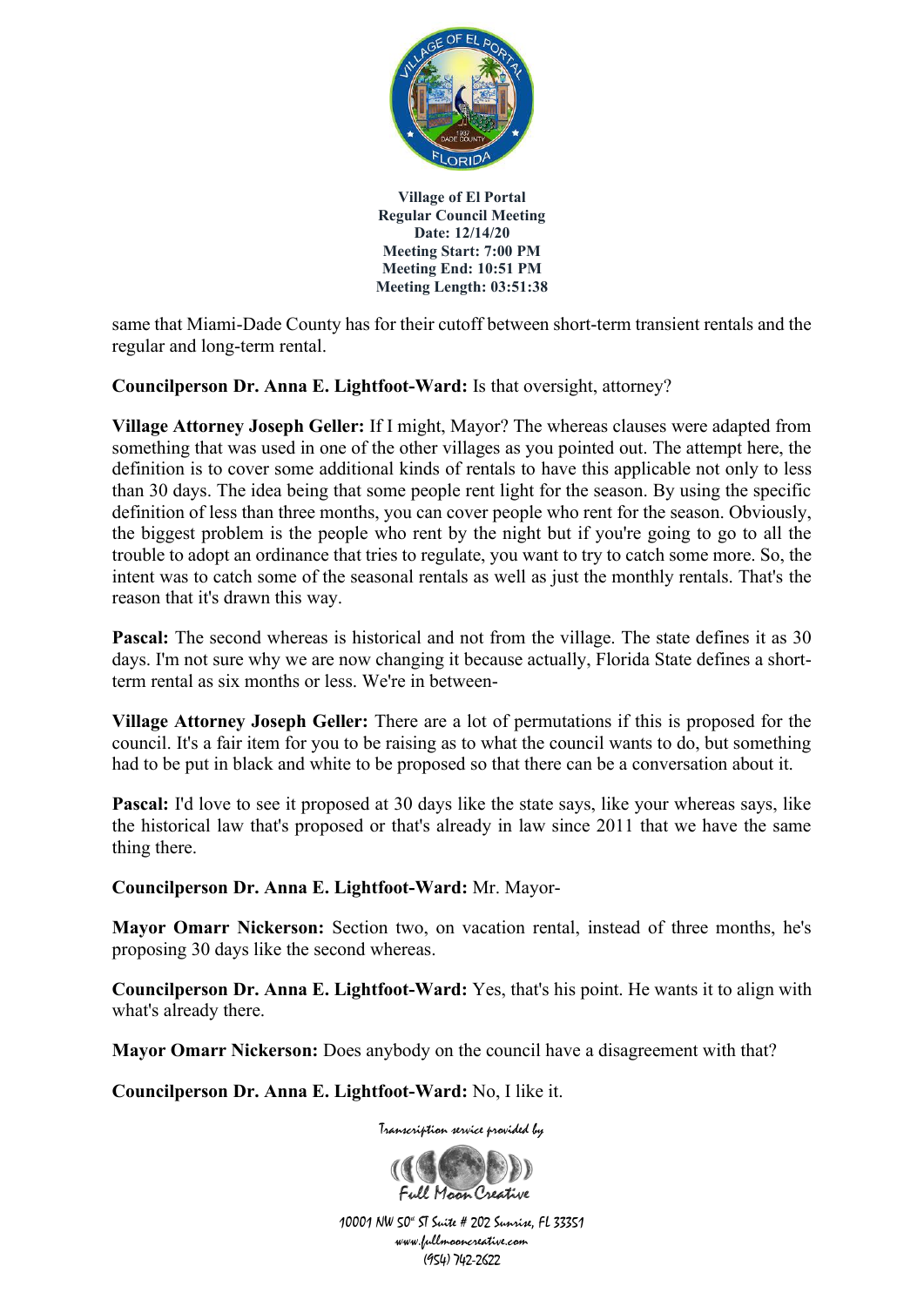same that Miami-Dade County has for their cutoff between short-term transient rentals and the regular and long-term rental.

**Councilperson Dr. Anna E. Lightfoot-Ward:** Is that oversight, attorney?

**Village Attorney Joseph Geller:** If I might, Mayor? The whereas clauses were adapted from something that was used in one of the other villages as you pointed out. The attempt here, the definition is to cover some additional kinds of rentals to have this applicable not only to less than 30 days. The idea being that some people rent light for the season. By using the specific definition of less than three months, you can cover people who rent for the season. Obviously, the biggest problem is the people who rent by the night but if you're going to go to all the trouble to adopt an ordinance that tries to regulate, you want to try to catch some more. So, the intent was to catch some of the seasonal rentals as well as just the monthly rentals. That's the reason that it's drawn this way.

**Pascal:** The second whereas is historical and not from the village. The state defines it as 30 days. I'm not sure why we are now changing it because actually, Florida State defines a short-term rental as six months or less. We're in between-

**Village Attorney Joseph Geller:** There are a lot of permutations if this is proposed for the council. It's a fair item for you to be raising as to what the council wants to do, but something had to be put in black and white to be proposed so that there can be a conversation about it.

**Pascal:** I'd love to see it proposed at 30 days like the state says, like your whereas says, like the historical law that's proposed or that's already in law since 2011 that we have the same thing there.

**Councilperson Dr. Anna E. Lightfoot-Ward:** Mr. Mayor-

**Mayor Omarr Nickerson:** Section two, on vacation rental, instead of three months, he's proposing 30 days like the second whereas.

**Councilperson Dr. Anna E. Lightfoot-Ward:** Yes, that's his point. He wants it to align with what's already there.

**Mayor Omarr Nickerson:** Does anybody on the council have a disagreement with that?

**Councilperson Dr. Anna E. Lightfoot-Ward:** No, I like it.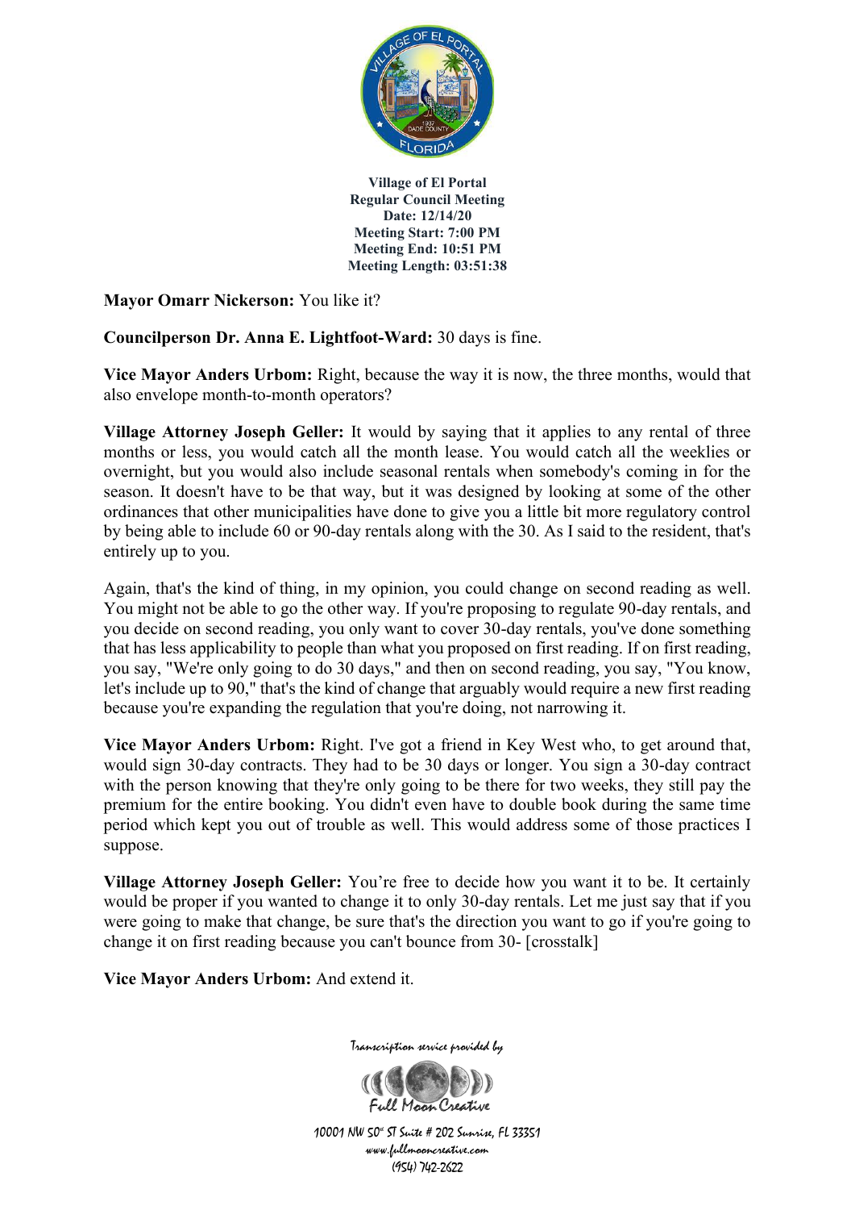**Village of El Portal**
**Regular Council Meeting**
**Date: 12/14/20**
**Meeting Start: 7:00 PM**
**Meeting End: 10:51 PM**
**Meeting Length: 03:51:38**

**Mayor Omarr Nickerson:** You like it?

**Councilperson Dr. Anna E. Lightfoot-Ward:** 30 days is fine.

**Vice Mayor Anders Urbom:** Right, because the way it is now, the three months, would that also envelope month-to-month operators?

**Village Attorney Joseph Geller:** It would by saying that it applies to any rental of three months or less, you would catch all the month lease. You would catch all the weeklies or overnight, but you would also include seasonal rentals when somebody's coming in for the season. It doesn't have to be that way, but it was designed by looking at some of the other ordinances that other municipalities have done to give you a little bit more regulatory control by being able to include 60 or 90-day rentals along with the 30. As I said to the resident, that's entirely up to you.

Again, that's the kind of thing, in my opinion, you could change on second reading as well. You might not be able to go the other way. If you're proposing to regulate 90-day rentals, and you decide on second reading, you only want to cover 30-day rentals, you've done something that has less applicability to people than what you proposed on first reading. If on first reading, you say, "We're only going to do 30 days," and then on second reading, you say, "You know, let's include up to 90," that's the kind of change that arguably would require a new first reading because you're expanding the regulation that you're doing, not narrowing it.

**Vice Mayor Anders Urbom:** Right. I've got a friend in Key West who, to get around that, would sign 30-day contracts. They had to be 30 days or longer. You sign a 30-day contract with the person knowing that they're only going to be there for two weeks, they still pay the premium for the entire booking. You didn't even have to double book during the same time period which kept you out of trouble as well. This would address some of those practices I suppose.

**Village Attorney Joseph Geller:** You're free to decide how you want it to be. It certainly would be proper if you wanted to change it to only 30-day rentals. Let me just say that if you were going to make that change, be sure that's the direction you want to go if you're going to change it on first reading because you can't bounce from 30- [crosstalk]

**Vice Mayor Anders Urbom:** And extend it.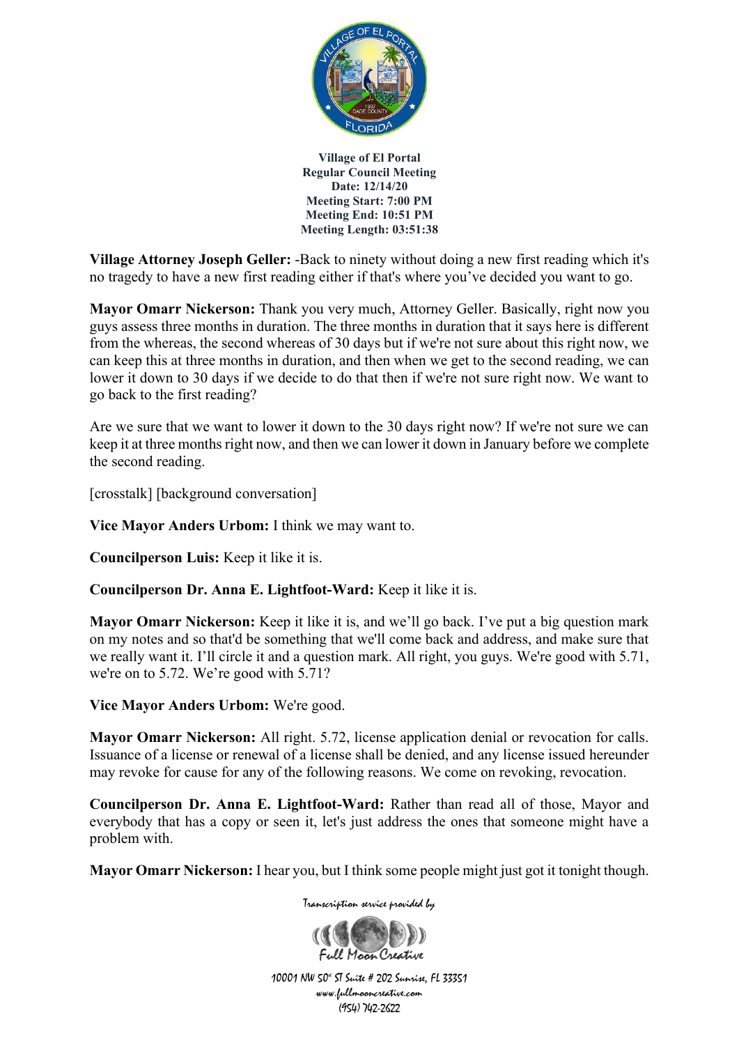**Village Attorney Joseph Geller:** -Back to ninety without doing a new first reading which it's no tragedy to have a new first reading either if that's where you've decided you want to go.

**Mayor Omarr Nickerson:** Thank you very much, Attorney Geller. Basically, right now you guys assess three months in duration. The three months in duration that it says here is different from the whereas, the second whereas of 30 days but if we're not sure about this right now, we can keep this at three months in duration, and then when we get to the second reading, we can lower it down to 30 days if we decide to do that then if we're not sure right now. We want to go back to the first reading?

Are we sure that we want to lower it down to the 30 days right now? If we're not sure we can keep it at three months right now, and then we can lower it down in January before we complete the second reading.

[crosstalk] [background conversation]

**Vice Mayor Anders Urbom:** I think we may want to.

**Councilperson Luis:** Keep it like it is.

**Councilperson Dr. Anna E. Lightfoot-Ward:** Keep it like it is.

**Mayor Omarr Nickerson:** Keep it like it is, and we'll go back. I've put a big question mark on my notes and so that'd be something that we'll come back and address, and make sure that we really want it. I'll circle it and a question mark. All right, you guys. We're good with 5.71, we're on to 5.72. We're good with 5.71?

**Vice Mayor Anders Urbom:** We're good.

**Mayor Omarr Nickerson:** All right. 5.72, license application denial or revocation for calls. Issuance of a license or renewal of a license shall be denied, and any license issued hereunder may revoke for cause for any of the following reasons. We come on revoking, revocation.

**Councilperson Dr. Anna E. Lightfoot-Ward:** Rather than read all of those, Mayor and everybody that has a copy or seen it, let's just address the ones that someone might have a problem with.

**Mayor Omarr Nickerson:** I hear you, but I think some people might just got it tonight though.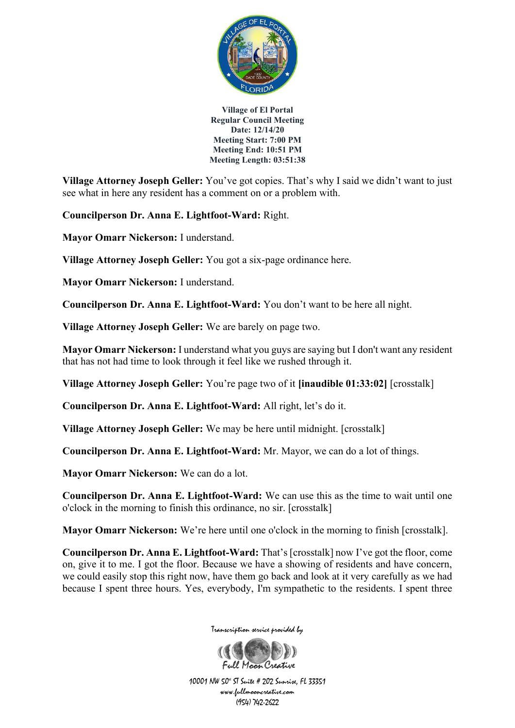**Village of El Portal**
**Regular Council Meeting**
**Date: 12/14/20**
**Meeting Start: 7:00 PM**
**Meeting End: 10:51 PM**
**Meeting Length: 03:51:38**

**Village Attorney Joseph Geller:** You've got copies. That's why I said we didn't want to just see what in here any resident has a comment on or a problem with.

**Councilperson Dr. Anna E. Lightfoot-Ward:** Right.

**Mayor Omarr Nickerson:** I understand.

**Village Attorney Joseph Geller:** You got a six-page ordinance here.

**Mayor Omarr Nickerson:** I understand.

**Councilperson Dr. Anna E. Lightfoot-Ward:** You don't want to be here all night.

**Village Attorney Joseph Geller:** We are barely on page two.

**Mayor Omarr Nickerson:** I understand what you guys are saying but I don't want any resident that has not had time to look through it feel like we rushed through it.

**Village Attorney Joseph Geller:** You're page two of it **[inaudible 01:33:02]** [crosstalk]

**Councilperson Dr. Anna E. Lightfoot-Ward:** All right, let's do it.

**Village Attorney Joseph Geller:** We may be here until midnight. [crosstalk]

**Councilperson Dr. Anna E. Lightfoot-Ward:** Mr. Mayor, we can do a lot of things.

**Mayor Omarr Nickerson:** We can do a lot.

**Councilperson Dr. Anna E. Lightfoot-Ward:** We can use this as the time to wait until one o'clock in the morning to finish this ordinance, no sir. [crosstalk]

**Mayor Omarr Nickerson:** We're here until one o'clock in the morning to finish [crosstalk].

**Councilperson Dr. Anna E. Lightfoot-Ward:** That's [crosstalk] now I've got the floor, come on, give it to me. I got the floor. Because we have a showing of residents and have concern, we could easily stop this right now, have them go back and look at it very carefully as we had because I spent three hours. Yes, everybody, I'm sympathetic to the residents. I spent three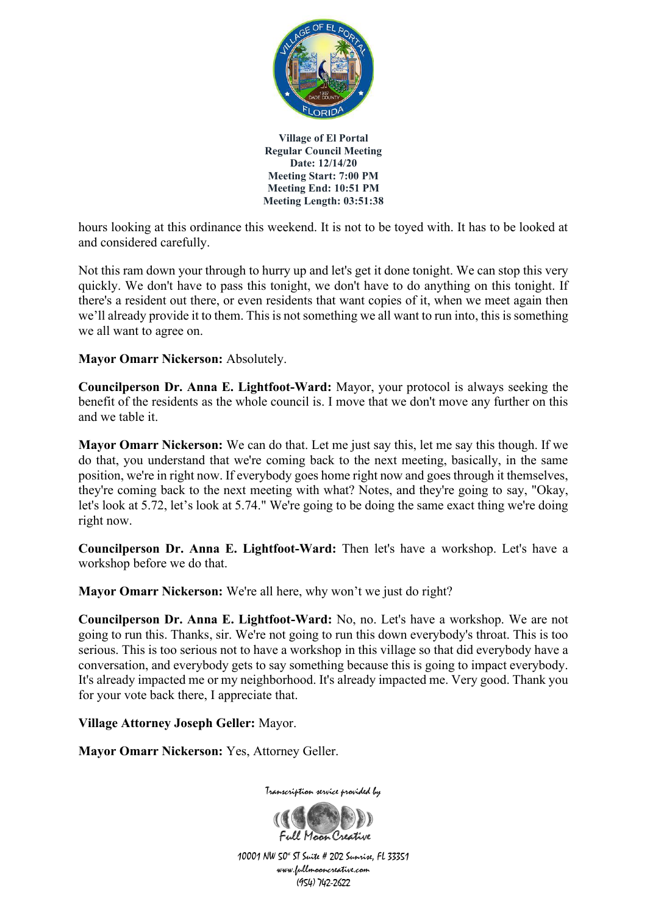hours looking at this ordinance this weekend. It is not to be toyed with. It has to be looked at and considered carefully.

Not this ram down your through to hurry up and let's get it done tonight. We can stop this very quickly. We don't have to pass this tonight, we don't have to do anything on this tonight. If there's a resident out there, or even residents that want copies of it, when we meet again then we'll already provide it to them. This is not something we all want to run into, this is something we all want to agree on.

**Mayor Omarr Nickerson:** Absolutely.

**Councilperson Dr. Anna E. Lightfoot-Ward:** Mayor, your protocol is always seeking the benefit of the residents as the whole council is. I move that we don't move any further on this and we table it.

**Mayor Omarr Nickerson:** We can do that. Let me just say this, let me say this though. If we do that, you understand that we're coming back to the next meeting, basically, in the same position, we're in right now. If everybody goes home right now and goes through it themselves, they're coming back to the next meeting with what? Notes, and they're going to say, "Okay, let's look at 5.72, let's look at 5.74." We're going to be doing the same exact thing we're doing right now.

**Councilperson Dr. Anna E. Lightfoot-Ward:** Then let's have a workshop. Let's have a workshop before we do that.

**Mayor Omarr Nickerson:** We're all here, why won't we just do right?

**Councilperson Dr. Anna E. Lightfoot-Ward:** No, no. Let's have a workshop. We are not going to run this. Thanks, sir. We're not going to run this down everybody's throat. This is too serious. This is too serious not to have a workshop in this village so that did everybody have a conversation, and everybody gets to say something because this is going to impact everybody. It's already impacted me or my neighborhood. It's already impacted me. Very good. Thank you for your vote back there, I appreciate that.

**Village Attorney Joseph Geller:** Mayor.

**Mayor Omarr Nickerson:** Yes, Attorney Geller.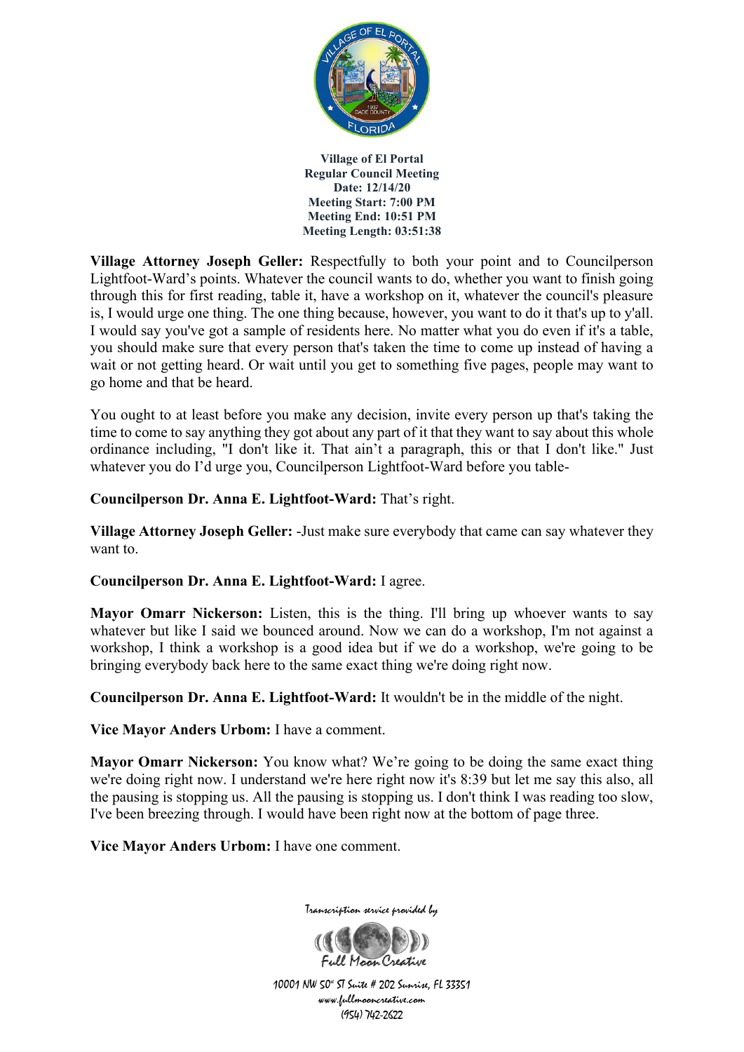**Village Attorney Joseph Geller:** Respectfully to both your point and to Councilperson Lightfoot-Ward's points. Whatever the council wants to do, whether you want to finish going through this for first reading, table it, have a workshop on it, whatever the council's pleasure is, I would urge one thing. The one thing because, however, you want to do it that's up to y'all. I would say you've got a sample of residents here. No matter what you do even if it's a table, you should make sure that every person that's taken the time to come up instead of having a wait or not getting heard. Or wait until you get to something five pages, people may want to go home and that be heard.

You ought to at least before you make any decision, invite every person up that's taking the time to come to say anything they got about any part of it that they want to say about this whole ordinance including, "I don't like it. That ain't a paragraph, this or that I don't like." Just whatever you do I'd urge you, Councilperson Lightfoot-Ward before you table-

**Councilperson Dr. Anna E. Lightfoot-Ward:** That's right.

**Village Attorney Joseph Geller:** -Just make sure everybody that came can say whatever they want to.

**Councilperson Dr. Anna E. Lightfoot-Ward:** I agree.

**Mayor Omarr Nickerson:** Listen, this is the thing. I'll bring up whoever wants to say whatever but like I said we bounced around. Now we can do a workshop, I'm not against a workshop, I think a workshop is a good idea but if we do a workshop, we're going to be bringing everybody back here to the same exact thing we're doing right now.

**Councilperson Dr. Anna E. Lightfoot-Ward:** It wouldn't be in the middle of the night.

**Vice Mayor Anders Urbom:** I have a comment.

**Mayor Omarr Nickerson:** You know what? We're going to be doing the same exact thing we're doing right now. I understand we're here right now it's 8:39 but let me say this also, all the pausing is stopping us. All the pausing is stopping us. I don't think I was reading too slow, I've been breezing through. I would have been right now at the bottom of page three.

**Vice Mayor Anders Urbom:** I have one comment.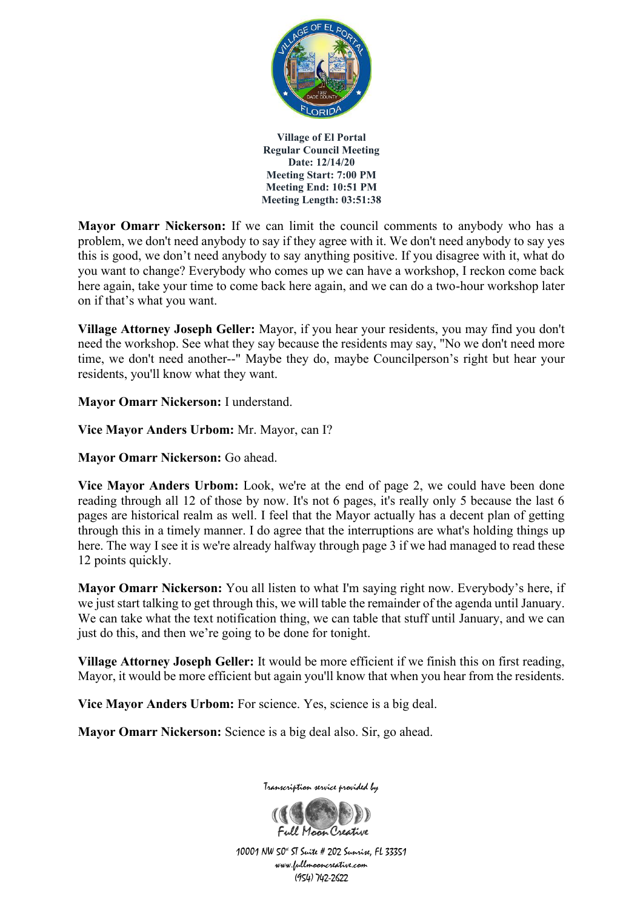**Village of El Portal**
**Regular Council Meeting**
**Date: 12/14/20**
**Meeting Start: 7:00 PM**
**Meeting End: 10:51 PM**
**Meeting Length: 03:51:38**

**Mayor Omarr Nickerson:** If we can limit the council comments to anybody who has a problem, we don't need anybody to say if they agree with it. We don't need anybody to say yes this is good, we don't need anybody to say anything positive. If you disagree with it, what do you want to change? Everybody who comes up we can have a workshop, I reckon come back here again, take your time to come back here again, and we can do a two-hour workshop later on if that's what you want.

**Village Attorney Joseph Geller:** Mayor, if you hear your residents, you may find you don't need the workshop. See what they say because the residents may say, "No we don't need more time, we don't need another--" Maybe they do, maybe Councilperson's right but hear your residents, you'll know what they want.

**Mayor Omarr Nickerson:** I understand.

**Vice Mayor Anders Urbom:** Mr. Mayor, can I?

**Mayor Omarr Nickerson:** Go ahead.

**Vice Mayor Anders Urbom:** Look, we're at the end of page 2, we could have been done reading through all 12 of those by now. It's not 6 pages, it's really only 5 because the last 6 pages are historical realm as well. I feel that the Mayor actually has a decent plan of getting through this in a timely manner. I do agree that the interruptions are what's holding things up here. The way I see it is we're already halfway through page 3 if we had managed to read these 12 points quickly.

**Mayor Omarr Nickerson:** You all listen to what I'm saying right now. Everybody's here, if we just start talking to get through this, we will table the remainder of the agenda until January. We can take what the text notification thing, we can table that stuff until January, and we can just do this, and then we're going to be done for tonight.

**Village Attorney Joseph Geller:** It would be more efficient if we finish this on first reading, Mayor, it would be more efficient but again you'll know that when you hear from the residents.

**Vice Mayor Anders Urbom:** For science. Yes, science is a big deal.

**Mayor Omarr Nickerson:** Science is a big deal also. Sir, go ahead.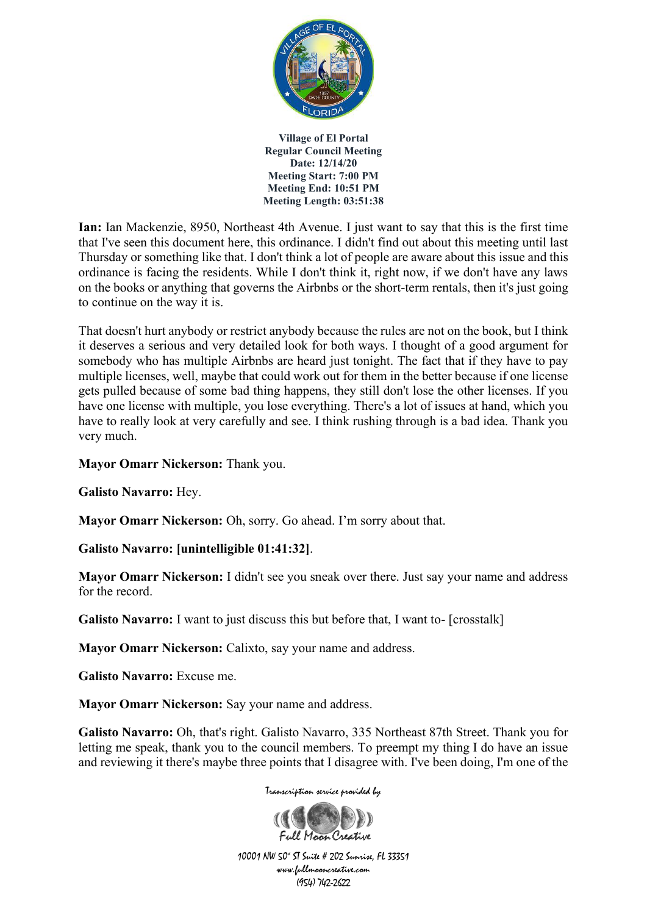**Village of El Portal**
**Regular Council Meeting**
**Date: 12/14/20**
**Meeting Start: 7:00 PM**
**Meeting End: 10:51 PM**
**Meeting Length: 03:51:38**

**Ian:** Ian Mackenzie, 8950, Northeast 4th Avenue. I just want to say that this is the first time that I've seen this document here, this ordinance. I didn't find out about this meeting until last Thursday or something like that. I don't think a lot of people are aware about this issue and this ordinance is facing the residents. While I don't think it, right now, if we don't have any laws on the books or anything that governs the Airbnbs or the short-term rentals, then it's just going to continue on the way it is.

That doesn't hurt anybody or restrict anybody because the rules are not on the book, but I think it deserves a serious and very detailed look for both ways. I thought of a good argument for somebody who has multiple Airbnbs are heard just tonight. The fact that if they have to pay multiple licenses, well, maybe that could work out for them in the better because if one license gets pulled because of some bad thing happens, they still don't lose the other licenses. If you have one license with multiple, you lose everything. There's a lot of issues at hand, which you have to really look at very carefully and see. I think rushing through is a bad idea. Thank you very much.

**Mayor Omarr Nickerson:** Thank you.

**Galisto Navarro:** Hey.

**Mayor Omarr Nickerson:** Oh, sorry. Go ahead. I'm sorry about that.

**Galisto Navarro: [unintelligible 01:41:32]**.

**Mayor Omarr Nickerson:** I didn't see you sneak over there. Just say your name and address for the record.

**Galisto Navarro:** I want to just discuss this but before that, I want to- [crosstalk]

**Mayor Omarr Nickerson:** Calixto, say your name and address.

**Galisto Navarro:** Excuse me.

**Mayor Omarr Nickerson:** Say your name and address.

**Galisto Navarro:** Oh, that's right. Galisto Navarro, 335 Northeast 87th Street. Thank you for letting me speak, thank you to the council members. To preempt my thing I do have an issue and reviewing it there's maybe three points that I disagree with. I've been doing, I'm one of the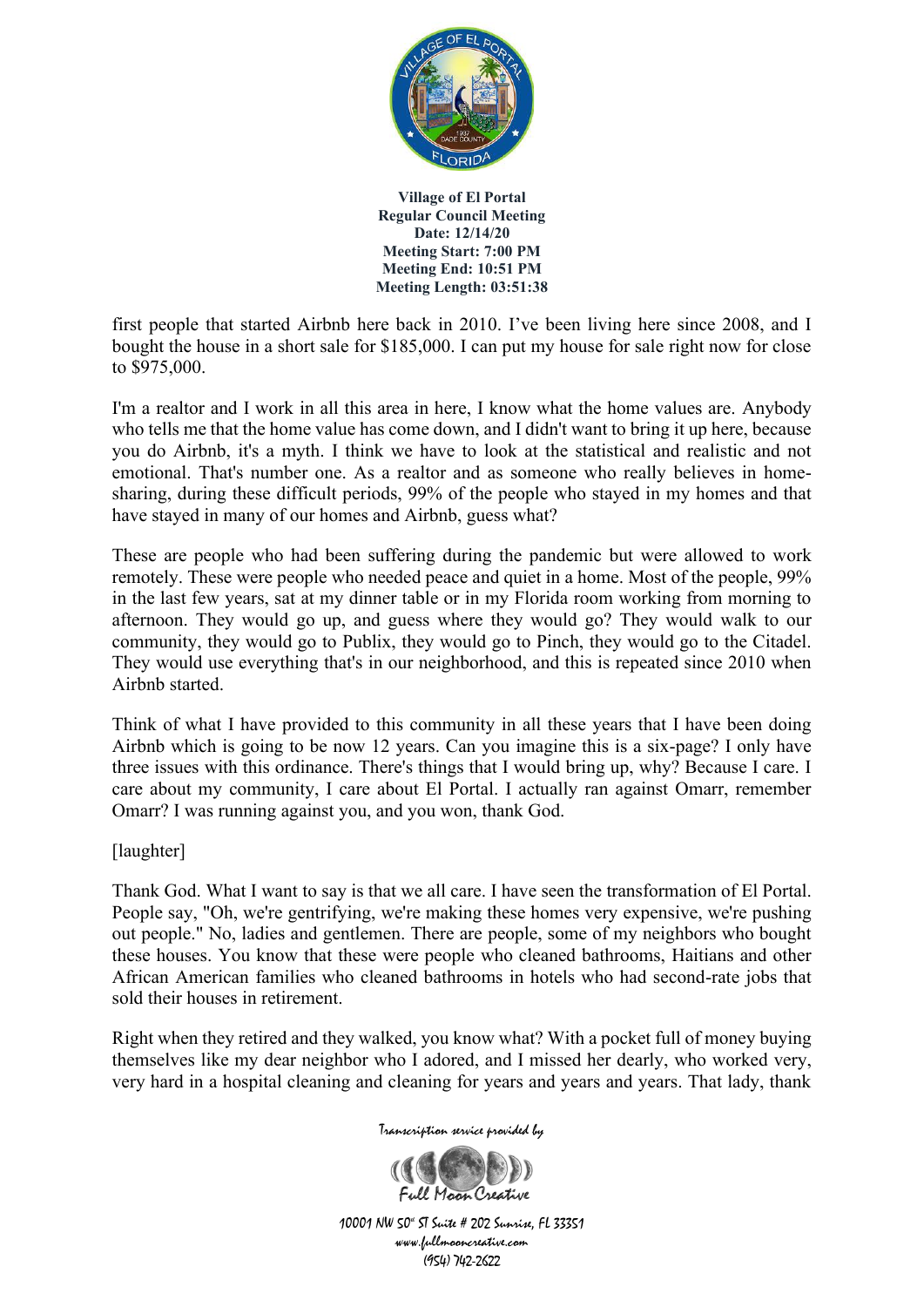first people that started Airbnb here back in 2010. I've been living here since 2008, and I bought the house in a short sale for $185,000. I can put my house for sale right now for close to $975,000.

I'm a realtor and I work in all this area in here, I know what the home values are. Anybody who tells me that the home value has come down, and I didn't want to bring it up here, because you do Airbnb, it's a myth. I think we have to look at the statistical and realistic and not emotional. That's number one. As a realtor and as someone who really believes in home-sharing, during these difficult periods, 99% of the people who stayed in my homes and that have stayed in many of our homes and Airbnb, guess what?

These are people who had been suffering during the pandemic but were allowed to work remotely. These were people who needed peace and quiet in a home. Most of the people, 99% in the last few years, sat at my dinner table or in my Florida room working from morning to afternoon. They would go up, and guess where they would go? They would walk to our community, they would go to Publix, they would go to Pinch, they would go to the Citadel. They would use everything that's in our neighborhood, and this is repeated since 2010 when Airbnb started.

Think of what I have provided to this community in all these years that I have been doing Airbnb which is going to be now 12 years. Can you imagine this is a six-page? I only have three issues with this ordinance. There's things that I would bring up, why? Because I care. I care about my community, I care about El Portal. I actually ran against Omarr, remember Omarr? I was running against you, and you won, thank God.

[laughter]

Thank God. What I want to say is that we all care. I have seen the transformation of El Portal. People say, "Oh, we're gentrifying, we're making these homes very expensive, we're pushing out people." No, ladies and gentlemen. There are people, some of my neighbors who bought these houses. You know that these were people who cleaned bathrooms, Haitians and other African American families who cleaned bathrooms in hotels who had second-rate jobs that sold their houses in retirement.

Right when they retired and they walked, you know what? With a pocket full of money buying themselves like my dear neighbor who I adored, and I missed her dearly, who worked very, very hard in a hospital cleaning and cleaning for years and years and years. That lady, thank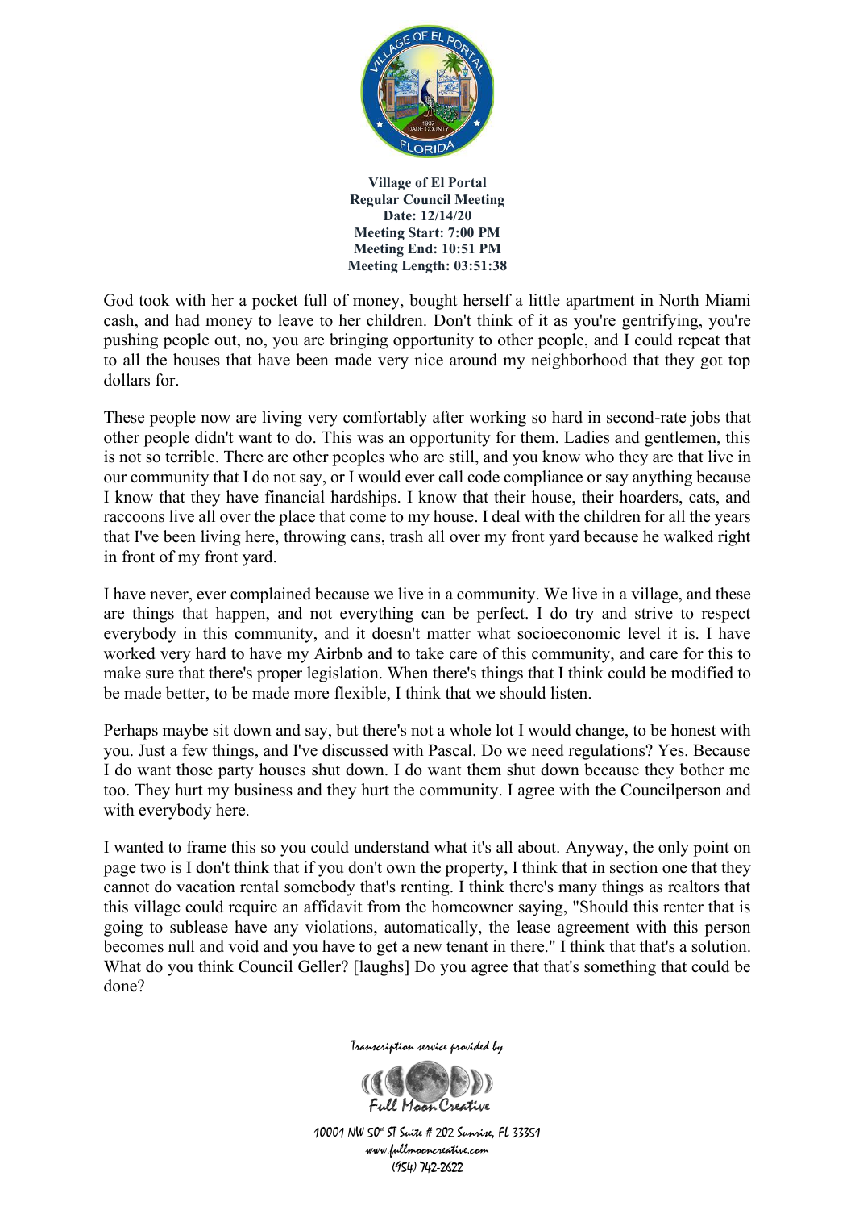God took with her a pocket full of money, bought herself a little apartment in North Miami cash, and had money to leave to her children. Don't think of it as you're gentrifying, you're pushing people out, no, you are bringing opportunity to other people, and I could repeat that to all the houses that have been made very nice around my neighborhood that they got top dollars for.

These people now are living very comfortably after working so hard in second-rate jobs that other people didn't want to do. This was an opportunity for them. Ladies and gentlemen, this is not so terrible. There are other peoples who are still, and you know who they are that live in our community that I do not say, or I would ever call code compliance or say anything because I know that they have financial hardships. I know that their house, their hoarders, cats, and raccoons live all over the place that come to my house. I deal with the children for all the years that I've been living here, throwing cans, trash all over my front yard because he walked right in front of my front yard.

I have never, ever complained because we live in a community. We live in a village, and these are things that happen, and not everything can be perfect. I do try and strive to respect everybody in this community, and it doesn't matter what socioeconomic level it is. I have worked very hard to have my Airbnb and to take care of this community, and care for this to make sure that there's proper legislation. When there's things that I think could be modified to be made better, to be made more flexible, I think that we should listen.

Perhaps maybe sit down and say, but there's not a whole lot I would change, to be honest with you. Just a few things, and I've discussed with Pascal. Do we need regulations? Yes. Because I do want those party houses shut down. I do want them shut down because they bother me too. They hurt my business and they hurt the community. I agree with the Councilperson and with everybody here.

I wanted to frame this so you could understand what it's all about. Anyway, the only point on page two is I don't think that if you don't own the property, I think that in section one that they cannot do vacation rental somebody that's renting. I think there's many things as realtors that this village could require an affidavit from the homeowner saying, "Should this renter that is going to sublease have any violations, automatically, the lease agreement with this person becomes null and void and you have to get a new tenant in there." I think that that's a solution. What do you think Council Geller? [laughs] Do you agree that that's something that could be done?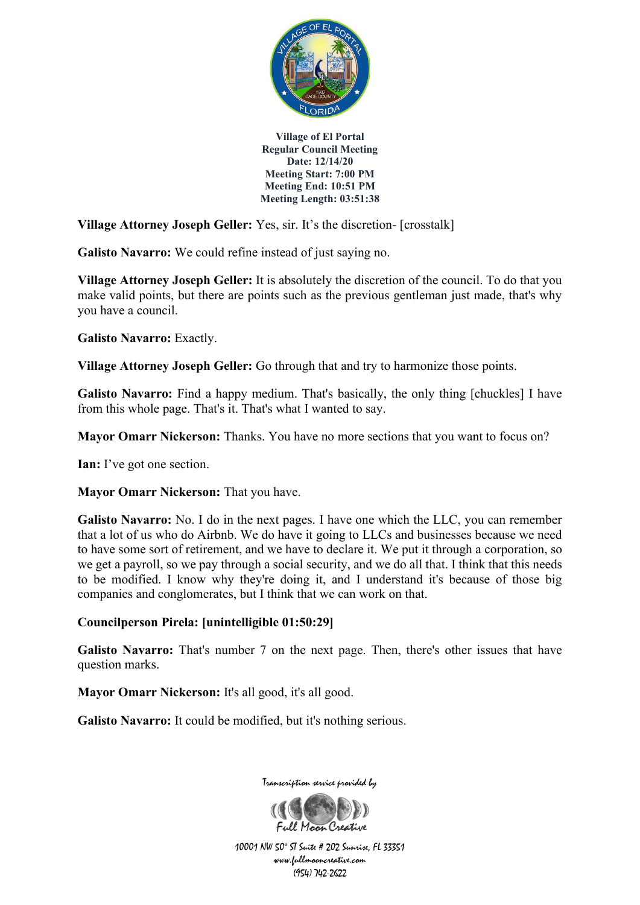**Village Attorney Joseph Geller:** Yes, sir. It's the discretion- [crosstalk]

**Galisto Navarro:** We could refine instead of just saying no.

**Village Attorney Joseph Geller:** It is absolutely the discretion of the council. To do that you make valid points, but there are points such as the previous gentleman just made, that's why you have a council.

**Galisto Navarro:** Exactly.

**Village Attorney Joseph Geller:** Go through that and try to harmonize those points.

**Galisto Navarro:** Find a happy medium. That's basically, the only thing [chuckles] I have from this whole page. That's it. That's what I wanted to say.

**Mayor Omarr Nickerson:** Thanks. You have no more sections that you want to focus on?

**Ian:** I've got one section.

**Mayor Omarr Nickerson:** That you have.

**Galisto Navarro:** No. I do in the next pages. I have one which the LLC, you can remember that a lot of us who do Airbnb. We do have it going to LLCs and businesses because we need to have some sort of retirement, and we have to declare it. We put it through a corporation, so we get a payroll, so we pay through a social security, and we do all that. I think that this needs to be modified. I know why they're doing it, and I understand it's because of those big companies and conglomerates, but I think that we can work on that.

**Councilperson Pirela: [unintelligible 01:50:29]**

**Galisto Navarro:** That's number 7 on the next page. Then, there's other issues that have question marks.

**Mayor Omarr Nickerson:** It's all good, it's all good.

**Galisto Navarro:** It could be modified, but it's nothing serious.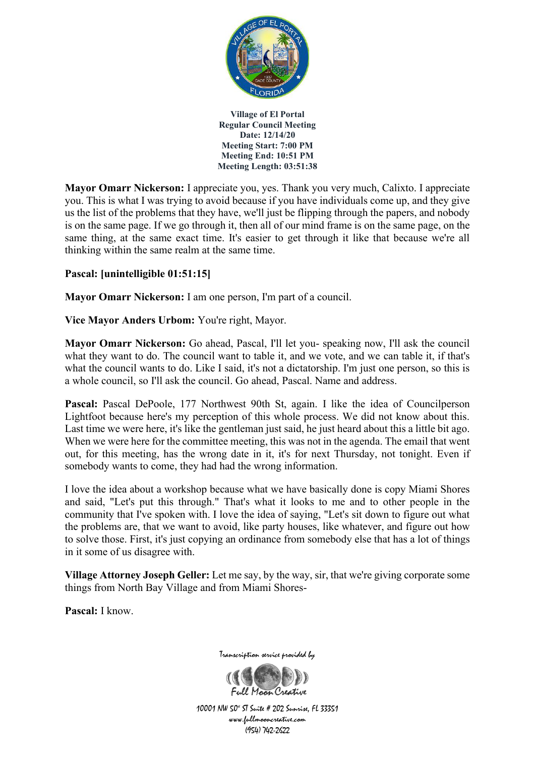**Village of El Portal**
**Regular Council Meeting**
**Date: 12/14/20**
**Meeting Start: 7:00 PM**
**Meeting End: 10:51 PM**
**Meeting Length: 03:51:38**

**Mayor Omarr Nickerson:** I appreciate you, yes. Thank you very much, Calixto. I appreciate you. This is what I was trying to avoid because if you have individuals come up, and they give us the list of the problems that they have, we'll just be flipping through the papers, and nobody is on the same page. If we go through it, then all of our mind frame is on the same page, on the same thing, at the same exact time. It's easier to get through it like that because we're all thinking within the same realm at the same time.

**Pascal: [unintelligible 01:51:15]**

**Mayor Omarr Nickerson:** I am one person, I'm part of a council.

**Vice Mayor Anders Urbom:** You're right, Mayor.

**Mayor Omarr Nickerson:** Go ahead, Pascal, I'll let you- speaking now, I'll ask the council what they want to do. The council want to table it, and we vote, and we can table it, if that's what the council wants to do. Like I said, it's not a dictatorship. I'm just one person, so this is a whole council, so I'll ask the council. Go ahead, Pascal. Name and address.

**Pascal:** Pascal DePoole, 177 Northwest 90th St, again. I like the idea of Councilperson Lightfoot because here's my perception of this whole process. We did not know about this. Last time we were here, it's like the gentleman just said, he just heard about this a little bit ago. When we were here for the committee meeting, this was not in the agenda. The email that went out, for this meeting, has the wrong date in it, it's for next Thursday, not tonight. Even if somebody wants to come, they had had the wrong information.

I love the idea about a workshop because what we have basically done is copy Miami Shores and said, "Let's put this through." That's what it looks to me and to other people in the community that I've spoken with. I love the idea of saying, "Let's sit down to figure out what the problems are, that we want to avoid, like party houses, like whatever, and figure out how to solve those. First, it's just copying an ordinance from somebody else that has a lot of things in it some of us disagree with.

**Village Attorney Joseph Geller:** Let me say, by the way, sir, that we're giving corporate some things from North Bay Village and from Miami Shores-

**Pascal:** I know.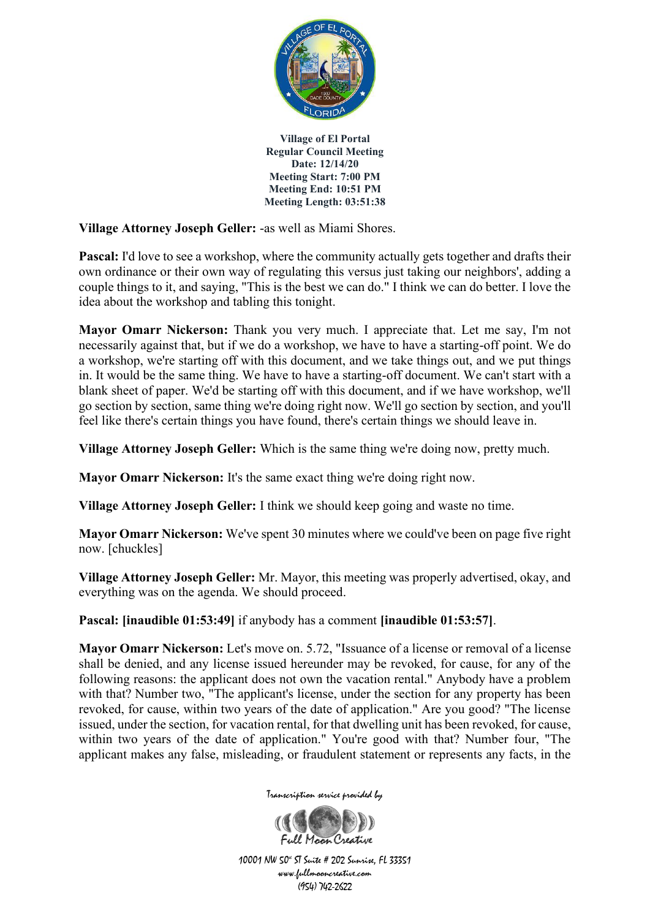**Village of El Portal**
**Regular Council Meeting**
**Date: 12/14/20**
**Meeting Start: 7:00 PM**
**Meeting End: 10:51 PM**
**Meeting Length: 03:51:38**

**Village Attorney Joseph Geller:** -as well as Miami Shores.

**Pascal:** I'd love to see a workshop, where the community actually gets together and drafts their own ordinance or their own way of regulating this versus just taking our neighbors', adding a couple things to it, and saying, "This is the best we can do." I think we can do better. I love the idea about the workshop and tabling this tonight.

**Mayor Omarr Nickerson:** Thank you very much. I appreciate that. Let me say, I'm not necessarily against that, but if we do a workshop, we have to have a starting-off point. We do a workshop, we're starting off with this document, and we take things out, and we put things in. It would be the same thing. We have to have a starting-off document. We can't start with a blank sheet of paper. We'd be starting off with this document, and if we have workshop, we'll go section by section, same thing we're doing right now. We'll go section by section, and you'll feel like there's certain things you have found, there's certain things we should leave in.

**Village Attorney Joseph Geller:** Which is the same thing we're doing now, pretty much.

**Mayor Omarr Nickerson:** It's the same exact thing we're doing right now.

**Village Attorney Joseph Geller:** I think we should keep going and waste no time.

**Mayor Omarr Nickerson:** We've spent 30 minutes where we could've been on page five right now. [chuckles]

**Village Attorney Joseph Geller:** Mr. Mayor, this meeting was properly advertised, okay, and everything was on the agenda. We should proceed.

**Pascal: [inaudible 01:53:49]** if anybody has a comment **[inaudible 01:53:57]**.

**Mayor Omarr Nickerson:** Let's move on. 5.72, "Issuance of a license or removal of a license shall be denied, and any license issued hereunder may be revoked, for cause, for any of the following reasons: the applicant does not own the vacation rental." Anybody have a problem with that? Number two, "The applicant's license, under the section for any property has been revoked, for cause, within two years of the date of application." Are you good? "The license issued, under the section, for vacation rental, for that dwelling unit has been revoked, for cause, within two years of the date of application." You're good with that? Number four, "The applicant makes any false, misleading, or fraudulent statement or represents any facts, in the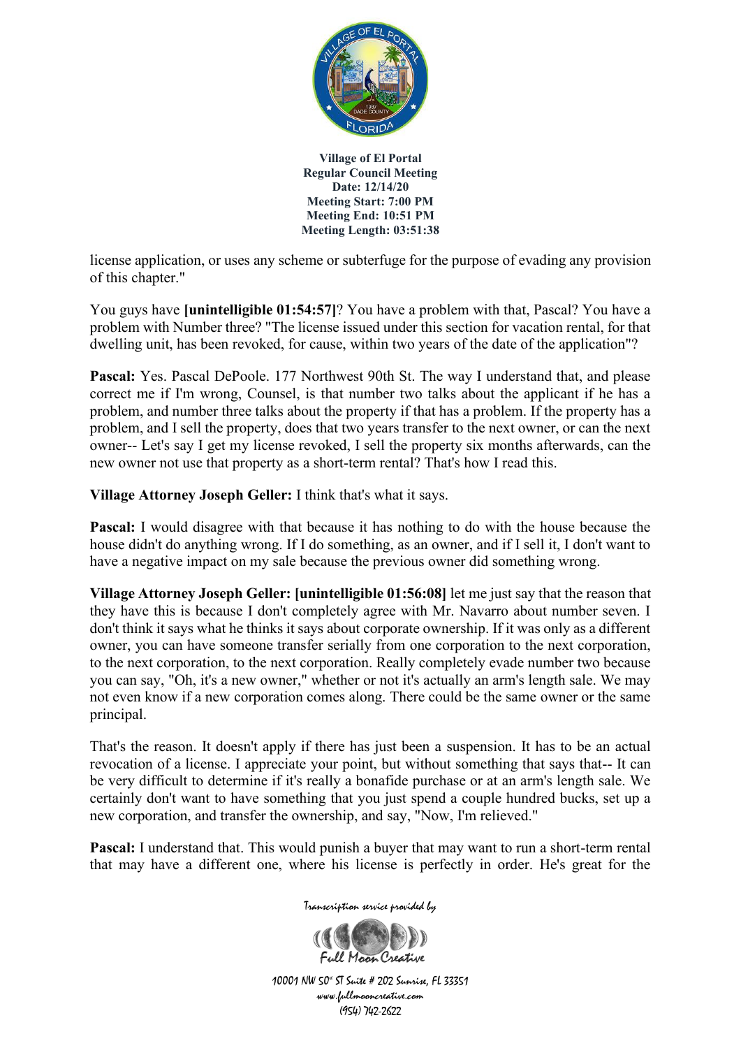license application, or uses any scheme or subterfuge for the purpose of evading any provision of this chapter."

You guys have **[unintelligible 01:54:57]**? You have a problem with that, Pascal? You have a problem with Number three? "The license issued under this section for vacation rental, for that dwelling unit, has been revoked, for cause, within two years of the date of the application"?

**Pascal:** Yes. Pascal DePoole. 177 Northwest 90th St. The way I understand that, and please correct me if I'm wrong, Counsel, is that number two talks about the applicant if he has a problem, and number three talks about the property if that has a problem. If the property has a problem, and I sell the property, does that two years transfer to the next owner, or can the next owner-- Let's say I get my license revoked, I sell the property six months afterwards, can the new owner not use that property as a short-term rental? That's how I read this.

**Village Attorney Joseph Geller:** I think that's what it says.

**Pascal:** I would disagree with that because it has nothing to do with the house because the house didn't do anything wrong. If I do something, as an owner, and if I sell it, I don't want to have a negative impact on my sale because the previous owner did something wrong.

**Village Attorney Joseph Geller: [unintelligible 01:56:08]** let me just say that the reason that they have this is because I don't completely agree with Mr. Navarro about number seven. I don't think it says what he thinks it says about corporate ownership. If it was only as a different owner, you can have someone transfer serially from one corporation to the next corporation, to the next corporation, to the next corporation. Really completely evade number two because you can say, "Oh, it's a new owner," whether or not it's actually an arm's length sale. We may not even know if a new corporation comes along. There could be the same owner or the same principal.

That's the reason. It doesn't apply if there has just been a suspension. It has to be an actual revocation of a license. I appreciate your point, but without something that says that-- It can be very difficult to determine if it's really a bonafide purchase or at an arm's length sale. We certainly don't want to have something that you just spend a couple hundred bucks, set up a new corporation, and transfer the ownership, and say, "Now, I'm relieved."

**Pascal:** I understand that. This would punish a buyer that may want to run a short-term rental that may have a different one, where his license is perfectly in order. He's great for the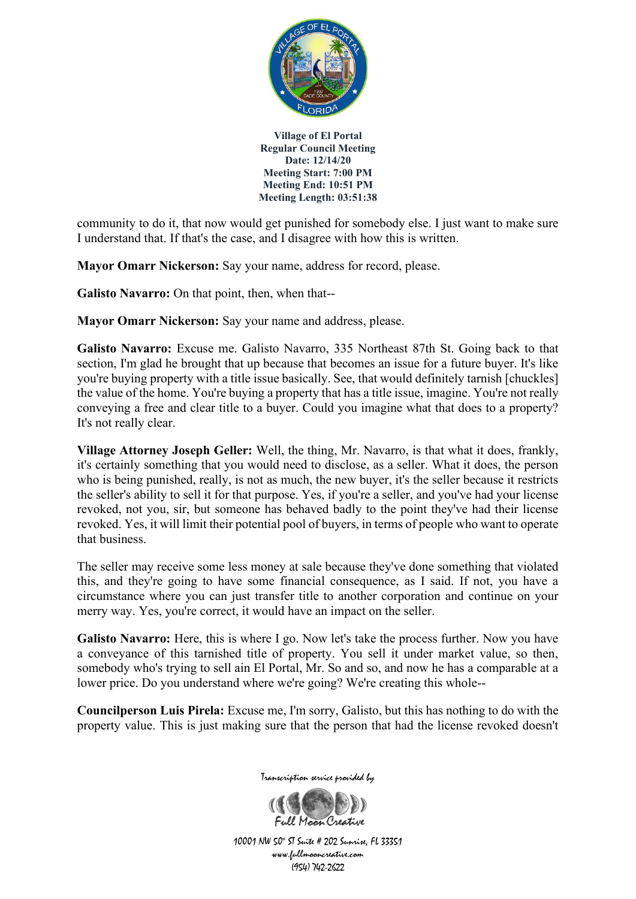community to do it, that now would get punished for somebody else. I just want to make sure I understand that. If that's the case, and I disagree with how this is written.

**Mayor Omarr Nickerson:** Say your name, address for record, please.

**Galisto Navarro:** On that point, then, when that--

**Mayor Omarr Nickerson:** Say your name and address, please.

**Galisto Navarro:** Excuse me. Galisto Navarro, 335 Northeast 87th St. Going back to that section, I'm glad he brought that up because that becomes an issue for a future buyer. It's like you're buying property with a title issue basically. See, that would definitely tarnish [chuckles] the value of the home. You're buying a property that has a title issue, imagine. You're not really conveying a free and clear title to a buyer. Could you imagine what that does to a property? It's not really clear.

**Village Attorney Joseph Geller:** Well, the thing, Mr. Navarro, is that what it does, frankly, it's certainly something that you would need to disclose, as a seller. What it does, the person who is being punished, really, is not as much, the new buyer, it's the seller because it restricts the seller's ability to sell it for that purpose. Yes, if you're a seller, and you've had your license revoked, not you, sir, but someone has behaved badly to the point they've had their license revoked. Yes, it will limit their potential pool of buyers, in terms of people who want to operate that business.

The seller may receive some less money at sale because they've done something that violated this, and they're going to have some financial consequence, as I said. If not, you have a circumstance where you can just transfer title to another corporation and continue on your merry way. Yes, you're correct, it would have an impact on the seller.

**Galisto Navarro:** Here, this is where I go. Now let's take the process further. Now you have a conveyance of this tarnished title of property. You sell it under market value, so then, somebody who's trying to sell ain El Portal, Mr. So and so, and now he has a comparable at a lower price. Do you understand where we're going? We're creating this whole--

**Councilperson Luis Pirela:** Excuse me, I'm sorry, Galisto, but this has nothing to do with the property value. This is just making sure that the person that had the license revoked doesn't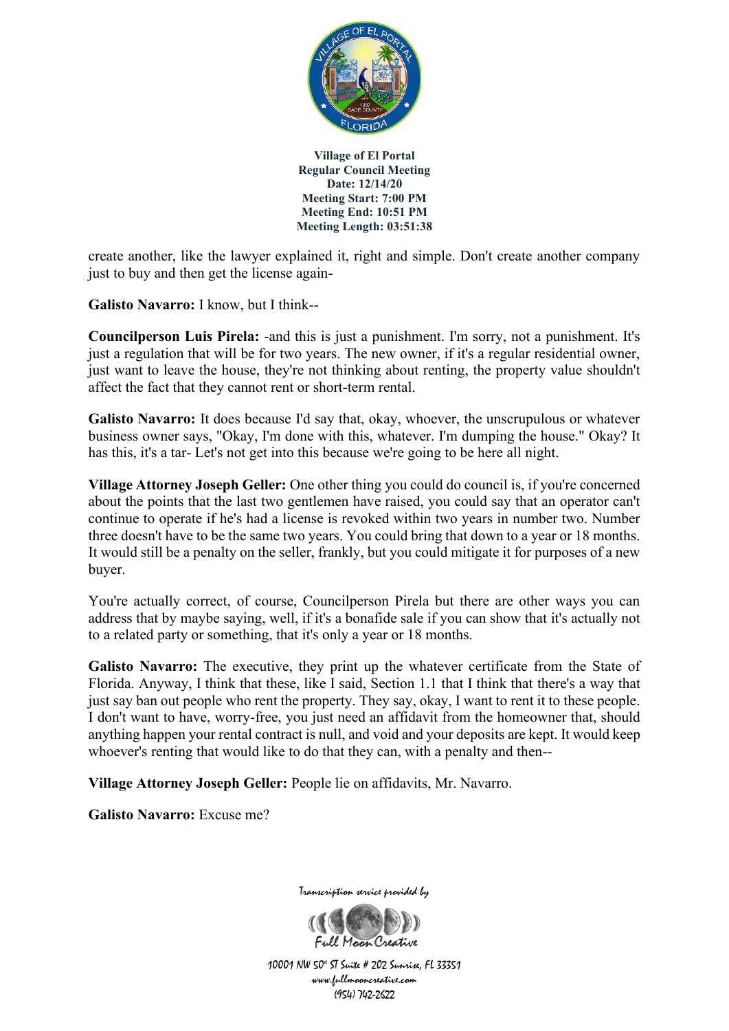create another, like the lawyer explained it, right and simple. Don't create another company just to buy and then get the license again-

**Galisto Navarro:** I know, but I think--

**Councilperson Luis Pirela:** -and this is just a punishment. I'm sorry, not a punishment. It's just a regulation that will be for two years. The new owner, if it's a regular residential owner, just want to leave the house, they're not thinking about renting, the property value shouldn't affect the fact that they cannot rent or short-term rental.

**Galisto Navarro:** It does because I'd say that, okay, whoever, the unscrupulous or whatever business owner says, "Okay, I'm done with this, whatever. I'm dumping the house." Okay? It has this, it's a tar- Let's not get into this because we're going to be here all night.

**Village Attorney Joseph Geller:** One other thing you could do council is, if you're concerned about the points that the last two gentlemen have raised, you could say that an operator can't continue to operate if he's had a license is revoked within two years in number two. Number three doesn't have to be the same two years. You could bring that down to a year or 18 months. It would still be a penalty on the seller, frankly, but you could mitigate it for purposes of a new buyer.

You're actually correct, of course, Councilperson Pirela but there are other ways you can address that by maybe saying, well, if it's a bonafide sale if you can show that it's actually not to a related party or something, that it's only a year or 18 months.

**Galisto Navarro:** The executive, they print up the whatever certificate from the State of Florida. Anyway, I think that these, like I said, Section 1.1 that I think that there's a way that just say ban out people who rent the property. They say, okay, I want to rent it to these people. I don't want to have, worry-free, you just need an affidavit from the homeowner that, should anything happen your rental contract is null, and void and your deposits are kept. It would keep whoever's renting that would like to do that they can, with a penalty and then--

**Village Attorney Joseph Geller:** People lie on affidavits, Mr. Navarro.

**Galisto Navarro:** Excuse me?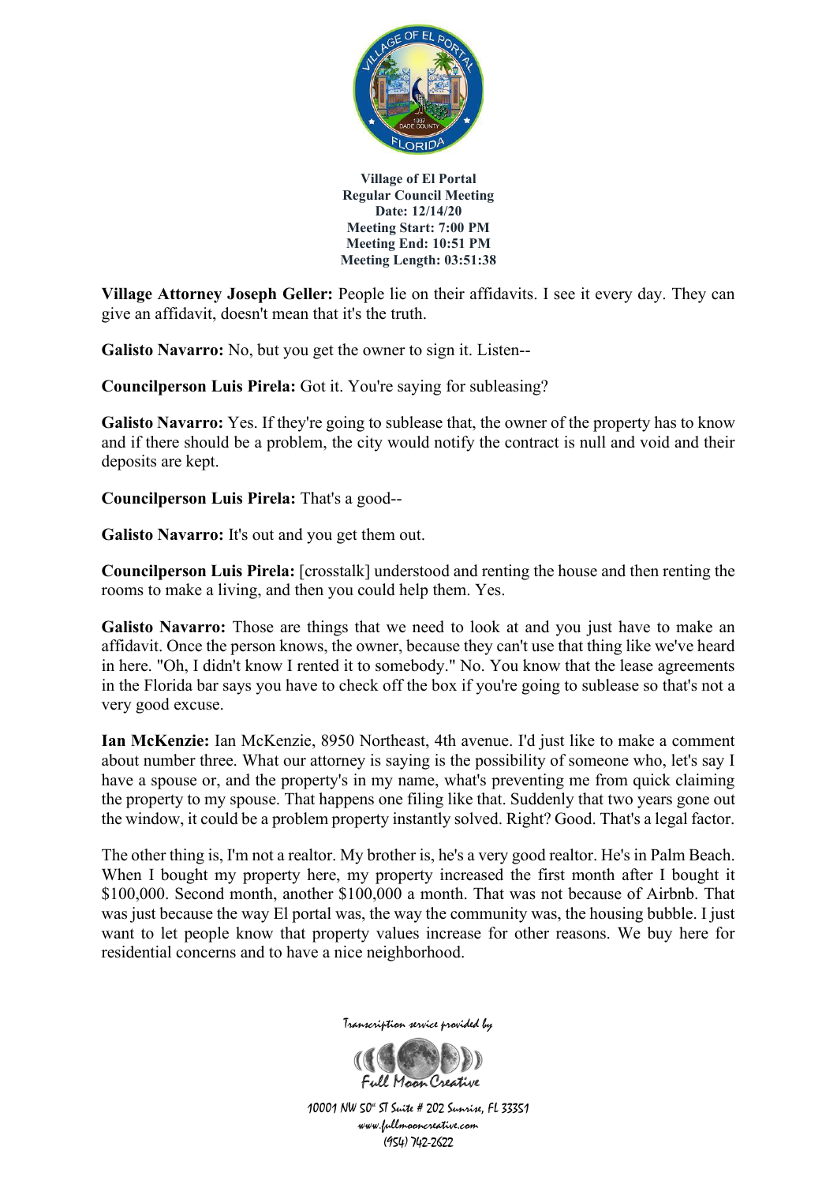**Village Attorney Joseph Geller:** People lie on their affidavits. I see it every day. They can give an affidavit, doesn't mean that it's the truth.

**Galisto Navarro:** No, but you get the owner to sign it. Listen--

**Councilperson Luis Pirela:** Got it. You're saying for subleasing?

**Galisto Navarro:** Yes. If they're going to sublease that, the owner of the property has to know and if there should be a problem, the city would notify the contract is null and void and their deposits are kept.

**Councilperson Luis Pirela:** That's a good--

**Galisto Navarro:** It's out and you get them out.

**Councilperson Luis Pirela:** [crosstalk] understood and renting the house and then renting the rooms to make a living, and then you could help them. Yes.

**Galisto Navarro:** Those are things that we need to look at and you just have to make an affidavit. Once the person knows, the owner, because they can't use that thing like we've heard in here. "Oh, I didn't know I rented it to somebody." No. You know that the lease agreements in the Florida bar says you have to check off the box if you're going to sublease so that's not a very good excuse.

**Ian McKenzie:** Ian McKenzie, 8950 Northeast, 4th avenue. I'd just like to make a comment about number three. What our attorney is saying is the possibility of someone who, let's say I have a spouse or, and the property's in my name, what's preventing me from quick claiming the property to my spouse. That happens one filing like that. Suddenly that two years gone out the window, it could be a problem property instantly solved. Right? Good. That's a legal factor.

The other thing is, I'm not a realtor. My brother is, he's a very good realtor. He's in Palm Beach. When I bought my property here, my property increased the first month after I bought it $100,000. Second month, another $100,000 a month. That was not because of Airbnb. That was just because the way El portal was, the way the community was, the housing bubble. I just want to let people know that property values increase for other reasons. We buy here for residential concerns and to have a nice neighborhood.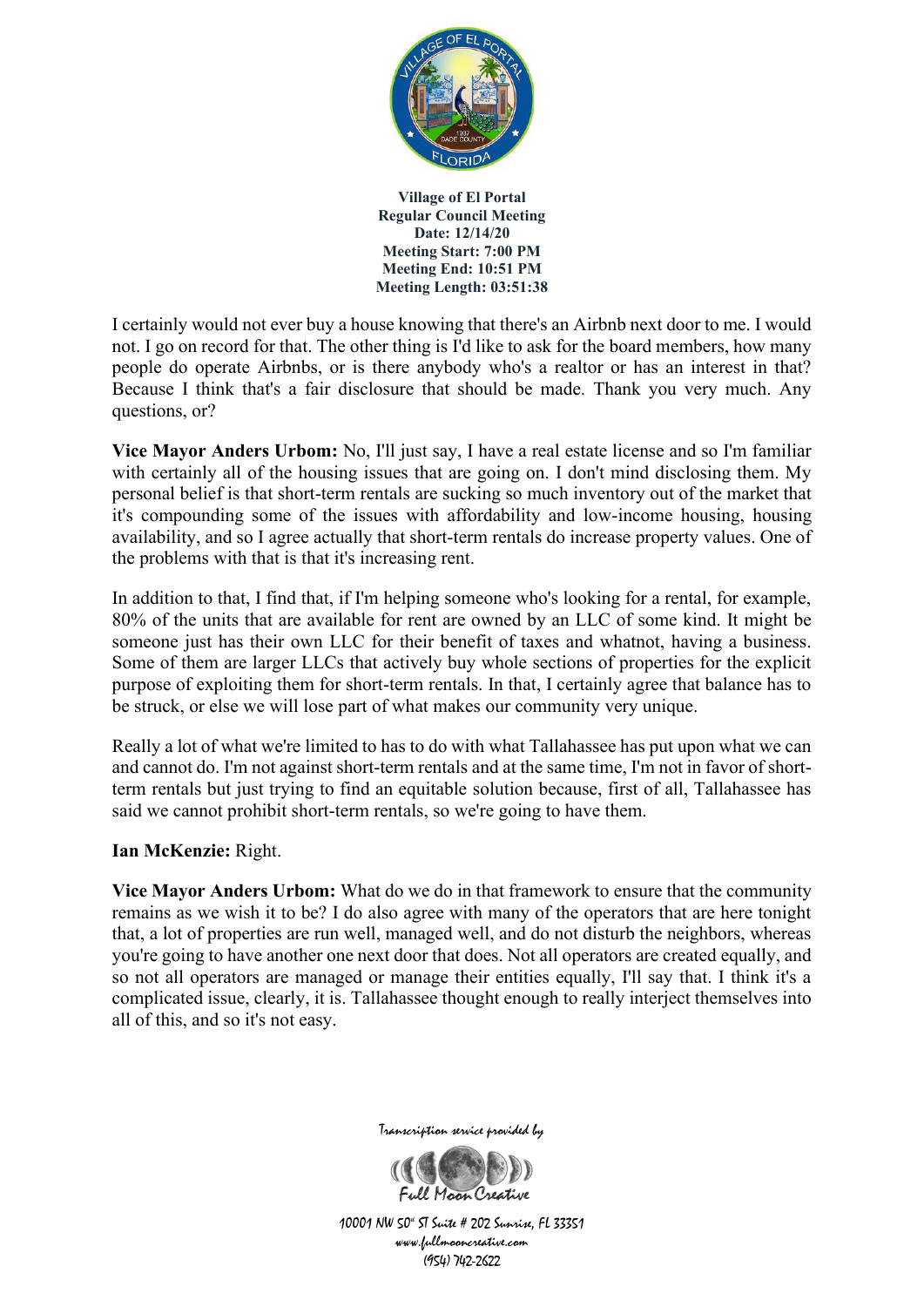I certainly would not ever buy a house knowing that there's an Airbnb next door to me. I would not. I go on record for that. The other thing is I'd like to ask for the board members, how many people do operate Airbnbs, or is there anybody who's a realtor or has an interest in that? Because I think that's a fair disclosure that should be made. Thank you very much. Any questions, or?

**Vice Mayor Anders Urbom:** No, I'll just say, I have a real estate license and so I'm familiar with certainly all of the housing issues that are going on. I don't mind disclosing them. My personal belief is that short-term rentals are sucking so much inventory out of the market that it's compounding some of the issues with affordability and low-income housing, housing availability, and so I agree actually that short-term rentals do increase property values. One of the problems with that is that it's increasing rent.

In addition to that, I find that, if I'm helping someone who's looking for a rental, for example, 80% of the units that are available for rent are owned by an LLC of some kind. It might be someone just has their own LLC for their benefit of taxes and whatnot, having a business. Some of them are larger LLCs that actively buy whole sections of properties for the explicit purpose of exploiting them for short-term rentals. In that, I certainly agree that balance has to be struck, or else we will lose part of what makes our community very unique.

Really a lot of what we're limited to has to do with what Tallahassee has put upon what we can and cannot do. I'm not against short-term rentals and at the same time, I'm not in favor of short-term rentals but just trying to find an equitable solution because, first of all, Tallahassee has said we cannot prohibit short-term rentals, so we're going to have them.

**Ian McKenzie:** Right.

**Vice Mayor Anders Urbom:** What do we do in that framework to ensure that the community remains as we wish it to be? I do also agree with many of the operators that are here tonight that, a lot of properties are run well, managed well, and do not disturb the neighbors, whereas you're going to have another one next door that does. Not all operators are created equally, and so not all operators are managed or manage their entities equally, I'll say that. I think it's a complicated issue, clearly, it is. Tallahassee thought enough to really interject themselves into all of this, and so it's not easy.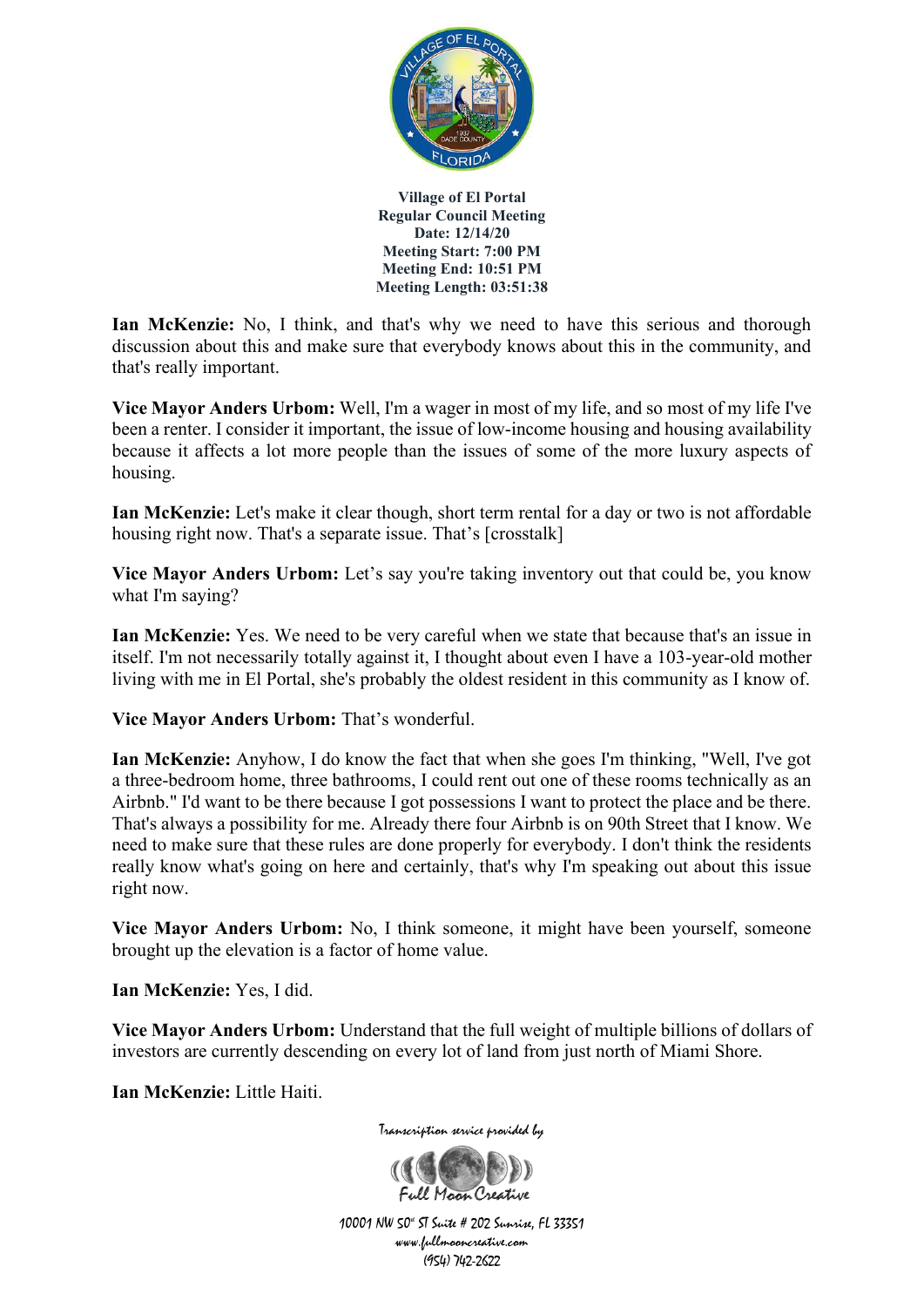**Village of El Portal**
**Regular Council Meeting**
**Date: 12/14/20**
**Meeting Start: 7:00 PM**
**Meeting End: 10:51 PM**
**Meeting Length: 03:51:38**

**Ian McKenzie:** No, I think, and that's why we need to have this serious and thorough discussion about this and make sure that everybody knows about this in the community, and that's really important.

**Vice Mayor Anders Urbom:** Well, I'm a wager in most of my life, and so most of my life I've been a renter. I consider it important, the issue of low-income housing and housing availability because it affects a lot more people than the issues of some of the more luxury aspects of housing.

**Ian McKenzie:** Let's make it clear though, short term rental for a day or two is not affordable housing right now. That's a separate issue. That's [crosstalk]

**Vice Mayor Anders Urbom:** Let's say you're taking inventory out that could be, you know what I'm saying?

**Ian McKenzie:** Yes. We need to be very careful when we state that because that's an issue in itself. I'm not necessarily totally against it, I thought about even I have a 103-year-old mother living with me in El Portal, she's probably the oldest resident in this community as I know of.

**Vice Mayor Anders Urbom:** That's wonderful.

**Ian McKenzie:** Anyhow, I do know the fact that when she goes I'm thinking, "Well, I've got a three-bedroom home, three bathrooms, I could rent out one of these rooms technically as an Airbnb." I'd want to be there because I got possessions I want to protect the place and be there. That's always a possibility for me. Already there four Airbnb is on 90th Street that I know. We need to make sure that these rules are done properly for everybody. I don't think the residents really know what's going on here and certainly, that's why I'm speaking out about this issue right now.

**Vice Mayor Anders Urbom:** No, I think someone, it might have been yourself, someone brought up the elevation is a factor of home value.

**Ian McKenzie:** Yes, I did.

**Vice Mayor Anders Urbom:** Understand that the full weight of multiple billions of dollars of investors are currently descending on every lot of land from just north of Miami Shore.

**Ian McKenzie:** Little Haiti.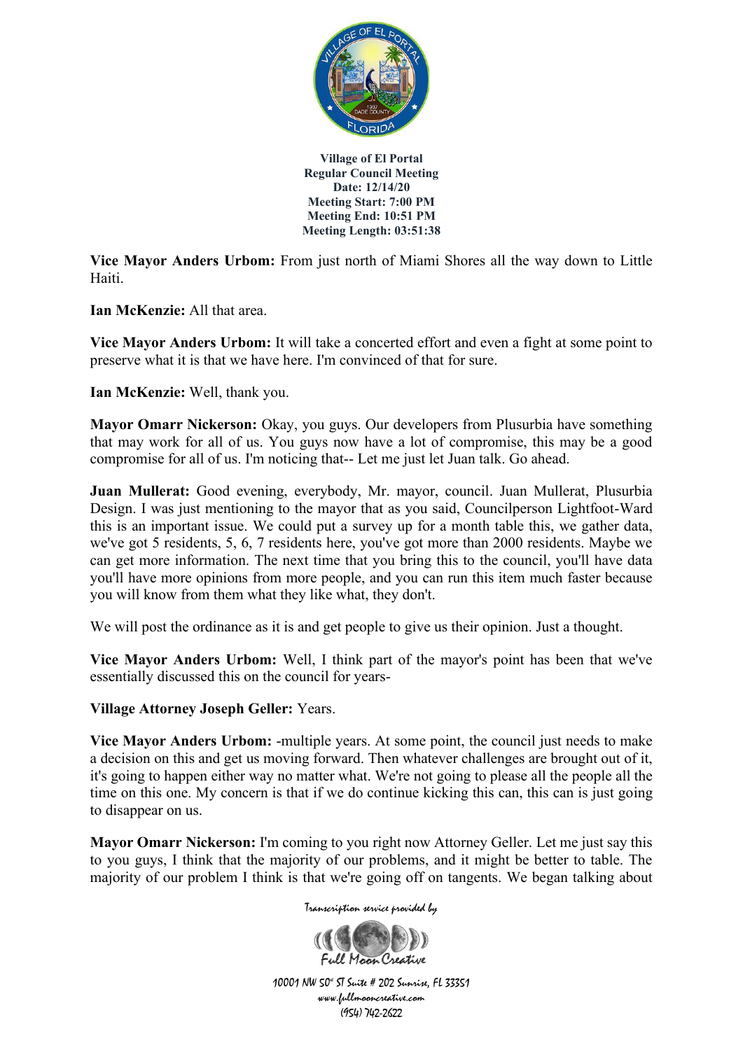**Village of El Portal**
**Regular Council Meeting**
**Date: 12/14/20**
**Meeting Start: 7:00 PM**
**Meeting End: 10:51 PM**
**Meeting Length: 03:51:38**

**Vice Mayor Anders Urbom:** From just north of Miami Shores all the way down to Little Haiti.

**Ian McKenzie:** All that area.

**Vice Mayor Anders Urbom:** It will take a concerted effort and even a fight at some point to preserve what it is that we have here. I'm convinced of that for sure.

**Ian McKenzie:** Well, thank you.

**Mayor Omarr Nickerson:** Okay, you guys. Our developers from Plusurbia have something that may work for all of us. You guys now have a lot of compromise, this may be a good compromise for all of us. I'm noticing that-- Let me just let Juan talk. Go ahead.

**Juan Mullerat:** Good evening, everybody, Mr. mayor, council. Juan Mullerat, Plusurbia Design. I was just mentioning to the mayor that as you said, Councilperson Lightfoot-Ward this is an important issue. We could put a survey up for a month table this, we gather data, we've got 5 residents, 5, 6, 7 residents here, you've got more than 2000 residents. Maybe we can get more information. The next time that you bring this to the council, you'll have data you'll have more opinions from more people, and you can run this item much faster because you will know from them what they like what, they don't.

We will post the ordinance as it is and get people to give us their opinion. Just a thought.

**Vice Mayor Anders Urbom:** Well, I think part of the mayor's point has been that we've essentially discussed this on the council for years-

**Village Attorney Joseph Geller:** Years.

**Vice Mayor Anders Urbom:** -multiple years. At some point, the council just needs to make a decision on this and get us moving forward. Then whatever challenges are brought out of it, it's going to happen either way no matter what. We're not going to please all the people all the time on this one. My concern is that if we do continue kicking this can, this can is just going to disappear on us.

**Mayor Omarr Nickerson:** I'm coming to you right now Attorney Geller. Let me just say this to you guys, I think that the majority of our problems, and it might be better to table. The majority of our problem I think is that we're going off on tangents. We began talking about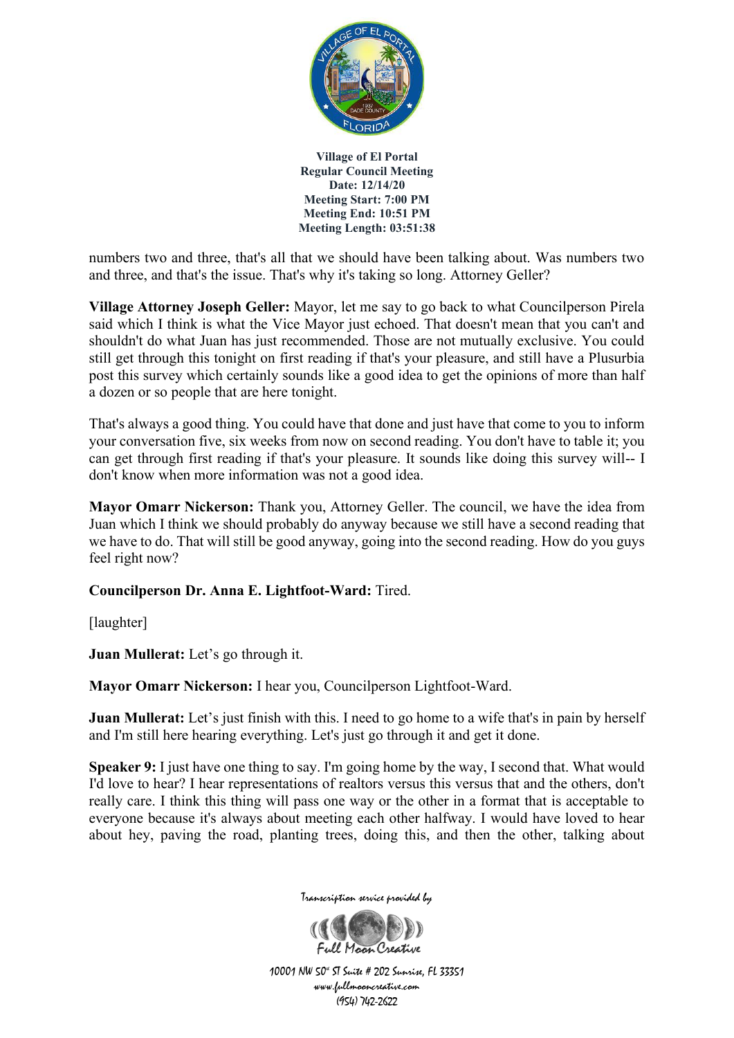numbers two and three, that's all that we should have been talking about. Was numbers two and three, and that's the issue. That's why it's taking so long. Attorney Geller?

**Village Attorney Joseph Geller:** Mayor, let me say to go back to what Councilperson Pirela said which I think is what the Vice Mayor just echoed. That doesn't mean that you can't and shouldn't do what Juan has just recommended. Those are not mutually exclusive. You could still get through this tonight on first reading if that's your pleasure, and still have a Plusurbia post this survey which certainly sounds like a good idea to get the opinions of more than half a dozen or so people that are here tonight.

That's always a good thing. You could have that done and just have that come to you to inform your conversation five, six weeks from now on second reading. You don't have to table it; you can get through first reading if that's your pleasure. It sounds like doing this survey will-- I don't know when more information was not a good idea.

**Mayor Omarr Nickerson:** Thank you, Attorney Geller. The council, we have the idea from Juan which I think we should probably do anyway because we still have a second reading that we have to do. That will still be good anyway, going into the second reading. How do you guys feel right now?

**Councilperson Dr. Anna E. Lightfoot-Ward:** Tired.

[laughter]

**Juan Mullerat:** Let's go through it.

**Mayor Omarr Nickerson:** I hear you, Councilperson Lightfoot-Ward.

**Juan Mullerat:** Let's just finish with this. I need to go home to a wife that's in pain by herself and I'm still here hearing everything. Let's just go through it and get it done.

**Speaker 9:** I just have one thing to say. I'm going home by the way, I second that. What would I'd love to hear? I hear representations of realtors versus this versus that and the others, don't really care. I think this thing will pass one way or the other in a format that is acceptable to everyone because it's always about meeting each other halfway. I would have loved to hear about hey, paving the road, planting trees, doing this, and then the other, talking about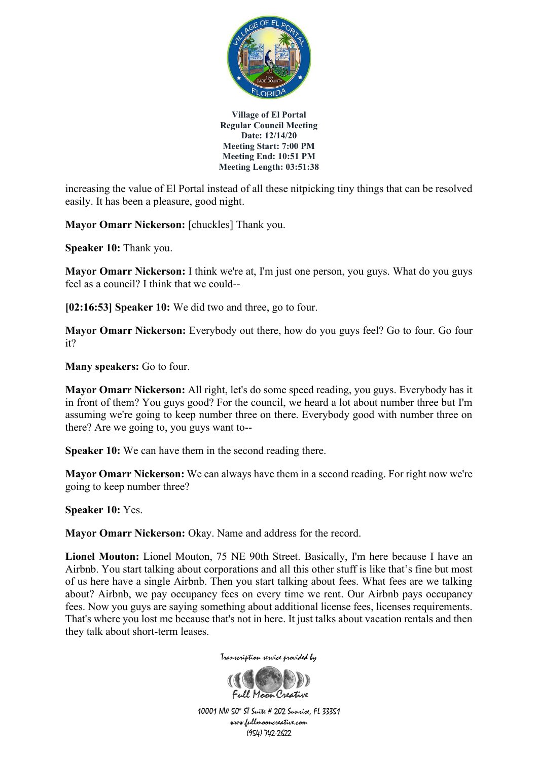increasing the value of El Portal instead of all these nitpicking tiny things that can be resolved easily. It has been a pleasure, good night.

**Mayor Omarr Nickerson:** [chuckles] Thank you.

**Speaker 10:** Thank you.

**Mayor Omarr Nickerson:** I think we're at, I'm just one person, you guys. What do you guys feel as a council? I think that we could--

**[02:16:53] Speaker 10:** We did two and three, go to four.

**Mayor Omarr Nickerson:** Everybody out there, how do you guys feel? Go to four. Go four it?

**Many speakers:** Go to four.

**Mayor Omarr Nickerson:** All right, let's do some speed reading, you guys. Everybody has it in front of them? You guys good? For the council, we heard a lot about number three but I'm assuming we're going to keep number three on there. Everybody good with number three on there? Are we going to, you guys want to--

**Speaker 10:** We can have them in the second reading there.

**Mayor Omarr Nickerson:** We can always have them in a second reading. For right now we're going to keep number three?

**Speaker 10:** Yes.

**Mayor Omarr Nickerson:** Okay. Name and address for the record.

**Lionel Mouton:** Lionel Mouton, 75 NE 90th Street. Basically, I'm here because I have an Airbnb. You start talking about corporations and all this other stuff is like that's fine but most of us here have a single Airbnb. Then you start talking about fees. What fees are we talking about? Airbnb, we pay occupancy fees on every time we rent. Our Airbnb pays occupancy fees. Now you guys are saying something about additional license fees, licenses requirements. That's where you lost me because that's not in here. It just talks about vacation rentals and then they talk about short-term leases.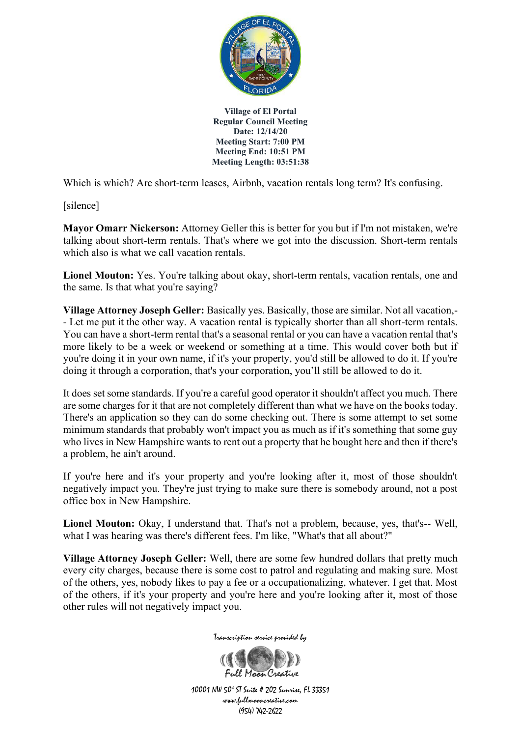Which is which? Are short-term leases, Airbnb, vacation rentals long term? It's confusing.

[silence]

**Mayor Omarr Nickerson:** Attorney Geller this is better for you but if I'm not mistaken, we're talking about short-term rentals. That's where we got into the discussion. Short-term rentals which also is what we call vacation rentals.

**Lionel Mouton:** Yes. You're talking about okay, short-term rentals, vacation rentals, one and the same. Is that what you're saying?

**Village Attorney Joseph Geller:** Basically yes. Basically, those are similar. Not all vacation,-- Let me put it the other way. A vacation rental is typically shorter than all short-term rentals. You can have a short-term rental that's a seasonal rental or you can have a vacation rental that's more likely to be a week or weekend or something at a time. This would cover both but if you're doing it in your own name, if it's your property, you'd still be allowed to do it. If you're doing it through a corporation, that's your corporation, you'll still be allowed to do it.

It does set some standards. If you're a careful good operator it shouldn't affect you much. There are some charges for it that are not completely different than what we have on the books today. There's an application so they can do some checking out. There is some attempt to set some minimum standards that probably won't impact you as much as if it's something that some guy who lives in New Hampshire wants to rent out a property that he bought here and then if there's a problem, he ain't around.

If you're here and it's your property and you're looking after it, most of those shouldn't negatively impact you. They're just trying to make sure there is somebody around, not a post office box in New Hampshire.

**Lionel Mouton:** Okay, I understand that. That's not a problem, because, yes, that's-- Well, what I was hearing was there's different fees. I'm like, "What's that all about?"

**Village Attorney Joseph Geller:** Well, there are some few hundred dollars that pretty much every city charges, because there is some cost to patrol and regulating and making sure. Most of the others, yes, nobody likes to pay a fee or a occupationalizing, whatever. I get that. Most of the others, if it's your property and you're here and you're looking after it, most of those other rules will not negatively impact you.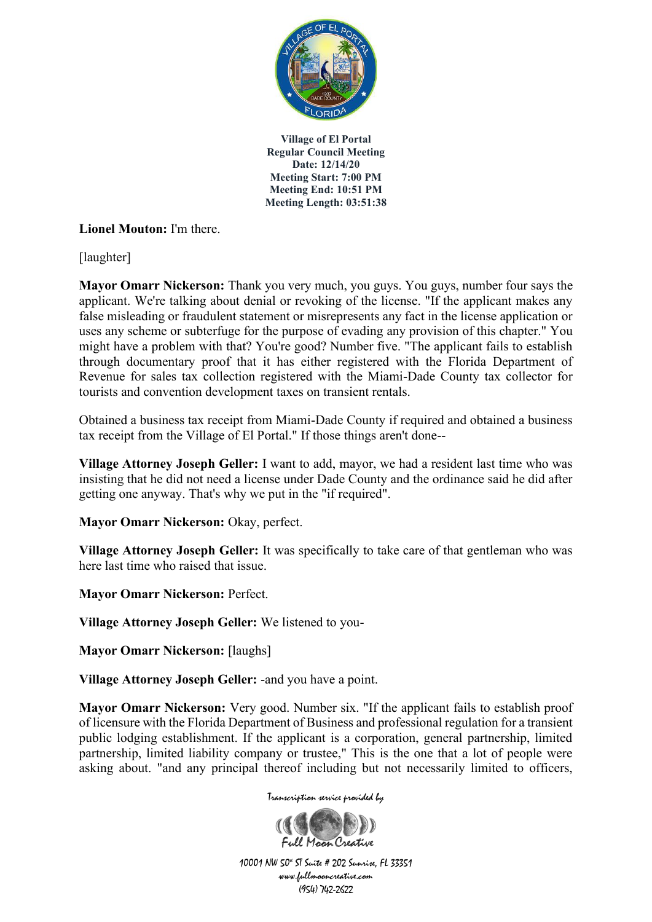**Lionel Mouton:** I'm there.

[laughter]

**Mayor Omarr Nickerson:** Thank you very much, you guys. You guys, number four says the applicant. We're talking about denial or revoking of the license. "If the applicant makes any false misleading or fraudulent statement or misrepresents any fact in the license application or uses any scheme or subterfuge for the purpose of evading any provision of this chapter." You might have a problem with that? You're good? Number five. "The applicant fails to establish through documentary proof that it has either registered with the Florida Department of Revenue for sales tax collection registered with the Miami-Dade County tax collector for tourists and convention development taxes on transient rentals.

Obtained a business tax receipt from Miami-Dade County if required and obtained a business tax receipt from the Village of El Portal." If those things aren't done--

**Village Attorney Joseph Geller:** I want to add, mayor, we had a resident last time who was insisting that he did not need a license under Dade County and the ordinance said he did after getting one anyway. That's why we put in the "if required".

**Mayor Omarr Nickerson:** Okay, perfect.

**Village Attorney Joseph Geller:** It was specifically to take care of that gentleman who was here last time who raised that issue.

**Mayor Omarr Nickerson:** Perfect.

**Village Attorney Joseph Geller:** We listened to you-

**Mayor Omarr Nickerson:** [laughs]

**Village Attorney Joseph Geller:** -and you have a point.

**Mayor Omarr Nickerson:** Very good. Number six. "If the applicant fails to establish proof of licensure with the Florida Department of Business and professional regulation for a transient public lodging establishment. If the applicant is a corporation, general partnership, limited partnership, limited liability company or trustee," This is the one that a lot of people were asking about. "and any principal thereof including but not necessarily limited to officers,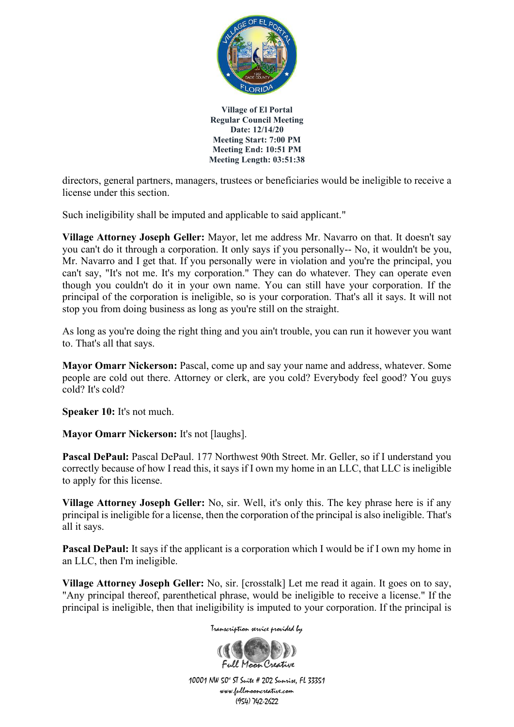directors, general partners, managers, trustees or beneficiaries would be ineligible to receive a license under this section.

Such ineligibility shall be imputed and applicable to said applicant."

**Village Attorney Joseph Geller:** Mayor, let me address Mr. Navarro on that. It doesn't say you can't do it through a corporation. It only says if you personally-- No, it wouldn't be you, Mr. Navarro and I get that. If you personally were in violation and you're the principal, you can't say, "It's not me. It's my corporation." They can do whatever. They can operate even though you couldn't do it in your own name. You can still have your corporation. If the principal of the corporation is ineligible, so is your corporation. That's all it says. It will not stop you from doing business as long as you're still on the straight.

As long as you're doing the right thing and you ain't trouble, you can run it however you want to. That's all that says.

**Mayor Omarr Nickerson:** Pascal, come up and say your name and address, whatever. Some people are cold out there. Attorney or clerk, are you cold? Everybody feel good? You guys cold? It's cold?

**Speaker 10:** It's not much.

**Mayor Omarr Nickerson:** It's not [laughs].

**Pascal DePaul:** Pascal DePaul. 177 Northwest 90th Street. Mr. Geller, so if I understand you correctly because of how I read this, it says if I own my home in an LLC, that LLC is ineligible to apply for this license.

**Village Attorney Joseph Geller:** No, sir. Well, it's only this. The key phrase here is if any principal is ineligible for a license, then the corporation of the principal is also ineligible. That's all it says.

**Pascal DePaul:** It says if the applicant is a corporation which I would be if I own my home in an LLC, then I'm ineligible.

**Village Attorney Joseph Geller:** No, sir. [crosstalk] Let me read it again. It goes on to say, "Any principal thereof, parenthetical phrase, would be ineligible to receive a license." If the principal is ineligible, then that ineligibility is imputed to your corporation. If the principal is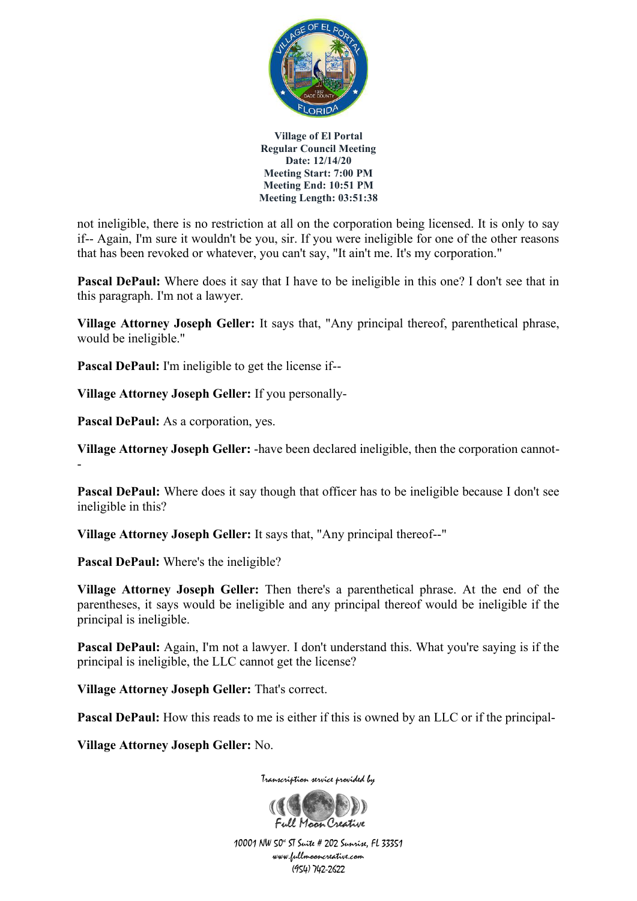not ineligible, there is no restriction at all on the corporation being licensed. It is only to say if-- Again, I'm sure it wouldn't be you, sir. If you were ineligible for one of the other reasons that has been revoked or whatever, you can't say, "It ain't me. It's my corporation."

**Pascal DePaul:** Where does it say that I have to be ineligible in this one? I don't see that in this paragraph. I'm not a lawyer.

**Village Attorney Joseph Geller:** It says that, "Any principal thereof, parenthetical phrase, would be ineligible."

**Pascal DePaul:** I'm ineligible to get the license if--

**Village Attorney Joseph Geller:** If you personally-

**Pascal DePaul:** As a corporation, yes.

**Village Attorney Joseph Geller:** -have been declared ineligible, then the corporation cannot--

**Pascal DePaul:** Where does it say though that officer has to be ineligible because I don't see ineligible in this?

**Village Attorney Joseph Geller:** It says that, "Any principal thereof--"

**Pascal DePaul:** Where's the ineligible?

**Village Attorney Joseph Geller:** Then there's a parenthetical phrase. At the end of the parentheses, it says would be ineligible and any principal thereof would be ineligible if the principal is ineligible.

**Pascal DePaul:** Again, I'm not a lawyer. I don't understand this. What you're saying is if the principal is ineligible, the LLC cannot get the license?

**Village Attorney Joseph Geller:** That's correct.

**Pascal DePaul:** How this reads to me is either if this is owned by an LLC or if the principal-

**Village Attorney Joseph Geller:** No.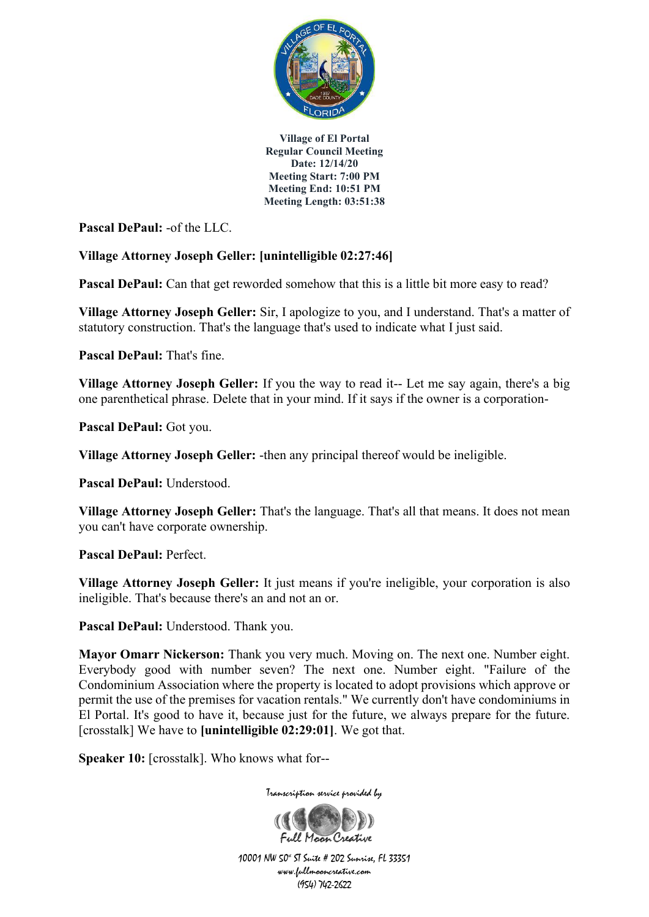**Pascal DePaul:** -of the LLC.

**Village Attorney Joseph Geller: [unintelligible 02:27:46]**

**Pascal DePaul:** Can that get reworded somehow that this is a little bit more easy to read?

**Village Attorney Joseph Geller:** Sir, I apologize to you, and I understand. That's a matter of statutory construction. That's the language that's used to indicate what I just said.

**Pascal DePaul:** That's fine.

**Village Attorney Joseph Geller:** If you the way to read it-- Let me say again, there's a big one parenthetical phrase. Delete that in your mind. If it says if the owner is a corporation-

**Pascal DePaul:** Got you.

**Village Attorney Joseph Geller:** -then any principal thereof would be ineligible.

**Pascal DePaul:** Understood.

**Village Attorney Joseph Geller:** That's the language. That's all that means. It does not mean you can't have corporate ownership.

**Pascal DePaul:** Perfect.

**Village Attorney Joseph Geller:** It just means if you're ineligible, your corporation is also ineligible. That's because there's an and not an or.

**Pascal DePaul:** Understood. Thank you.

**Mayor Omarr Nickerson:** Thank you very much. Moving on. The next one. Number eight. Everybody good with number seven? The next one. Number eight. "Failure of the Condominium Association where the property is located to adopt provisions which approve or permit the use of the premises for vacation rentals." We currently don't have condominiums in El Portal. It's good to have it, because just for the future, we always prepare for the future. [crosstalk] We have to **[unintelligible 02:29:01]**. We got that.

**Speaker 10:** [crosstalk]. Who knows what for--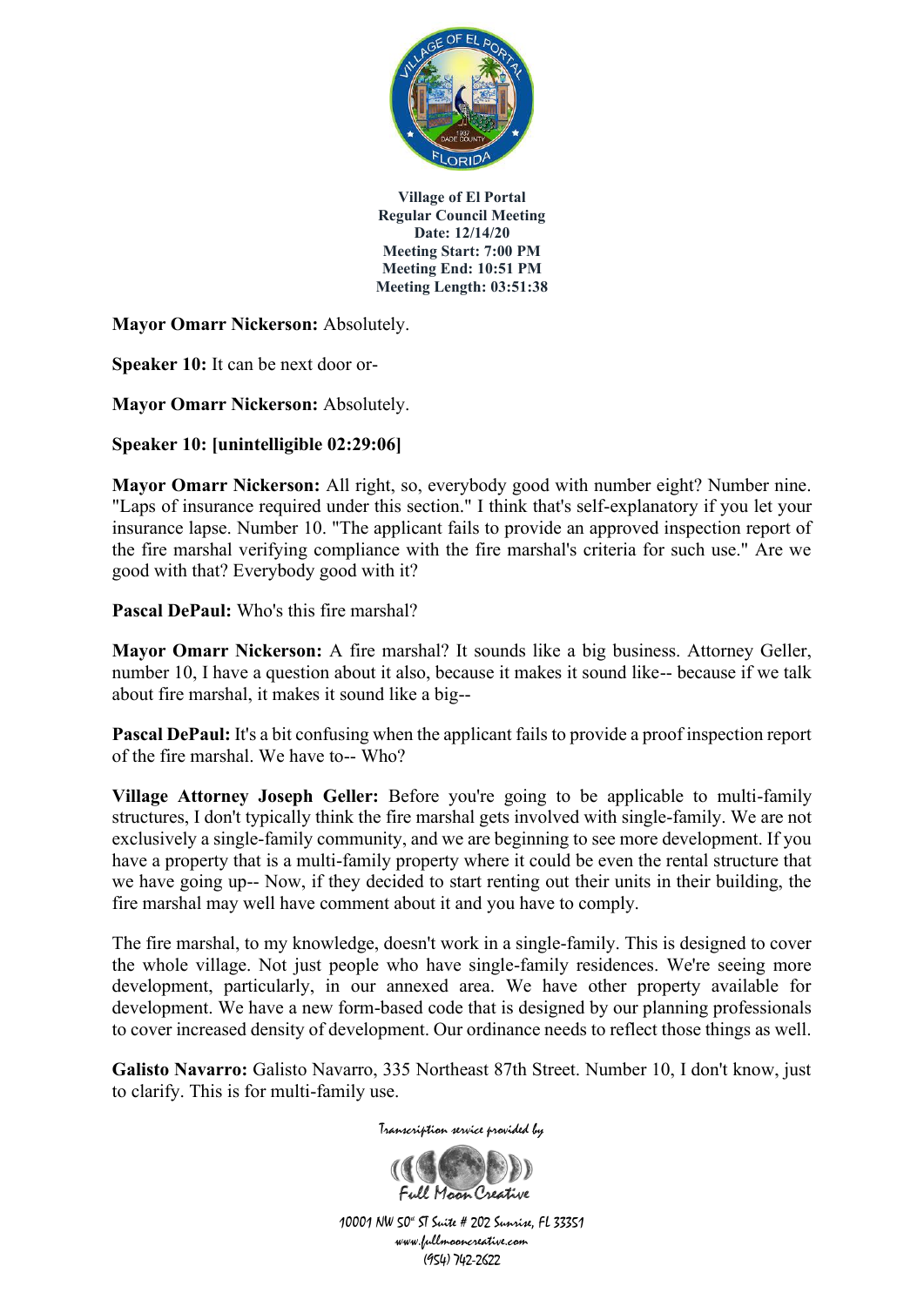**Mayor Omarr Nickerson:** Absolutely.

**Speaker 10:** It can be next door or-

**Mayor Omarr Nickerson:** Absolutely.

**Speaker 10: [unintelligible 02:29:06]**

**Mayor Omarr Nickerson:** All right, so, everybody good with number eight? Number nine. "Laps of insurance required under this section." I think that's self-explanatory if you let your insurance lapse. Number 10. "The applicant fails to provide an approved inspection report of the fire marshal verifying compliance with the fire marshal's criteria for such use." Are we good with that? Everybody good with it?

**Pascal DePaul:** Who's this fire marshal?

**Mayor Omarr Nickerson:** A fire marshal? It sounds like a big business. Attorney Geller, number 10, I have a question about it also, because it makes it sound like-- because if we talk about fire marshal, it makes it sound like a big--

**Pascal DePaul:** It's a bit confusing when the applicant fails to provide a proof inspection report of the fire marshal. We have to-- Who?

**Village Attorney Joseph Geller:** Before you're going to be applicable to multi-family structures, I don't typically think the fire marshal gets involved with single-family. We are not exclusively a single-family community, and we are beginning to see more development. If you have a property that is a multi-family property where it could be even the rental structure that we have going up-- Now, if they decided to start renting out their units in their building, the fire marshal may well have comment about it and you have to comply.

The fire marshal, to my knowledge, doesn't work in a single-family. This is designed to cover the whole village. Not just people who have single-family residences. We're seeing more development, particularly, in our annexed area. We have other property available for development. We have a new form-based code that is designed by our planning professionals to cover increased density of development. Our ordinance needs to reflect those things as well.

**Galisto Navarro:** Galisto Navarro, 335 Northeast 87th Street. Number 10, I don't know, just to clarify. This is for multi-family use.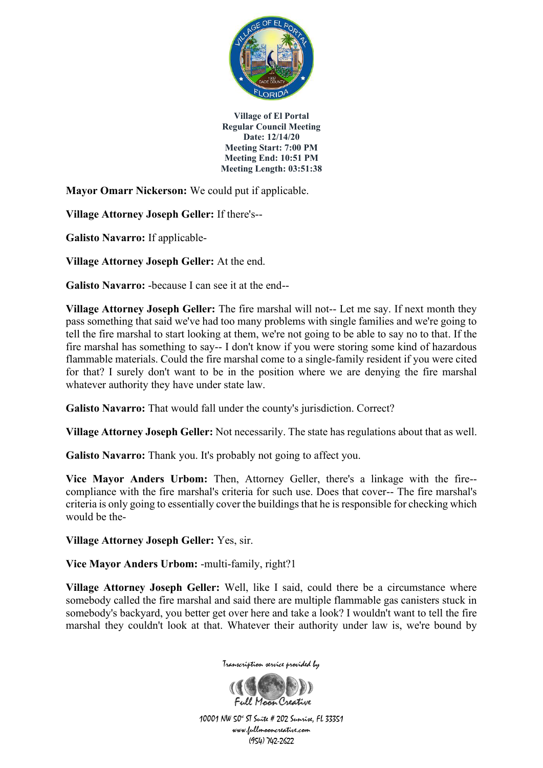**Village of El Portal**
**Regular Council Meeting**
**Date: 12/14/20**
**Meeting Start: 7:00 PM**
**Meeting End: 10:51 PM**
**Meeting Length: 03:51:38**

**Mayor Omarr Nickerson:** We could put if applicable.

**Village Attorney Joseph Geller:** If there's--

**Galisto Navarro:** If applicable-

**Village Attorney Joseph Geller:** At the end.

**Galisto Navarro:** -because I can see it at the end--

**Village Attorney Joseph Geller:** The fire marshal will not-- Let me say. If next month they pass something that said we've had too many problems with single families and we're going to tell the fire marshal to start looking at them, we're not going to be able to say no to that. If the fire marshal has something to say-- I don't know if you were storing some kind of hazardous flammable materials. Could the fire marshal come to a single-family resident if you were cited for that? I surely don't want to be in the position where we are denying the fire marshal whatever authority they have under state law.

**Galisto Navarro:** That would fall under the county's jurisdiction. Correct?

**Village Attorney Joseph Geller:** Not necessarily. The state has regulations about that as well.

**Galisto Navarro:** Thank you. It's probably not going to affect you.

**Vice Mayor Anders Urbom:** Then, Attorney Geller, there's a linkage with the fire-- compliance with the fire marshal's criteria for such use. Does that cover-- The fire marshal's criteria is only going to essentially cover the buildings that he is responsible for checking which would be the-

**Village Attorney Joseph Geller:** Yes, sir.

**Vice Mayor Anders Urbom:** -multi-family, right?1

**Village Attorney Joseph Geller:** Well, like I said, could there be a circumstance where somebody called the fire marshal and said there are multiple flammable gas canisters stuck in somebody's backyard, you better get over here and take a look? I wouldn't want to tell the fire marshal they couldn't look at that. Whatever their authority under law is, we're bound by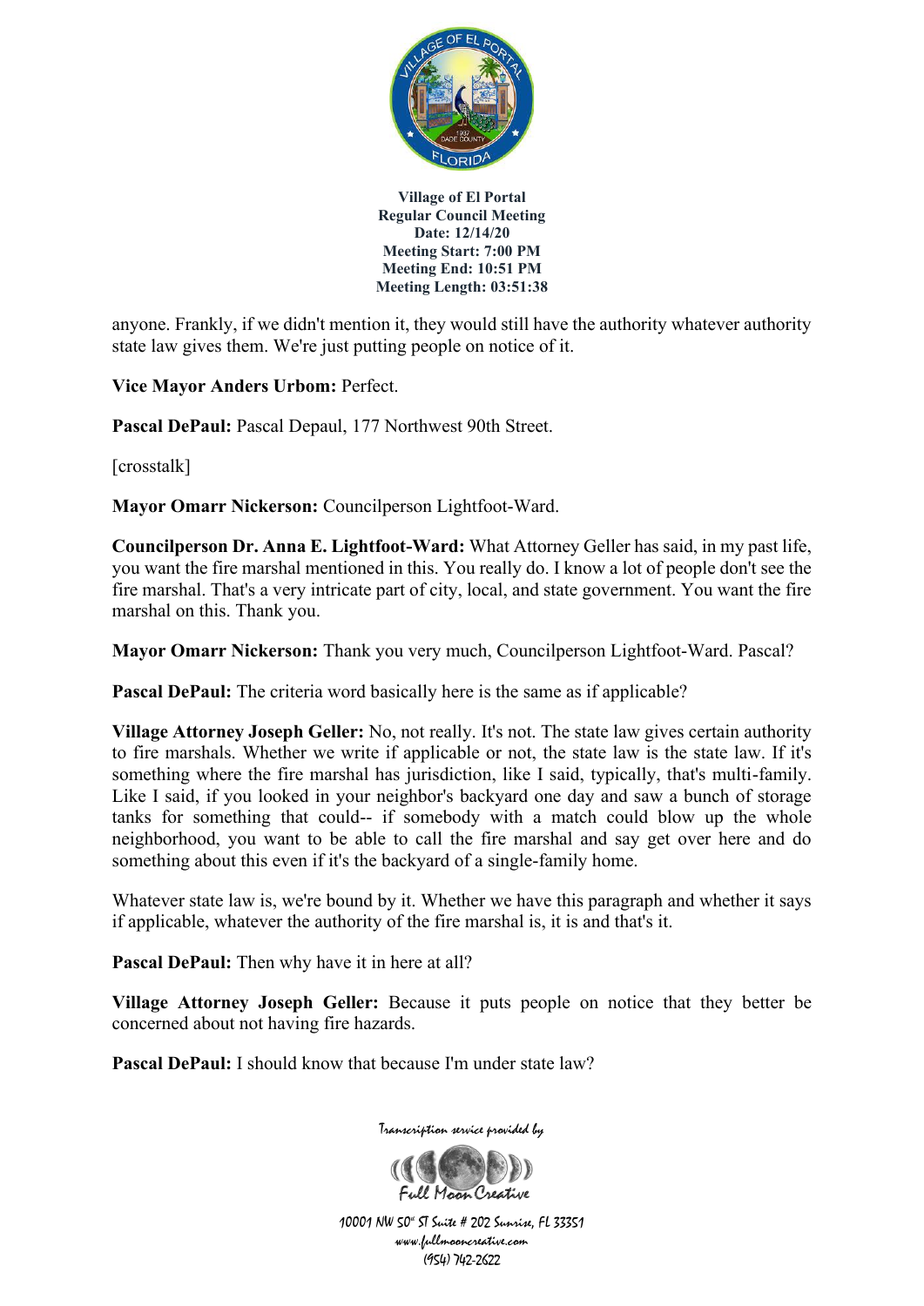anyone. Frankly, if we didn't mention it, they would still have the authority whatever authority state law gives them. We're just putting people on notice of it.

**Vice Mayor Anders Urbom:** Perfect.

**Pascal DePaul:** Pascal Depaul, 177 Northwest 90th Street.

[crosstalk]

**Mayor Omarr Nickerson:** Councilperson Lightfoot-Ward.

**Councilperson Dr. Anna E. Lightfoot-Ward:** What Attorney Geller has said, in my past life, you want the fire marshal mentioned in this. You really do. I know a lot of people don't see the fire marshal. That's a very intricate part of city, local, and state government. You want the fire marshal on this. Thank you.

**Mayor Omarr Nickerson:** Thank you very much, Councilperson Lightfoot-Ward. Pascal?

**Pascal DePaul:** The criteria word basically here is the same as if applicable?

**Village Attorney Joseph Geller:** No, not really. It's not. The state law gives certain authority to fire marshals. Whether we write if applicable or not, the state law is the state law. If it's something where the fire marshal has jurisdiction, like I said, typically, that's multi-family. Like I said, if you looked in your neighbor's backyard one day and saw a bunch of storage tanks for something that could-- if somebody with a match could blow up the whole neighborhood, you want to be able to call the fire marshal and say get over here and do something about this even if it's the backyard of a single-family home.

Whatever state law is, we're bound by it. Whether we have this paragraph and whether it says if applicable, whatever the authority of the fire marshal is, it is and that's it.

**Pascal DePaul:** Then why have it in here at all?

**Village Attorney Joseph Geller:** Because it puts people on notice that they better be concerned about not having fire hazards.

**Pascal DePaul:** I should know that because I'm under state law?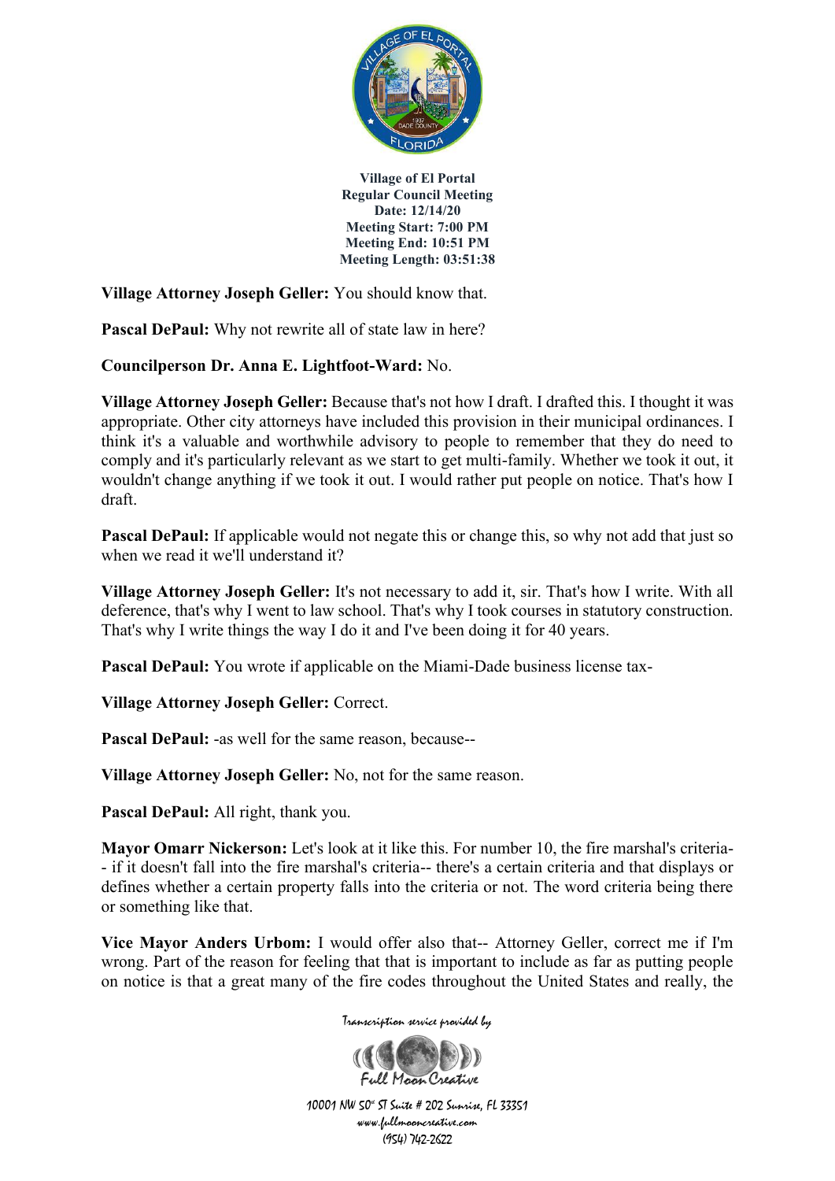**Village Attorney Joseph Geller:** You should know that.

**Pascal DePaul:** Why not rewrite all of state law in here?

**Councilperson Dr. Anna E. Lightfoot-Ward:** No.

**Village Attorney Joseph Geller:** Because that's not how I draft. I drafted this. I thought it was appropriate. Other city attorneys have included this provision in their municipal ordinances. I think it's a valuable and worthwhile advisory to people to remember that they do need to comply and it's particularly relevant as we start to get multi-family. Whether we took it out, it wouldn't change anything if we took it out. I would rather put people on notice. That's how I draft.

**Pascal DePaul:** If applicable would not negate this or change this, so why not add that just so when we read it we'll understand it?

**Village Attorney Joseph Geller:** It's not necessary to add it, sir. That's how I write. With all deference, that's why I went to law school. That's why I took courses in statutory construction. That's why I write things the way I do it and I've been doing it for 40 years.

**Pascal DePaul:** You wrote if applicable on the Miami-Dade business license tax-

**Village Attorney Joseph Geller:** Correct.

**Pascal DePaul:** -as well for the same reason, because--

**Village Attorney Joseph Geller:** No, not for the same reason.

**Pascal DePaul:** All right, thank you.

**Mayor Omarr Nickerson:** Let's look at it like this. For number 10, the fire marshal's criteria-- if it doesn't fall into the fire marshal's criteria-- there's a certain criteria and that displays or defines whether a certain property falls into the criteria or not. The word criteria being there or something like that.

**Vice Mayor Anders Urbom:** I would offer also that-- Attorney Geller, correct me if I'm wrong. Part of the reason for feeling that that is important to include as far as putting people on notice is that a great many of the fire codes throughout the United States and really, the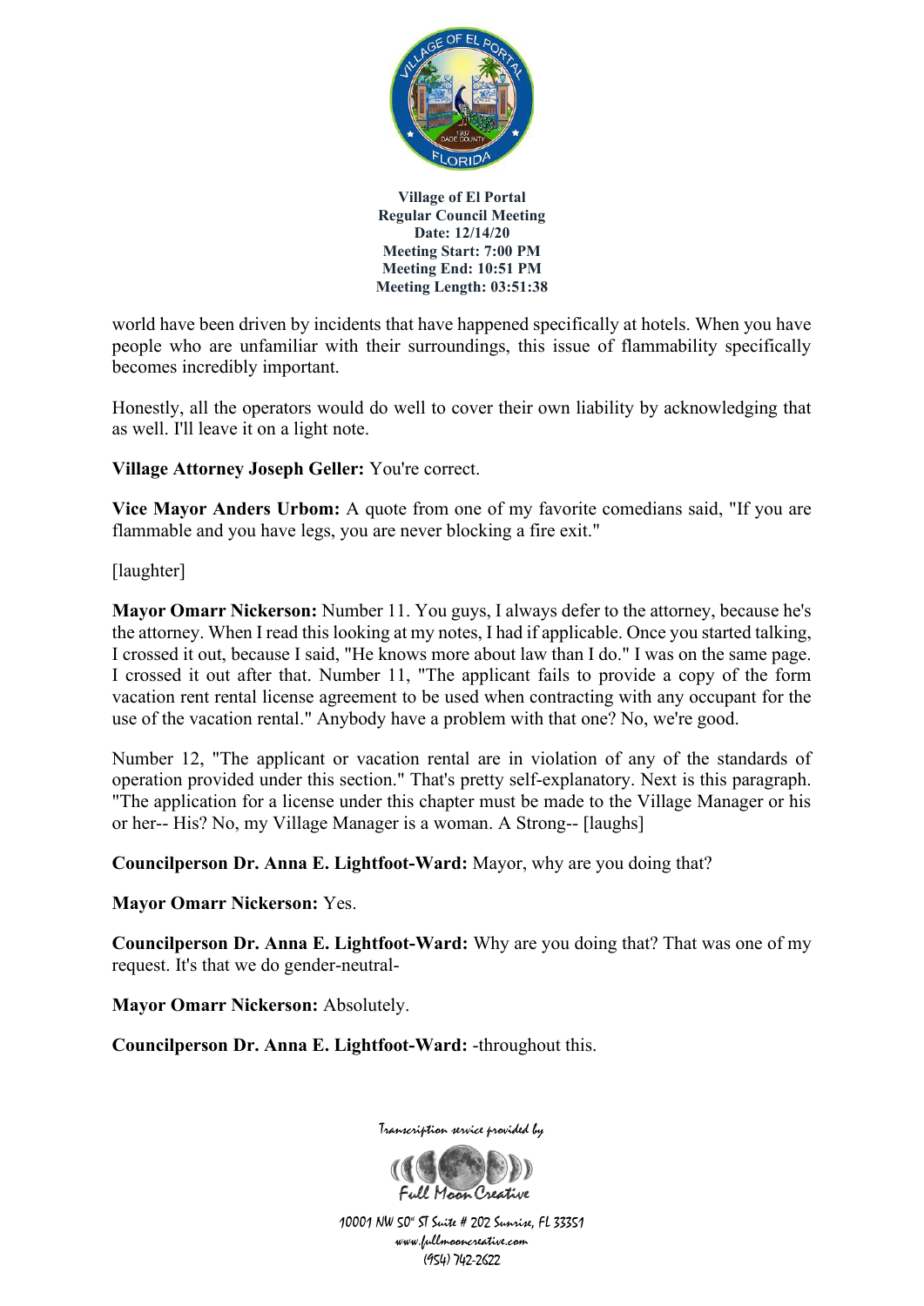world have been driven by incidents that have happened specifically at hotels. When you have people who are unfamiliar with their surroundings, this issue of flammability specifically becomes incredibly important.

Honestly, all the operators would do well to cover their own liability by acknowledging that as well. I'll leave it on a light note.

**Village Attorney Joseph Geller:** You're correct.

**Vice Mayor Anders Urbom:** A quote from one of my favorite comedians said, "If you are flammable and you have legs, you are never blocking a fire exit."

[laughter]

**Mayor Omarr Nickerson:** Number 11. You guys, I always defer to the attorney, because he's the attorney. When I read this looking at my notes, I had if applicable. Once you started talking, I crossed it out, because I said, "He knows more about law than I do." I was on the same page. I crossed it out after that. Number 11, "The applicant fails to provide a copy of the form vacation rent rental license agreement to be used when contracting with any occupant for the use of the vacation rental." Anybody have a problem with that one? No, we're good.

Number 12, "The applicant or vacation rental are in violation of any of the standards of operation provided under this section." That's pretty self-explanatory. Next is this paragraph. "The application for a license under this chapter must be made to the Village Manager or his or her-- His? No, my Village Manager is a woman. A Strong-- [laughs]

**Councilperson Dr. Anna E. Lightfoot-Ward:** Mayor, why are you doing that?

**Mayor Omarr Nickerson:** Yes.

**Councilperson Dr. Anna E. Lightfoot-Ward:** Why are you doing that? That was one of my request. It's that we do gender-neutral-

**Mayor Omarr Nickerson:** Absolutely.

**Councilperson Dr. Anna E. Lightfoot-Ward:** -throughout this.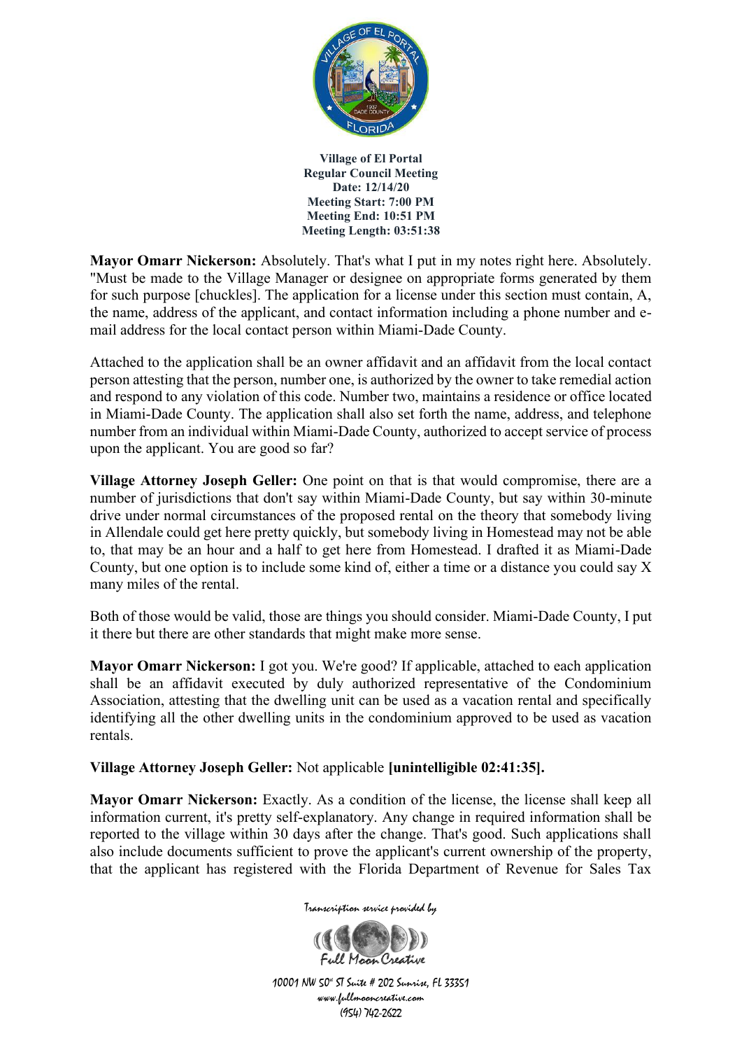**Village of El Portal**
**Regular Council Meeting**
**Date: 12/14/20**
**Meeting Start: 7:00 PM**
**Meeting End: 10:51 PM**
**Meeting Length: 03:51:38**

**Mayor Omarr Nickerson:** Absolutely. That's what I put in my notes right here. Absolutely. "Must be made to the Village Manager or designee on appropriate forms generated by them for such purpose [chuckles]. The application for a license under this section must contain, A, the name, address of the applicant, and contact information including a phone number and e-mail address for the local contact person within Miami-Dade County.

Attached to the application shall be an owner affidavit and an affidavit from the local contact person attesting that the person, number one, is authorized by the owner to take remedial action and respond to any violation of this code. Number two, maintains a residence or office located in Miami-Dade County. The application shall also set forth the name, address, and telephone number from an individual within Miami-Dade County, authorized to accept service of process upon the applicant. You are good so far?

**Village Attorney Joseph Geller:** One point on that is that would compromise, there are a number of jurisdictions that don't say within Miami-Dade County, but say within 30-minute drive under normal circumstances of the proposed rental on the theory that somebody living in Allendale could get here pretty quickly, but somebody living in Homestead may not be able to, that may be an hour and a half to get here from Homestead. I drafted it as Miami-Dade County, but one option is to include some kind of, either a time or a distance you could say X many miles of the rental.

Both of those would be valid, those are things you should consider. Miami-Dade County, I put it there but there are other standards that might make more sense.

**Mayor Omarr Nickerson:** I got you. We're good? If applicable, attached to each application shall be an affidavit executed by duly authorized representative of the Condominium Association, attesting that the dwelling unit can be used as a vacation rental and specifically identifying all the other dwelling units in the condominium approved to be used as vacation rentals.

**Village Attorney Joseph Geller:** Not applicable **[unintelligible 02:41:35].**

**Mayor Omarr Nickerson:** Exactly. As a condition of the license, the license shall keep all information current, it's pretty self-explanatory. Any change in required information shall be reported to the village within 30 days after the change. That's good. Such applications shall also include documents sufficient to prove the applicant's current ownership of the property, that the applicant has registered with the Florida Department of Revenue for Sales Tax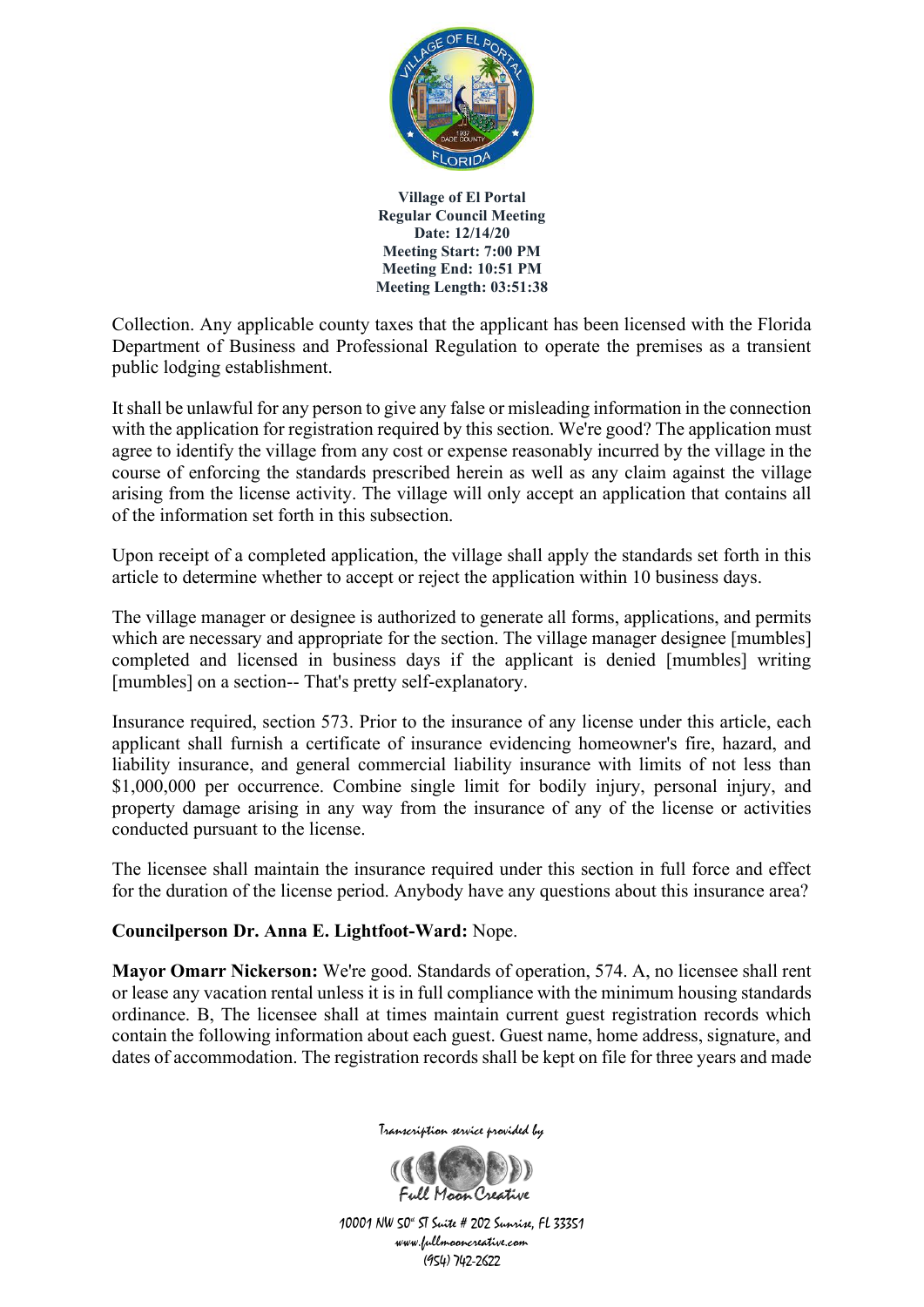Collection. Any applicable county taxes that the applicant has been licensed with the Florida Department of Business and Professional Regulation to operate the premises as a transient public lodging establishment.

It shall be unlawful for any person to give any false or misleading information in the connection with the application for registration required by this section. We're good? The application must agree to identify the village from any cost or expense reasonably incurred by the village in the course of enforcing the standards prescribed herein as well as any claim against the village arising from the license activity. The village will only accept an application that contains all of the information set forth in this subsection.

Upon receipt of a completed application, the village shall apply the standards set forth in this article to determine whether to accept or reject the application within 10 business days.

The village manager or designee is authorized to generate all forms, applications, and permits which are necessary and appropriate for the section. The village manager designee [mumbles] completed and licensed in business days if the applicant is denied [mumbles] writing [mumbles] on a section-- That's pretty self-explanatory.

Insurance required, section 573. Prior to the insurance of any license under this article, each applicant shall furnish a certificate of insurance evidencing homeowner's fire, hazard, and liability insurance, and general commercial liability insurance with limits of not less than $1,000,000 per occurrence. Combine single limit for bodily injury, personal injury, and property damage arising in any way from the insurance of any of the license or activities conducted pursuant to the license.

The licensee shall maintain the insurance required under this section in full force and effect for the duration of the license period. Anybody have any questions about this insurance area?

**Councilperson Dr. Anna E. Lightfoot-Ward:** Nope.

**Mayor Omarr Nickerson:** We're good. Standards of operation, 574. A, no licensee shall rent or lease any vacation rental unless it is in full compliance with the minimum housing standards ordinance. B, The licensee shall at times maintain current guest registration records which contain the following information about each guest. Guest name, home address, signature, and dates of accommodation. The registration records shall be kept on file for three years and made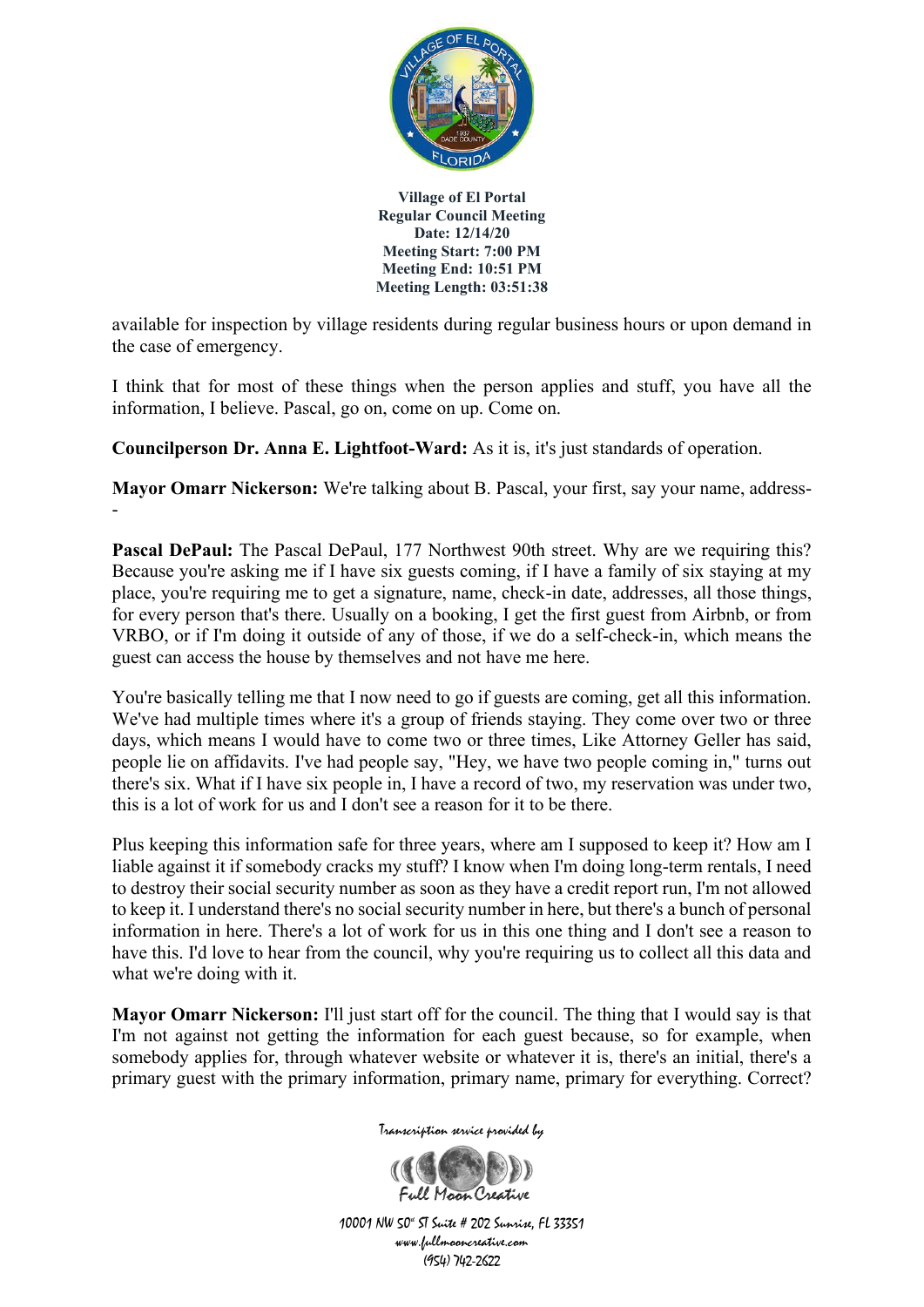available for inspection by village residents during regular business hours or upon demand in the case of emergency.

I think that for most of these things when the person applies and stuff, you have all the information, I believe. Pascal, go on, come on up. Come on.

**Councilperson Dr. Anna E. Lightfoot-Ward:** As it is, it's just standards of operation.

**Mayor Omarr Nickerson:** We're talking about B. Pascal, your first, say your name, address--

**Pascal DePaul:** The Pascal DePaul, 177 Northwest 90th street. Why are we requiring this? Because you're asking me if I have six guests coming, if I have a family of six staying at my place, you're requiring me to get a signature, name, check-in date, addresses, all those things, for every person that's there. Usually on a booking, I get the first guest from Airbnb, or from VRBO, or if I'm doing it outside of any of those, if we do a self-check-in, which means the guest can access the house by themselves and not have me here.

You're basically telling me that I now need to go if guests are coming, get all this information. We've had multiple times where it's a group of friends staying. They come over two or three days, which means I would have to come two or three times, Like Attorney Geller has said, people lie on affidavits. I've had people say, "Hey, we have two people coming in," turns out there's six. What if I have six people in, I have a record of two, my reservation was under two, this is a lot of work for us and I don't see a reason for it to be there.

Plus keeping this information safe for three years, where am I supposed to keep it? How am I liable against it if somebody cracks my stuff? I know when I'm doing long-term rentals, I need to destroy their social security number as soon as they have a credit report run, I'm not allowed to keep it. I understand there's no social security number in here, but there's a bunch of personal information in here. There's a lot of work for us in this one thing and I don't see a reason to have this. I'd love to hear from the council, why you're requiring us to collect all this data and what we're doing with it.

**Mayor Omarr Nickerson:** I'll just start off for the council. The thing that I would say is that I'm not against not getting the information for each guest because, so for example, when somebody applies for, through whatever website or whatever it is, there's an initial, there's a primary guest with the primary information, primary name, primary for everything. Correct?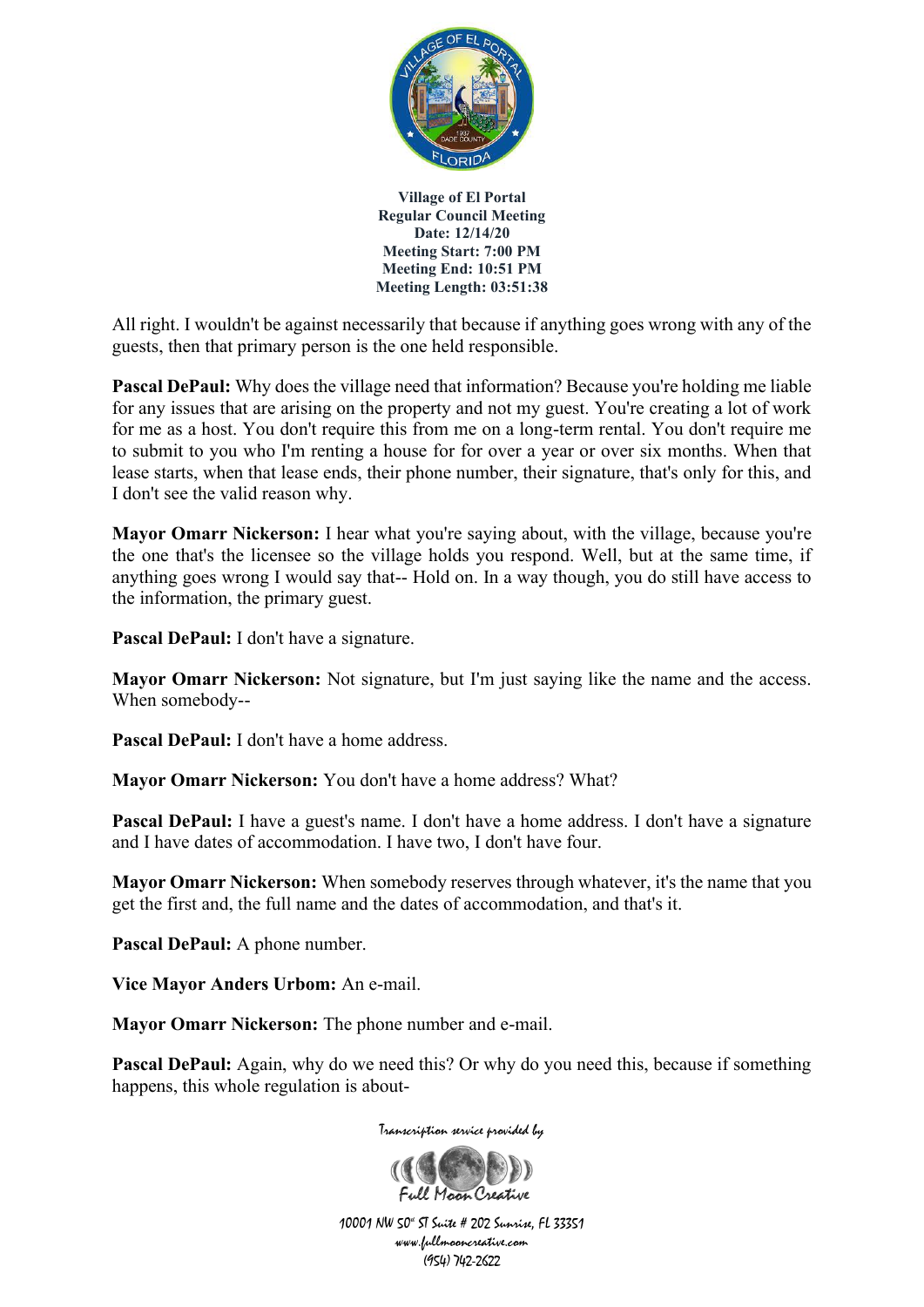All right. I wouldn't be against necessarily that because if anything goes wrong with any of the guests, then that primary person is the one held responsible.

**Pascal DePaul:** Why does the village need that information? Because you're holding me liable for any issues that are arising on the property and not my guest. You're creating a lot of work for me as a host. You don't require this from me on a long-term rental. You don't require me to submit to you who I'm renting a house for for over a year or over six months. When that lease starts, when that lease ends, their phone number, their signature, that's only for this, and I don't see the valid reason why.

**Mayor Omarr Nickerson:** I hear what you're saying about, with the village, because you're the one that's the licensee so the village holds you respond. Well, but at the same time, if anything goes wrong I would say that-- Hold on. In a way though, you do still have access to the information, the primary guest.

**Pascal DePaul:** I don't have a signature.

**Mayor Omarr Nickerson:** Not signature, but I'm just saying like the name and the access. When somebody--

**Pascal DePaul:** I don't have a home address.

**Mayor Omarr Nickerson:** You don't have a home address? What?

**Pascal DePaul:** I have a guest's name. I don't have a home address. I don't have a signature and I have dates of accommodation. I have two, I don't have four.

**Mayor Omarr Nickerson:** When somebody reserves through whatever, it's the name that you get the first and, the full name and the dates of accommodation, and that's it.

**Pascal DePaul:** A phone number.

**Vice Mayor Anders Urbom:** An e-mail.

**Mayor Omarr Nickerson:** The phone number and e-mail.

**Pascal DePaul:** Again, why do we need this? Or why do you need this, because if something happens, this whole regulation is about-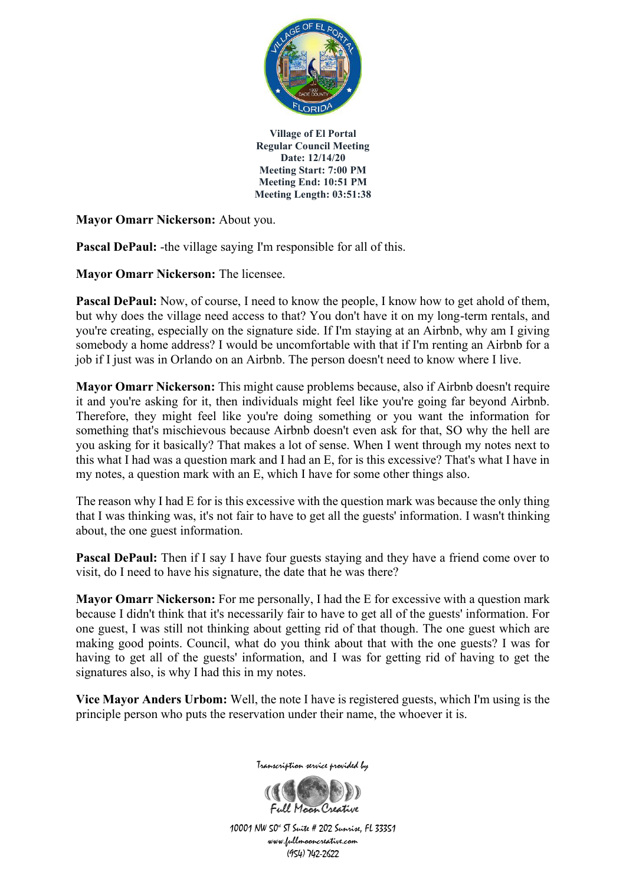**Village of El Portal**
**Regular Council Meeting**
**Date: 12/14/20**
**Meeting Start: 7:00 PM**
**Meeting End: 10:51 PM**
**Meeting Length: 03:51:38**

**Mayor Omarr Nickerson:** About you.

**Pascal DePaul:** -the village saying I'm responsible for all of this.

**Mayor Omarr Nickerson:** The licensee.

**Pascal DePaul:** Now, of course, I need to know the people, I know how to get ahold of them, but why does the village need access to that? You don't have it on my long-term rentals, and you're creating, especially on the signature side. If I'm staying at an Airbnb, why am I giving somebody a home address? I would be uncomfortable with that if I'm renting an Airbnb for a job if I just was in Orlando on an Airbnb. The person doesn't need to know where I live.

**Mayor Omarr Nickerson:** This might cause problems because, also if Airbnb doesn't require it and you're asking for it, then individuals might feel like you're going far beyond Airbnb. Therefore, they might feel like you're doing something or you want the information for something that's mischievous because Airbnb doesn't even ask for that, SO why the hell are you asking for it basically? That makes a lot of sense. When I went through my notes next to this what I had was a question mark and I had an E, for is this excessive? That's what I have in my notes, a question mark with an E, which I have for some other things also.

The reason why I had E for is this excessive with the question mark was because the only thing that I was thinking was, it's not fair to have to get all the guests' information. I wasn't thinking about, the one guest information.

**Pascal DePaul:** Then if I say I have four guests staying and they have a friend come over to visit, do I need to have his signature, the date that he was there?

**Mayor Omarr Nickerson:** For me personally, I had the E for excessive with a question mark because I didn't think that it's necessarily fair to have to get all of the guests' information. For one guest, I was still not thinking about getting rid of that though. The one guest which are making good points. Council, what do you think about that with the one guests? I was for having to get all of the guests' information, and I was for getting rid of having to get the signatures also, is why I had this in my notes.

**Vice Mayor Anders Urbom:** Well, the note I have is registered guests, which I'm using is the principle person who puts the reservation under their name, the whoever it is.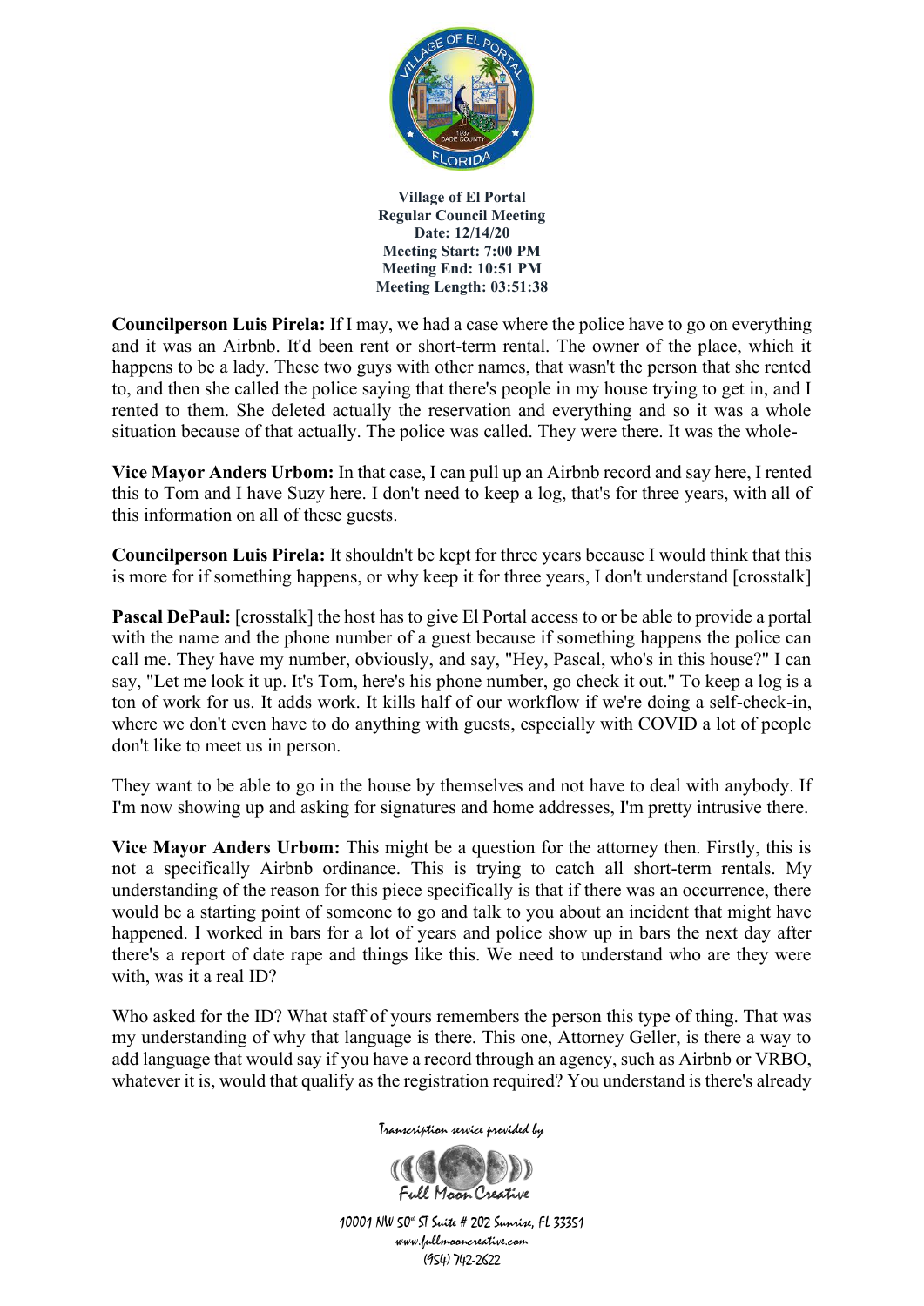**Councilperson Luis Pirela:** If I may, we had a case where the police have to go on everything and it was an Airbnb. It'd been rent or short-term rental. The owner of the place, which it happens to be a lady. These two guys with other names, that wasn't the person that she rented to, and then she called the police saying that there's people in my house trying to get in, and I rented to them. She deleted actually the reservation and everything and so it was a whole situation because of that actually. The police was called. They were there. It was the whole-

**Vice Mayor Anders Urbom:** In that case, I can pull up an Airbnb record and say here, I rented this to Tom and I have Suzy here. I don't need to keep a log, that's for three years, with all of this information on all of these guests.

**Councilperson Luis Pirela:** It shouldn't be kept for three years because I would think that this is more for if something happens, or why keep it for three years, I don't understand [crosstalk]

**Pascal DePaul:** [crosstalk] the host has to give El Portal access to or be able to provide a portal with the name and the phone number of a guest because if something happens the police can call me. They have my number, obviously, and say, "Hey, Pascal, who's in this house?" I can say, "Let me look it up. It's Tom, here's his phone number, go check it out." To keep a log is a ton of work for us. It adds work. It kills half of our workflow if we're doing a self-check-in, where we don't even have to do anything with guests, especially with COVID a lot of people don't like to meet us in person.

They want to be able to go in the house by themselves and not have to deal with anybody. If I'm now showing up and asking for signatures and home addresses, I'm pretty intrusive there.

**Vice Mayor Anders Urbom:** This might be a question for the attorney then. Firstly, this is not a specifically Airbnb ordinance. This is trying to catch all short-term rentals. My understanding of the reason for this piece specifically is that if there was an occurrence, there would be a starting point of someone to go and talk to you about an incident that might have happened. I worked in bars for a lot of years and police show up in bars the next day after there's a report of date rape and things like this. We need to understand who are they were with, was it a real ID?

Who asked for the ID? What staff of yours remembers the person this type of thing. That was my understanding of why that language is there. This one, Attorney Geller, is there a way to add language that would say if you have a record through an agency, such as Airbnb or VRBO, whatever it is, would that qualify as the registration required? You understand is there's already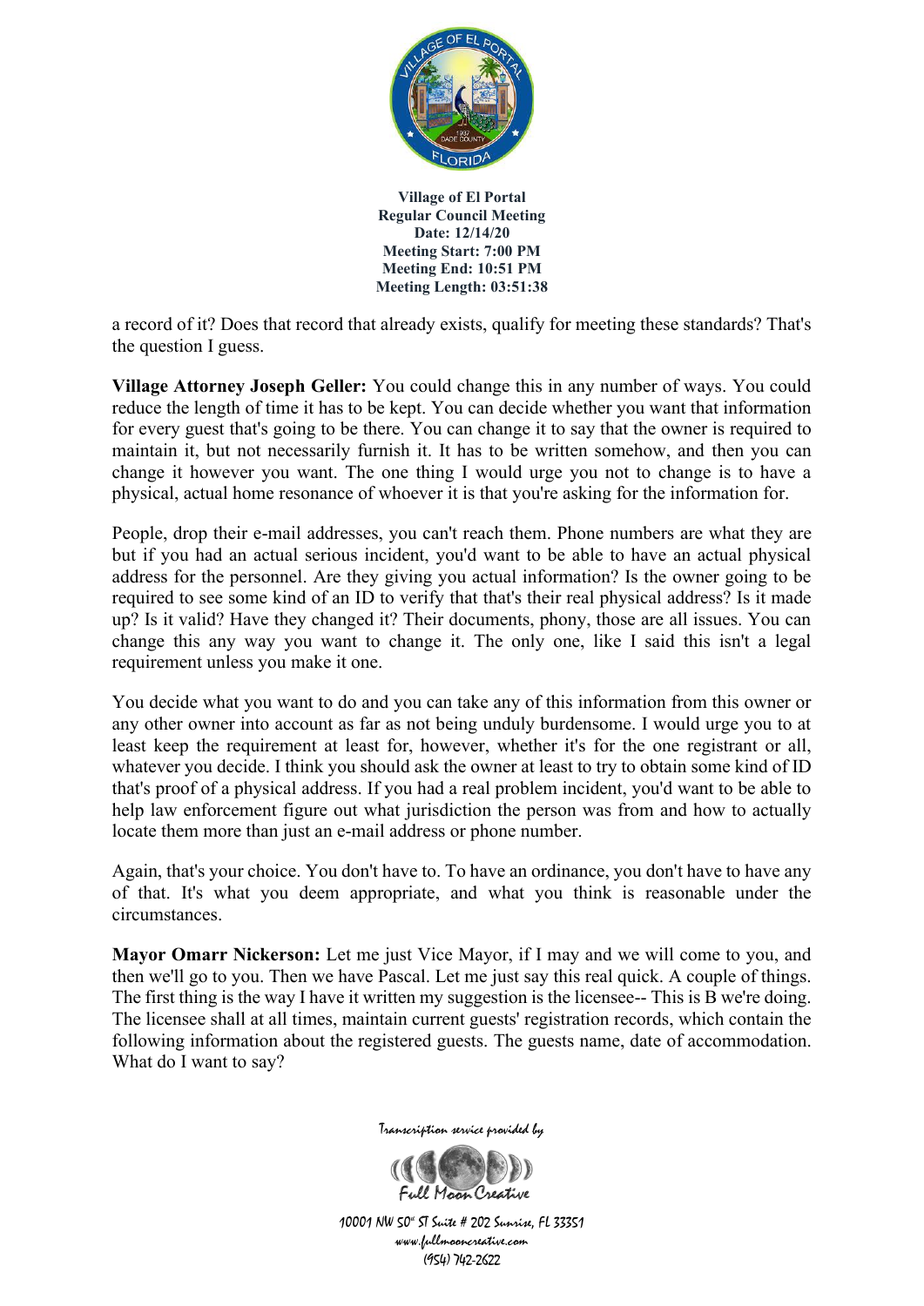a record of it? Does that record that already exists, qualify for meeting these standards? That's the question I guess.

**Village Attorney Joseph Geller:** You could change this in any number of ways. You could reduce the length of time it has to be kept. You can decide whether you want that information for every guest that's going to be there. You can change it to say that the owner is required to maintain it, but not necessarily furnish it. It has to be written somehow, and then you can change it however you want. The one thing I would urge you not to change is to have a physical, actual home resonance of whoever it is that you're asking for the information for.

People, drop their e-mail addresses, you can't reach them. Phone numbers are what they are but if you had an actual serious incident, you'd want to be able to have an actual physical address for the personnel. Are they giving you actual information? Is the owner going to be required to see some kind of an ID to verify that that's their real physical address? Is it made up? Is it valid? Have they changed it? Their documents, phony, those are all issues. You can change this any way you want to change it. The only one, like I said this isn't a legal requirement unless you make it one.

You decide what you want to do and you can take any of this information from this owner or any other owner into account as far as not being unduly burdensome. I would urge you to at least keep the requirement at least for, however, whether it's for the one registrant or all, whatever you decide. I think you should ask the owner at least to try to obtain some kind of ID that's proof of a physical address. If you had a real problem incident, you'd want to be able to help law enforcement figure out what jurisdiction the person was from and how to actually locate them more than just an e-mail address or phone number.

Again, that's your choice. You don't have to. To have an ordinance, you don't have to have any of that. It's what you deem appropriate, and what you think is reasonable under the circumstances.

**Mayor Omarr Nickerson:** Let me just Vice Mayor, if I may and we will come to you, and then we'll go to you. Then we have Pascal. Let me just say this real quick. A couple of things. The first thing is the way I have it written my suggestion is the licensee-- This is B we're doing. The licensee shall at all times, maintain current guests' registration records, which contain the following information about the registered guests. The guests name, date of accommodation. What do I want to say?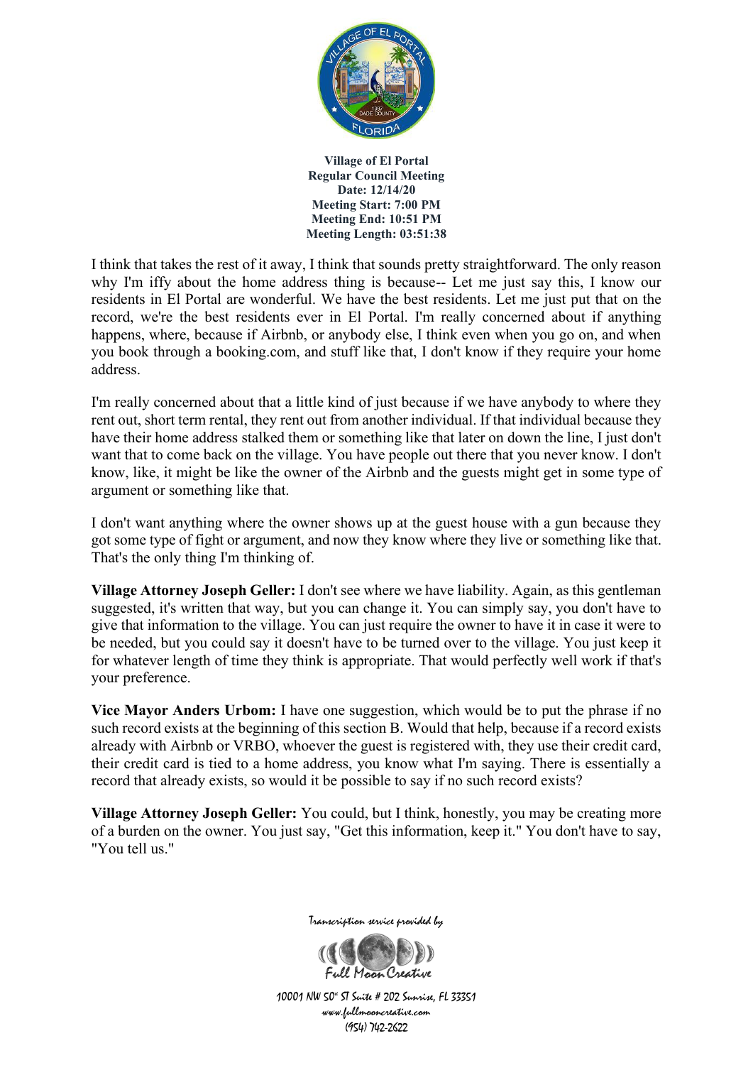I think that takes the rest of it away, I think that sounds pretty straightforward. The only reason why I'm iffy about the home address thing is because-- Let me just say this, I know our residents in El Portal are wonderful. We have the best residents. Let me just put that on the record, we're the best residents ever in El Portal. I'm really concerned about if anything happens, where, because if Airbnb, or anybody else, I think even when you go on, and when you book through a booking.com, and stuff like that, I don't know if they require your home address.

I'm really concerned about that a little kind of just because if we have anybody to where they rent out, short term rental, they rent out from another individual. If that individual because they have their home address stalked them or something like that later on down the line, I just don't want that to come back on the village. You have people out there that you never know. I don't know, like, it might be like the owner of the Airbnb and the guests might get in some type of argument or something like that.

I don't want anything where the owner shows up at the guest house with a gun because they got some type of fight or argument, and now they know where they live or something like that. That's the only thing I'm thinking of.

**Village Attorney Joseph Geller:** I don't see where we have liability. Again, as this gentleman suggested, it's written that way, but you can change it. You can simply say, you don't have to give that information to the village. You can just require the owner to have it in case it were to be needed, but you could say it doesn't have to be turned over to the village. You just keep it for whatever length of time they think is appropriate. That would perfectly well work if that's your preference.

**Vice Mayor Anders Urbom:** I have one suggestion, which would be to put the phrase if no such record exists at the beginning of this section B. Would that help, because if a record exists already with Airbnb or VRBO, whoever the guest is registered with, they use their credit card, their credit card is tied to a home address, you know what I'm saying. There is essentially a record that already exists, so would it be possible to say if no such record exists?

**Village Attorney Joseph Geller:** You could, but I think, honestly, you may be creating more of a burden on the owner. You just say, "Get this information, keep it." You don't have to say, "You tell us."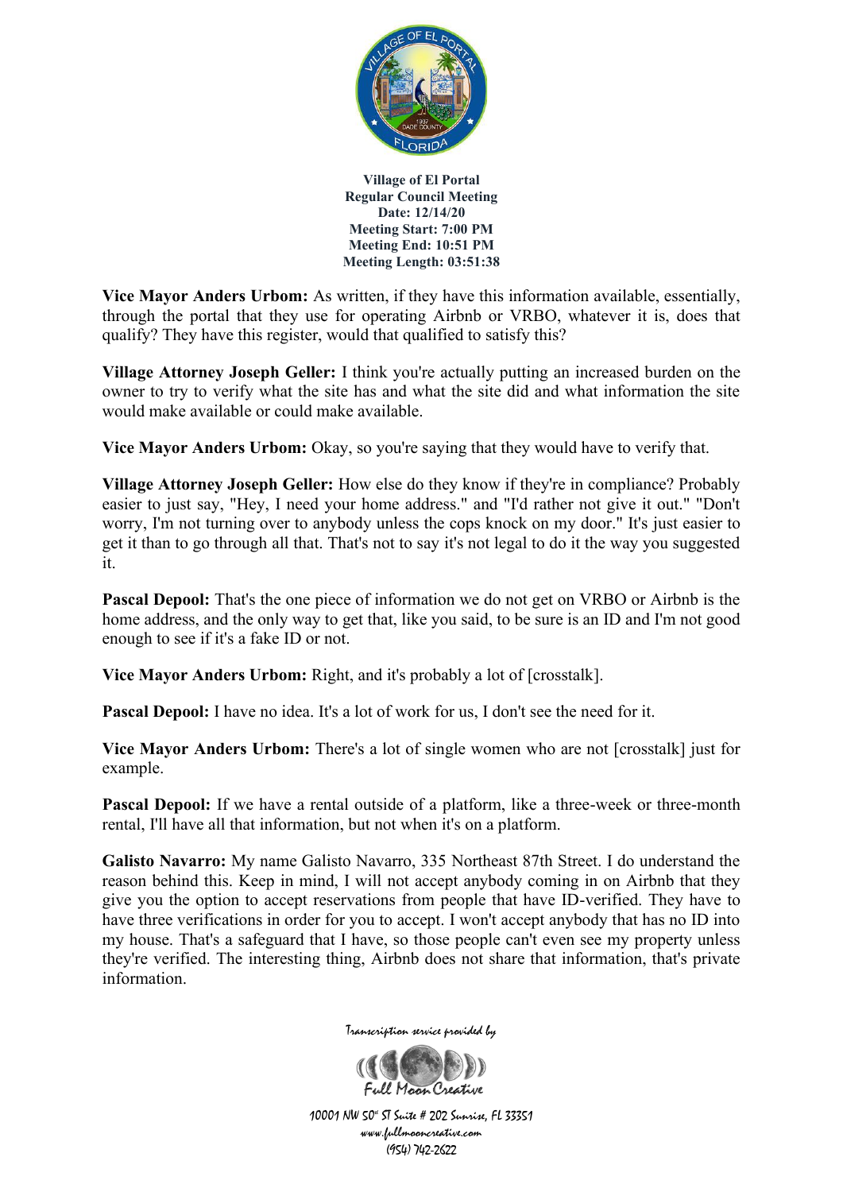**Vice Mayor Anders Urbom:** As written, if they have this information available, essentially, through the portal that they use for operating Airbnb or VRBO, whatever it is, does that qualify? They have this register, would that qualified to satisfy this?

**Village Attorney Joseph Geller:** I think you're actually putting an increased burden on the owner to try to verify what the site has and what the site did and what information the site would make available or could make available.

**Vice Mayor Anders Urbom:** Okay, so you're saying that they would have to verify that.

**Village Attorney Joseph Geller:** How else do they know if they're in compliance? Probably easier to just say, "Hey, I need your home address." and "I'd rather not give it out." "Don't worry, I'm not turning over to anybody unless the cops knock on my door." It's just easier to get it than to go through all that. That's not to say it's not legal to do it the way you suggested it.

**Pascal Depool:** That's the one piece of information we do not get on VRBO or Airbnb is the home address, and the only way to get that, like you said, to be sure is an ID and I'm not good enough to see if it's a fake ID or not.

**Vice Mayor Anders Urbom:** Right, and it's probably a lot of [crosstalk].

**Pascal Depool:** I have no idea. It's a lot of work for us, I don't see the need for it.

**Vice Mayor Anders Urbom:** There's a lot of single women who are not [crosstalk] just for example.

**Pascal Depool:** If we have a rental outside of a platform, like a three-week or three-month rental, I'll have all that information, but not when it's on a platform.

**Galisto Navarro:** My name Galisto Navarro, 335 Northeast 87th Street. I do understand the reason behind this. Keep in mind, I will not accept anybody coming in on Airbnb that they give you the option to accept reservations from people that have ID-verified. They have to have three verifications in order for you to accept. I won't accept anybody that has no ID into my house. That's a safeguard that I have, so those people can't even see my property unless they're verified. The interesting thing, Airbnb does not share that information, that's private information.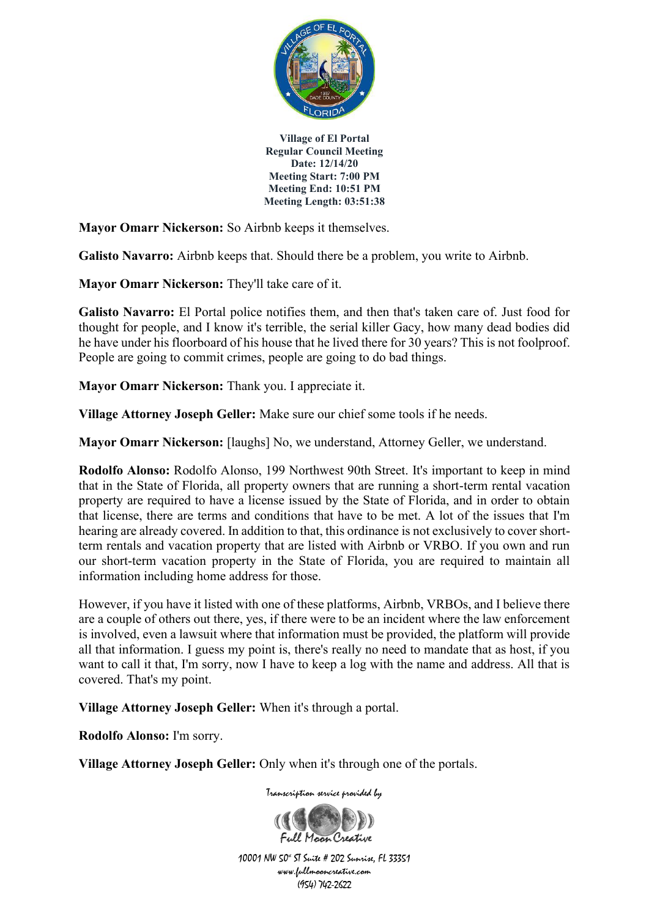**Mayor Omarr Nickerson:** So Airbnb keeps it themselves.

**Galisto Navarro:** Airbnb keeps that. Should there be a problem, you write to Airbnb.

**Mayor Omarr Nickerson:** They'll take care of it.

**Galisto Navarro:** El Portal police notifies them, and then that's taken care of. Just food for thought for people, and I know it's terrible, the serial killer Gacy, how many dead bodies did he have under his floorboard of his house that he lived there for 30 years? This is not foolproof. People are going to commit crimes, people are going to do bad things.

**Mayor Omarr Nickerson:** Thank you. I appreciate it.

**Village Attorney Joseph Geller:** Make sure our chief some tools if he needs.

**Mayor Omarr Nickerson:** [laughs] No, we understand, Attorney Geller, we understand.

**Rodolfo Alonso:** Rodolfo Alonso, 199 Northwest 90th Street. It's important to keep in mind that in the State of Florida, all property owners that are running a short-term rental vacation property are required to have a license issued by the State of Florida, and in order to obtain that license, there are terms and conditions that have to be met. A lot of the issues that I'm hearing are already covered. In addition to that, this ordinance is not exclusively to cover short-term rentals and vacation property that are listed with Airbnb or VRBO. If you own and run our short-term vacation property in the State of Florida, you are required to maintain all information including home address for those.

However, if you have it listed with one of these platforms, Airbnb, VRBOs, and I believe there are a couple of others out there, yes, if there were to be an incident where the law enforcement is involved, even a lawsuit where that information must be provided, the platform will provide all that information. I guess my point is, there's really no need to mandate that as host, if you want to call it that, I'm sorry, now I have to keep a log with the name and address. All that is covered. That's my point.

**Village Attorney Joseph Geller:** When it's through a portal.

**Rodolfo Alonso:** I'm sorry.

**Village Attorney Joseph Geller:** Only when it's through one of the portals.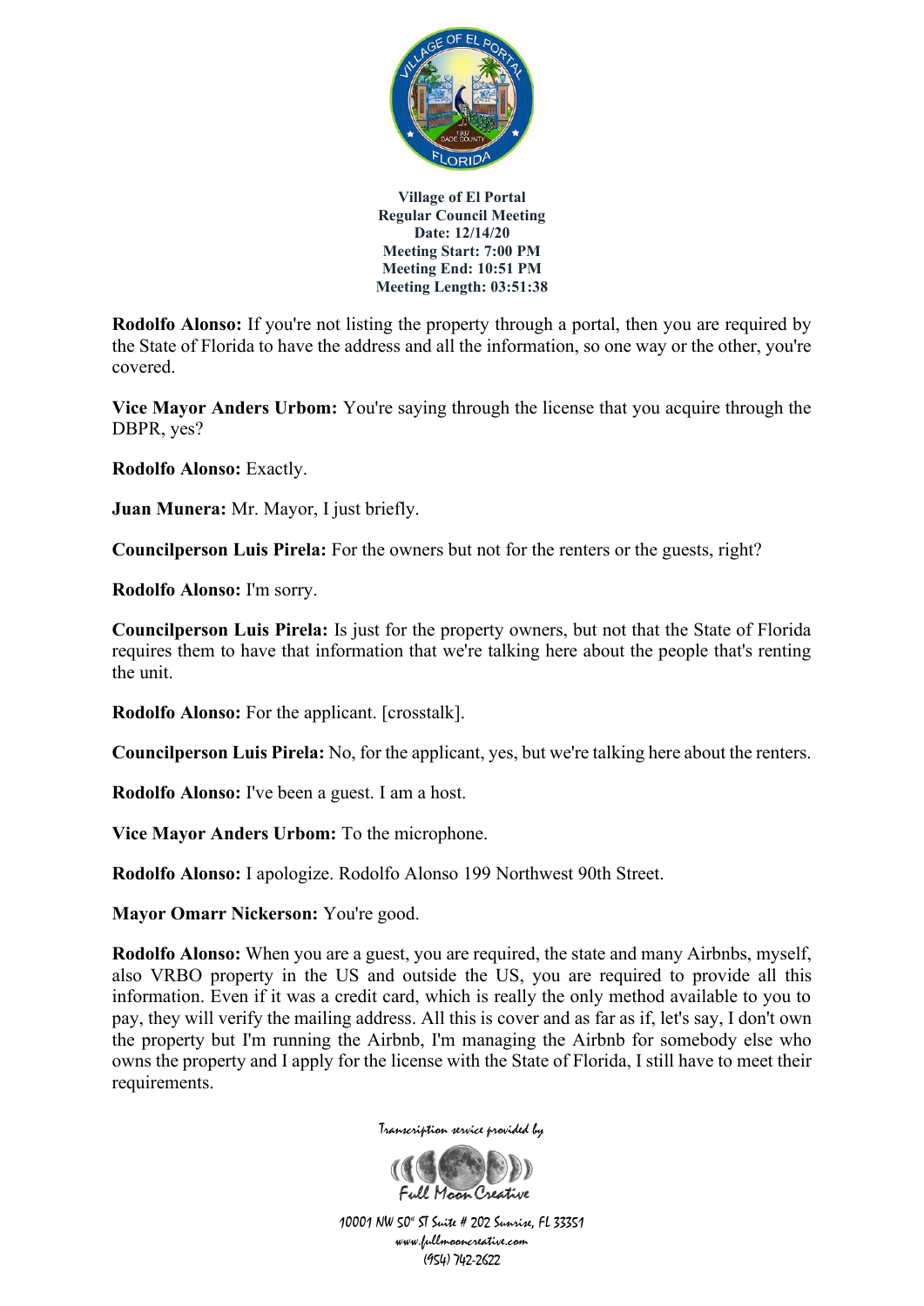**Village of El Portal**
**Regular Council Meeting**
**Date: 12/14/20**
**Meeting Start: 7:00 PM**
**Meeting End: 10:51 PM**
**Meeting Length: 03:51:38**

**Rodolfo Alonso:** If you're not listing the property through a portal, then you are required by the State of Florida to have the address and all the information, so one way or the other, you're covered.

**Vice Mayor Anders Urbom:** You're saying through the license that you acquire through the DBPR, yes?

**Rodolfo Alonso:** Exactly.

**Juan Munera:** Mr. Mayor, I just briefly.

**Councilperson Luis Pirela:** For the owners but not for the renters or the guests, right?

**Rodolfo Alonso:** I'm sorry.

**Councilperson Luis Pirela:** Is just for the property owners, but not that the State of Florida requires them to have that information that we're talking here about the people that's renting the unit.

**Rodolfo Alonso:** For the applicant. [crosstalk].

**Councilperson Luis Pirela:** No, for the applicant, yes, but we're talking here about the renters.

**Rodolfo Alonso:** I've been a guest. I am a host.

**Vice Mayor Anders Urbom:** To the microphone.

**Rodolfo Alonso:** I apologize. Rodolfo Alonso 199 Northwest 90th Street.

**Mayor Omarr Nickerson:** You're good.

**Rodolfo Alonso:** When you are a guest, you are required, the state and many Airbnbs, myself, also VRBO property in the US and outside the US, you are required to provide all this information. Even if it was a credit card, which is really the only method available to you to pay, they will verify the mailing address. All this is cover and as far as if, let's say, I don't own the property but I'm running the Airbnb, I'm managing the Airbnb for somebody else who owns the property and I apply for the license with the State of Florida, I still have to meet their requirements.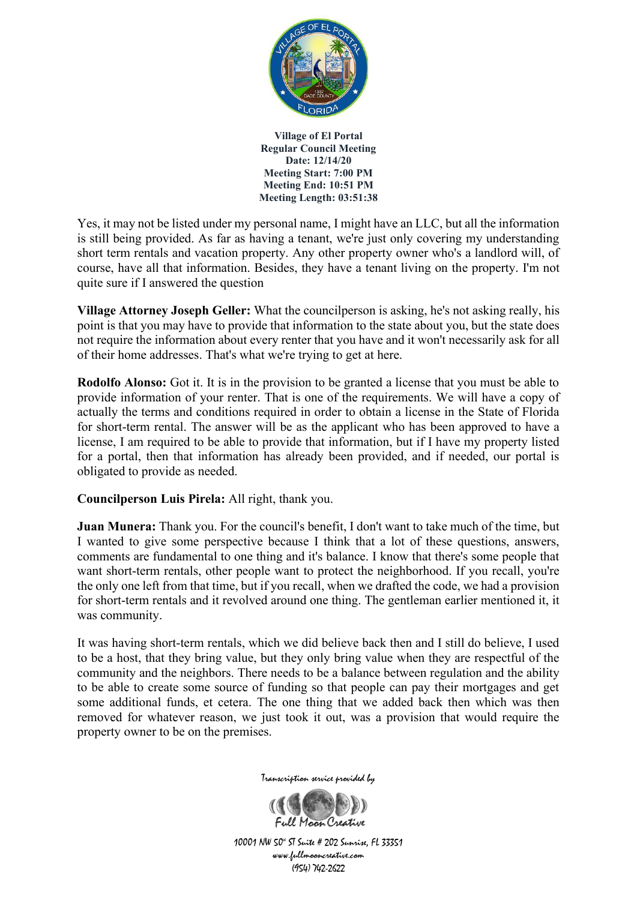Yes, it may not be listed under my personal name, I might have an LLC, but all the information is still being provided. As far as having a tenant, we're just only covering my understanding short term rentals and vacation property. Any other property owner who's a landlord will, of course, have all that information. Besides, they have a tenant living on the property. I'm not quite sure if I answered the question

**Village Attorney Joseph Geller:** What the councilperson is asking, he's not asking really, his point is that you may have to provide that information to the state about you, but the state does not require the information about every renter that you have and it won't necessarily ask for all of their home addresses. That's what we're trying to get at here.

**Rodolfo Alonso:** Got it. It is in the provision to be granted a license that you must be able to provide information of your renter. That is one of the requirements. We will have a copy of actually the terms and conditions required in order to obtain a license in the State of Florida for short-term rental. The answer will be as the applicant who has been approved to have a license, I am required to be able to provide that information, but if I have my property listed for a portal, then that information has already been provided, and if needed, our portal is obligated to provide as needed.

**Councilperson Luis Pirela:** All right, thank you.

**Juan Munera:** Thank you. For the council's benefit, I don't want to take much of the time, but I wanted to give some perspective because I think that a lot of these questions, answers, comments are fundamental to one thing and it's balance. I know that there's some people that want short-term rentals, other people want to protect the neighborhood. If you recall, you're the only one left from that time, but if you recall, when we drafted the code, we had a provision for short-term rentals and it revolved around one thing. The gentleman earlier mentioned it, it was community.

It was having short-term rentals, which we did believe back then and I still do believe, I used to be a host, that they bring value, but they only bring value when they are respectful of the community and the neighbors. There needs to be a balance between regulation and the ability to be able to create some source of funding so that people can pay their mortgages and get some additional funds, et cetera. The one thing that we added back then which was then removed for whatever reason, we just took it out, was a provision that would require the property owner to be on the premises.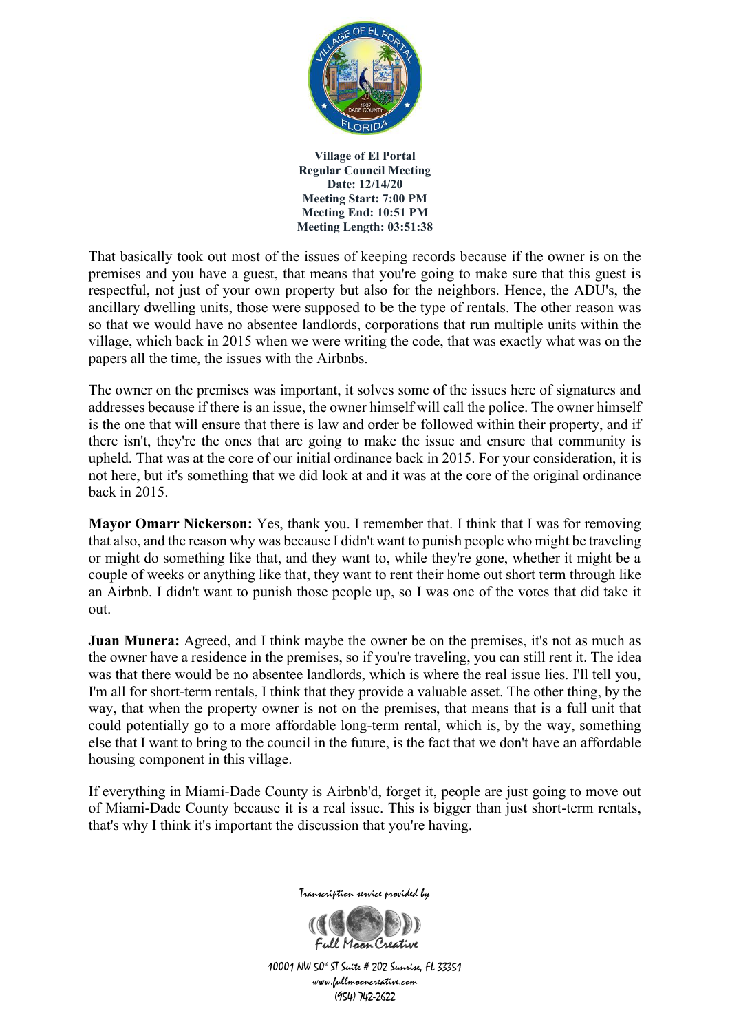That basically took out most of the issues of keeping records because if the owner is on the premises and you have a guest, that means that you're going to make sure that this guest is respectful, not just of your own property but also for the neighbors. Hence, the ADU's, the ancillary dwelling units, those were supposed to be the type of rentals. The other reason was so that we would have no absentee landlords, corporations that run multiple units within the village, which back in 2015 when we were writing the code, that was exactly what was on the papers all the time, the issues with the Airbnbs.

The owner on the premises was important, it solves some of the issues here of signatures and addresses because if there is an issue, the owner himself will call the police. The owner himself is the one that will ensure that there is law and order be followed within their property, and if there isn't, they're the ones that are going to make the issue and ensure that community is upheld. That was at the core of our initial ordinance back in 2015. For your consideration, it is not here, but it's something that we did look at and it was at the core of the original ordinance back in 2015.

**Mayor Omarr Nickerson:** Yes, thank you. I remember that. I think that I was for removing that also, and the reason why was because I didn't want to punish people who might be traveling or might do something like that, and they want to, while they're gone, whether it might be a couple of weeks or anything like that, they want to rent their home out short term through like an Airbnb. I didn't want to punish those people up, so I was one of the votes that did take it out.

**Juan Munera:** Agreed, and I think maybe the owner be on the premises, it's not as much as the owner have a residence in the premises, so if you're traveling, you can still rent it. The idea was that there would be no absentee landlords, which is where the real issue lies. I'll tell you, I'm all for short-term rentals, I think that they provide a valuable asset. The other thing, by the way, that when the property owner is not on the premises, that means that is a full unit that could potentially go to a more affordable long-term rental, which is, by the way, something else that I want to bring to the council in the future, is the fact that we don't have an affordable housing component in this village.

If everything in Miami-Dade County is Airbnb'd, forget it, people are just going to move out of Miami-Dade County because it is a real issue. This is bigger than just short-term rentals, that's why I think it's important the discussion that you're having.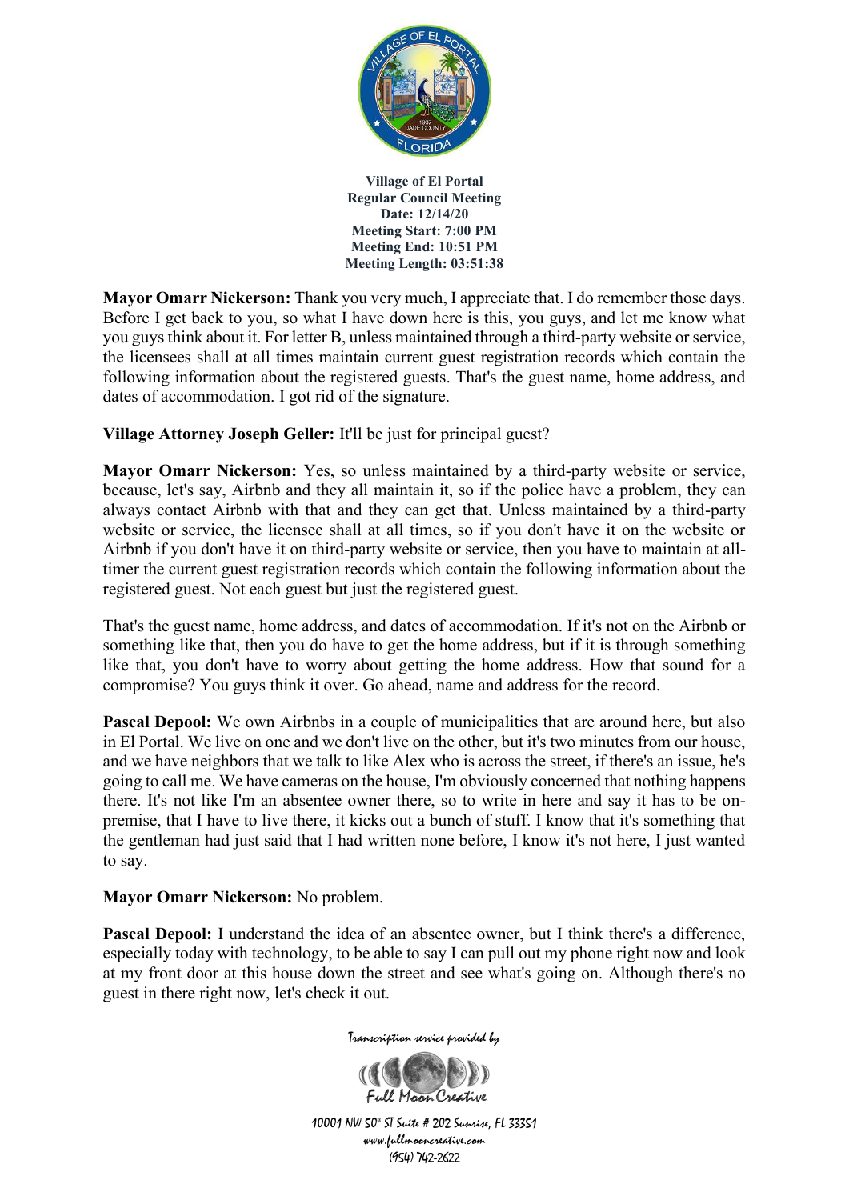**Mayor Omarr Nickerson:** Thank you very much, I appreciate that. I do remember those days. Before I get back to you, so what I have down here is this, you guys, and let me know what you guys think about it. For letter B, unless maintained through a third-party website or service, the licensees shall at all times maintain current guest registration records which contain the following information about the registered guests. That's the guest name, home address, and dates of accommodation. I got rid of the signature.

**Village Attorney Joseph Geller:** It'll be just for principal guest?

**Mayor Omarr Nickerson:** Yes, so unless maintained by a third-party website or service, because, let's say, Airbnb and they all maintain it, so if the police have a problem, they can always contact Airbnb with that and they can get that. Unless maintained by a third-party website or service, the licensee shall at all times, so if you don't have it on the website or Airbnb if you don't have it on third-party website or service, then you have to maintain at all-timer the current guest registration records which contain the following information about the registered guest. Not each guest but just the registered guest.

That's the guest name, home address, and dates of accommodation. If it's not on the Airbnb or something like that, then you do have to get the home address, but if it is through something like that, you don't have to worry about getting the home address. How that sound for a compromise? You guys think it over. Go ahead, name and address for the record.

**Pascal Depool:** We own Airbnbs in a couple of municipalities that are around here, but also in El Portal. We live on one and we don't live on the other, but it's two minutes from our house, and we have neighbors that we talk to like Alex who is across the street, if there's an issue, he's going to call me. We have cameras on the house, I'm obviously concerned that nothing happens there. It's not like I'm an absentee owner there, so to write in here and say it has to be on-premise, that I have to live there, it kicks out a bunch of stuff. I know that it's something that the gentleman had just said that I had written none before, I know it's not here, I just wanted to say.

**Mayor Omarr Nickerson:** No problem.

**Pascal Depool:** I understand the idea of an absentee owner, but I think there's a difference, especially today with technology, to be able to say I can pull out my phone right now and look at my front door at this house down the street and see what's going on. Although there's no guest in there right now, let's check it out.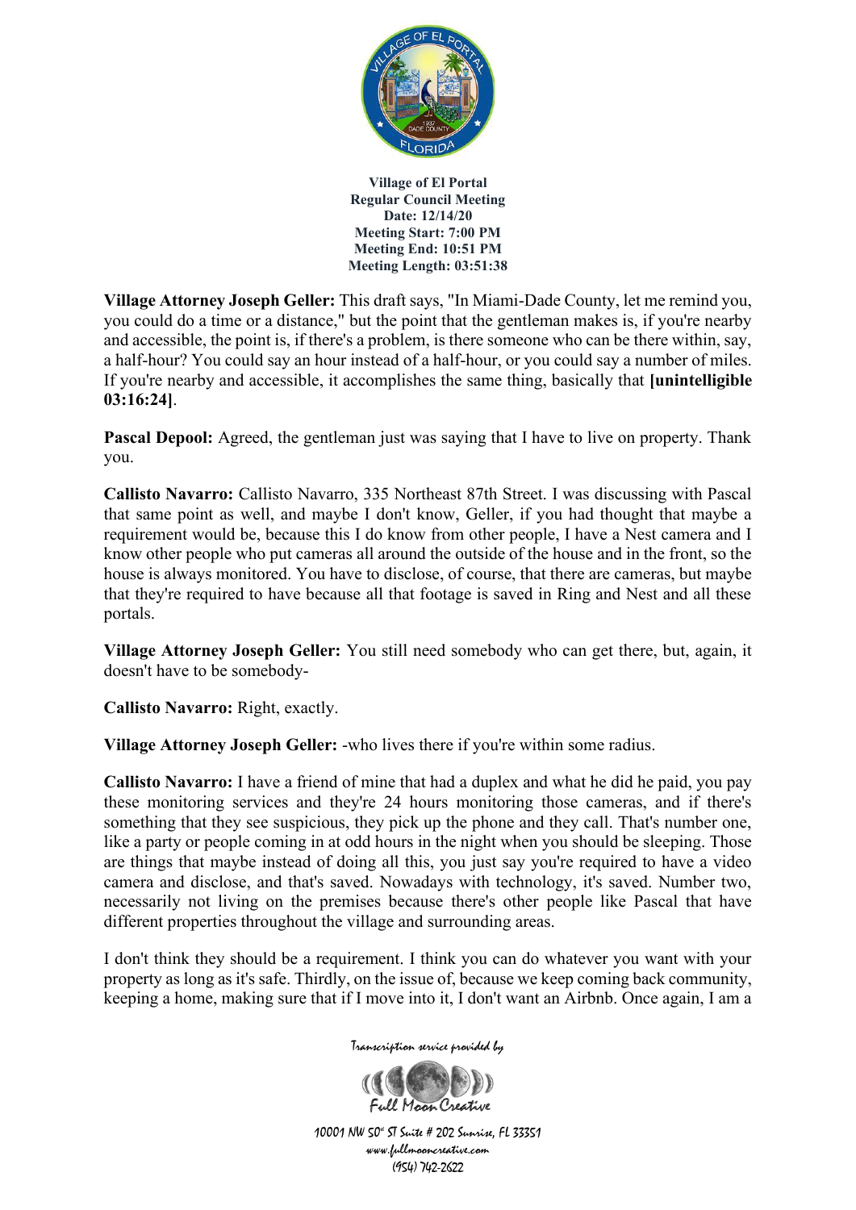Village of El Portal
Regular Council Meeting
Date: 12/14/20
Meeting Start: 7:00 PM
Meeting End: 10:51 PM
Meeting Length: 03:51:38

**Village Attorney Joseph Geller:** This draft says, "In Miami-Dade County, let me remind you, you could do a time or a distance," but the point that the gentleman makes is, if you're nearby and accessible, the point is, if there's a problem, is there someone who can be there within, say, a half-hour? You could say an hour instead of a half-hour, or you could say a number of miles. If you're nearby and accessible, it accomplishes the same thing, basically that **[unintelligible 03:16:24]**.

**Pascal Depool:** Agreed, the gentleman just was saying that I have to live on property. Thank you.

**Callisto Navarro:** Callisto Navarro, 335 Northeast 87th Street. I was discussing with Pascal that same point as well, and maybe I don't know, Geller, if you had thought that maybe a requirement would be, because this I do know from other people, I have a Nest camera and I know other people who put cameras all around the outside of the house and in the front, so the house is always monitored. You have to disclose, of course, that there are cameras, but maybe that they're required to have because all that footage is saved in Ring and Nest and all these portals.

**Village Attorney Joseph Geller:** You still need somebody who can get there, but, again, it doesn't have to be somebody-

**Callisto Navarro:** Right, exactly.

**Village Attorney Joseph Geller:** -who lives there if you're within some radius.

**Callisto Navarro:** I have a friend of mine that had a duplex and what he did he paid, you pay these monitoring services and they're 24 hours monitoring those cameras, and if there's something that they see suspicious, they pick up the phone and they call. That's number one, like a party or people coming in at odd hours in the night when you should be sleeping. Those are things that maybe instead of doing all this, you just say you're required to have a video camera and disclose, and that's saved. Nowadays with technology, it's saved. Number two, necessarily not living on the premises because there's other people like Pascal that have different properties throughout the village and surrounding areas.

I don't think they should be a requirement. I think you can do whatever you want with your property as long as it's safe. Thirdly, on the issue of, because we keep coming back community, keeping a home, making sure that if I move into it, I don't want an Airbnb. Once again, I am a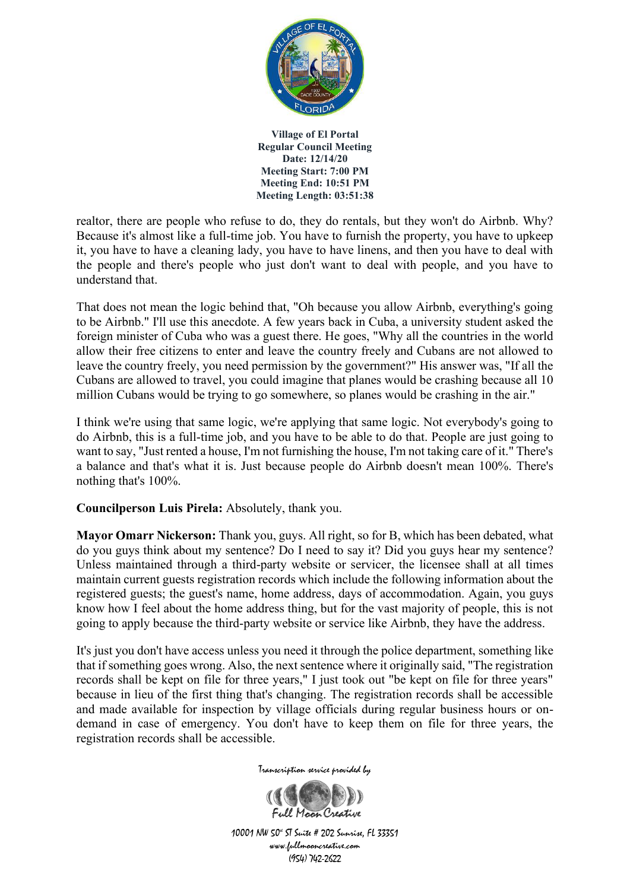realtor, there are people who refuse to do, they do rentals, but they won't do Airbnb. Why? Because it's almost like a full-time job. You have to furnish the property, you have to upkeep it, you have to have a cleaning lady, you have to have linens, and then you have to deal with the people and there's people who just don't want to deal with people, and you have to understand that.

That does not mean the logic behind that, "Oh because you allow Airbnb, everything's going to be Airbnb." I'll use this anecdote. A few years back in Cuba, a university student asked the foreign minister of Cuba who was a guest there. He goes, "Why all the countries in the world allow their free citizens to enter and leave the country freely and Cubans are not allowed to leave the country freely, you need permission by the government?" His answer was, "If all the Cubans are allowed to travel, you could imagine that planes would be crashing because all 10 million Cubans would be trying to go somewhere, so planes would be crashing in the air."

I think we're using that same logic, we're applying that same logic. Not everybody's going to do Airbnb, this is a full-time job, and you have to be able to do that. People are just going to want to say, "Just rented a house, I'm not furnishing the house, I'm not taking care of it." There's a balance and that's what it is. Just because people do Airbnb doesn't mean 100%. There's nothing that's 100%.

**Councilperson Luis Pirela:** Absolutely, thank you.

**Mayor Omarr Nickerson:** Thank you, guys. All right, so for B, which has been debated, what do you guys think about my sentence? Do I need to say it? Did you guys hear my sentence? Unless maintained through a third-party website or servicer, the licensee shall at all times maintain current guests registration records which include the following information about the registered guests; the guest's name, home address, days of accommodation. Again, you guys know how I feel about the home address thing, but for the vast majority of people, this is not going to apply because the third-party website or service like Airbnb, they have the address.

It's just you don't have access unless you need it through the police department, something like that if something goes wrong. Also, the next sentence where it originally said, "The registration records shall be kept on file for three years," I just took out "be kept on file for three years" because in lieu of the first thing that's changing. The registration records shall be accessible and made available for inspection by village officials during regular business hours or on-demand in case of emergency. You don't have to keep them on file for three years, the registration records shall be accessible.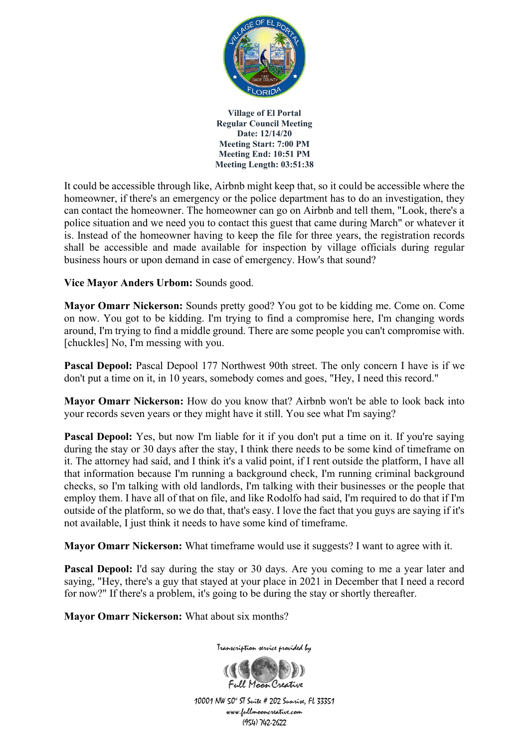It could be accessible through like, Airbnb might keep that, so it could be accessible where the homeowner, if there's an emergency or the police department has to do an investigation, they can contact the homeowner. The homeowner can go on Airbnb and tell them, "Look, there's a police situation and we need you to contact this guest that came during March" or whatever it is. Instead of the homeowner having to keep the file for three years, the registration records shall be accessible and made available for inspection by village officials during regular business hours or upon demand in case of emergency. How's that sound?

**Vice Mayor Anders Urbom:** Sounds good.

**Mayor Omarr Nickerson:** Sounds pretty good? You got to be kidding me. Come on. Come on now. You got to be kidding. I'm trying to find a compromise here, I'm changing words around, I'm trying to find a middle ground. There are some people you can't compromise with. [chuckles] No, I'm messing with you.

**Pascal Depool:** Pascal Depool 177 Northwest 90th street. The only concern I have is if we don't put a time on it, in 10 years, somebody comes and goes, "Hey, I need this record."

**Mayor Omarr Nickerson:** How do you know that? Airbnb won't be able to look back into your records seven years or they might have it still. You see what I'm saying?

**Pascal Depool:** Yes, but now I'm liable for it if you don't put a time on it. If you're saying during the stay or 30 days after the stay, I think there needs to be some kind of timeframe on it. The attorney had said, and I think it's a valid point, if I rent outside the platform, I have all that information because I'm running a background check, I'm running criminal background checks, so I'm talking with old landlords, I'm talking with their businesses or the people that employ them. I have all of that on file, and like Rodolfo had said, I'm required to do that if I'm outside of the platform, so we do that, that's easy. I love the fact that you guys are saying if it's not available, I just think it needs to have some kind of timeframe.

**Mayor Omarr Nickerson:** What timeframe would use it suggests? I want to agree with it.

**Pascal Depool:** I'd say during the stay or 30 days. Are you coming to me a year later and saying, "Hey, there's a guy that stayed at your place in 2021 in December that I need a record for now?" If there's a problem, it's going to be during the stay or shortly thereafter.

**Mayor Omarr Nickerson:** What about six months?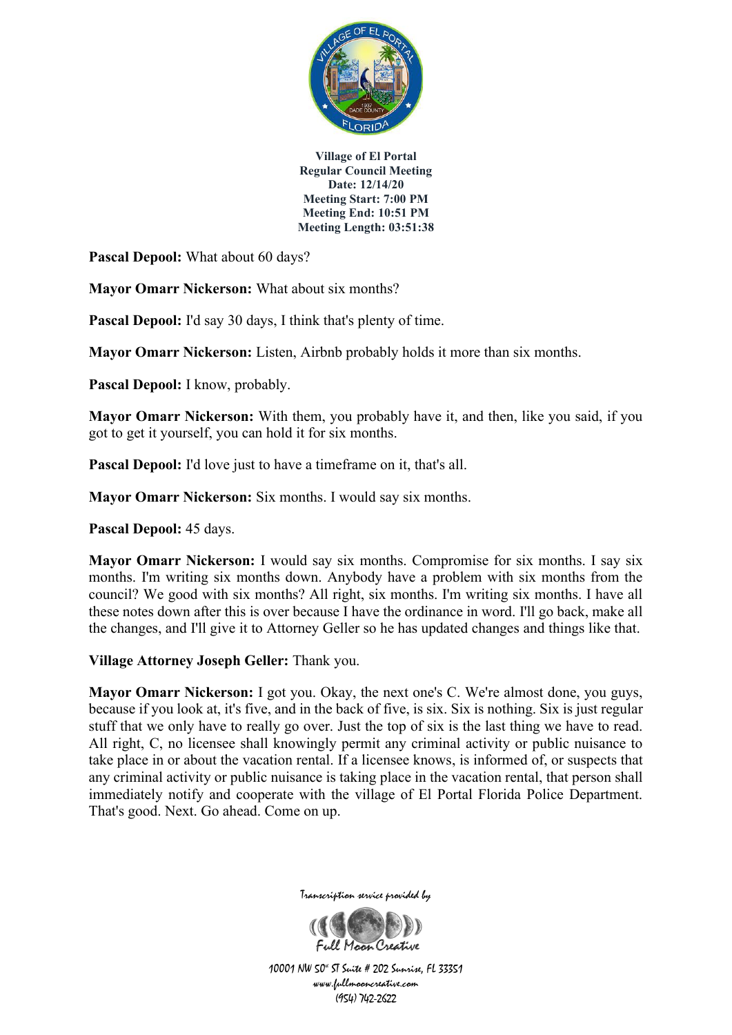**Village of El Portal**
**Regular Council Meeting**
**Date: 12/14/20**
**Meeting Start: 7:00 PM**
**Meeting End: 10:51 PM**
**Meeting Length: 03:51:38**

**Pascal Depool:** What about 60 days?

**Mayor Omarr Nickerson:** What about six months?

**Pascal Depool:** I'd say 30 days, I think that's plenty of time.

**Mayor Omarr Nickerson:** Listen, Airbnb probably holds it more than six months.

**Pascal Depool:** I know, probably.

**Mayor Omarr Nickerson:** With them, you probably have it, and then, like you said, if you got to get it yourself, you can hold it for six months.

**Pascal Depool:** I'd love just to have a timeframe on it, that's all.

**Mayor Omarr Nickerson:** Six months. I would say six months.

**Pascal Depool:** 45 days.

**Mayor Omarr Nickerson:** I would say six months. Compromise for six months. I say six months. I'm writing six months down. Anybody have a problem with six months from the council? We good with six months? All right, six months. I'm writing six months. I have all these notes down after this is over because I have the ordinance in word. I'll go back, make all the changes, and I'll give it to Attorney Geller so he has updated changes and things like that.

**Village Attorney Joseph Geller:** Thank you.

**Mayor Omarr Nickerson:** I got you. Okay, the next one's C. We're almost done, you guys, because if you look at, it's five, and in the back of five, is six. Six is nothing. Six is just regular stuff that we only have to really go over. Just the top of six is the last thing we have to read. All right, C, no licensee shall knowingly permit any criminal activity or public nuisance to take place in or about the vacation rental. If a licensee knows, is informed of, or suspects that any criminal activity or public nuisance is taking place in the vacation rental, that person shall immediately notify and cooperate with the village of El Portal Florida Police Department. That's good. Next. Go ahead. Come on up.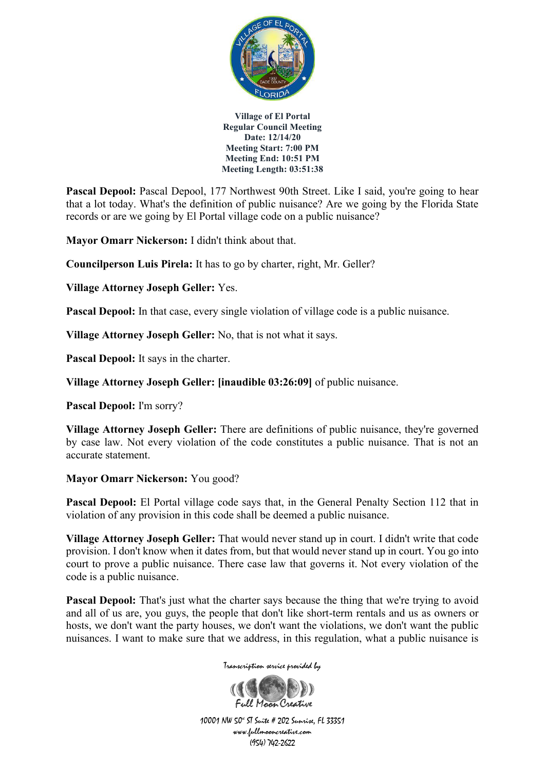**Village of El Portal**
**Regular Council Meeting**
**Date: 12/14/20**
**Meeting Start: 7:00 PM**
**Meeting End: 10:51 PM**
**Meeting Length: 03:51:38**

**Pascal Depool:** Pascal Depool, 177 Northwest 90th Street. Like I said, you're going to hear that a lot today. What's the definition of public nuisance? Are we going by the Florida State records or are we going by El Portal village code on a public nuisance?

**Mayor Omarr Nickerson:** I didn't think about that.

**Councilperson Luis Pirela:** It has to go by charter, right, Mr. Geller?

**Village Attorney Joseph Geller:** Yes.

**Pascal Depool:** In that case, every single violation of village code is a public nuisance.

**Village Attorney Joseph Geller:** No, that is not what it says.

**Pascal Depool:** It says in the charter.

**Village Attorney Joseph Geller: [inaudible 03:26:09]** of public nuisance.

**Pascal Depool:** I'm sorry?

**Village Attorney Joseph Geller:** There are definitions of public nuisance, they're governed by case law. Not every violation of the code constitutes a public nuisance. That is not an accurate statement.

**Mayor Omarr Nickerson:** You good?

**Pascal Depool:** El Portal village code says that, in the General Penalty Section 112 that in violation of any provision in this code shall be deemed a public nuisance.

**Village Attorney Joseph Geller:** That would never stand up in court. I didn't write that code provision. I don't know when it dates from, but that would never stand up in court. You go into court to prove a public nuisance. There case law that governs it. Not every violation of the code is a public nuisance.

**Pascal Depool:** That's just what the charter says because the thing that we're trying to avoid and all of us are, you guys, the people that don't like short-term rentals and us as owners or hosts, we don't want the party houses, we don't want the violations, we don't want the public nuisances. I want to make sure that we address, in this regulation, what a public nuisance is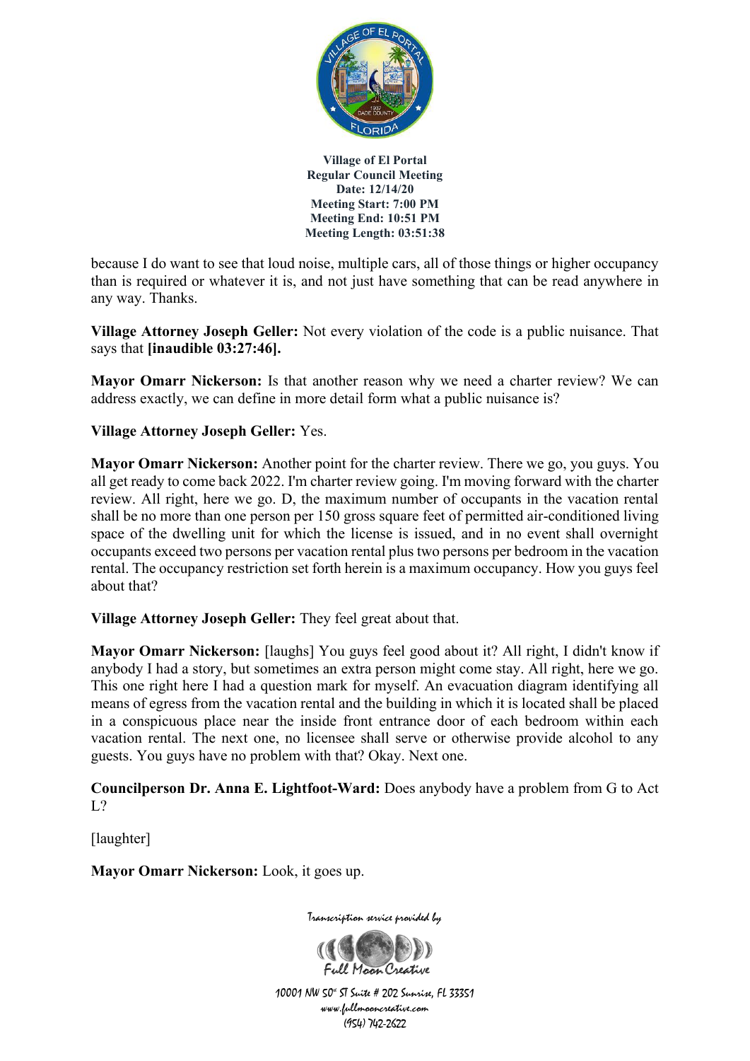because I do want to see that loud noise, multiple cars, all of those things or higher occupancy than is required or whatever it is, and not just have something that can be read anywhere in any way. Thanks.

**Village Attorney Joseph Geller:** Not every violation of the code is a public nuisance. That says that **[inaudible 03:27:46].**

**Mayor Omarr Nickerson:** Is that another reason why we need a charter review? We can address exactly, we can define in more detail form what a public nuisance is?

**Village Attorney Joseph Geller:** Yes.

**Mayor Omarr Nickerson:** Another point for the charter review. There we go, you guys. You all get ready to come back 2022. I'm charter review going. I'm moving forward with the charter review. All right, here we go. D, the maximum number of occupants in the vacation rental shall be no more than one person per 150 gross square feet of permitted air-conditioned living space of the dwelling unit for which the license is issued, and in no event shall overnight occupants exceed two persons per vacation rental plus two persons per bedroom in the vacation rental. The occupancy restriction set forth herein is a maximum occupancy. How you guys feel about that?

**Village Attorney Joseph Geller:** They feel great about that.

**Mayor Omarr Nickerson:** [laughs] You guys feel good about it? All right, I didn't know if anybody I had a story, but sometimes an extra person might come stay. All right, here we go. This one right here I had a question mark for myself. An evacuation diagram identifying all means of egress from the vacation rental and the building in which it is located shall be placed in a conspicuous place near the inside front entrance door of each bedroom within each vacation rental. The next one, no licensee shall serve or otherwise provide alcohol to any guests. You guys have no problem with that? Okay. Next one.

**Councilperson Dr. Anna E. Lightfoot-Ward:** Does anybody have a problem from G to Act L?

[laughter]

**Mayor Omarr Nickerson:** Look, it goes up.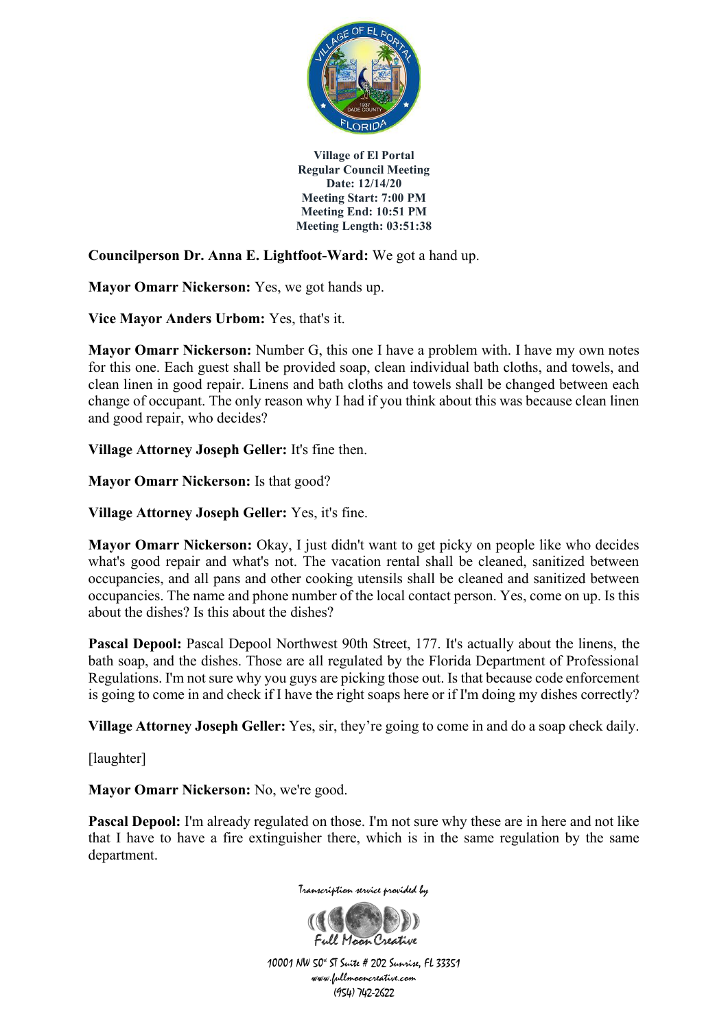**Village of El Portal**
**Regular Council Meeting**
**Date: 12/14/20**
**Meeting Start: 7:00 PM**
**Meeting End: 10:51 PM**
**Meeting Length: 03:51:38**

**Councilperson Dr. Anna E. Lightfoot-Ward:** We got a hand up.

**Mayor Omarr Nickerson:** Yes, we got hands up.

**Vice Mayor Anders Urbom:** Yes, that's it.

**Mayor Omarr Nickerson:** Number G, this one I have a problem with. I have my own notes for this one. Each guest shall be provided soap, clean individual bath cloths, and towels, and clean linen in good repair. Linens and bath cloths and towels shall be changed between each change of occupant. The only reason why I had if you think about this was because clean linen and good repair, who decides?

**Village Attorney Joseph Geller:** It's fine then.

**Mayor Omarr Nickerson:** Is that good?

**Village Attorney Joseph Geller:** Yes, it's fine.

**Mayor Omarr Nickerson:** Okay, I just didn't want to get picky on people like who decides what's good repair and what's not. The vacation rental shall be cleaned, sanitized between occupancies, and all pans and other cooking utensils shall be cleaned and sanitized between occupancies. The name and phone number of the local contact person. Yes, come on up. Is this about the dishes? Is this about the dishes?

**Pascal Depool:** Pascal Depool Northwest 90th Street, 177. It's actually about the linens, the bath soap, and the dishes. Those are all regulated by the Florida Department of Professional Regulations. I'm not sure why you guys are picking those out. Is that because code enforcement is going to come in and check if I have the right soaps here or if I'm doing my dishes correctly?

**Village Attorney Joseph Geller:** Yes, sir, they're going to come in and do a soap check daily.

[laughter]

**Mayor Omarr Nickerson:** No, we're good.

**Pascal Depool:** I'm already regulated on those. I'm not sure why these are in here and not like that I have to have a fire extinguisher there, which is in the same regulation by the same department.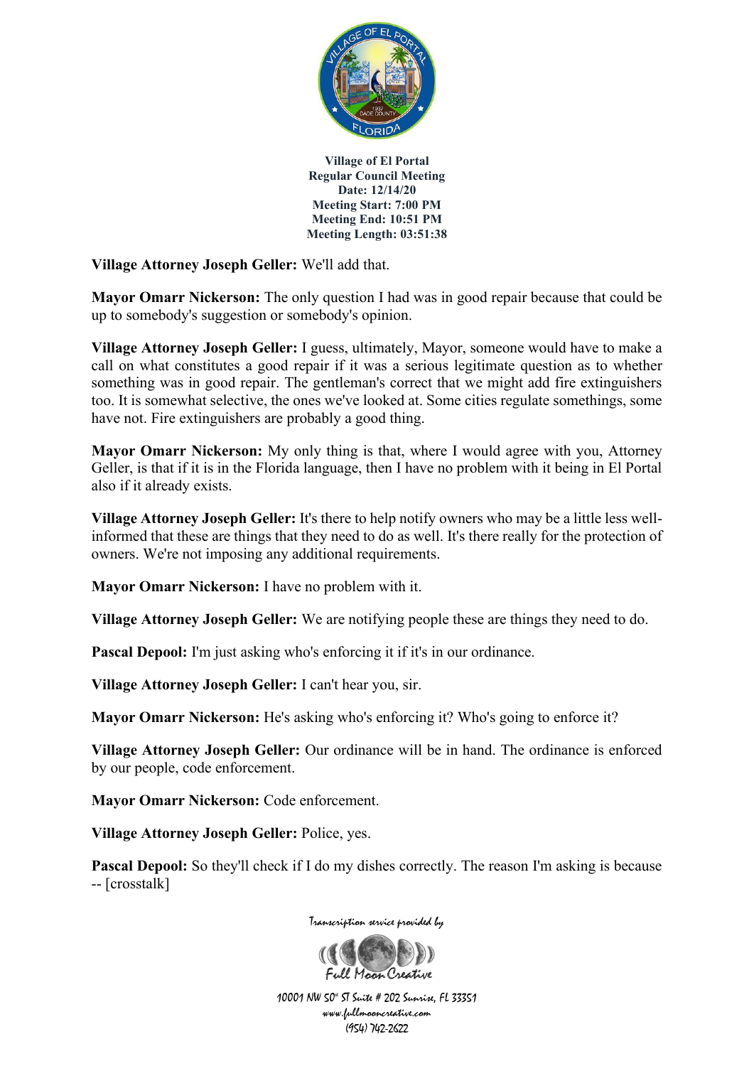**Village of El Portal**
**Regular Council Meeting**
**Date: 12/14/20**
**Meeting Start: 7:00 PM**
**Meeting End: 10:51 PM**
**Meeting Length: 03:51:38**

**Village Attorney Joseph Geller:** We'll add that.

**Mayor Omarr Nickerson:** The only question I had was in good repair because that could be up to somebody's suggestion or somebody's opinion.

**Village Attorney Joseph Geller:** I guess, ultimately, Mayor, someone would have to make a call on what constitutes a good repair if it was a serious legitimate question as to whether something was in good repair. The gentleman's correct that we might add fire extinguishers too. It is somewhat selective, the ones we've looked at. Some cities regulate somethings, some have not. Fire extinguishers are probably a good thing.

**Mayor Omarr Nickerson:** My only thing is that, where I would agree with you, Attorney Geller, is that if it is in the Florida language, then I have no problem with it being in El Portal also if it already exists.

**Village Attorney Joseph Geller:** It's there to help notify owners who may be a little less well-informed that these are things that they need to do as well. It's there really for the protection of owners. We're not imposing any additional requirements.

**Mayor Omarr Nickerson:** I have no problem with it.

**Village Attorney Joseph Geller:** We are notifying people these are things they need to do.

**Pascal Depool:** I'm just asking who's enforcing it if it's in our ordinance.

**Village Attorney Joseph Geller:** I can't hear you, sir.

**Mayor Omarr Nickerson:** He's asking who's enforcing it? Who's going to enforce it?

**Village Attorney Joseph Geller:** Our ordinance will be in hand. The ordinance is enforced by our people, code enforcement.

**Mayor Omarr Nickerson:** Code enforcement.

**Village Attorney Joseph Geller:** Police, yes.

**Pascal Depool:** So they'll check if I do my dishes correctly. The reason I'm asking is because -- [crosstalk]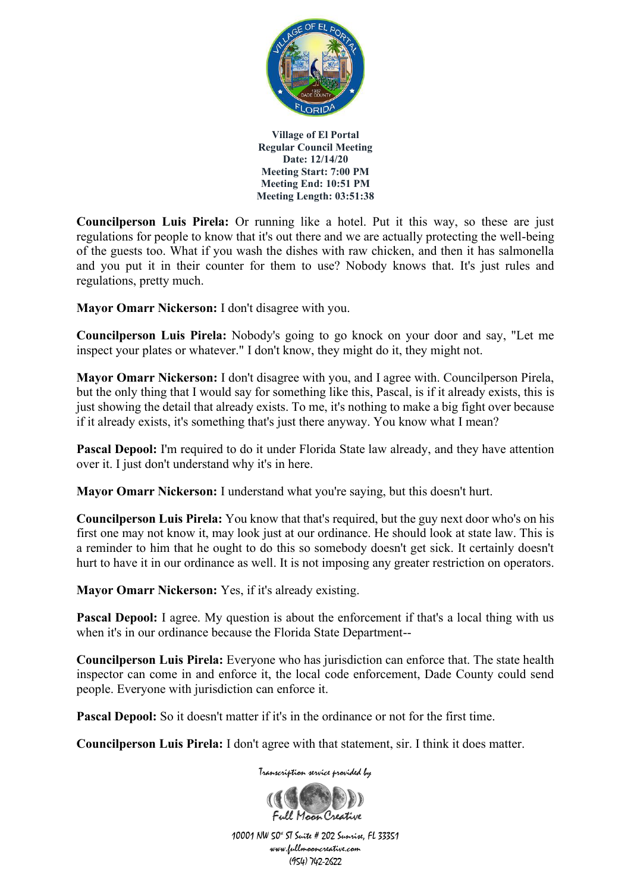**Village of El Portal**
**Regular Council Meeting**
**Date: 12/14/20**
**Meeting Start: 7:00 PM**
**Meeting End: 10:51 PM**
**Meeting Length: 03:51:38**

**Councilperson Luis Pirela:** Or running like a hotel. Put it this way, so these are just regulations for people to know that it's out there and we are actually protecting the well-being of the guests too. What if you wash the dishes with raw chicken, and then it has salmonella and you put it in their counter for them to use? Nobody knows that. It's just rules and regulations, pretty much.

**Mayor Omarr Nickerson:** I don't disagree with you.

**Councilperson Luis Pirela:** Nobody's going to go knock on your door and say, "Let me inspect your plates or whatever." I don't know, they might do it, they might not.

**Mayor Omarr Nickerson:** I don't disagree with you, and I agree with. Councilperson Pirela, but the only thing that I would say for something like this, Pascal, is if it already exists, this is just showing the detail that already exists. To me, it's nothing to make a big fight over because if it already exists, it's something that's just there anyway. You know what I mean?

**Pascal Depool:** I'm required to do it under Florida State law already, and they have attention over it. I just don't understand why it's in here.

**Mayor Omarr Nickerson:** I understand what you're saying, but this doesn't hurt.

**Councilperson Luis Pirela:** You know that that's required, but the guy next door who's on his first one may not know it, may look just at our ordinance. He should look at state law. This is a reminder to him that he ought to do this so somebody doesn't get sick. It certainly doesn't hurt to have it in our ordinance as well. It is not imposing any greater restriction on operators.

**Mayor Omarr Nickerson:** Yes, if it's already existing.

**Pascal Depool:** I agree. My question is about the enforcement if that's a local thing with us when it's in our ordinance because the Florida State Department--

**Councilperson Luis Pirela:** Everyone who has jurisdiction can enforce that. The state health inspector can come in and enforce it, the local code enforcement, Dade County could send people. Everyone with jurisdiction can enforce it.

**Pascal Depool:** So it doesn't matter if it's in the ordinance or not for the first time.

**Councilperson Luis Pirela:** I don't agree with that statement, sir. I think it does matter.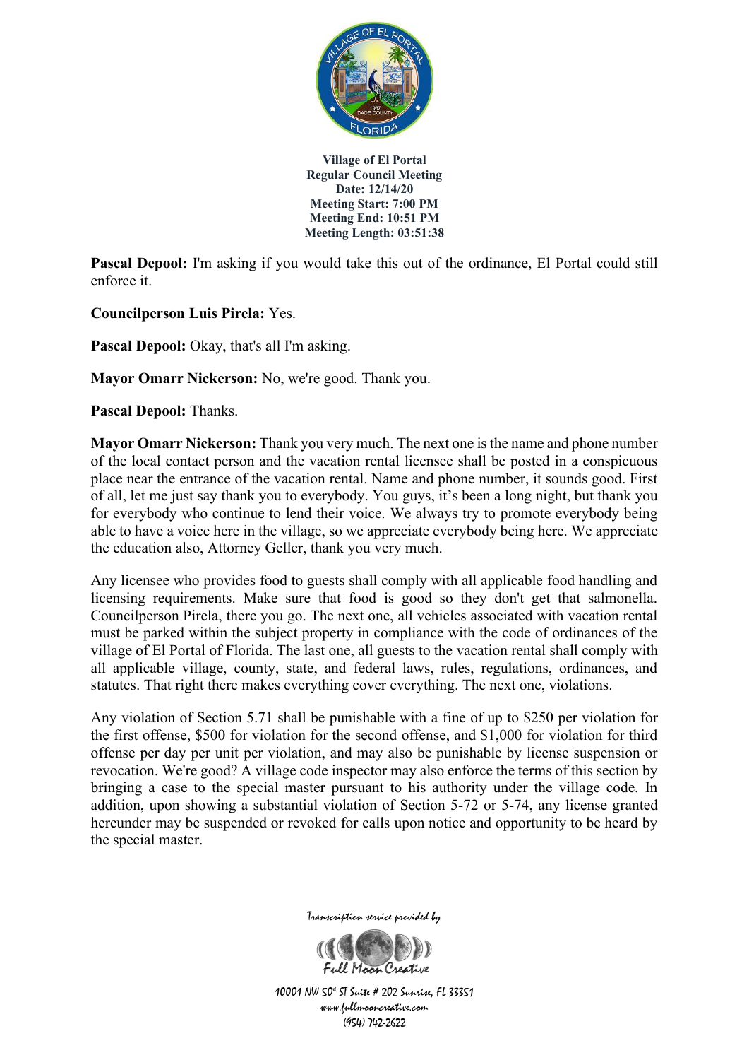**Village of El Portal**
**Regular Council Meeting**
**Date: 12/14/20**
**Meeting Start: 7:00 PM**
**Meeting End: 10:51 PM**
**Meeting Length: 03:51:38**

**Pascal Depool:** I'm asking if you would take this out of the ordinance, El Portal could still enforce it.

**Councilperson Luis Pirela:** Yes.

**Pascal Depool:** Okay, that's all I'm asking.

**Mayor Omarr Nickerson:** No, we're good. Thank you.

**Pascal Depool:** Thanks.

**Mayor Omarr Nickerson:** Thank you very much. The next one is the name and phone number of the local contact person and the vacation rental licensee shall be posted in a conspicuous place near the entrance of the vacation rental. Name and phone number, it sounds good. First of all, let me just say thank you to everybody. You guys, it's been a long night, but thank you for everybody who continue to lend their voice. We always try to promote everybody being able to have a voice here in the village, so we appreciate everybody being here. We appreciate the education also, Attorney Geller, thank you very much.

Any licensee who provides food to guests shall comply with all applicable food handling and licensing requirements. Make sure that food is good so they don't get that salmonella. Councilperson Pirela, there you go. The next one, all vehicles associated with vacation rental must be parked within the subject property in compliance with the code of ordinances of the village of El Portal of Florida. The last one, all guests to the vacation rental shall comply with all applicable village, county, state, and federal laws, rules, regulations, ordinances, and statutes. That right there makes everything cover everything. The next one, violations.

Any violation of Section 5.71 shall be punishable with a fine of up to $250 per violation for the first offense, $500 for violation for the second offense, and $1,000 for violation for third offense per day per unit per violation, and may also be punishable by license suspension or revocation. We're good? A village code inspector may also enforce the terms of this section by bringing a case to the special master pursuant to his authority under the village code. In addition, upon showing a substantial violation of Section 5-72 or 5-74, any license granted hereunder may be suspended or revoked for calls upon notice and opportunity to be heard by the special master.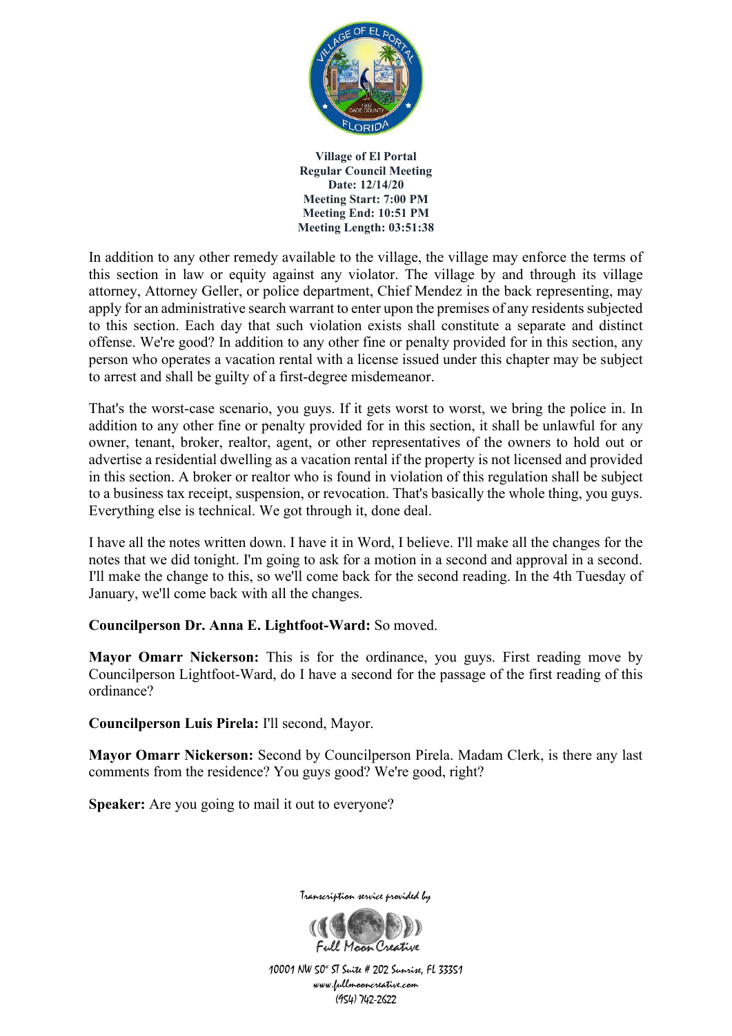In addition to any other remedy available to the village, the village may enforce the terms of this section in law or equity against any violator. The village by and through its village attorney, Attorney Geller, or police department, Chief Mendez in the back representing, may apply for an administrative search warrant to enter upon the premises of any residents subjected to this section. Each day that such violation exists shall constitute a separate and distinct offense. We're good? In addition to any other fine or penalty provided for in this section, any person who operates a vacation rental with a license issued under this chapter may be subject to arrest and shall be guilty of a first-degree misdemeanor.

That's the worst-case scenario, you guys. If it gets worst to worst, we bring the police in. In addition to any other fine or penalty provided for in this section, it shall be unlawful for any owner, tenant, broker, realtor, agent, or other representatives of the owners to hold out or advertise a residential dwelling as a vacation rental if the property is not licensed and provided in this section. A broker or realtor who is found in violation of this regulation shall be subject to a business tax receipt, suspension, or revocation. That's basically the whole thing, you guys. Everything else is technical. We got through it, done deal.

I have all the notes written down. I have it in Word, I believe. I'll make all the changes for the notes that we did tonight. I'm going to ask for a motion in a second and approval in a second. I'll make the change to this, so we'll come back for the second reading. In the 4th Tuesday of January, we'll come back with all the changes.

**Councilperson Dr. Anna E. Lightfoot-Ward:** So moved.

**Mayor Omarr Nickerson:** This is for the ordinance, you guys. First reading move by Councilperson Lightfoot-Ward, do I have a second for the passage of the first reading of this ordinance?

**Councilperson Luis Pirela:** I'll second, Mayor.

**Mayor Omarr Nickerson:** Second by Councilperson Pirela. Madam Clerk, is there any last comments from the residence? You guys good? We're good, right?

**Speaker:** Are you going to mail it out to everyone?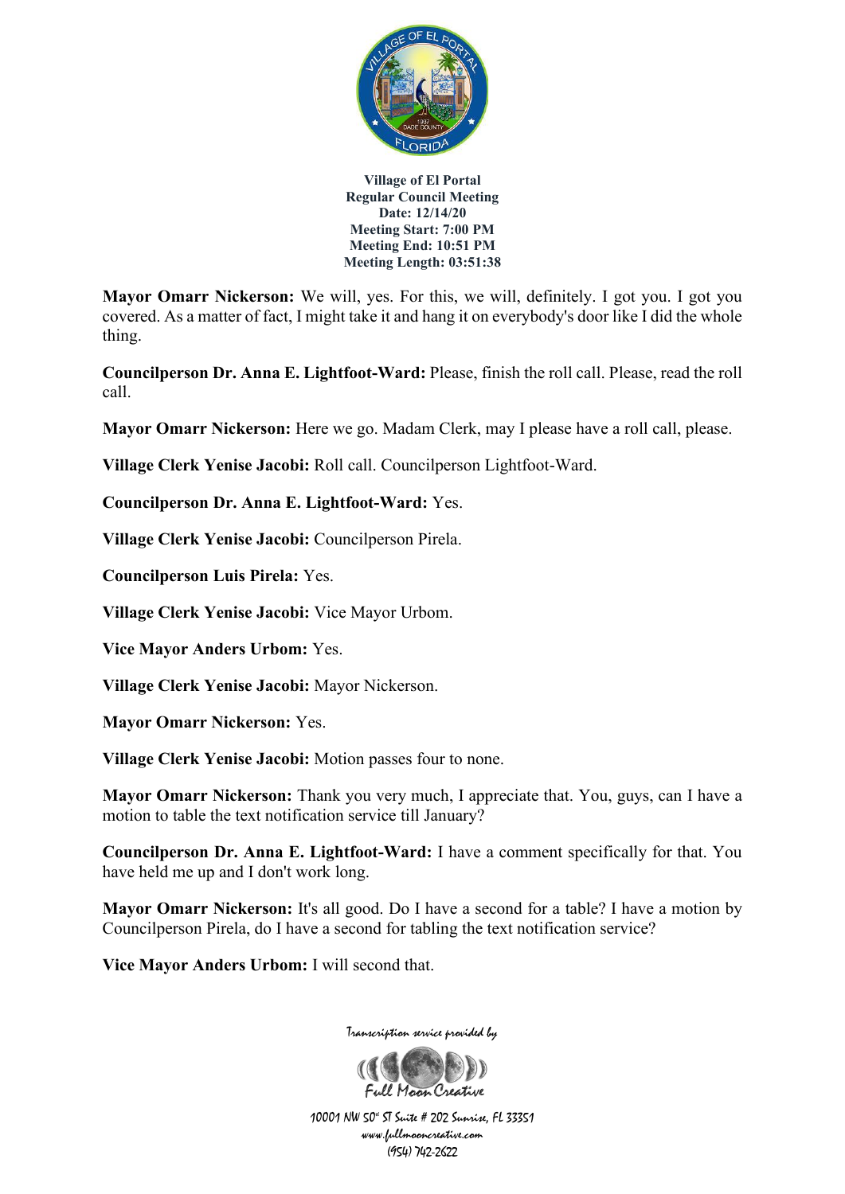**Village of El Portal**
**Regular Council Meeting**
**Date: 12/14/20**
**Meeting Start: 7:00 PM**
**Meeting End: 10:51 PM**
**Meeting Length: 03:51:38**

**Mayor Omarr Nickerson:** We will, yes. For this, we will, definitely. I got you. I got you covered. As a matter of fact, I might take it and hang it on everybody's door like I did the whole thing.

**Councilperson Dr. Anna E. Lightfoot-Ward:** Please, finish the roll call. Please, read the roll call.

**Mayor Omarr Nickerson:** Here we go. Madam Clerk, may I please have a roll call, please.

**Village Clerk Yenise Jacobi:** Roll call. Councilperson Lightfoot-Ward.

**Councilperson Dr. Anna E. Lightfoot-Ward:** Yes.

**Village Clerk Yenise Jacobi:** Councilperson Pirela.

**Councilperson Luis Pirela:** Yes.

**Village Clerk Yenise Jacobi:** Vice Mayor Urbom.

**Vice Mayor Anders Urbom:** Yes.

**Village Clerk Yenise Jacobi:** Mayor Nickerson.

**Mayor Omarr Nickerson:** Yes.

**Village Clerk Yenise Jacobi:** Motion passes four to none.

**Mayor Omarr Nickerson:** Thank you very much, I appreciate that. You, guys, can I have a motion to table the text notification service till January?

**Councilperson Dr. Anna E. Lightfoot-Ward:** I have a comment specifically for that. You have held me up and I don't work long.

**Mayor Omarr Nickerson:** It's all good. Do I have a second for a table? I have a motion by Councilperson Pirela, do I have a second for tabling the text notification service?

**Vice Mayor Anders Urbom:** I will second that.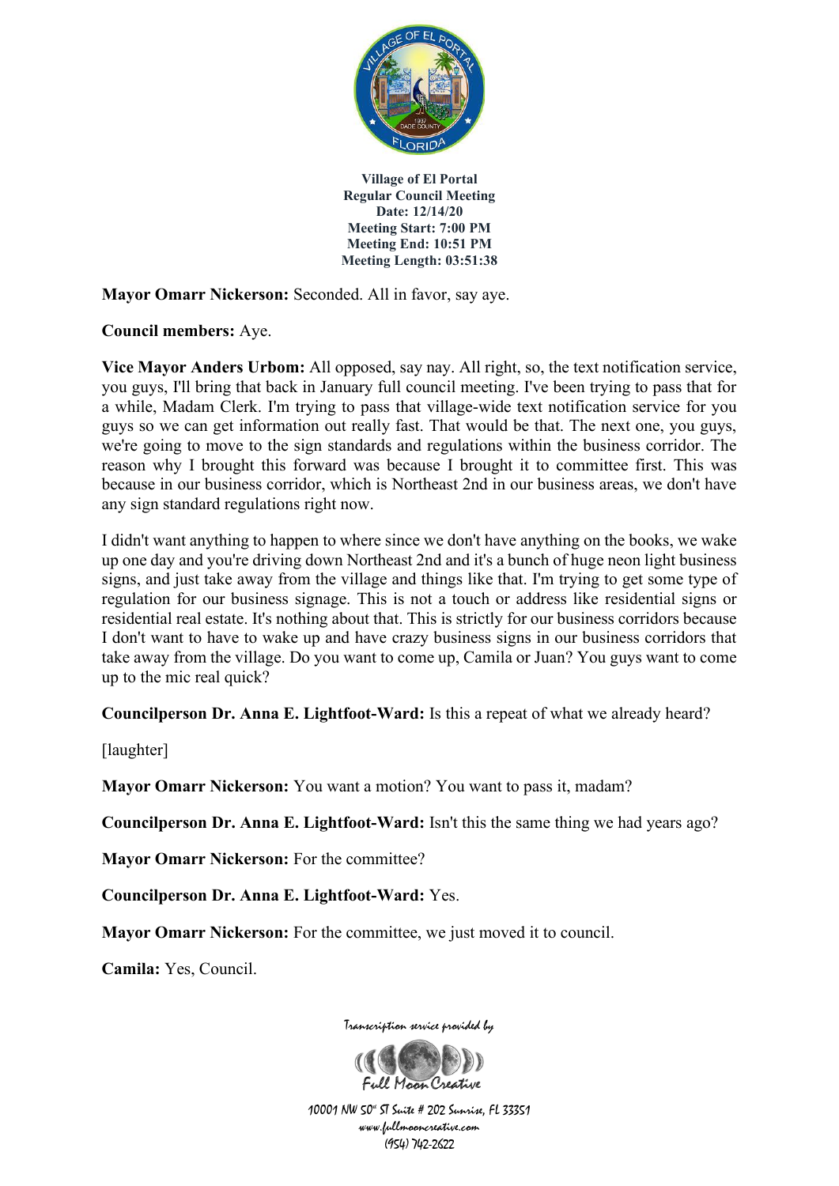**Mayor Omarr Nickerson:** Seconded. All in favor, say aye.

**Council members:** Aye.

**Vice Mayor Anders Urbom:** All opposed, say nay. All right, so, the text notification service, you guys, I'll bring that back in January full council meeting. I've been trying to pass that for a while, Madam Clerk. I'm trying to pass that village-wide text notification service for you guys so we can get information out really fast. That would be that. The next one, you guys, we're going to move to the sign standards and regulations within the business corridor. The reason why I brought this forward was because I brought it to committee first. This was because in our business corridor, which is Northeast 2nd in our business areas, we don't have any sign standard regulations right now.

I didn't want anything to happen to where since we don't have anything on the books, we wake up one day and you're driving down Northeast 2nd and it's a bunch of huge neon light business signs, and just take away from the village and things like that. I'm trying to get some type of regulation for our business signage. This is not a touch or address like residential signs or residential real estate. It's nothing about that. This is strictly for our business corridors because I don't want to have to wake up and have crazy business signs in our business corridors that take away from the village. Do you want to come up, Camila or Juan? You guys want to come up to the mic real quick?

**Councilperson Dr. Anna E. Lightfoot-Ward:** Is this a repeat of what we already heard?

[laughter]

**Mayor Omarr Nickerson:** You want a motion? You want to pass it, madam?

**Councilperson Dr. Anna E. Lightfoot-Ward:** Isn't this the same thing we had years ago?

**Mayor Omarr Nickerson:** For the committee?

**Councilperson Dr. Anna E. Lightfoot-Ward:** Yes.

**Mayor Omarr Nickerson:** For the committee, we just moved it to council.

**Camila:** Yes, Council.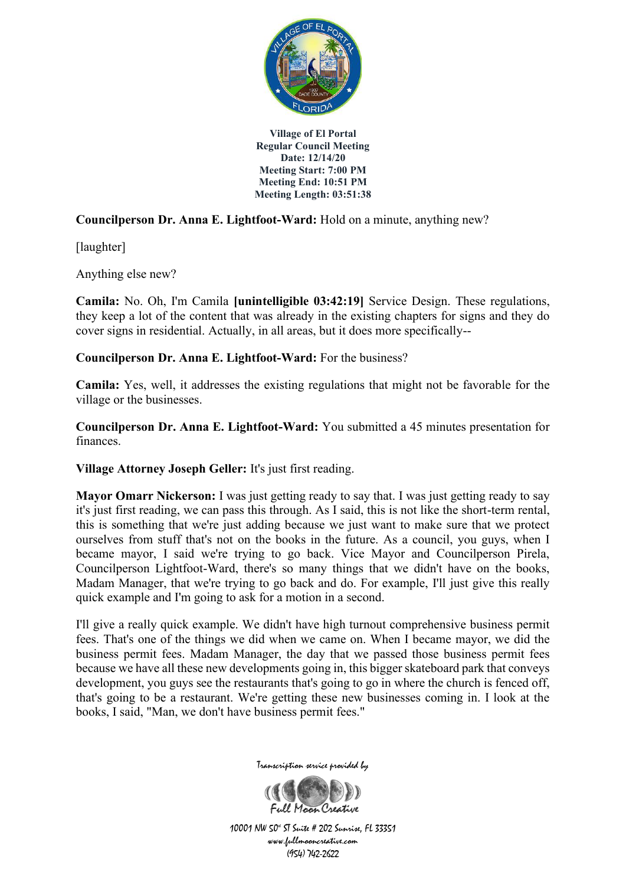**Councilperson Dr. Anna E. Lightfoot-Ward:** Hold on a minute, anything new?

[laughter]

Anything else new?

**Camila:** No. Oh, I'm Camila **[unintelligible 03:42:19]** Service Design. These regulations, they keep a lot of the content that was already in the existing chapters for signs and they do cover signs in residential. Actually, in all areas, but it does more specifically--

**Councilperson Dr. Anna E. Lightfoot-Ward:** For the business?

**Camila:** Yes, well, it addresses the existing regulations that might not be favorable for the village or the businesses.

**Councilperson Dr. Anna E. Lightfoot-Ward:** You submitted a 45 minutes presentation for finances.

**Village Attorney Joseph Geller:** It's just first reading.

**Mayor Omarr Nickerson:** I was just getting ready to say that. I was just getting ready to say it's just first reading, we can pass this through. As I said, this is not like the short-term rental, this is something that we're just adding because we just want to make sure that we protect ourselves from stuff that's not on the books in the future. As a council, you guys, when I became mayor, I said we're trying to go back. Vice Mayor and Councilperson Pirela, Councilperson Lightfoot-Ward, there's so many things that we didn't have on the books, Madam Manager, that we're trying to go back and do. For example, I'll just give this really quick example and I'm going to ask for a motion in a second.

I'll give a really quick example. We didn't have high turnout comprehensive business permit fees. That's one of the things we did when we came on. When I became mayor, we did the business permit fees. Madam Manager, the day that we passed those business permit fees because we have all these new developments going in, this bigger skateboard park that conveys development, you guys see the restaurants that's going to go in where the church is fenced off, that's going to be a restaurant. We're getting these new businesses coming in. I look at the books, I said, "Man, we don't have business permit fees."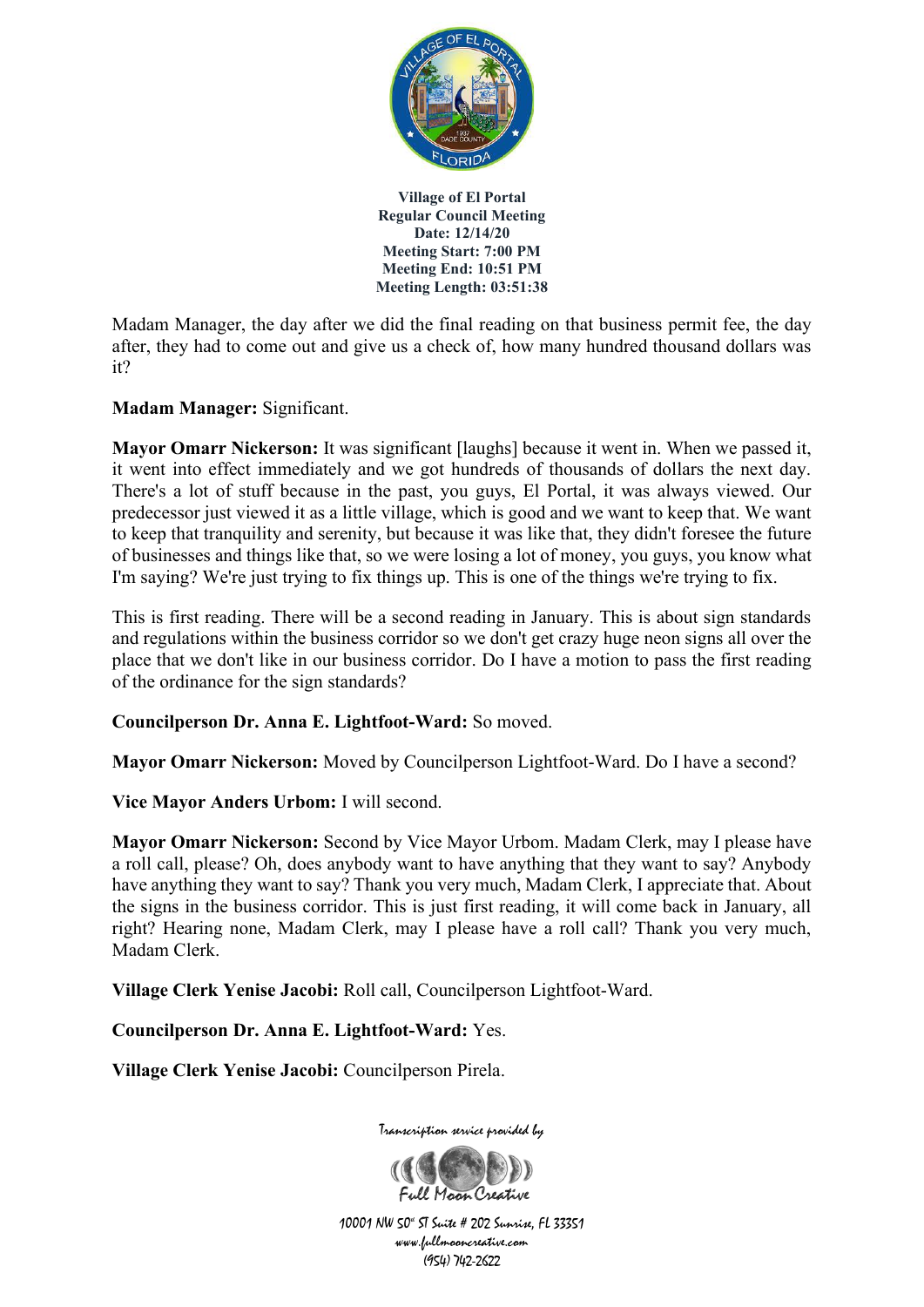Madam Manager, the day after we did the final reading on that business permit fee, the day after, they had to come out and give us a check of, how many hundred thousand dollars was it?

**Madam Manager:** Significant.

**Mayor Omarr Nickerson:** It was significant [laughs] because it went in. When we passed it, it went into effect immediately and we got hundreds of thousands of dollars the next day. There's a lot of stuff because in the past, you guys, El Portal, it was always viewed. Our predecessor just viewed it as a little village, which is good and we want to keep that. We want to keep that tranquility and serenity, but because it was like that, they didn't foresee the future of businesses and things like that, so we were losing a lot of money, you guys, you know what I'm saying? We're just trying to fix things up. This is one of the things we're trying to fix.

This is first reading. There will be a second reading in January. This is about sign standards and regulations within the business corridor so we don't get crazy huge neon signs all over the place that we don't like in our business corridor. Do I have a motion to pass the first reading of the ordinance for the sign standards?

**Councilperson Dr. Anna E. Lightfoot-Ward:** So moved.

**Mayor Omarr Nickerson:** Moved by Councilperson Lightfoot-Ward. Do I have a second?

**Vice Mayor Anders Urbom:** I will second.

**Mayor Omarr Nickerson:** Second by Vice Mayor Urbom. Madam Clerk, may I please have a roll call, please? Oh, does anybody want to have anything that they want to say? Anybody have anything they want to say? Thank you very much, Madam Clerk, I appreciate that. About the signs in the business corridor. This is just first reading, it will come back in January, all right? Hearing none, Madam Clerk, may I please have a roll call? Thank you very much, Madam Clerk.

**Village Clerk Yenise Jacobi:** Roll call, Councilperson Lightfoot-Ward.

**Councilperson Dr. Anna E. Lightfoot-Ward:** Yes.

**Village Clerk Yenise Jacobi:** Councilperson Pirela.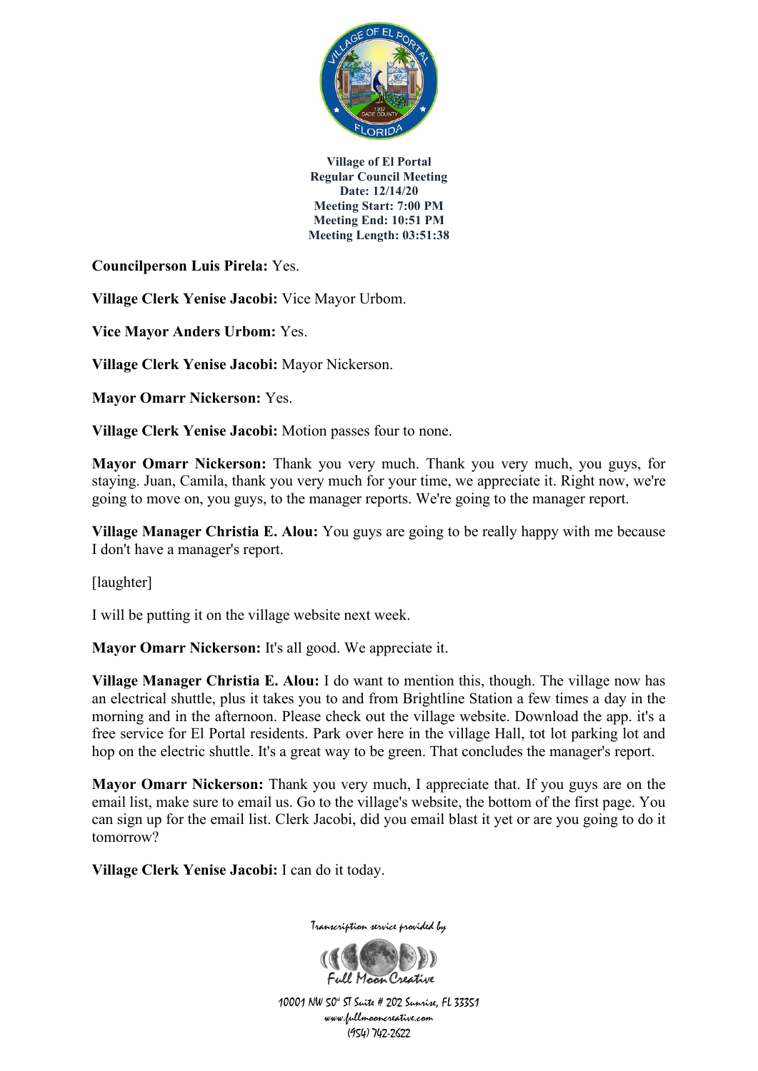**Village of El Portal**
**Regular Council Meeting**
**Date: 12/14/20**
**Meeting Start: 7:00 PM**
**Meeting End: 10:51 PM**
**Meeting Length: 03:51:38**

**Councilperson Luis Pirela:** Yes.

**Village Clerk Yenise Jacobi:** Vice Mayor Urbom.

**Vice Mayor Anders Urbom:** Yes.

**Village Clerk Yenise Jacobi:** Mayor Nickerson.

**Mayor Omarr Nickerson:** Yes.

**Village Clerk Yenise Jacobi:** Motion passes four to none.

**Mayor Omarr Nickerson:** Thank you very much. Thank you very much, you guys, for staying. Juan, Camila, thank you very much for your time, we appreciate it. Right now, we're going to move on, you guys, to the manager reports. We're going to the manager report.

**Village Manager Christia E. Alou:** You guys are going to be really happy with me because I don't have a manager's report.

[laughter]

I will be putting it on the village website next week.

**Mayor Omarr Nickerson:** It's all good. We appreciate it.

**Village Manager Christia E. Alou:** I do want to mention this, though. The village now has an electrical shuttle, plus it takes you to and from Brightline Station a few times a day in the morning and in the afternoon. Please check out the village website. Download the app. it's a free service for El Portal residents. Park over here in the village Hall, tot lot parking lot and hop on the electric shuttle. It's a great way to be green. That concludes the manager's report.

**Mayor Omarr Nickerson:** Thank you very much, I appreciate that. If you guys are on the email list, make sure to email us. Go to the village's website, the bottom of the first page. You can sign up for the email list. Clerk Jacobi, did you email blast it yet or are you going to do it tomorrow?

**Village Clerk Yenise Jacobi:** I can do it today.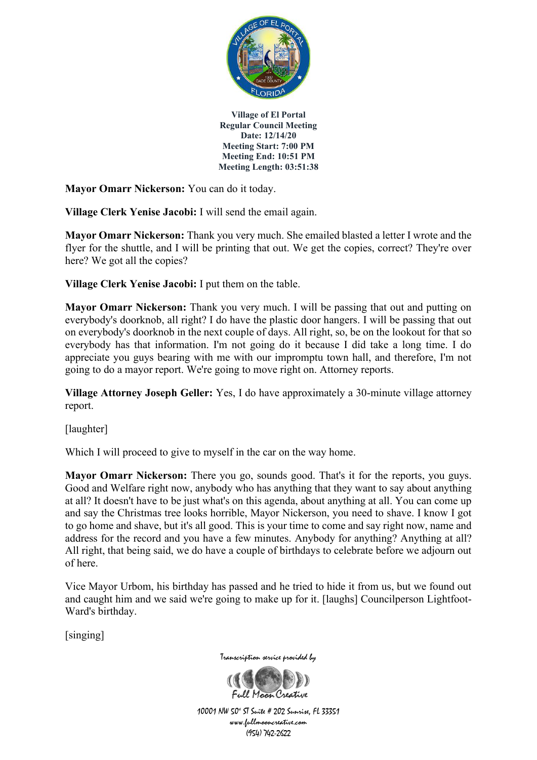**Village of El Portal**
**Regular Council Meeting**
**Date: 12/14/20**
**Meeting Start: 7:00 PM**
**Meeting End: 10:51 PM**
**Meeting Length: 03:51:38**

**Mayor Omarr Nickerson:** You can do it today.

**Village Clerk Yenise Jacobi:** I will send the email again.

**Mayor Omarr Nickerson:** Thank you very much. She emailed blasted a letter I wrote and the flyer for the shuttle, and I will be printing that out. We get the copies, correct? They're over here? We got all the copies?

**Village Clerk Yenise Jacobi:** I put them on the table.

**Mayor Omarr Nickerson:** Thank you very much. I will be passing that out and putting on everybody's doorknob, all right? I do have the plastic door hangers. I will be passing that out on everybody's doorknob in the next couple of days. All right, so, be on the lookout for that so everybody has that information. I'm not going do it because I did take a long time. I do appreciate you guys bearing with me with our impromptu town hall, and therefore, I'm not going to do a mayor report. We're going to move right on. Attorney reports.

**Village Attorney Joseph Geller:** Yes, I do have approximately a 30-minute village attorney report.

[laughter]

Which I will proceed to give to myself in the car on the way home.

**Mayor Omarr Nickerson:** There you go, sounds good. That's it for the reports, you guys. Good and Welfare right now, anybody who has anything that they want to say about anything at all? It doesn't have to be just what's on this agenda, about anything at all. You can come up and say the Christmas tree looks horrible, Mayor Nickerson, you need to shave. I know I got to go home and shave, but it's all good. This is your time to come and say right now, name and address for the record and you have a few minutes. Anybody for anything? Anything at all? All right, that being said, we do have a couple of birthdays to celebrate before we adjourn out of here.

Vice Mayor Urbom, his birthday has passed and he tried to hide it from us, but we found out and caught him and we said we're going to make up for it. [laughs] Councilperson Lightfoot-Ward's birthday.

[singing]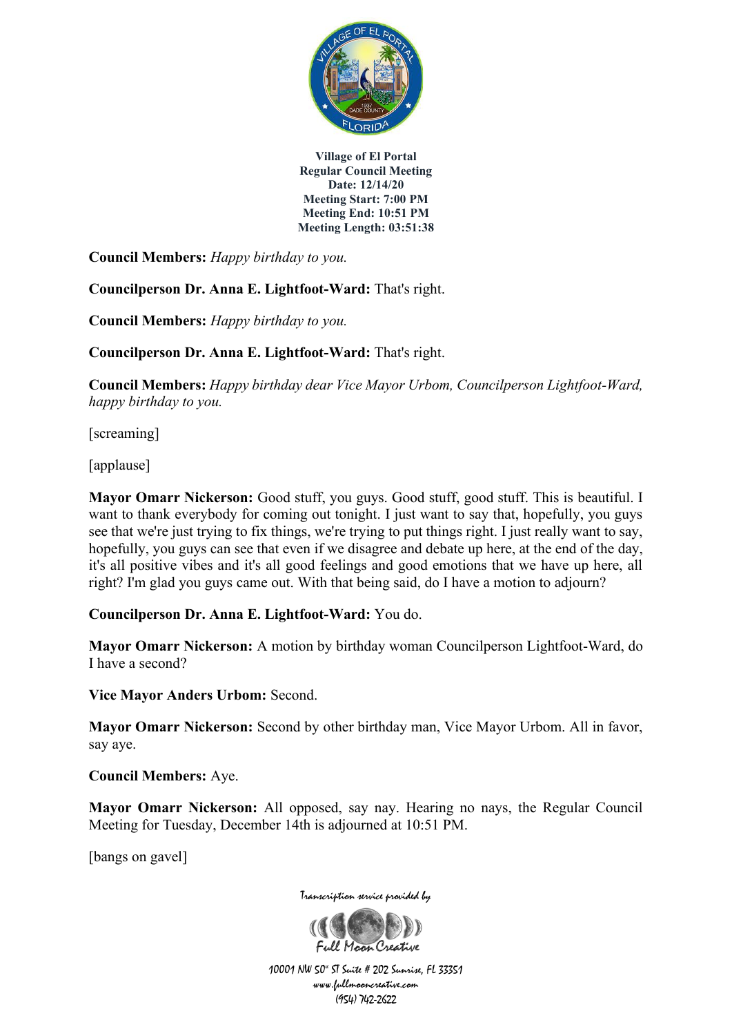**Village of El Portal**
**Regular Council Meeting**
**Date: 12/14/20**
**Meeting Start: 7:00 PM**
**Meeting End: 10:51 PM**
**Meeting Length: 03:51:38**

**Council Members:** *Happy birthday to you.*

**Councilperson Dr. Anna E. Lightfoot-Ward:** That's right.

**Council Members:** *Happy birthday to you.*

**Councilperson Dr. Anna E. Lightfoot-Ward:** That's right.

**Council Members:** *Happy birthday dear Vice Mayor Urbom, Councilperson Lightfoot-Ward, happy birthday to you.*

[screaming]

[applause]

**Mayor Omarr Nickerson:** Good stuff, you guys. Good stuff, good stuff. This is beautiful. I want to thank everybody for coming out tonight. I just want to say that, hopefully, you guys see that we're just trying to fix things, we're trying to put things right. I just really want to say, hopefully, you guys can see that even if we disagree and debate up here, at the end of the day, it's all positive vibes and it's all good feelings and good emotions that we have up here, all right? I'm glad you guys came out. With that being said, do I have a motion to adjourn?

**Councilperson Dr. Anna E. Lightfoot-Ward:** You do.

**Mayor Omarr Nickerson:** A motion by birthday woman Councilperson Lightfoot-Ward, do I have a second?

**Vice Mayor Anders Urbom:** Second.

**Mayor Omarr Nickerson:** Second by other birthday man, Vice Mayor Urbom. All in favor, say aye.

**Council Members:** Aye.

**Mayor Omarr Nickerson:** All opposed, say nay. Hearing no nays, the Regular Council Meeting for Tuesday, December 14th is adjourned at 10:51 PM.

[bangs on gavel]

Transcription service provided by

Full Moon Creative

10001 NW 50th ST Suite # 202 Sunrise, FL 33351
www.fullmooncreative.com
(954) 742-2622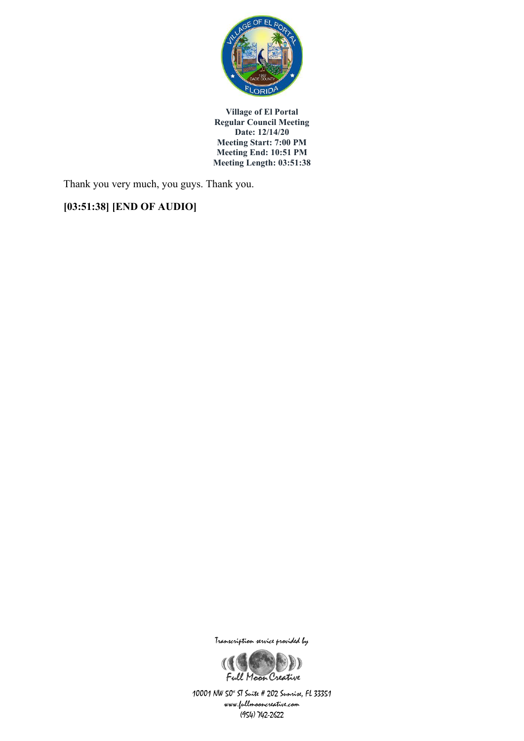**Village of El Portal**
**Regular Council Meeting**
**Date: 12/14/20**
**Meeting Start: 7:00 PM**
**Meeting End: 10:51 PM**
**Meeting Length: 03:51:38**

Thank you very much, you guys. Thank you.

**[03:51:38] [END OF AUDIO]**

Transcription service provided by

Full Moon Creative

10001 NW 50th ST Suite # 202 Sunrise, FL 33351
www.fullmooncreative.com
(954) 742-2622